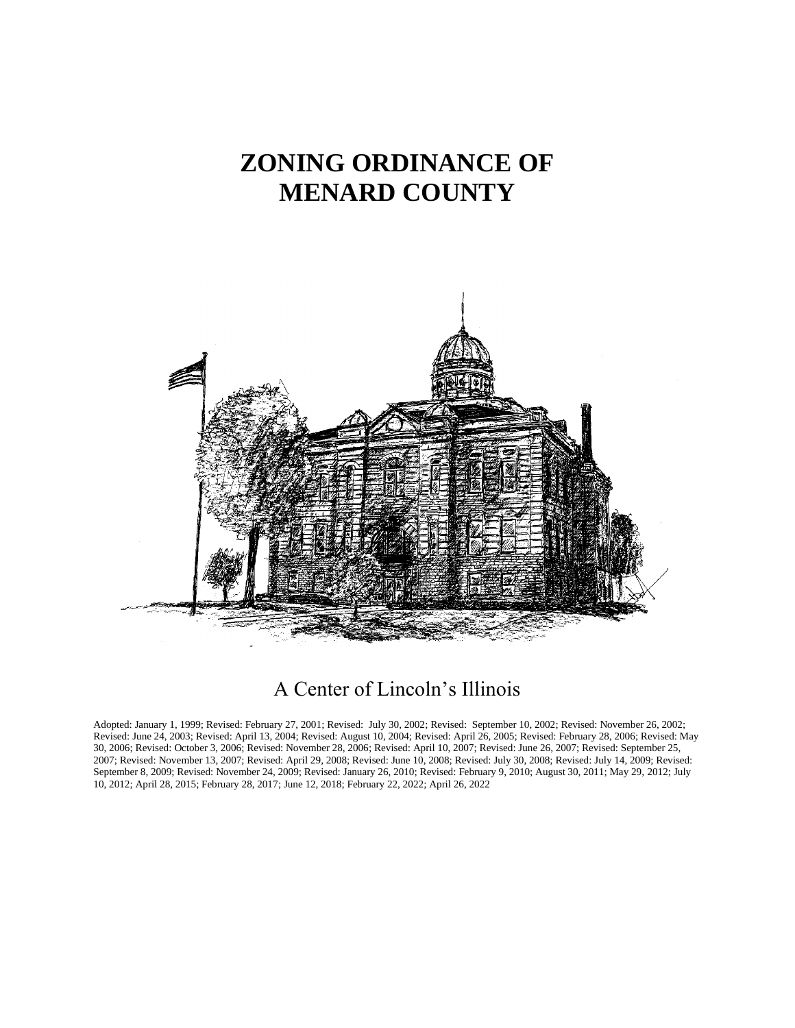# ZONING ORDINANCE OF MENARD COUNTY

A Center of Lincoln's Illinois

Adopted: January 1, 1999; Revised: February 27, 2001; Revised: July 30, 2002; Revised: September 10, 2002; Revised: November 26, 2002; Revised: June 24, 2003; Revised: April 13, 2004; Revised: August 10, 2004; Revised: April 26, 2005; Revised: February 28, 2006; Revised: May 30, 2006; Revised: October 3, 2006; Revised: November 28, 2006; Revised: April 10, 2007; Revised: June 26, 2007; Revised: September 25, 2007; Revised: November 13, 2007; Revised: April 29, 2008; Revised: June 10, 2008; Revised: July 30, 2008; Revised: July 14, 2009; Revised: September 8, 2009; Revised: November 24, 2009; Revised: January 26, 2010; Revised: February 9, 2010; August 30, 2011; May 29, 2012; July 10, 2012; April 28, 2015; February 28, 2017; June 12, 2018; February 22, 2022; April 26, 2022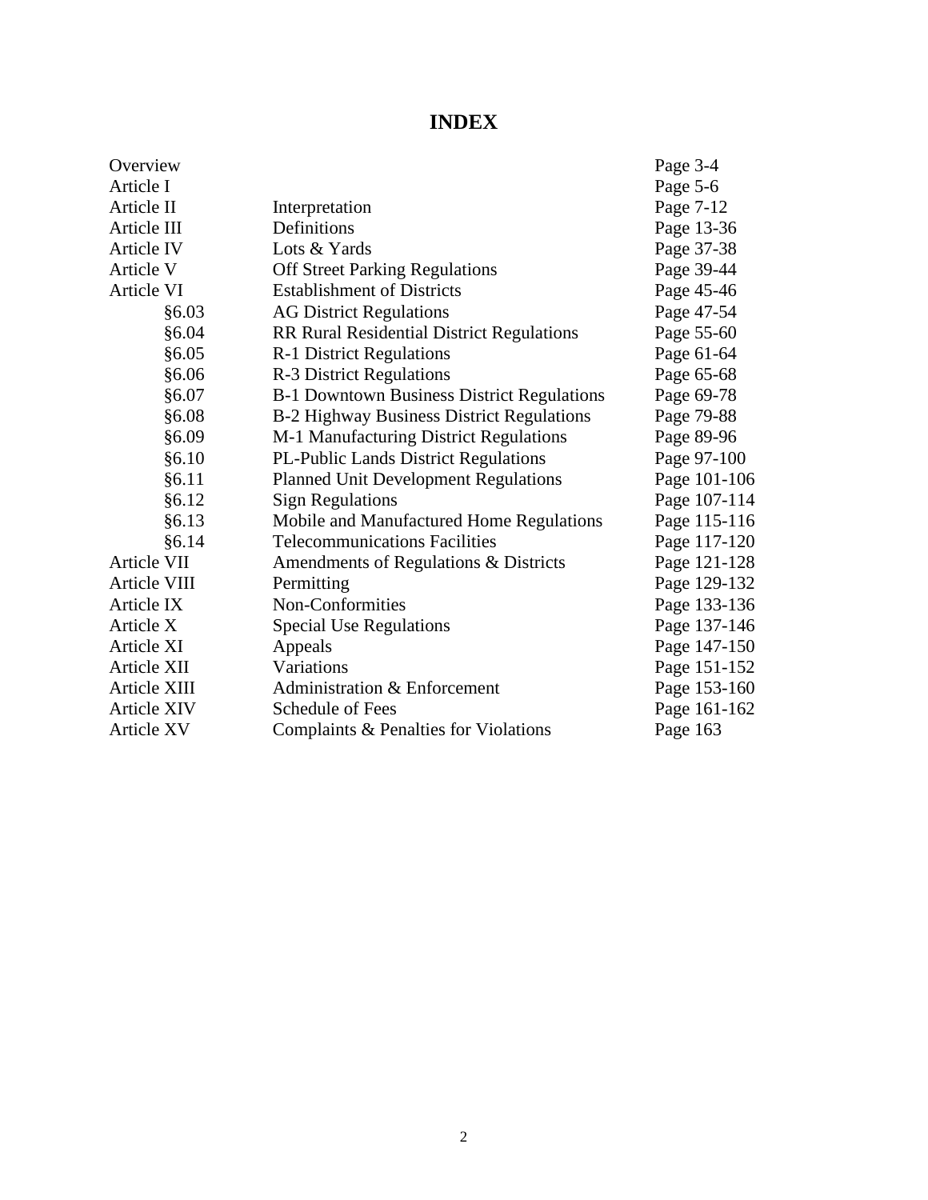# INDEX

| | | |
|---|---|---|
| Overview | | Page 3-4 |
| Article I | | Page 5-6 |
| Article II | Interpretation | Page 7-12 |
| Article III | Definitions | Page 13-36 |
| Article IV | Lots & Yards | Page 37-38 |
| Article V | Off Street Parking Regulations | Page 39-44 |
| Article VI | Establishment of Districts | Page 45-46 |
| §6.03 | AG District Regulations | Page 47-54 |
| §6.04 | RR Rural Residential District Regulations | Page 55-60 |
| §6.05 | R-1 District Regulations | Page 61-64 |
| §6.06 | R-3 District Regulations | Page 65-68 |
| §6.07 | B-1 Downtown Business District Regulations | Page 69-78 |
| §6.08 | B-2 Highway Business District Regulations | Page 79-88 |
| §6.09 | M-1 Manufacturing District Regulations | Page 89-96 |
| §6.10 | PL-Public Lands District Regulations | Page 97-100 |
| §6.11 | Planned Unit Development Regulations | Page 101-106 |
| §6.12 | Sign Regulations | Page 107-114 |
| §6.13 | Mobile and Manufactured Home Regulations | Page 115-116 |
| §6.14 | Telecommunications Facilities | Page 117-120 |
| Article VII | Amendments of Regulations & Districts | Page 121-128 |
| Article VIII | Permitting | Page 129-132 |
| Article IX | Non-Conformities | Page 133-136 |
| Article X | Special Use Regulations | Page 137-146 |
| Article XI | Appeals | Page 147-150 |
| Article XII | Variations | Page 151-152 |
| Article XIII | Administration & Enforcement | Page 153-160 |
| Article XIV | Schedule of Fees | Page 161-162 |
| Article XV | Complaints & Penalties for Violations | Page 163 |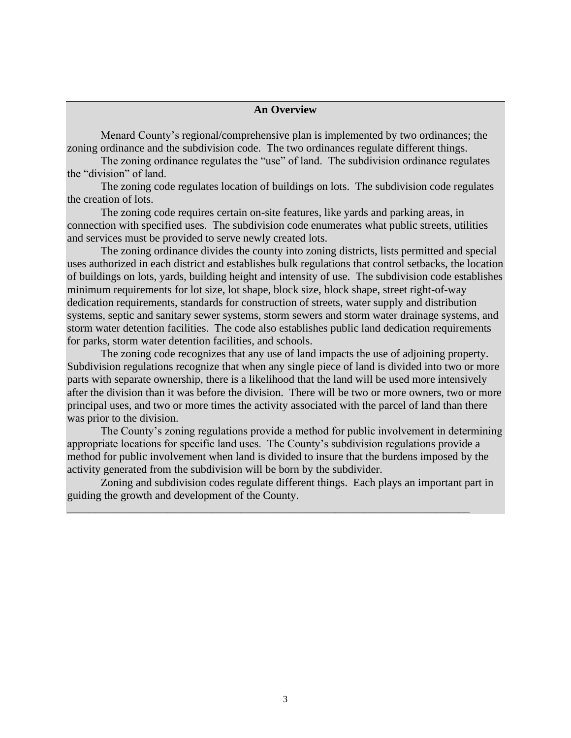## An Overview

Menard County's regional/comprehensive plan is implemented by two ordinances; the zoning ordinance and the subdivision code. The two ordinances regulate different things.

The zoning ordinance regulates the "use" of land. The subdivision ordinance regulates the "division" of land.

The zoning code regulates location of buildings on lots. The subdivision code regulates the creation of lots.

The zoning code requires certain on-site features, like yards and parking areas, in connection with specified uses. The subdivision code enumerates what public streets, utilities and services must be provided to serve newly created lots.

The zoning ordinance divides the county into zoning districts, lists permitted and special uses authorized in each district and establishes bulk regulations that control setbacks, the location of buildings on lots, yards, building height and intensity of use. The subdivision code establishes minimum requirements for lot size, lot shape, block size, block shape, street right-of-way dedication requirements, standards for construction of streets, water supply and distribution systems, septic and sanitary sewer systems, storm sewers and storm water drainage systems, and storm water detention facilities. The code also establishes public land dedication requirements for parks, storm water detention facilities, and schools.

The zoning code recognizes that any use of land impacts the use of adjoining property. Subdivision regulations recognize that when any single piece of land is divided into two or more parts with separate ownership, there is a likelihood that the land will be used more intensively after the division than it was before the division. There will be two or more owners, two or more principal uses, and two or more times the activity associated with the parcel of land than there was prior to the division.

The County's zoning regulations provide a method for public involvement in determining appropriate locations for specific land uses. The County's subdivision regulations provide a method for public involvement when land is divided to insure that the burdens imposed by the activity generated from the subdivision will be born by the subdivider.

Zoning and subdivision codes regulate different things. Each plays an important part in guiding the growth and development of the County.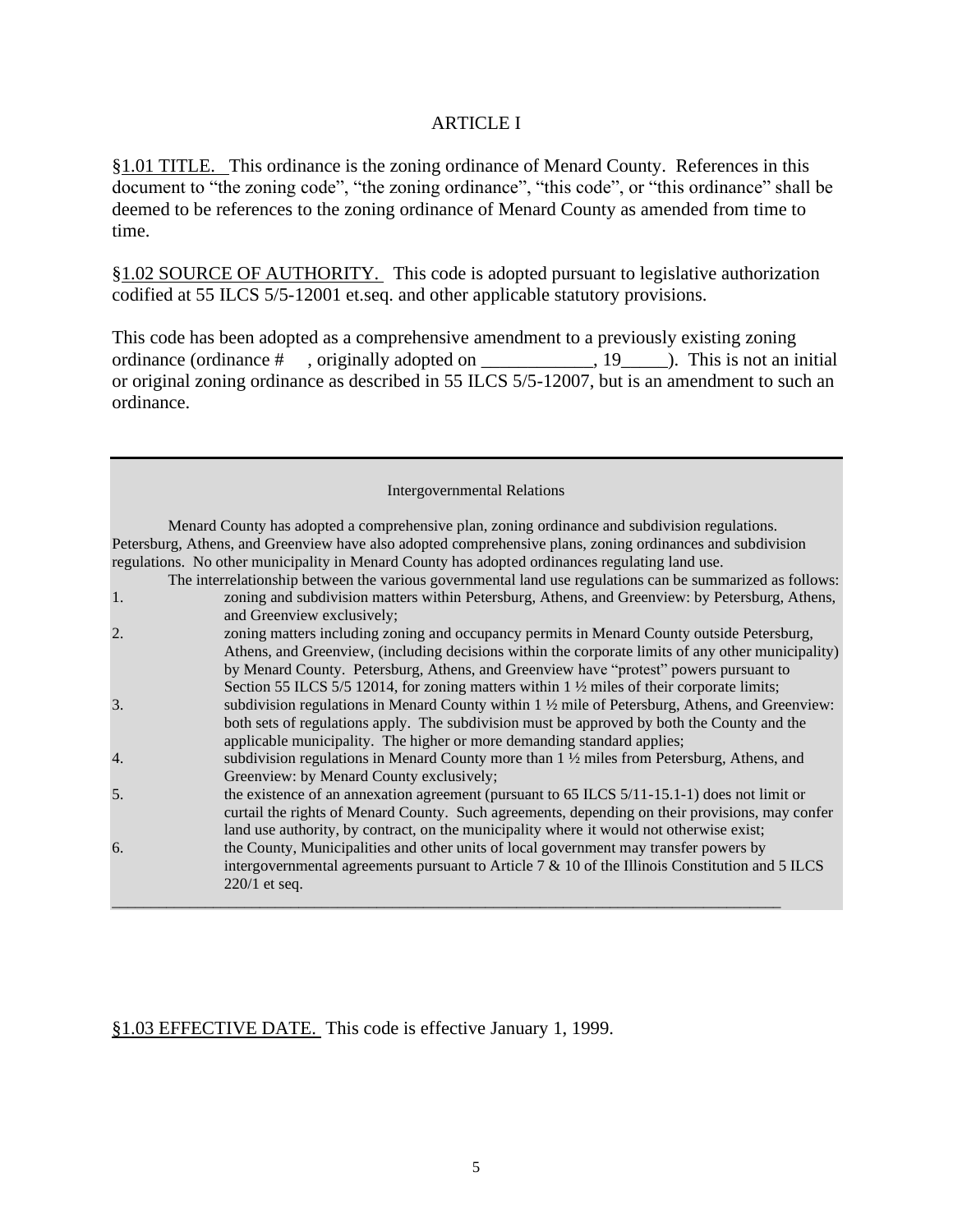# ARTICLE I

§1.01 TITLE. This ordinance is the zoning ordinance of Menard County. References in this document to "the zoning code", "the zoning ordinance", "this code", or "this ordinance" shall be deemed to be references to the zoning ordinance of Menard County as amended from time to time.

§1.02 SOURCE OF AUTHORITY. This code is adopted pursuant to legislative authorization codified at 55 ILCS 5/5-12001 et.seq. and other applicable statutory provisions.

This code has been adopted as a comprehensive amendment to a previously existing zoning ordinance (ordinance # , originally adopted on ____________, 19_____). This is not an initial or original zoning ordinance as described in 55 ILCS 5/5-12007, but is an amendment to such an ordinance.

---

Intergovernmental Relations

Menard County has adopted a comprehensive plan, zoning ordinance and subdivision regulations. Petersburg, Athens, and Greenview have also adopted comprehensive plans, zoning ordinances and subdivision regulations. No other municipality in Menard County has adopted ordinances regulating land use.

The interrelationship between the various governmental land use regulations can be summarized as follows:

1. zoning and subdivision matters within Petersburg, Athens, and Greenview: by Petersburg, Athens, and Greenview exclusively;
2. zoning matters including zoning and occupancy permits in Menard County outside Petersburg, Athens, and Greenview, (including decisions within the corporate limits of any other municipality) by Menard County. Petersburg, Athens, and Greenview have "protest" powers pursuant to Section 55 ILCS 5/5 12014, for zoning matters within 1 ½ miles of their corporate limits;
3. subdivision regulations in Menard County within 1 ½ mile of Petersburg, Athens, and Greenview: both sets of regulations apply. The subdivision must be approved by both the County and the applicable municipality. The higher or more demanding standard applies;
4. subdivision regulations in Menard County more than 1 ½ miles from Petersburg, Athens, and Greenview: by Menard County exclusively;
5. the existence of an annexation agreement (pursuant to 65 ILCS 5/11-15.1-1) does not limit or curtail the rights of Menard County. Such agreements, depending on their provisions, may confer land use authority, by contract, on the municipality where it would not otherwise exist;
6. the County, Municipalities and other units of local government may transfer powers by intergovernmental agreements pursuant to Article 7 & 10 of the Illinois Constitution and 5 ILCS 220/1 et seq.

---

§1.03 EFFECTIVE DATE. This code is effective January 1, 1999.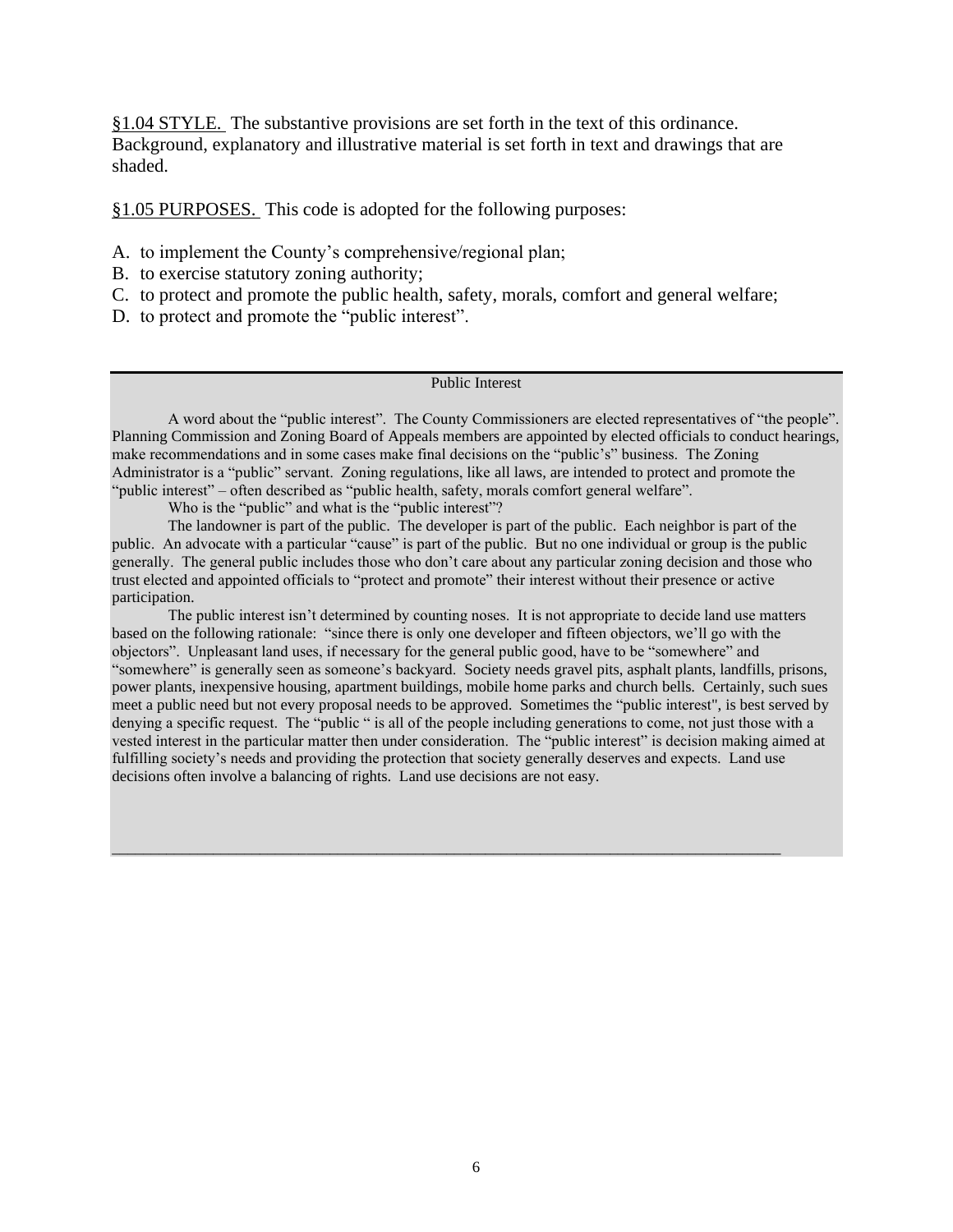§1.04 STYLE. The substantive provisions are set forth in the text of this ordinance. Background, explanatory and illustrative material is set forth in text and drawings that are shaded.

§1.05 PURPOSES. This code is adopted for the following purposes:

A. to implement the County's comprehensive/regional plan;
B. to exercise statutory zoning authority;
C. to protect and promote the public health, safety, morals, comfort and general welfare;
D. to protect and promote the "public interest".

---

Public Interest

A word about the "public interest". The County Commissioners are elected representatives of "the people". Planning Commission and Zoning Board of Appeals members are appointed by elected officials to conduct hearings, make recommendations and in some cases make final decisions on the "public's" business. The Zoning Administrator is a "public" servant. Zoning regulations, like all laws, are intended to protect and promote the "public interest" – often described as "public health, safety, morals comfort general welfare".

Who is the "public" and what is the "public interest"?

The landowner is part of the public. The developer is part of the public. Each neighbor is part of the public. An advocate with a particular "cause" is part of the public. But no one individual or group is the public generally. The general public includes those who don't care about any particular zoning decision and those who trust elected and appointed officials to "protect and promote" their interest without their presence or active participation.

The public interest isn't determined by counting noses. It is not appropriate to decide land use matters based on the following rationale: "since there is only one developer and fifteen objectors, we'll go with the objectors". Unpleasant land uses, if necessary for the general public good, have to be "somewhere" and "somewhere" is generally seen as someone's backyard. Society needs gravel pits, asphalt plants, landfills, prisons, power plants, inexpensive housing, apartment buildings, mobile home parks and church bells. Certainly, such sues meet a public need but not every proposal needs to be approved. Sometimes the "public interest", is best served by denying a specific request. The "public " is all of the people including generations to come, not just those with a vested interest in the particular matter then under consideration. The "public interest" is decision making aimed at fulfilling society's needs and providing the protection that society generally deserves and expects. Land use decisions often involve a balancing of rights. Land use decisions are not easy.

---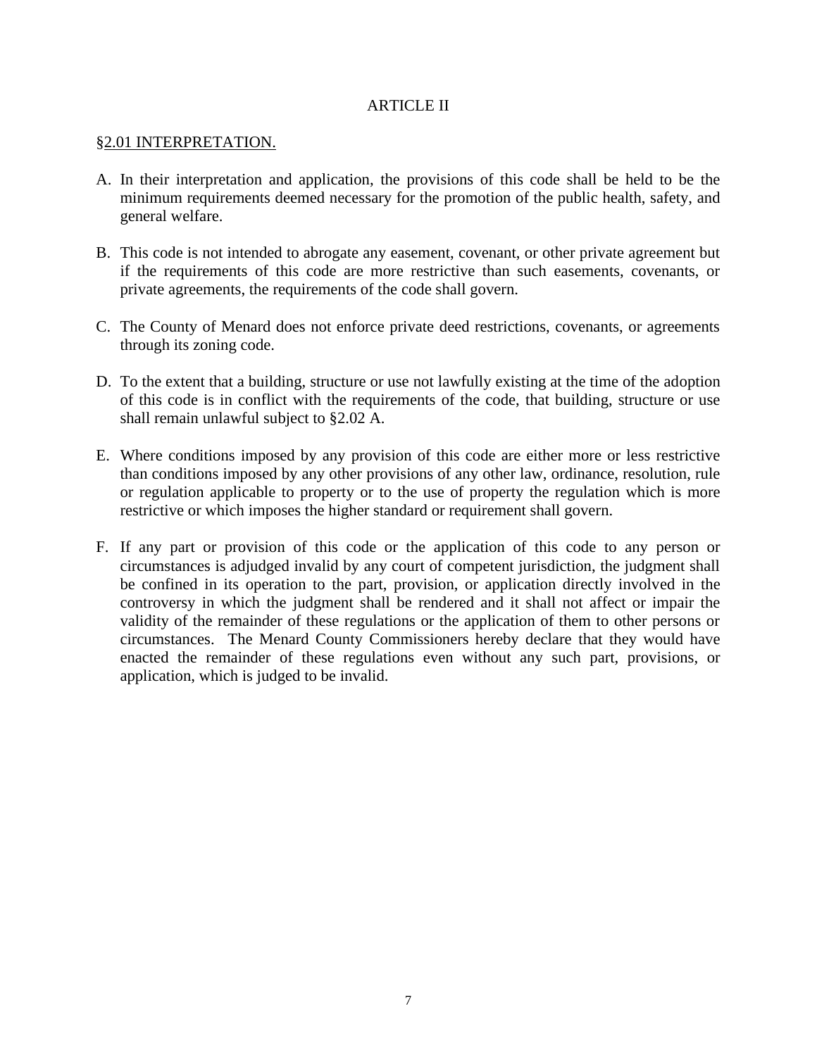# ARTICLE II

## §2.01 INTERPRETATION.

A. In their interpretation and application, the provisions of this code shall be held to be the minimum requirements deemed necessary for the promotion of the public health, safety, and general welfare.

B. This code is not intended to abrogate any easement, covenant, or other private agreement but if the requirements of this code are more restrictive than such easements, covenants, or private agreements, the requirements of the code shall govern.

C. The County of Menard does not enforce private deed restrictions, covenants, or agreements through its zoning code.

D. To the extent that a building, structure or use not lawfully existing at the time of the adoption of this code is in conflict with the requirements of the code, that building, structure or use shall remain unlawful subject to §2.02 A.

E. Where conditions imposed by any provision of this code are either more or less restrictive than conditions imposed by any other provisions of any other law, ordinance, resolution, rule or regulation applicable to property or to the use of property the regulation which is more restrictive or which imposes the higher standard or requirement shall govern.

F. If any part or provision of this code or the application of this code to any person or circumstances is adjudged invalid by any court of competent jurisdiction, the judgment shall be confined in its operation to the part, provision, or application directly involved in the controversy in which the judgment shall be rendered and it shall not affect or impair the validity of the remainder of these regulations or the application of them to other persons or circumstances. The Menard County Commissioners hereby declare that they would have enacted the remainder of these regulations even without any such part, provisions, or application, which is judged to be invalid.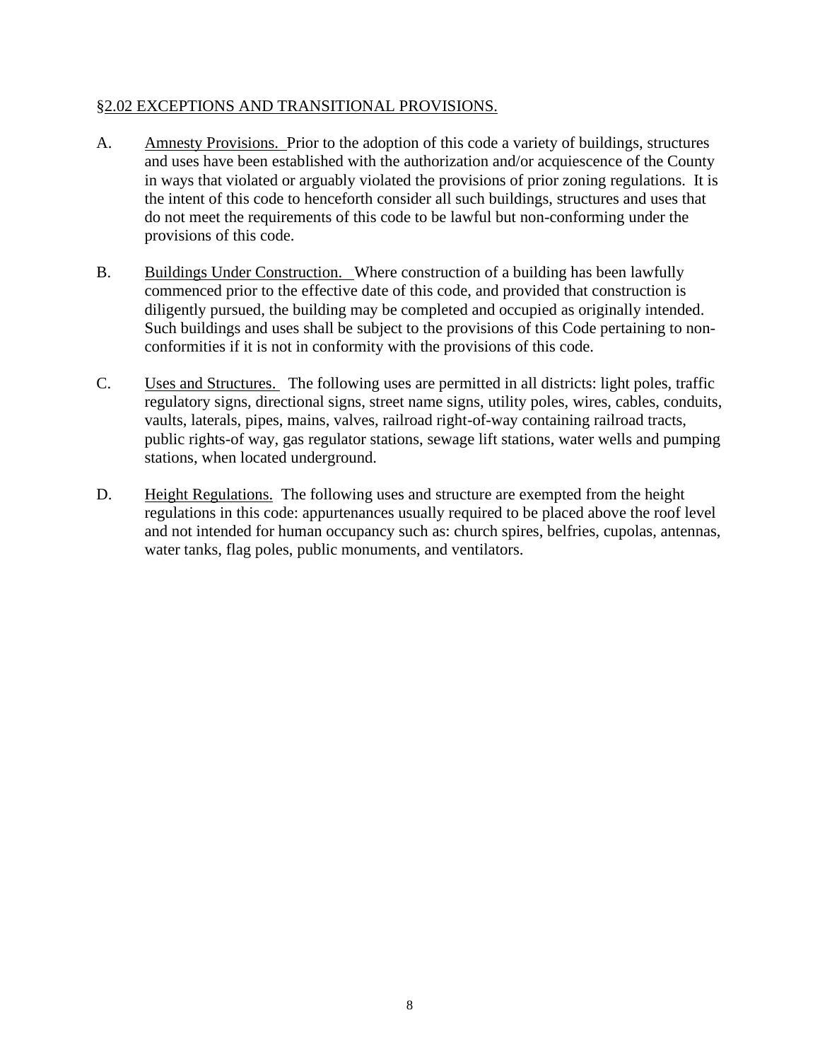## §2.02 EXCEPTIONS AND TRANSITIONAL PROVISIONS.

A. Amnesty Provisions. Prior to the adoption of this code a variety of buildings, structures and uses have been established with the authorization and/or acquiescence of the County in ways that violated or arguably violated the provisions of prior zoning regulations. It is the intent of this code to henceforth consider all such buildings, structures and uses that do not meet the requirements of this code to be lawful but non-conforming under the provisions of this code.

B. Buildings Under Construction. Where construction of a building has been lawfully commenced prior to the effective date of this code, and provided that construction is diligently pursued, the building may be completed and occupied as originally intended. Such buildings and uses shall be subject to the provisions of this Code pertaining to non-conformities if it is not in conformity with the provisions of this code.

C. Uses and Structures. The following uses are permitted in all districts: light poles, traffic regulatory signs, directional signs, street name signs, utility poles, wires, cables, conduits, vaults, laterals, pipes, mains, valves, railroad right-of-way containing railroad tracts, public rights-of way, gas regulator stations, sewage lift stations, water wells and pumping stations, when located underground.

D. Height Regulations. The following uses and structure are exempted from the height regulations in this code: appurtenances usually required to be placed above the roof level and not intended for human occupancy such as: church spires, belfries, cupolas, antennas, water tanks, flag poles, public monuments, and ventilators.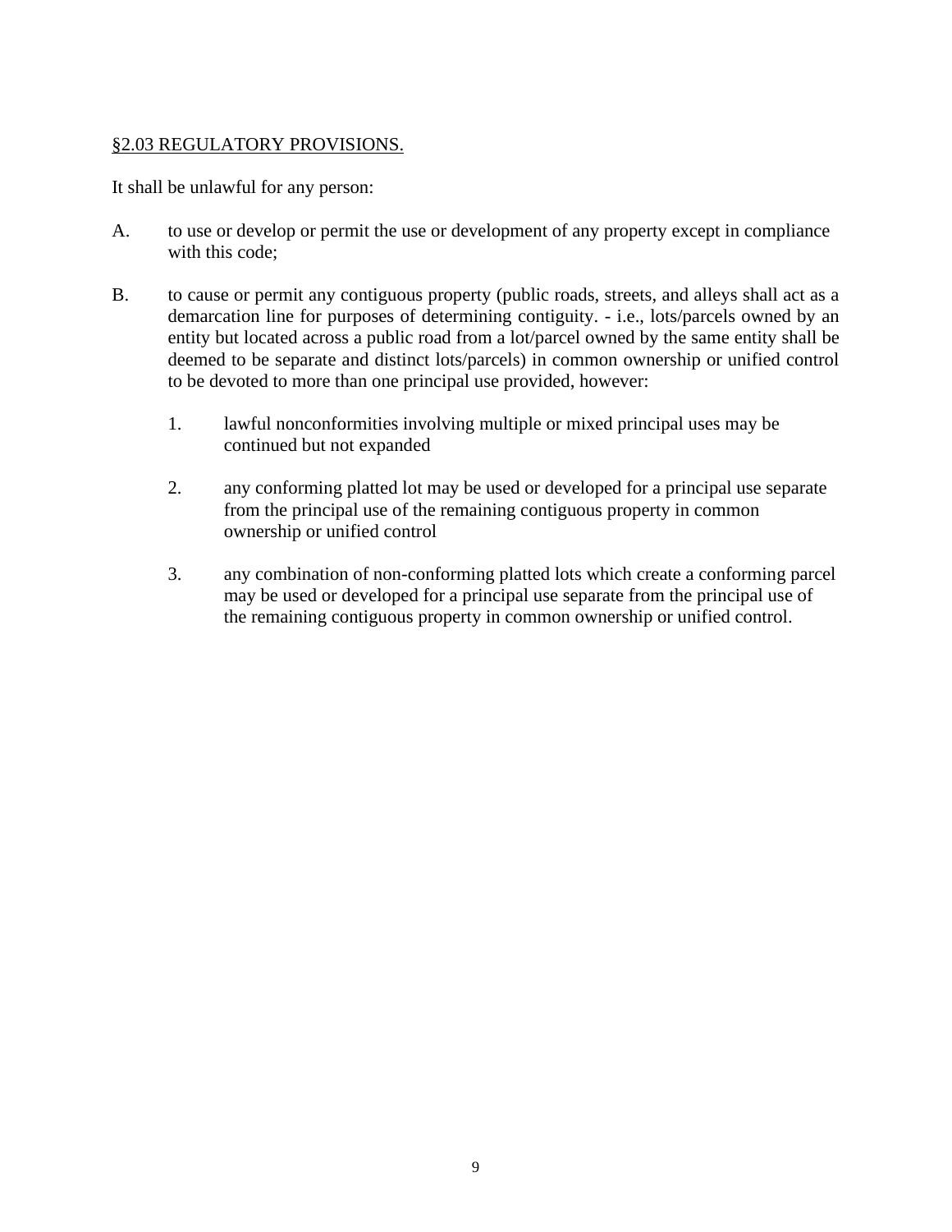## §2.03 REGULATORY PROVISIONS.

It shall be unlawful for any person:

A. to use or develop or permit the use or development of any property except in compliance with this code;

B. to cause or permit any contiguous property (public roads, streets, and alleys shall act as a demarcation line for purposes of determining contiguity. - i.e., lots/parcels owned by an entity but located across a public road from a lot/parcel owned by the same entity shall be deemed to be separate and distinct lots/parcels) in common ownership or unified control to be devoted to more than one principal use provided, however:

   1. lawful nonconformities involving multiple or mixed principal uses may be continued but not expanded

   2. any conforming platted lot may be used or developed for a principal use separate from the principal use of the remaining contiguous property in common ownership or unified control

   3. any combination of non-conforming platted lots which create a conforming parcel may be used or developed for a principal use separate from the principal use of the remaining contiguous property in common ownership or unified control.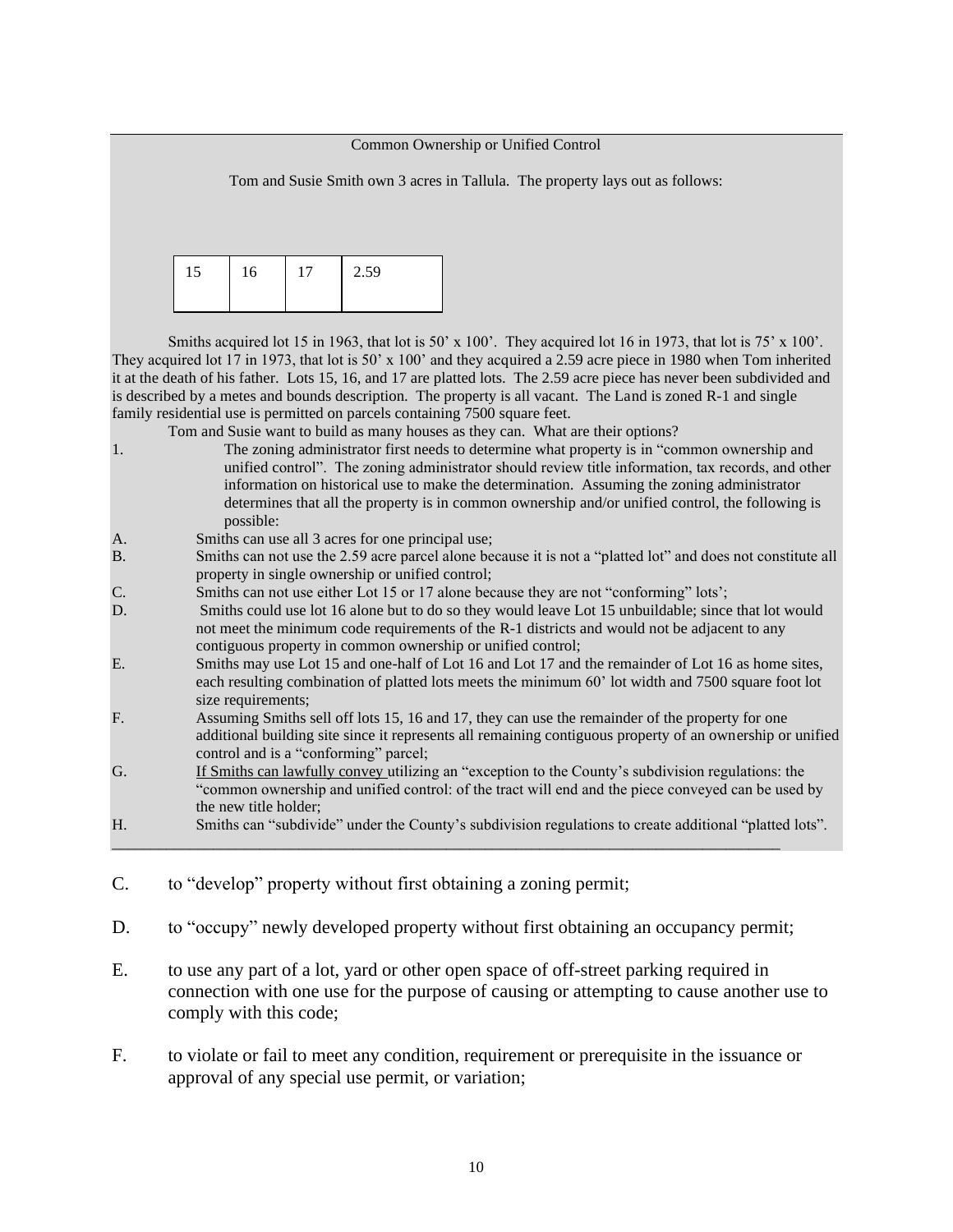Common Ownership or Unified Control

Tom and Susie Smith own 3 acres in Tallula. The property lays out as follows:

| 15 | 16 | 17 | 2.59 |
|---|---|---|---|

Smiths acquired lot 15 in 1963, that lot is 50' x 100'. They acquired lot 16 in 1973, that lot is 75' x 100'. They acquired lot 17 in 1973, that lot is 50' x 100' and they acquired a 2.59 acre piece in 1980 when Tom inherited it at the death of his father. Lots 15, 16, and 17 are platted lots. The 2.59 acre piece has never been subdivided and is described by a metes and bounds description. The property is all vacant. The Land is zoned R-1 and single family residential use is permitted on parcels containing 7500 square feet.

Tom and Susie want to build as many houses as they can. What are their options?

1. The zoning administrator first needs to determine what property is in "common ownership and unified control". The zoning administrator should review title information, tax records, and other information on historical use to make the determination. Assuming the zoning administrator determines that all the property is in common ownership and/or unified control, the following is possible:

A. Smiths can use all 3 acres for one principal use;

B. Smiths can not use the 2.59 acre parcel alone because it is not a "platted lot" and does not constitute all property in single ownership or unified control;

C. Smiths can not use either Lot 15 or 17 alone because they are not "conforming" lots';

D. Smiths could use lot 16 alone but to do so they would leave Lot 15 unbuildable; since that lot would not meet the minimum code requirements of the R-1 districts and would not be adjacent to any contiguous property in common ownership or unified control;

E. Smiths may use Lot 15 and one-half of Lot 16 and Lot 17 and the remainder of Lot 16 as home sites, each resulting combination of platted lots meets the minimum 60' lot width and 7500 square foot lot size requirements;

F. Assuming Smiths sell off lots 15, 16 and 17, they can use the remainder of the property for one additional building site since it represents all remaining contiguous property of an ownership or unified control and is a "conforming" parcel;

G. <u>If Smiths can lawfully convey</u> utilizing an "exception to the County's subdivision regulations: the "common ownership and unified control: of the tract will end and the piece conveyed can be used by the new title holder;

H. Smiths can "subdivide" under the County's subdivision regulations to create additional "platted lots".

---

C. to "develop" property without first obtaining a zoning permit;

D. to "occupy" newly developed property without first obtaining an occupancy permit;

E. to use any part of a lot, yard or other open space of off-street parking required in connection with one use for the purpose of causing or attempting to cause another use to comply with this code;

F. to violate or fail to meet any condition, requirement or prerequisite in the issuance or approval of any special use permit, or variation;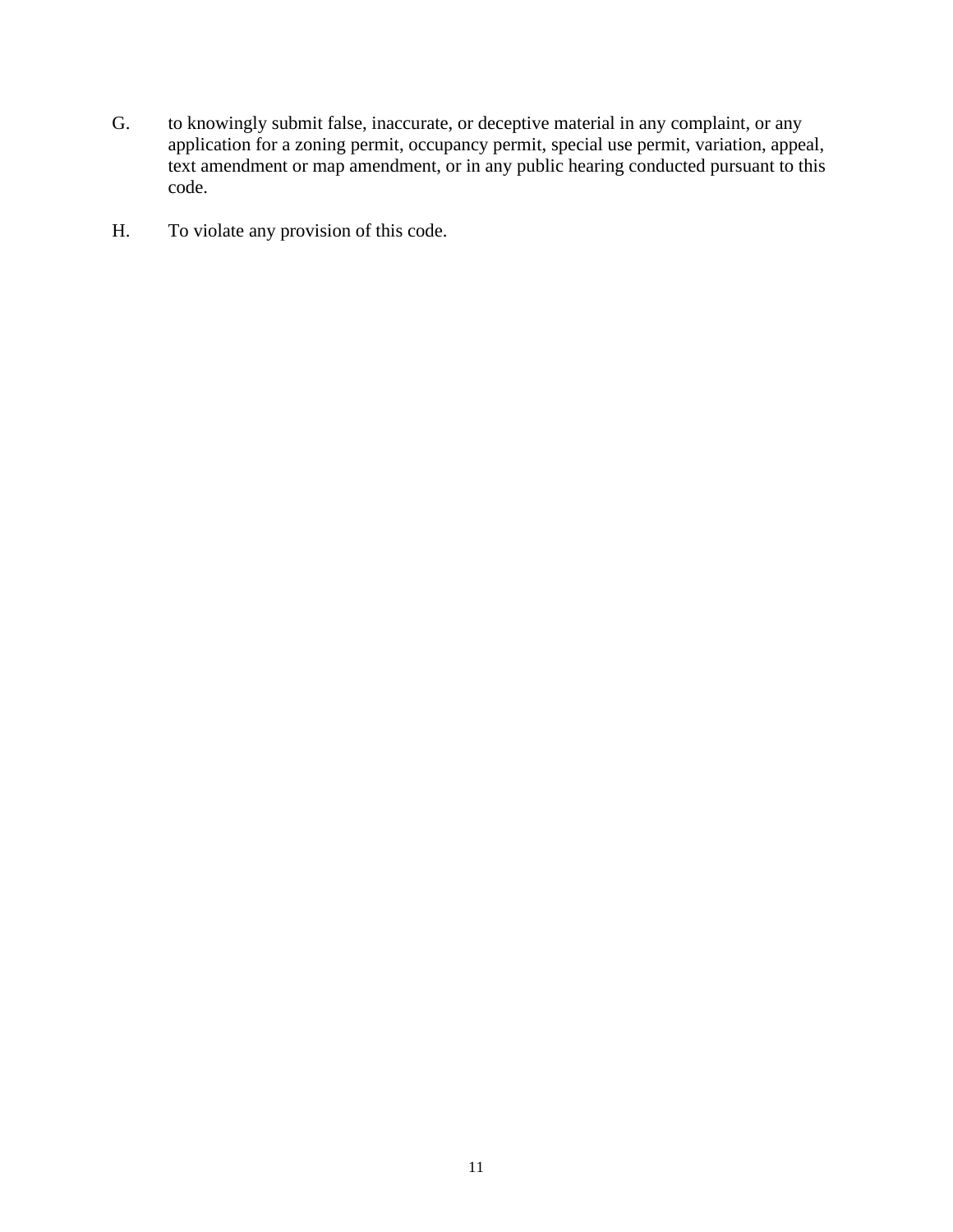G. to knowingly submit false, inaccurate, or deceptive material in any complaint, or any application for a zoning permit, occupancy permit, special use permit, variation, appeal, text amendment or map amendment, or in any public hearing conducted pursuant to this code.

H. To violate any provision of this code.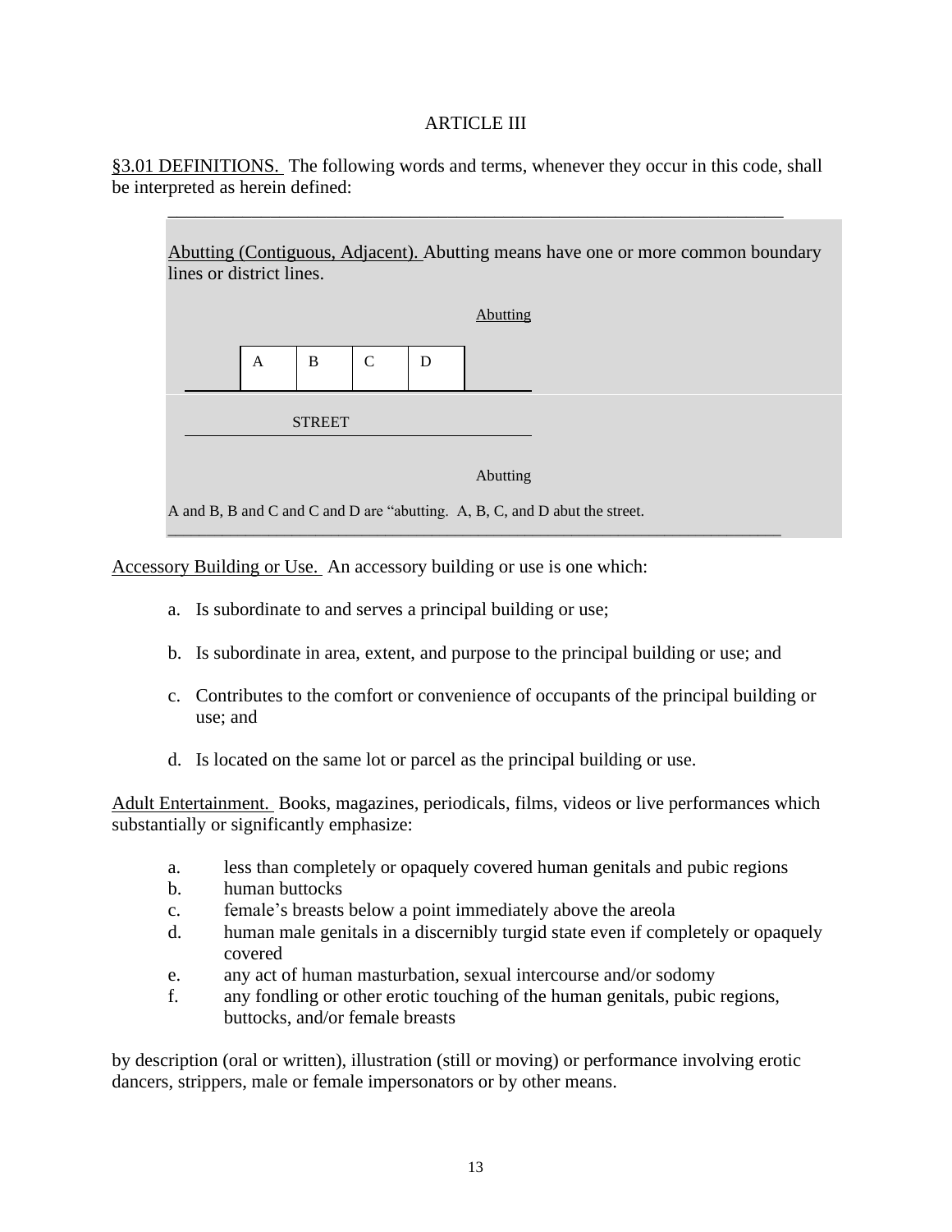# ARTICLE III

§3.01 DEFINITIONS. The following words and terms, whenever they occur in this code, shall be interpreted as herein defined:

---

Abutting (Contiguous, Adjacent). Abutting means have one or more common boundary lines or district lines.

Abutting

| A | B | C | D |
|---|---|---|---|

STREET

Abutting

A and B, B and C and C and D are "abutting. A, B, C, and D abut the street.

---

Accessory Building or Use. An accessory building or use is one which:

a. Is subordinate to and serves a principal building or use;

b. Is subordinate in area, extent, and purpose to the principal building or use; and

c. Contributes to the comfort or convenience of occupants of the principal building or use; and

d. Is located on the same lot or parcel as the principal building or use.

Adult Entertainment. Books, magazines, periodicals, films, videos or live performances which substantially or significantly emphasize:

a. less than completely or opaquely covered human genitals and pubic regions
b. human buttocks
c. female's breasts below a point immediately above the areola
d. human male genitals in a discernibly turgid state even if completely or opaquely covered
e. any act of human masturbation, sexual intercourse and/or sodomy
f. any fondling or other erotic touching of the human genitals, pubic regions, buttocks, and/or female breasts

by description (oral or written), illustration (still or moving) or performance involving erotic dancers, strippers, male or female impersonators or by other means.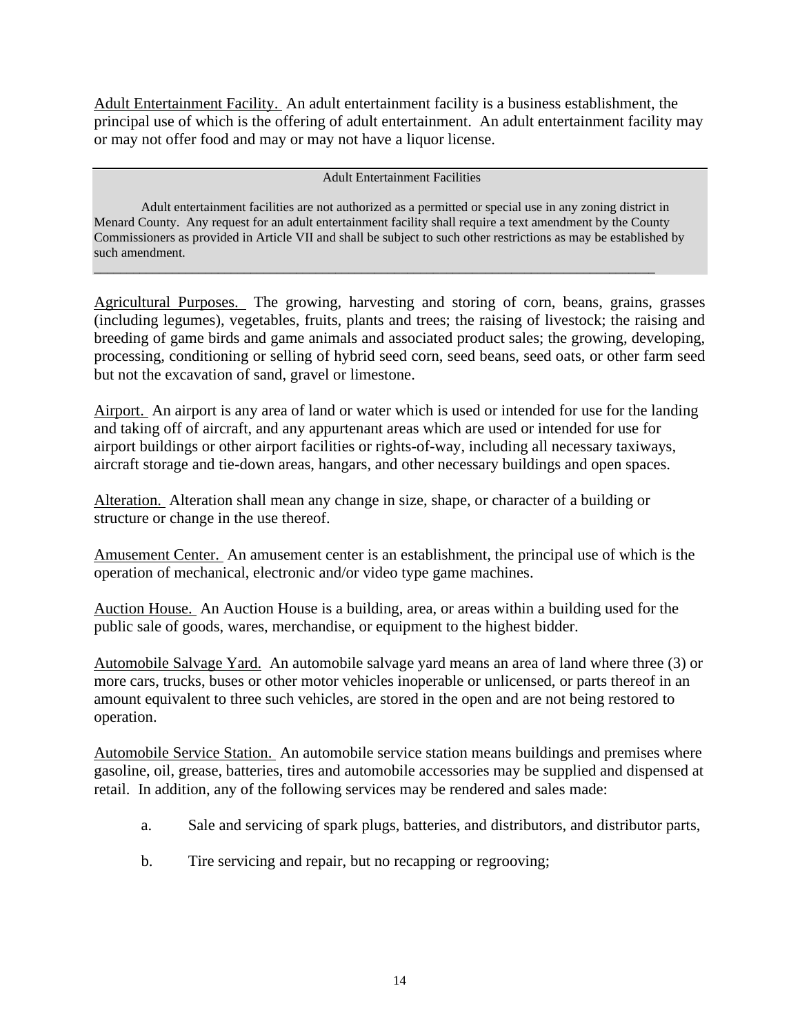<u>Adult Entertainment Facility.</u> An adult entertainment facility is a business establishment, the principal use of which is the offering of adult entertainment. An adult entertainment facility may or may not offer food and may or may not have a liquor license.

> **Adult Entertainment Facilities**
>
> Adult entertainment facilities are not authorized as a permitted or special use in any zoning district in Menard County. Any request for an adult entertainment facility shall require a text amendment by the County Commissioners as provided in Article VII and shall be subject to such other restrictions as may be established by such amendment.

<u>Agricultural Purposes.</u> The growing, harvesting and storing of corn, beans, grains, grasses (including legumes), vegetables, fruits, plants and trees; the raising of livestock; the raising and breeding of game birds and game animals and associated product sales; the growing, developing, processing, conditioning or selling of hybrid seed corn, seed beans, seed oats, or other farm seed but not the excavation of sand, gravel or limestone.

<u>Airport.</u> An airport is any area of land or water which is used or intended for use for the landing and taking off of aircraft, and any appurtenant areas which are used or intended for use for airport buildings or other airport facilities or rights-of-way, including all necessary taxiways, aircraft storage and tie-down areas, hangars, and other necessary buildings and open spaces.

<u>Alteration.</u> Alteration shall mean any change in size, shape, or character of a building or structure or change in the use thereof.

<u>Amusement Center.</u> An amusement center is an establishment, the principal use of which is the operation of mechanical, electronic and/or video type game machines.

<u>Auction House.</u> An Auction House is a building, area, or areas within a building used for the public sale of goods, wares, merchandise, or equipment to the highest bidder.

<u>Automobile Salvage Yard.</u> An automobile salvage yard means an area of land where three (3) or more cars, trucks, buses or other motor vehicles inoperable or unlicensed, or parts thereof in an amount equivalent to three such vehicles, are stored in the open and are not being restored to operation.

<u>Automobile Service Station.</u> An automobile service station means buildings and premises where gasoline, oil, grease, batteries, tires and automobile accessories may be supplied and dispensed at retail. In addition, any of the following services may be rendered and sales made:

a. Sale and servicing of spark plugs, batteries, and distributors, and distributor parts,

b. Tire servicing and repair, but no recapping or regrooving;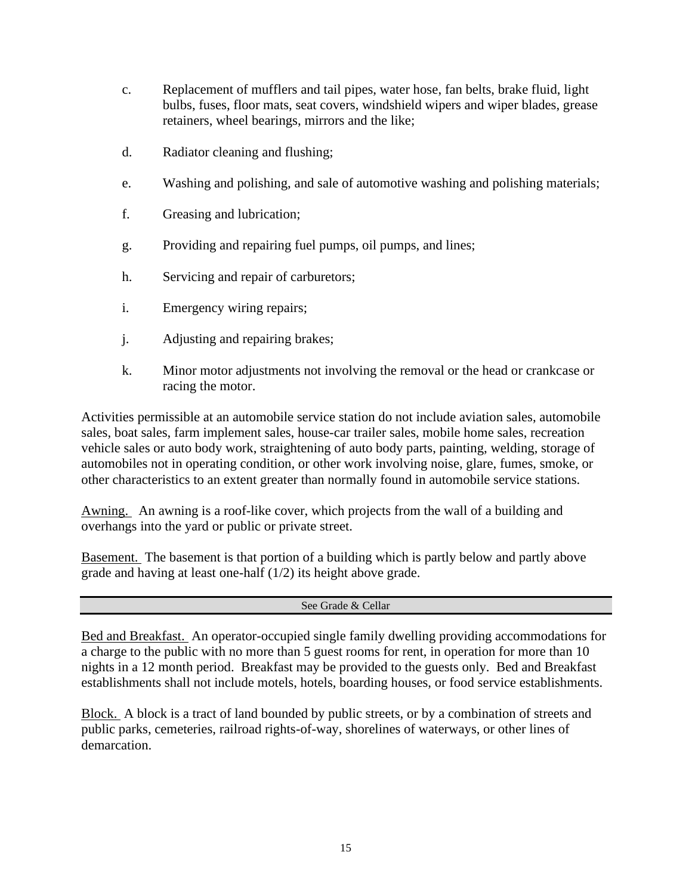c. Replacement of mufflers and tail pipes, water hose, fan belts, brake fluid, light bulbs, fuses, floor mats, seat covers, windshield wipers and wiper blades, grease retainers, wheel bearings, mirrors and the like;

d. Radiator cleaning and flushing;

e. Washing and polishing, and sale of automotive washing and polishing materials;

f. Greasing and lubrication;

g. Providing and repairing fuel pumps, oil pumps, and lines;

h. Servicing and repair of carburetors;

i. Emergency wiring repairs;

j. Adjusting and repairing brakes;

k. Minor motor adjustments not involving the removal or the head or crankcase or racing the motor.

Activities permissible at an automobile service station do not include aviation sales, automobile sales, boat sales, farm implement sales, house-car trailer sales, mobile home sales, recreation vehicle sales or auto body work, straightening of auto body parts, painting, welding, storage of automobiles not in operating condition, or other work involving noise, glare, fumes, smoke, or other characteristics to an extent greater than normally found in automobile service stations.

<u>Awning.</u> An awning is a roof-like cover, which projects from the wall of a building and overhangs into the yard or public or private street.

<u>Basement.</u> The basement is that portion of a building which is partly below and partly above grade and having at least one-half (1/2) its height above grade.

| See Grade & Cellar |
|---|

<u>Bed and Breakfast.</u> An operator-occupied single family dwelling providing accommodations for a charge to the public with no more than 5 guest rooms for rent, in operation for more than 10 nights in a 12 month period. Breakfast may be provided to the guests only. Bed and Breakfast establishments shall not include motels, hotels, boarding houses, or food service establishments.

<u>Block.</u> A block is a tract of land bounded by public streets, or by a combination of streets and public parks, cemeteries, railroad rights-of-way, shorelines of waterways, or other lines of demarcation.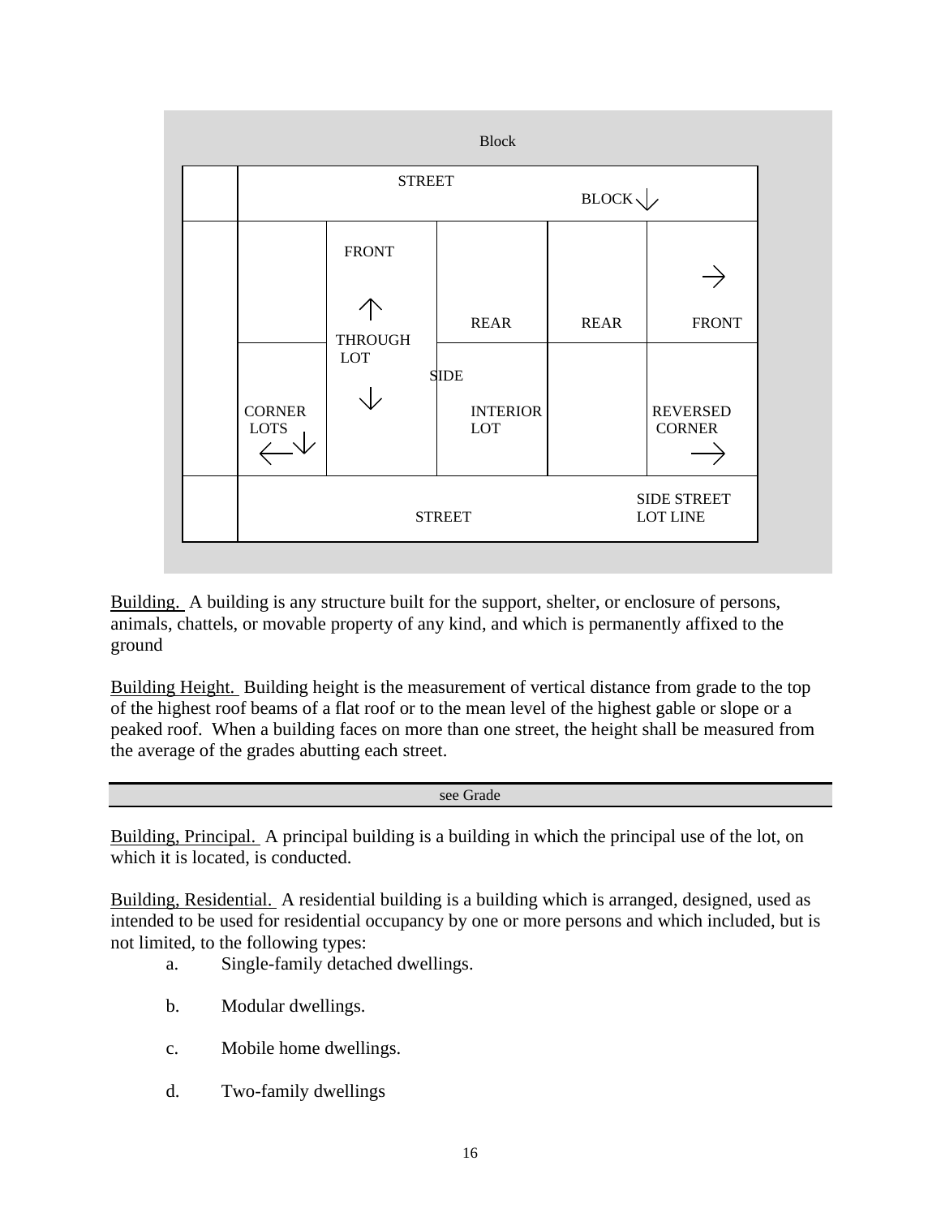Block

STREET

BLOCK

FRONT

THROUGH LOT

REAR

REAR

FRONT

SIDE

CORNER LOTS

INTERIOR LOT

REVERSED CORNER

STREET

SIDE STREET LOT LINE

Building. A building is any structure built for the support, shelter, or enclosure of persons, animals, chattels, or movable property of any kind, and which is permanently affixed to the ground

Building Height. Building height is the measurement of vertical distance from grade to the top of the highest roof beams of a flat roof or to the mean level of the highest gable or slope or a peaked roof. When a building faces on more than one street, the height shall be measured from the average of the grades abutting each street.

see Grade

Building, Principal. A principal building is a building in which the principal use of the lot, on which it is located, is conducted.

Building, Residential. A residential building is a building which is arranged, designed, used as intended to be used for residential occupancy by one or more persons and which included, but is not limited, to the following types:

a. Single-family detached dwellings.

b. Modular dwellings.

c. Mobile home dwellings.

d. Two-family dwellings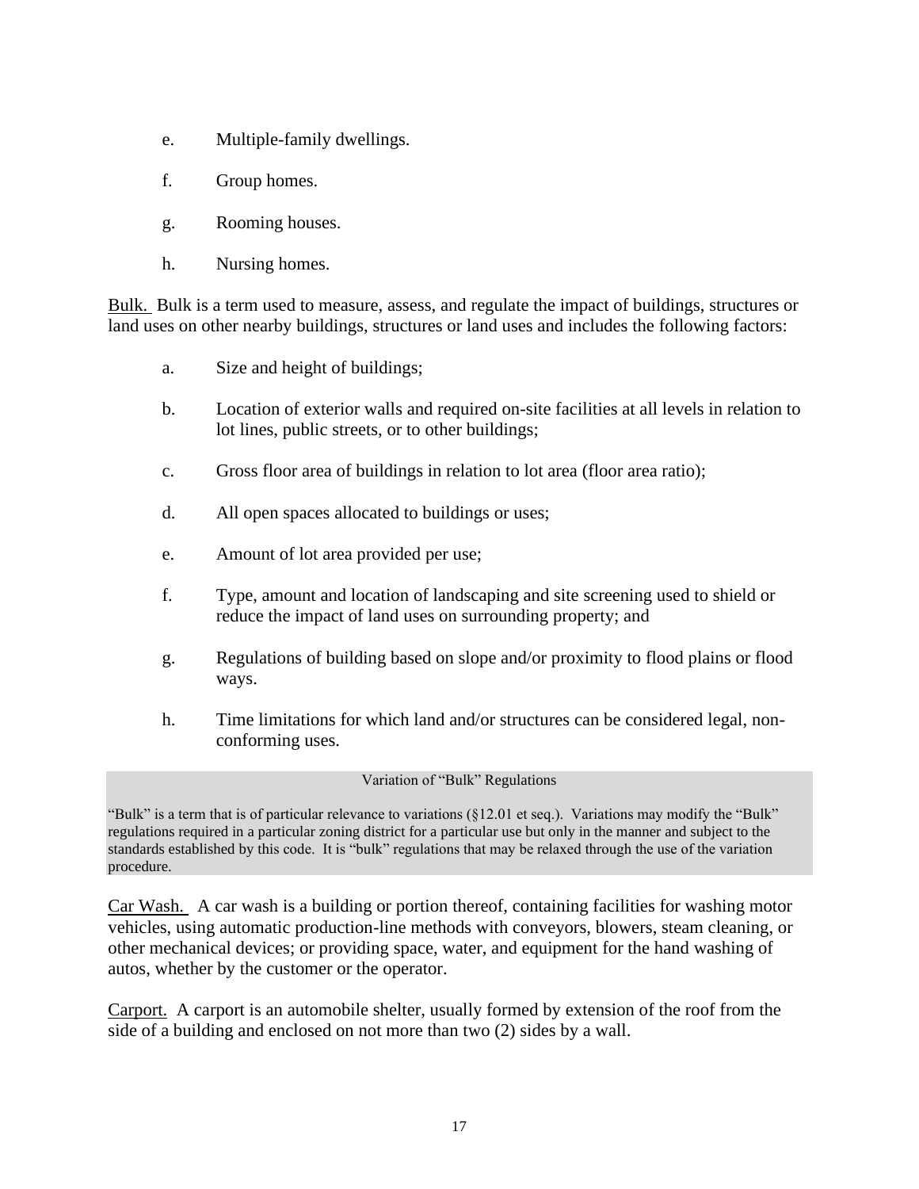e. Multiple-family dwellings.

f. Group homes.

g. Rooming houses.

h. Nursing homes.

<u>Bulk.</u> Bulk is a term used to measure, assess, and regulate the impact of buildings, structures or land uses on other nearby buildings, structures or land uses and includes the following factors:

a. Size and height of buildings;

b. Location of exterior walls and required on-site facilities at all levels in relation to lot lines, public streets, or to other buildings;

c. Gross floor area of buildings in relation to lot area (floor area ratio);

d. All open spaces allocated to buildings or uses;

e. Amount of lot area provided per use;

f. Type, amount and location of landscaping and site screening used to shield or reduce the impact of land uses on surrounding property; and

g. Regulations of building based on slope and/or proximity to flood plains or flood ways.

h. Time limitations for which land and/or structures can be considered legal, non-conforming uses.

> Variation of "Bulk" Regulations
>
> "Bulk" is a term that is of particular relevance to variations (§12.01 et seq.). Variations may modify the "Bulk" regulations required in a particular zoning district for a particular use but only in the manner and subject to the standards established by this code. It is "bulk" regulations that may be relaxed through the use of the variation procedure.

<u>Car Wash.</u> A car wash is a building or portion thereof, containing facilities for washing motor vehicles, using automatic production-line methods with conveyors, blowers, steam cleaning, or other mechanical devices; or providing space, water, and equipment for the hand washing of autos, whether by the customer or the operator.

<u>Carport.</u> A carport is an automobile shelter, usually formed by extension of the roof from the side of a building and enclosed on not more than two (2) sides by a wall.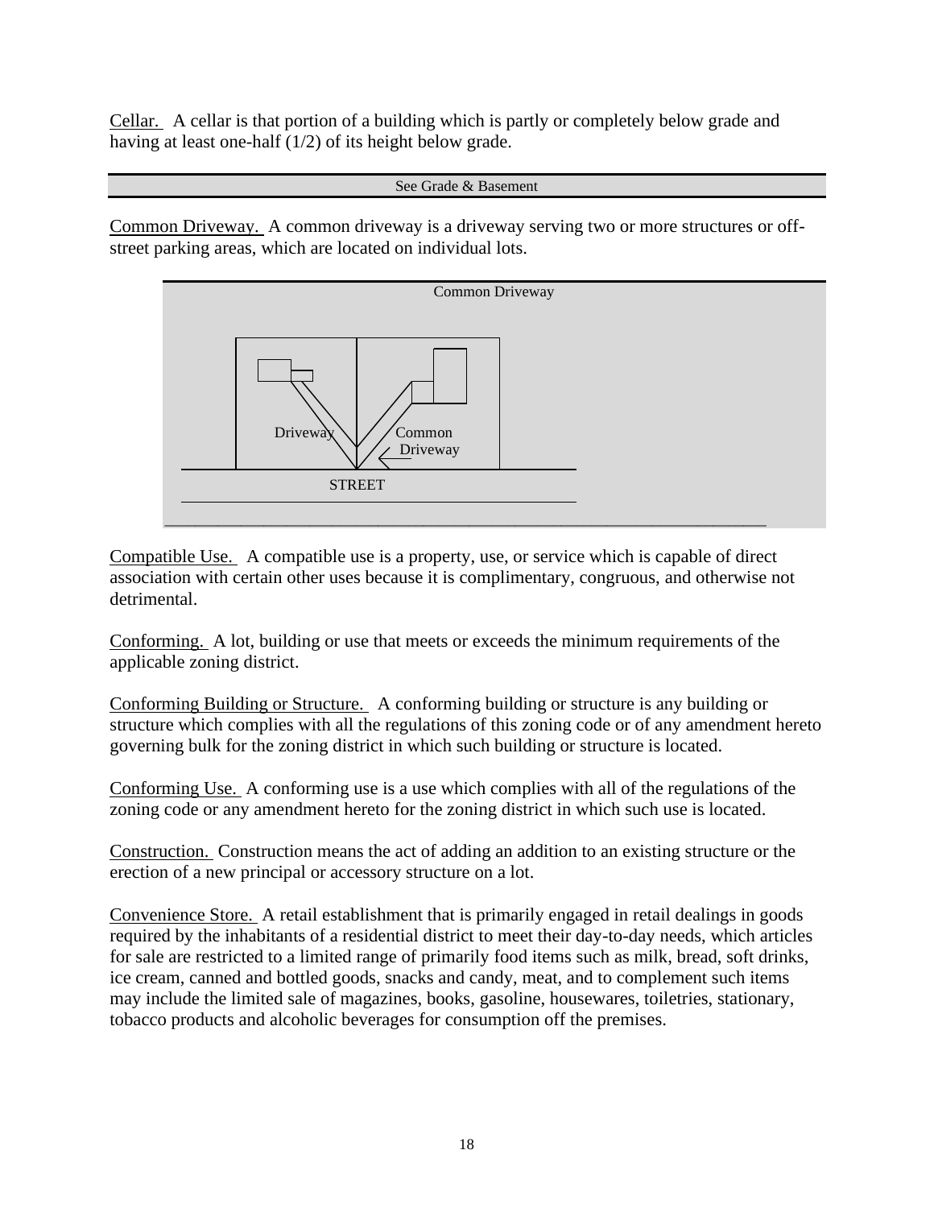Cellar. A cellar is that portion of a building which is partly or completely below grade and having at least one-half (1/2) of its height below grade.

See Grade & Basement

Common Driveway. A common driveway is a driveway serving two or more structures or off-street parking areas, which are located on individual lots.

Common Driveway

Driveway

Common Driveway

STREET

Compatible Use. A compatible use is a property, use, or service which is capable of direct association with certain other uses because it is complimentary, congruous, and otherwise not detrimental.

Conforming. A lot, building or use that meets or exceeds the minimum requirements of the applicable zoning district.

Conforming Building or Structure. A conforming building or structure is any building or structure which complies with all the regulations of this zoning code or of any amendment hereto governing bulk for the zoning district in which such building or structure is located.

Conforming Use. A conforming use is a use which complies with all of the regulations of the zoning code or any amendment hereto for the zoning district in which such use is located.

Construction. Construction means the act of adding an addition to an existing structure or the erection of a new principal or accessory structure on a lot.

Convenience Store. A retail establishment that is primarily engaged in retail dealings in goods required by the inhabitants of a residential district to meet their day-to-day needs, which articles for sale are restricted to a limited range of primarily food items such as milk, bread, soft drinks, ice cream, canned and bottled goods, snacks and candy, meat, and to complement such items may include the limited sale of magazines, books, gasoline, housewares, toiletries, stationary, tobacco products and alcoholic beverages for consumption off the premises.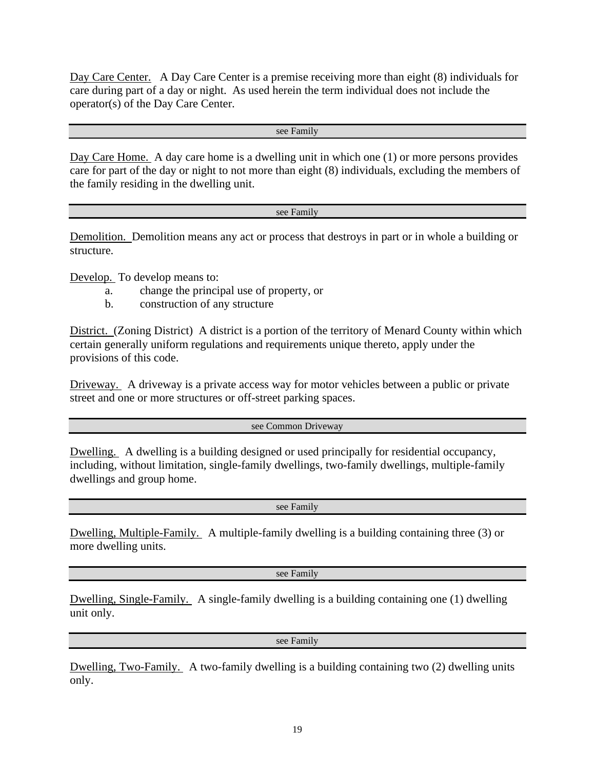<u>Day Care Center.</u> A Day Care Center is a premise receiving more than eight (8) individuals for care during part of a day or night. As used herein the term individual does not include the operator(s) of the Day Care Center.

see Family

<u>Day Care Home.</u> A day care home is a dwelling unit in which one (1) or more persons provides care for part of the day or night to not more than eight (8) individuals, excluding the members of the family residing in the dwelling unit.

see Family

<u>Demolition.</u> Demolition means any act or process that destroys in part or in whole a building or structure.

<u>Develop.</u> To develop means to:

a. change the principal use of property, or
b. construction of any structure

<u>District.</u> (Zoning District) A district is a portion of the territory of Menard County within which certain generally uniform regulations and requirements unique thereto, apply under the provisions of this code.

<u>Driveway.</u> A driveway is a private access way for motor vehicles between a public or private street and one or more structures or off-street parking spaces.

see Common Driveway

<u>Dwelling.</u> A dwelling is a building designed or used principally for residential occupancy, including, without limitation, single-family dwellings, two-family dwellings, multiple-family dwellings and group home.

see Family

<u>Dwelling, Multiple-Family.</u> A multiple-family dwelling is a building containing three (3) or more dwelling units.

see Family

<u>Dwelling, Single-Family.</u> A single-family dwelling is a building containing one (1) dwelling unit only.

see Family

<u>Dwelling, Two-Family.</u> A two-family dwelling is a building containing two (2) dwelling units only.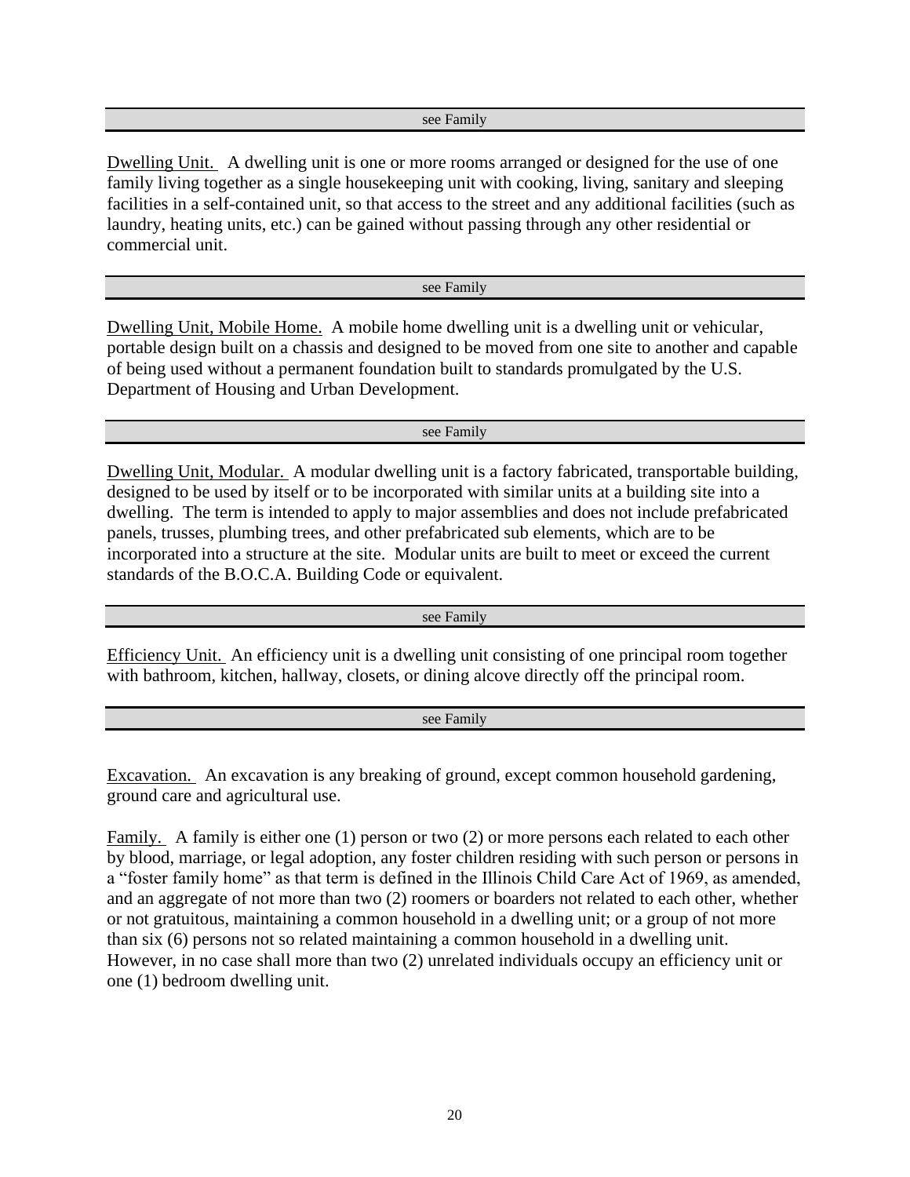| see Family |
| --- |

Dwelling Unit. A dwelling unit is one or more rooms arranged or designed for the use of one family living together as a single housekeeping unit with cooking, living, sanitary and sleeping facilities in a self-contained unit, so that access to the street and any additional facilities (such as laundry, heating units, etc.) can be gained without passing through any other residential or commercial unit.

| see Family |
| --- |

Dwelling Unit, Mobile Home. A mobile home dwelling unit is a dwelling unit or vehicular, portable design built on a chassis and designed to be moved from one site to another and capable of being used without a permanent foundation built to standards promulgated by the U.S. Department of Housing and Urban Development.

| see Family |
| --- |

Dwelling Unit, Modular. A modular dwelling unit is a factory fabricated, transportable building, designed to be used by itself or to be incorporated with similar units at a building site into a dwelling. The term is intended to apply to major assemblies and does not include prefabricated panels, trusses, plumbing trees, and other prefabricated sub elements, which are to be incorporated into a structure at the site. Modular units are built to meet or exceed the current standards of the B.O.C.A. Building Code or equivalent.

| see Family |
| --- |

Efficiency Unit. An efficiency unit is a dwelling unit consisting of one principal room together with bathroom, kitchen, hallway, closets, or dining alcove directly off the principal room.

| see Family |
| --- |

Excavation. An excavation is any breaking of ground, except common household gardening, ground care and agricultural use.

Family. A family is either one (1) person or two (2) or more persons each related to each other by blood, marriage, or legal adoption, any foster children residing with such person or persons in a "foster family home" as that term is defined in the Illinois Child Care Act of 1969, as amended, and an aggregate of not more than two (2) roomers or boarders not related to each other, whether or not gratuitous, maintaining a common household in a dwelling unit; or a group of not more than six (6) persons not so related maintaining a common household in a dwelling unit. However, in no case shall more than two (2) unrelated individuals occupy an efficiency unit or one (1) bedroom dwelling unit.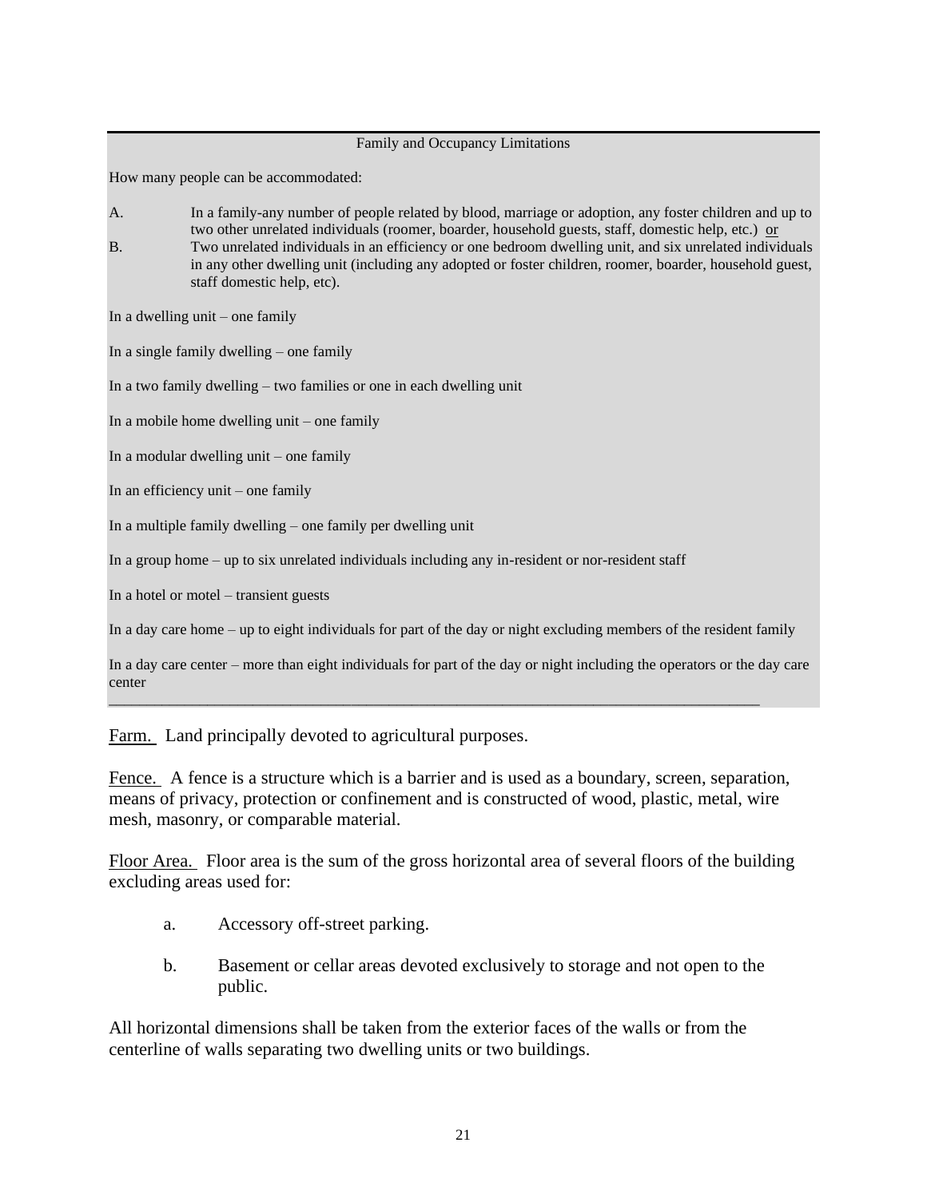Family and Occupancy Limitations

How many people can be accommodated:

A. In a family-any number of people related by blood, marriage or adoption, any foster children and up to two other unrelated individuals (roomer, boarder, household guests, staff, domestic help, etc.) <u>or</u>

B. Two unrelated individuals in an efficiency or one bedroom dwelling unit, and six unrelated individuals in any other dwelling unit (including any adopted or foster children, roomer, boarder, household guest, staff domestic help, etc).

In a dwelling unit – one family

In a single family dwelling – one family

In a two family dwelling – two families or one in each dwelling unit

In a mobile home dwelling unit – one family

In a modular dwelling unit – one family

In an efficiency unit – one family

In a multiple family dwelling – one family per dwelling unit

In a group home – up to six unrelated individuals including any in-resident or nor-resident staff

In a hotel or motel – transient guests

In a day care home – up to eight individuals for part of the day or night excluding members of the resident family

In a day care center – more than eight individuals for part of the day or night including the operators or the day care center

---

<u>Farm.</u> Land principally devoted to agricultural purposes.

<u>Fence.</u> A fence is a structure which is a barrier and is used as a boundary, screen, separation, means of privacy, protection or confinement and is constructed of wood, plastic, metal, wire mesh, masonry, or comparable material.

<u>Floor Area.</u> Floor area is the sum of the gross horizontal area of several floors of the building excluding areas used for:

a. Accessory off-street parking.

b. Basement or cellar areas devoted exclusively to storage and not open to the public.

All horizontal dimensions shall be taken from the exterior faces of the walls or from the centerline of walls separating two dwelling units or two buildings.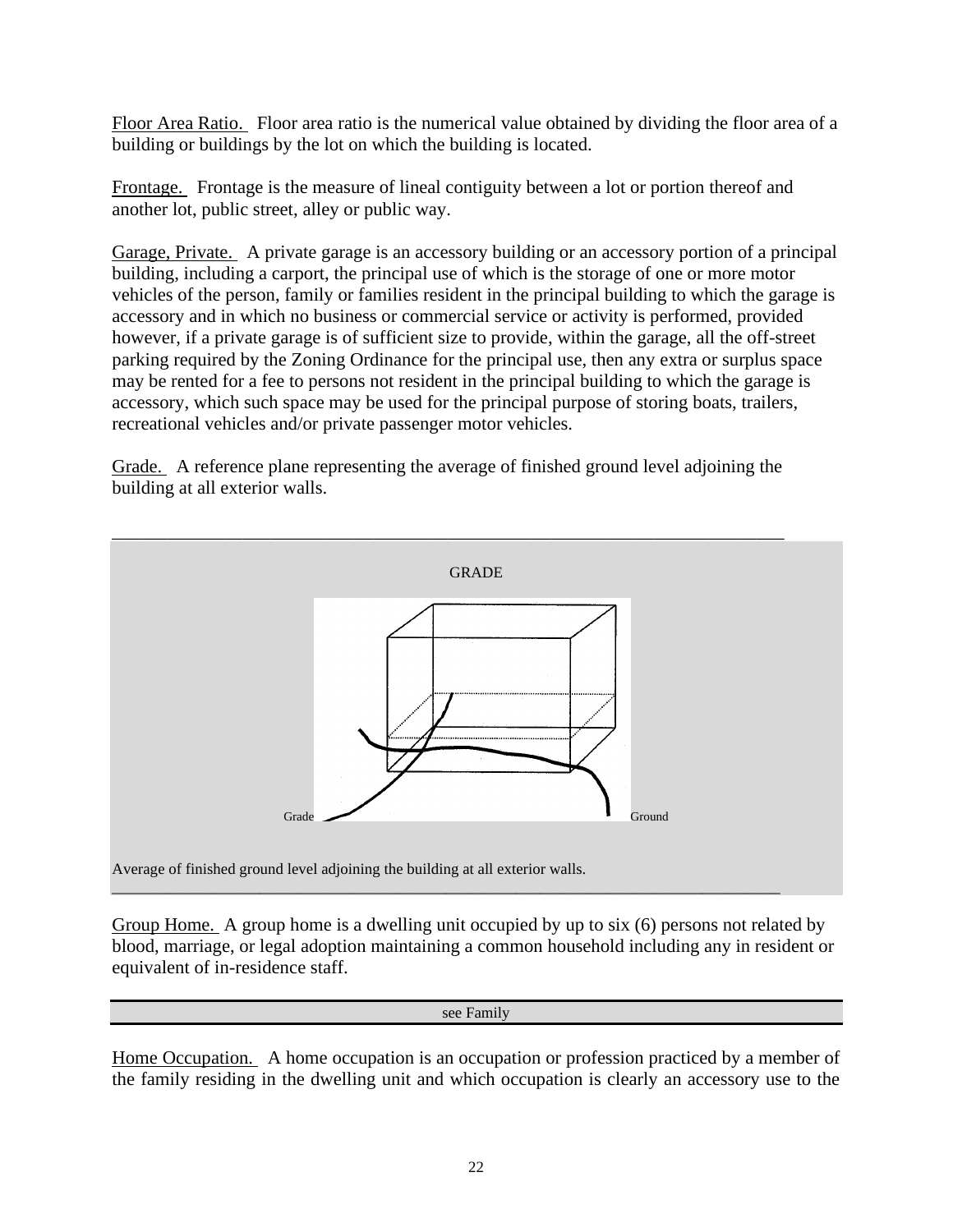Floor Area Ratio. Floor area ratio is the numerical value obtained by dividing the floor area of a building or buildings by the lot on which the building is located.

Frontage. Frontage is the measure of lineal contiguity between a lot or portion thereof and another lot, public street, alley or public way.

Garage, Private. A private garage is an accessory building or an accessory portion of a principal building, including a carport, the principal use of which is the storage of one or more motor vehicles of the person, family or families resident in the principal building to which the garage is accessory and in which no business or commercial service or activity is performed, provided however, if a private garage is of sufficient size to provide, within the garage, all the off-street parking required by the Zoning Ordinance for the principal use, then any extra or surplus space may be rented for a fee to persons not resident in the principal building to which the garage is accessory, which such space may be used for the principal purpose of storing boats, trailers, recreational vehicles and/or private passenger motor vehicles.

Grade. A reference plane representing the average of finished ground level adjoining the building at all exterior walls.

GRADE

Grade Ground

Average of finished ground level adjoining the building at all exterior walls.

Group Home. A group home is a dwelling unit occupied by up to six (6) persons not related by blood, marriage, or legal adoption maintaining a common household including any in resident or equivalent of in-residence staff.

see Family

Home Occupation. A home occupation is an occupation or profession practiced by a member of the family residing in the dwelling unit and which occupation is clearly an accessory use to the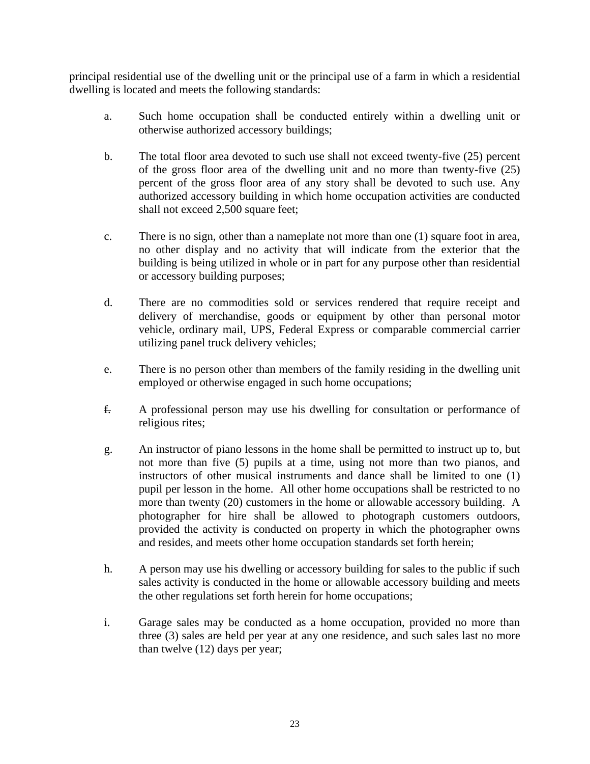principal residential use of the dwelling unit or the principal use of a farm in which a residential dwelling is located and meets the following standards:

a. Such home occupation shall be conducted entirely within a dwelling unit or otherwise authorized accessory buildings;

b. The total floor area devoted to such use shall not exceed twenty-five (25) percent of the gross floor area of the dwelling unit and no more than twenty-five (25) percent of the gross floor area of any story shall be devoted to such use. Any authorized accessory building in which home occupation activities are conducted shall not exceed 2,500 square feet;

c. There is no sign, other than a nameplate not more than one (1) square foot in area, no other display and no activity that will indicate from the exterior that the building is being utilized in whole or in part for any purpose other than residential or accessory building purposes;

d. There are no commodities sold or services rendered that require receipt and delivery of merchandise, goods or equipment by other than personal motor vehicle, ordinary mail, UPS, Federal Express or comparable commercial carrier utilizing panel truck delivery vehicles;

e. There is no person other than members of the family residing in the dwelling unit employed or otherwise engaged in such home occupations;

f. A professional person may use his dwelling for consultation or performance of religious rites;

g. An instructor of piano lessons in the home shall be permitted to instruct up to, but not more than five (5) pupils at a time, using not more than two pianos, and instructors of other musical instruments and dance shall be limited to one (1) pupil per lesson in the home. All other home occupations shall be restricted to no more than twenty (20) customers in the home or allowable accessory building. A photographer for hire shall be allowed to photograph customers outdoors, provided the activity is conducted on property in which the photographer owns and resides, and meets other home occupation standards set forth herein;

h. A person may use his dwelling or accessory building for sales to the public if such sales activity is conducted in the home or allowable accessory building and meets the other regulations set forth herein for home occupations;

i. Garage sales may be conducted as a home occupation, provided no more than three (3) sales are held per year at any one residence, and such sales last no more than twelve (12) days per year;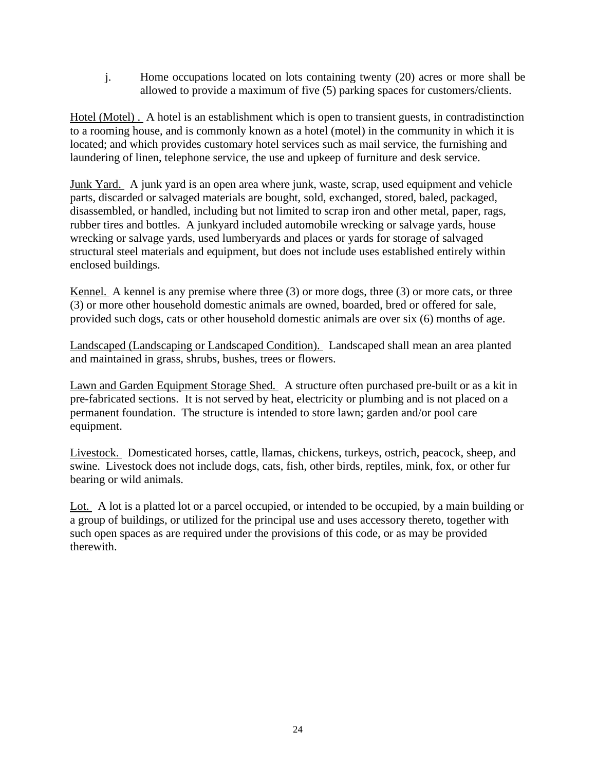j. Home occupations located on lots containing twenty (20) acres or more shall be allowed to provide a maximum of five (5) parking spaces for customers/clients.

<u>Hotel (Motel) .</u> A hotel is an establishment which is open to transient guests, in contradistinction to a rooming house, and is commonly known as a hotel (motel) in the community in which it is located; and which provides customary hotel services such as mail service, the furnishing and laundering of linen, telephone service, the use and upkeep of furniture and desk service.

<u>Junk Yard.</u> A junk yard is an open area where junk, waste, scrap, used equipment and vehicle parts, discarded or salvaged materials are bought, sold, exchanged, stored, baled, packaged, disassembled, or handled, including but not limited to scrap iron and other metal, paper, rags, rubber tires and bottles. A junkyard included automobile wrecking or salvage yards, house wrecking or salvage yards, used lumberyards and places or yards for storage of salvaged structural steel materials and equipment, but does not include uses established entirely within enclosed buildings.

<u>Kennel.</u> A kennel is any premise where three (3) or more dogs, three (3) or more cats, or three (3) or more other household domestic animals are owned, boarded, bred or offered for sale, provided such dogs, cats or other household domestic animals are over six (6) months of age.

<u>Landscaped (Landscaping or Landscaped Condition).</u> Landscaped shall mean an area planted and maintained in grass, shrubs, bushes, trees or flowers.

<u>Lawn and Garden Equipment Storage Shed.</u> A structure often purchased pre-built or as a kit in pre-fabricated sections. It is not served by heat, electricity or plumbing and is not placed on a permanent foundation. The structure is intended to store lawn; garden and/or pool care equipment.

<u>Livestock.</u> Domesticated horses, cattle, llamas, chickens, turkeys, ostrich, peacock, sheep, and swine. Livestock does not include dogs, cats, fish, other birds, reptiles, mink, fox, or other fur bearing or wild animals.

<u>Lot.</u> A lot is a platted lot or a parcel occupied, or intended to be occupied, by a main building or a group of buildings, or utilized for the principal use and uses accessory thereto, together with such open spaces as are required under the provisions of this code, or as may be provided therewith.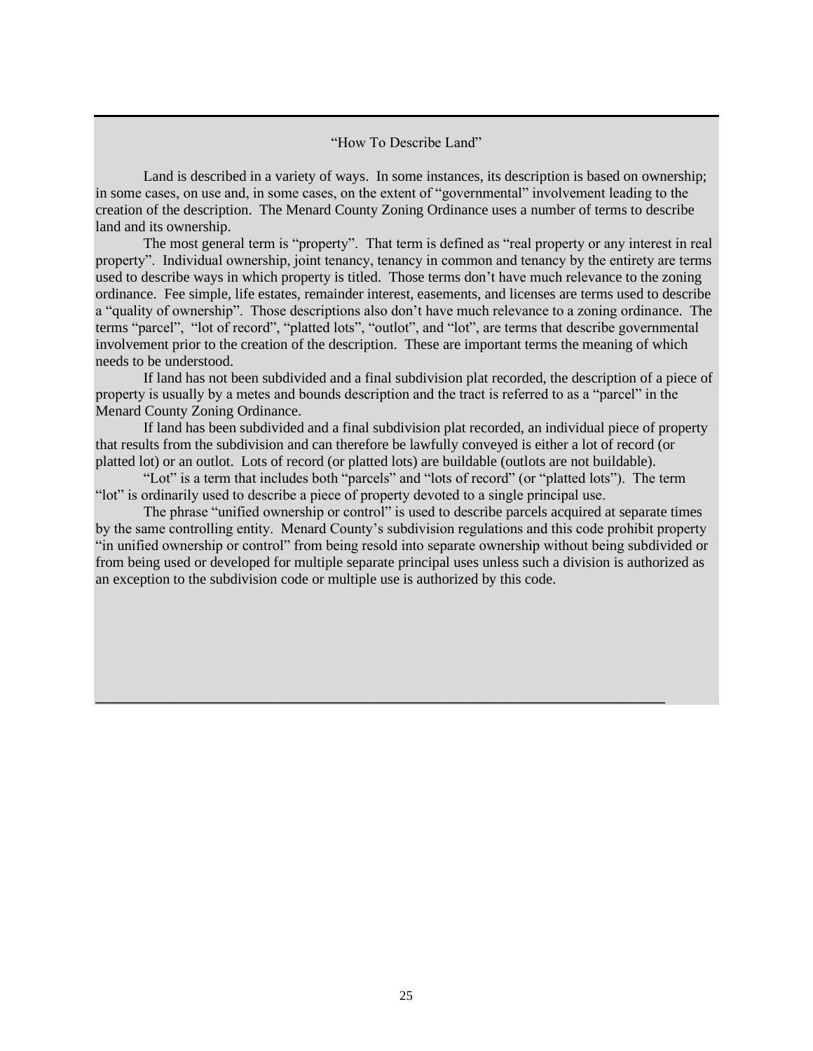## "How To Describe Land"

Land is described in a variety of ways. In some instances, its description is based on ownership; in some cases, on use and, in some cases, on the extent of "governmental" involvement leading to the creation of the description. The Menard County Zoning Ordinance uses a number of terms to describe land and its ownership.

The most general term is "property". That term is defined as "real property or any interest in real property". Individual ownership, joint tenancy, tenancy in common and tenancy by the entirety are terms used to describe ways in which property is titled. Those terms don't have much relevance to the zoning ordinance. Fee simple, life estates, remainder interest, easements, and licenses are terms used to describe a "quality of ownership". Those descriptions also don't have much relevance to a zoning ordinance. The terms "parcel", "lot of record", "platted lots", "outlot", and "lot", are terms that describe governmental involvement prior to the creation of the description. These are important terms the meaning of which needs to be understood.

If land has not been subdivided and a final subdivision plat recorded, the description of a piece of property is usually by a metes and bounds description and the tract is referred to as a "parcel" in the Menard County Zoning Ordinance.

If land has been subdivided and a final subdivision plat recorded, an individual piece of property that results from the subdivision and can therefore be lawfully conveyed is either a lot of record (or platted lot) or an outlot. Lots of record (or platted lots) are buildable (outlots are not buildable).

"Lot" is a term that includes both "parcels" and "lots of record" (or "platted lots"). The term "lot" is ordinarily used to describe a piece of property devoted to a single principal use.

The phrase "unified ownership or control" is used to describe parcels acquired at separate times by the same controlling entity. Menard County's subdivision regulations and this code prohibit property "in unified ownership or control" from being resold into separate ownership without being subdivided or from being used or developed for multiple separate principal uses unless such a division is authorized as an exception to the subdivision code or multiple use is authorized by this code.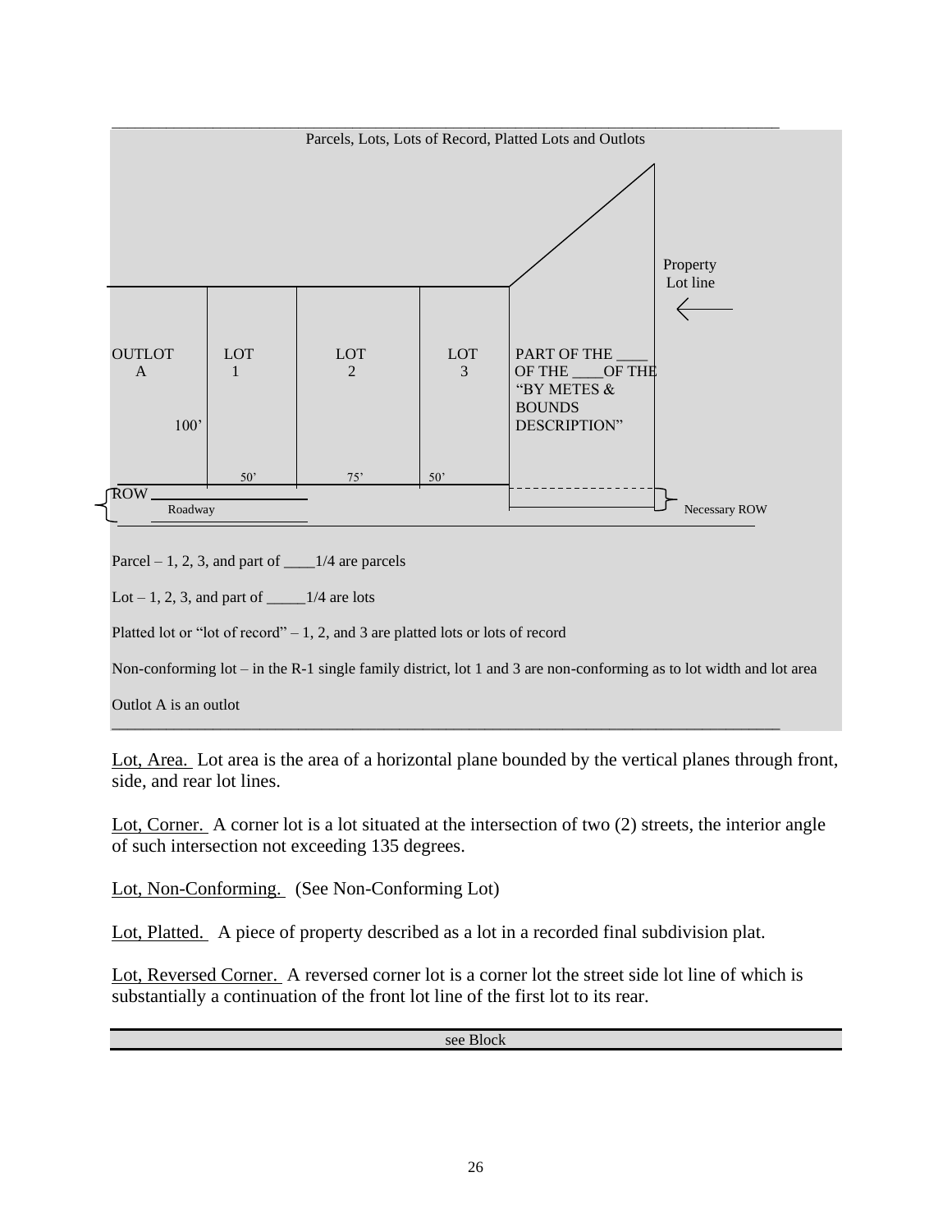Parcels, Lots, Lots of Record, Platted Lots and Outlots

OUTLOT A | LOT 1 | LOT 2 | LOT 3 | PART OF THE ____ OF THE ____OF THE "BY METES & BOUNDS DESCRIPTION"

100'

50' 75' 50'

Property Lot line

ROW

Roadway

Necessary ROW

Parcel – 1, 2, 3, and part of ____1/4 are parcels

Lot – 1, 2, 3, and part of _____1/4 are lots

Platted lot or "lot of record" – 1, 2, and 3 are platted lots or lots of record

Non-conforming lot – in the R-1 single family district, lot 1 and 3 are non-conforming as to lot width and lot area

Outlot A is an outlot

Lot, Area. Lot area is the area of a horizontal plane bounded by the vertical planes through front, side, and rear lot lines.

Lot, Corner. A corner lot is a lot situated at the intersection of two (2) streets, the interior angle of such intersection not exceeding 135 degrees.

Lot, Non-Conforming. (See Non-Conforming Lot)

Lot, Platted. A piece of property described as a lot in a recorded final subdivision plat.

Lot, Reversed Corner. A reversed corner lot is a corner lot the street side lot line of which is substantially a continuation of the front lot line of the first lot to its rear.

see Block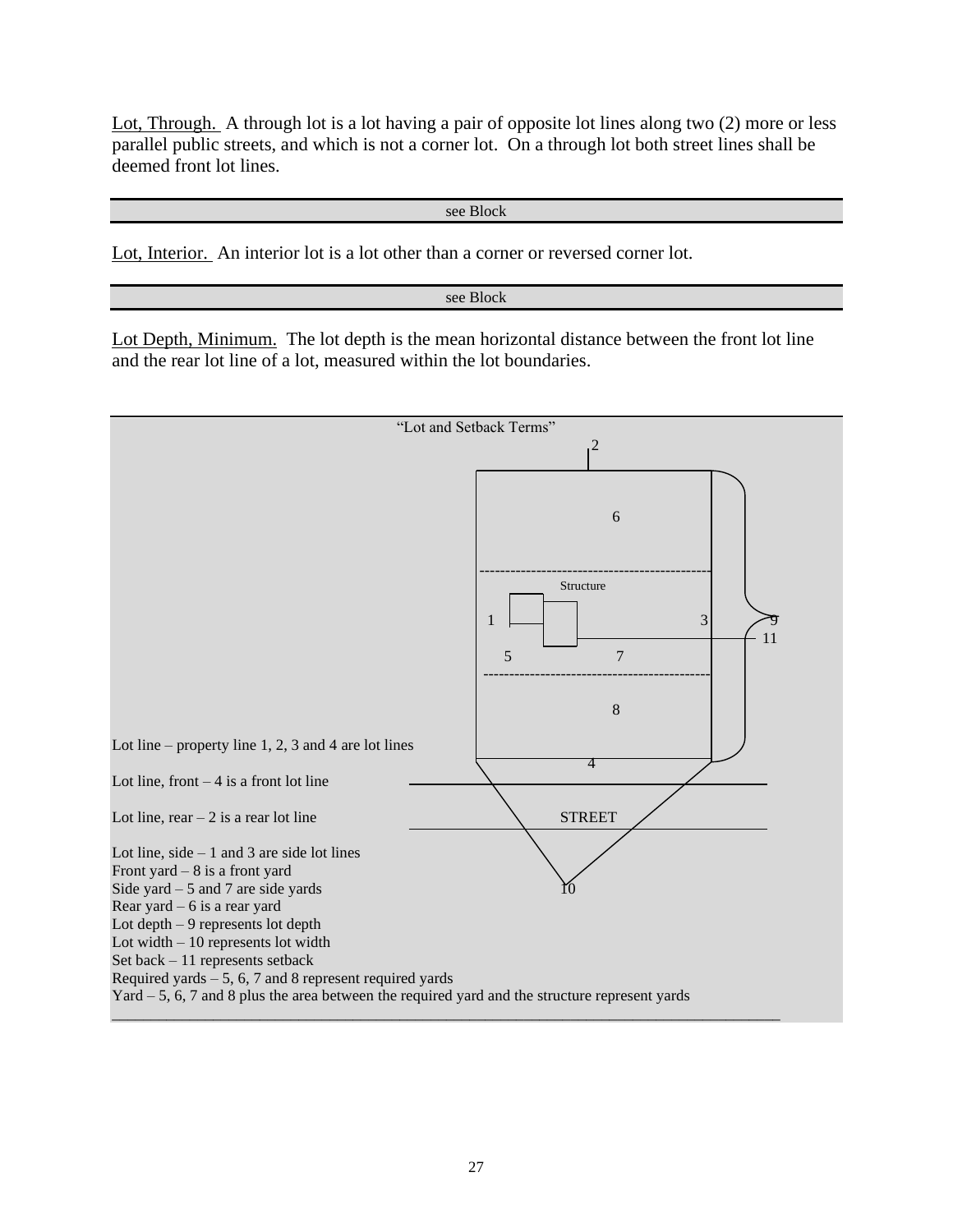Lot, Through.  A through lot is a lot having a pair of opposite lot lines along two (2) more or less parallel public streets, and which is not a corner lot.  On a through lot both street lines shall be deemed front lot lines.

see Block

Lot, Interior.  An interior lot is a lot other than a corner or reversed corner lot.

see Block

Lot Depth, Minimum.  The lot depth is the mean horizontal distance between the front lot line and the rear lot line of a lot, measured within the lot boundaries.

"Lot and Setback Terms"

Lot line – property line 1, 2, 3 and 4 are lot lines

Lot line, front – 4 is a front lot line

Lot line, rear – 2 is a rear lot line

Lot line, side – 1 and 3 are side lot lines
Front yard – 8 is a front yard
Side yard – 5 and 7 are side yards
Rear yard – 6 is a rear yard
Lot depth – 9 represents lot depth
Lot width – 10 represents lot width
Set back – 11 represents setback
Required yards – 5, 6, 7 and 8 represent required yards
Yard – 5, 6, 7 and 8 plus the area between the required yard and the structure represent yards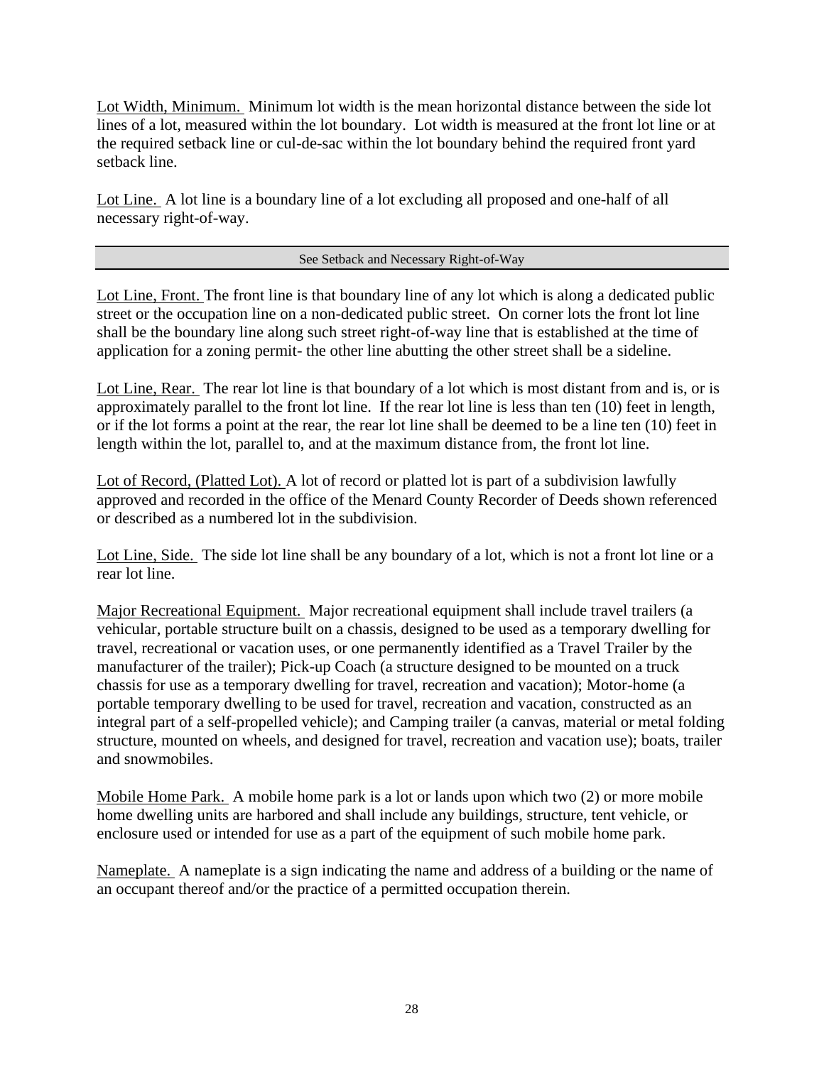<u>Lot Width, Minimum.</u> Minimum lot width is the mean horizontal distance between the side lot lines of a lot, measured within the lot boundary. Lot width is measured at the front lot line or at the required setback line or cul-de-sac within the lot boundary behind the required front yard setback line.

<u>Lot Line.</u> A lot line is a boundary line of a lot excluding all proposed and one-half of all necessary right-of-way.

| See Setback and Necessary Right-of-Way |
| --- |

<u>Lot Line, Front.</u> The front line is that boundary line of any lot which is along a dedicated public street or the occupation line on a non-dedicated public street. On corner lots the front lot line shall be the boundary line along such street right-of-way line that is established at the time of application for a zoning permit- the other line abutting the other street shall be a sideline.

<u>Lot Line, Rear.</u> The rear lot line is that boundary of a lot which is most distant from and is, or is approximately parallel to the front lot line. If the rear lot line is less than ten (10) feet in length, or if the lot forms a point at the rear, the rear lot line shall be deemed to be a line ten (10) feet in length within the lot, parallel to, and at the maximum distance from, the front lot line.

<u>Lot of Record, (Platted Lot).</u> A lot of record or platted lot is part of a subdivision lawfully approved and recorded in the office of the Menard County Recorder of Deeds shown referenced or described as a numbered lot in the subdivision.

<u>Lot Line, Side.</u> The side lot line shall be any boundary of a lot, which is not a front lot line or a rear lot line.

<u>Major Recreational Equipment.</u> Major recreational equipment shall include travel trailers (a vehicular, portable structure built on a chassis, designed to be used as a temporary dwelling for travel, recreational or vacation uses, or one permanently identified as a Travel Trailer by the manufacturer of the trailer); Pick-up Coach (a structure designed to be mounted on a truck chassis for use as a temporary dwelling for travel, recreation and vacation); Motor-home (a portable temporary dwelling to be used for travel, recreation and vacation, constructed as an integral part of a self-propelled vehicle); and Camping trailer (a canvas, material or metal folding structure, mounted on wheels, and designed for travel, recreation and vacation use); boats, trailer and snowmobiles.

<u>Mobile Home Park.</u> A mobile home park is a lot or lands upon which two (2) or more mobile home dwelling units are harbored and shall include any buildings, structure, tent vehicle, or enclosure used or intended for use as a part of the equipment of such mobile home park.

<u>Nameplate.</u> A nameplate is a sign indicating the name and address of a building or the name of an occupant thereof and/or the practice of a permitted occupation therein.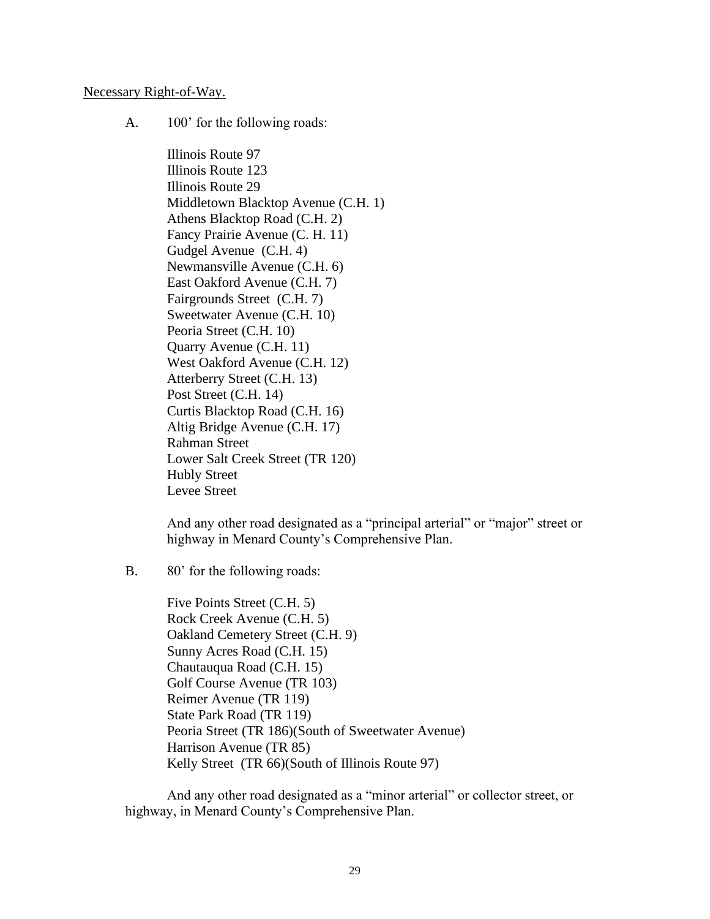<u>Necessary Right-of-Way.</u>

A. 100' for the following roads:

Illinois Route 97
Illinois Route 123
Illinois Route 29
Middletown Blacktop Avenue (C.H. 1)
Athens Blacktop Road (C.H. 2)
Fancy Prairie Avenue (C. H. 11)
Gudgel Avenue (C.H. 4)
Newmansville Avenue (C.H. 6)
East Oakford Avenue (C.H. 7)
Fairgrounds Street (C.H. 7)
Sweetwater Avenue (C.H. 10)
Peoria Street (C.H. 10)
Quarry Avenue (C.H. 11)
West Oakford Avenue (C.H. 12)
Atterberry Street (C.H. 13)
Post Street (C.H. 14)
Curtis Blacktop Road (C.H. 16)
Altig Bridge Avenue (C.H. 17)
Rahman Street
Lower Salt Creek Street (TR 120)
Hubly Street
Levee Street

And any other road designated as a "principal arterial" or "major" street or highway in Menard County's Comprehensive Plan.

B. 80' for the following roads:

Five Points Street (C.H. 5)
Rock Creek Avenue (C.H. 5)
Oakland Cemetery Street (C.H. 9)
Sunny Acres Road (C.H. 15)
Chautauqua Road (C.H. 15)
Golf Course Avenue (TR 103)
Reimer Avenue (TR 119)
State Park Road (TR 119)
Peoria Street (TR 186)(South of Sweetwater Avenue)
Harrison Avenue (TR 85)
Kelly Street (TR 66)(South of Illinois Route 97)

And any other road designated as a "minor arterial" or collector street, or highway, in Menard County's Comprehensive Plan.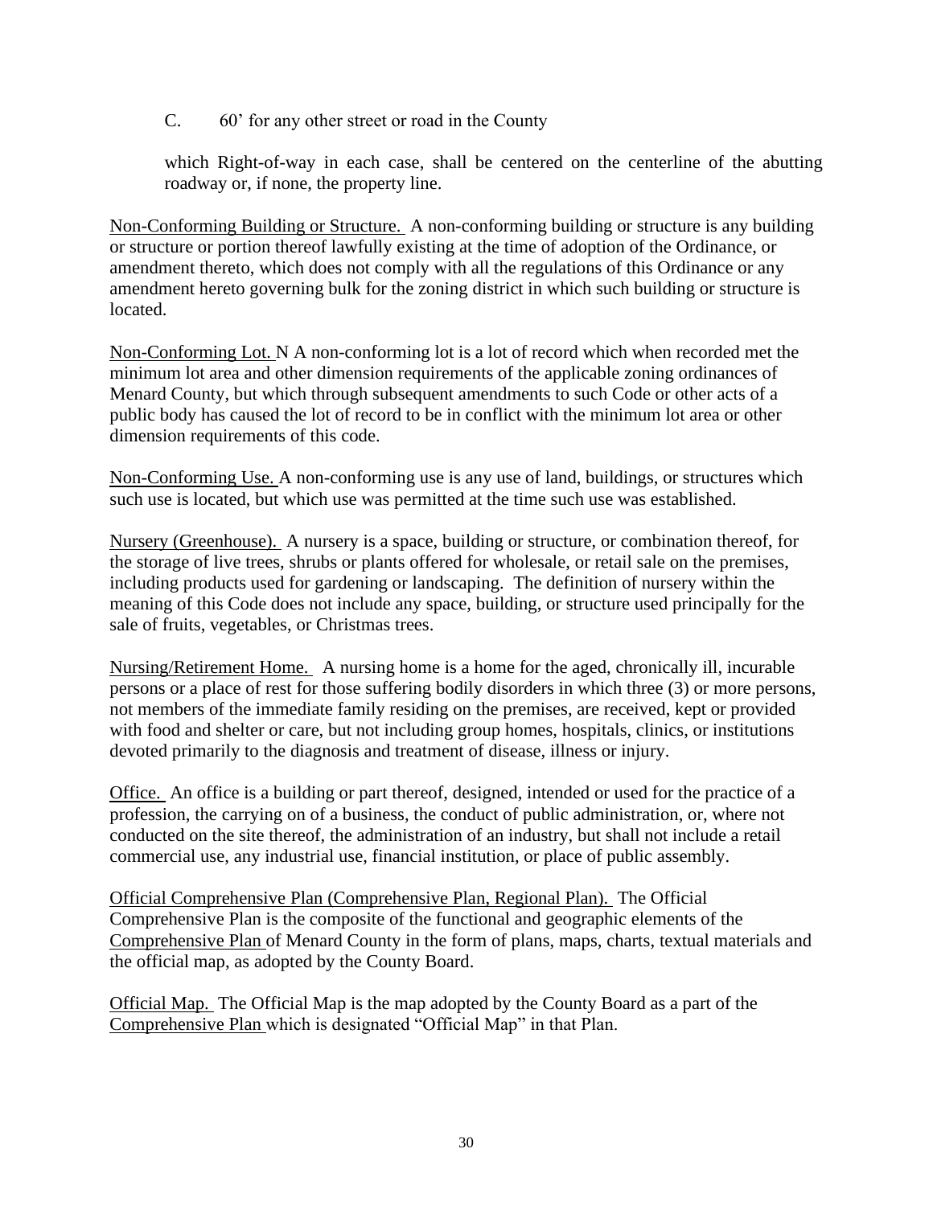C. 60’ for any other street or road in the County

which Right-of-way in each case, shall be centered on the centerline of the abutting roadway or, if none, the property line.

<u>Non-Conforming Building or Structure.</u> A non-conforming building or structure is any building or structure or portion thereof lawfully existing at the time of adoption of the Ordinance, or amendment thereto, which does not comply with all the regulations of this Ordinance or any amendment hereto governing bulk for the zoning district in which such building or structure is located.

<u>Non-Conforming Lot.</u> N A non-conforming lot is a lot of record which when recorded met the minimum lot area and other dimension requirements of the applicable zoning ordinances of Menard County, but which through subsequent amendments to such Code or other acts of a public body has caused the lot of record to be in conflict with the minimum lot area or other dimension requirements of this code.

<u>Non-Conforming Use.</u> A non-conforming use is any use of land, buildings, or structures which such use is located, but which use was permitted at the time such use was established.

<u>Nursery (Greenhouse).</u> A nursery is a space, building or structure, or combination thereof, for the storage of live trees, shrubs or plants offered for wholesale, or retail sale on the premises, including products used for gardening or landscaping. The definition of nursery within the meaning of this Code does not include any space, building, or structure used principally for the sale of fruits, vegetables, or Christmas trees.

<u>Nursing/Retirement Home.</u> A nursing home is a home for the aged, chronically ill, incurable persons or a place of rest for those suffering bodily disorders in which three (3) or more persons, not members of the immediate family residing on the premises, are received, kept or provided with food and shelter or care, but not including group homes, hospitals, clinics, or institutions devoted primarily to the diagnosis and treatment of disease, illness or injury.

<u>Office.</u> An office is a building or part thereof, designed, intended or used for the practice of a profession, the carrying on of a business, the conduct of public administration, or, where not conducted on the site thereof, the administration of an industry, but shall not include a retail commercial use, any industrial use, financial institution, or place of public assembly.

<u>Official Comprehensive Plan (Comprehensive Plan, Regional Plan).</u> The Official Comprehensive Plan is the composite of the functional and geographic elements of the <u>Comprehensive Plan</u> of Menard County in the form of plans, maps, charts, textual materials and the official map, as adopted by the County Board.

<u>Official Map.</u> The Official Map is the map adopted by the County Board as a part of the <u>Comprehensive Plan</u> which is designated “Official Map” in that Plan.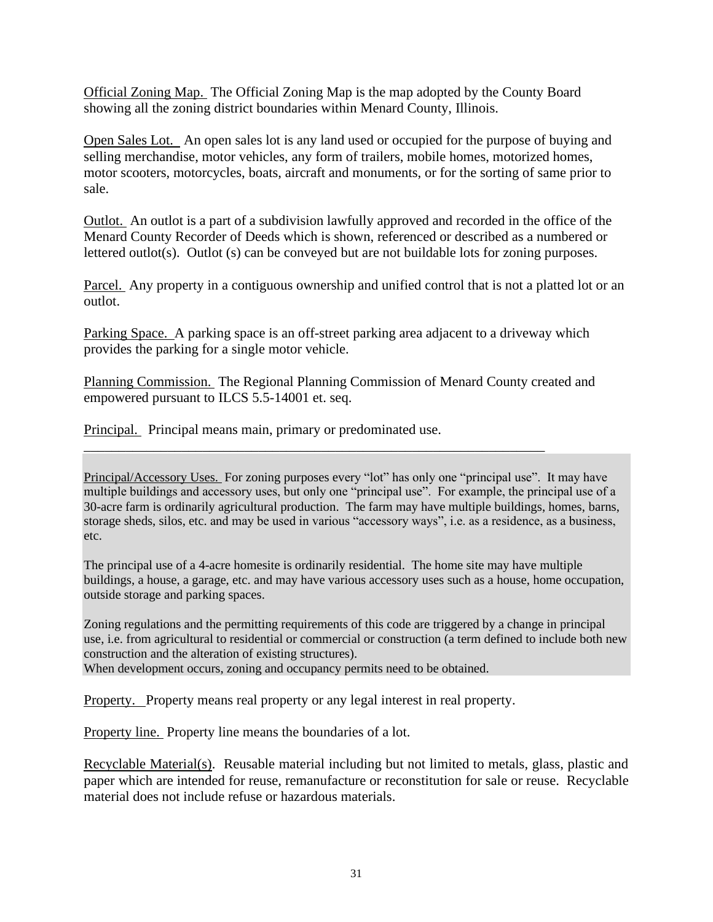Official Zoning Map. The Official Zoning Map is the map adopted by the County Board showing all the zoning district boundaries within Menard County, Illinois.

Open Sales Lot. An open sales lot is any land used or occupied for the purpose of buying and selling merchandise, motor vehicles, any form of trailers, mobile homes, motorized homes, motor scooters, motorcycles, boats, aircraft and monuments, or for the sorting of same prior to sale.

Outlot. An outlot is a part of a subdivision lawfully approved and recorded in the office of the Menard County Recorder of Deeds which is shown, referenced or described as a numbered or lettered outlot(s). Outlot (s) can be conveyed but are not buildable lots for zoning purposes.

Parcel. Any property in a contiguous ownership and unified control that is not a platted lot or an outlot.

Parking Space. A parking space is an off-street parking area adjacent to a driveway which provides the parking for a single motor vehicle.

Planning Commission. The Regional Planning Commission of Menard County created and empowered pursuant to ILCS 5.5-14001 et. seq.

Principal. Principal means main, primary or predominated use.

---

Principal/Accessory Uses. For zoning purposes every "lot" has only one "principal use". It may have multiple buildings and accessory uses, but only one "principal use". For example, the principal use of a 30-acre farm is ordinarily agricultural production. The farm may have multiple buildings, homes, barns, storage sheds, silos, etc. and may be used in various "accessory ways", i.e. as a residence, as a business, etc.

The principal use of a 4-acre homesite is ordinarily residential. The home site may have multiple buildings, a house, a garage, etc. and may have various accessory uses such as a house, home occupation, outside storage and parking spaces.

Zoning regulations and the permitting requirements of this code are triggered by a change in principal use, i.e. from agricultural to residential or commercial or construction (a term defined to include both new construction and the alteration of existing structures).
When development occurs, zoning and occupancy permits need to be obtained.

Property. Property means real property or any legal interest in real property.

Property line. Property line means the boundaries of a lot.

Recyclable Material(s). Reusable material including but not limited to metals, glass, plastic and paper which are intended for reuse, remanufacture or reconstitution for sale or reuse. Recyclable material does not include refuse or hazardous materials.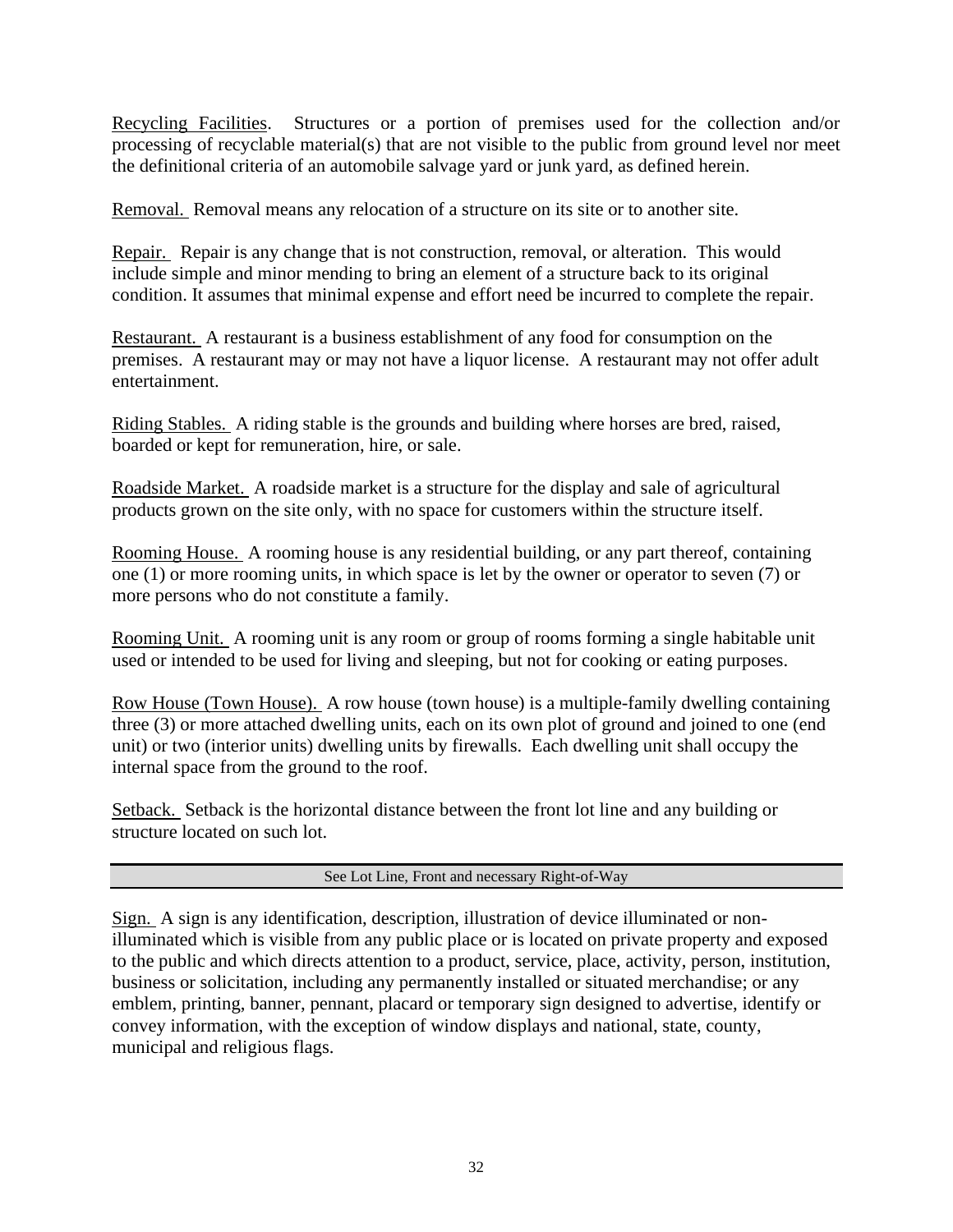Recycling Facilities. Structures or a portion of premises used for the collection and/or processing of recyclable material(s) that are not visible to the public from ground level nor meet the definitional criteria of an automobile salvage yard or junk yard, as defined herein.

Removal. Removal means any relocation of a structure on its site or to another site.

Repair. Repair is any change that is not construction, removal, or alteration. This would include simple and minor mending to bring an element of a structure back to its original condition. It assumes that minimal expense and effort need be incurred to complete the repair.

Restaurant. A restaurant is a business establishment of any food for consumption on the premises. A restaurant may or may not have a liquor license. A restaurant may not offer adult entertainment.

Riding Stables. A riding stable is the grounds and building where horses are bred, raised, boarded or kept for remuneration, hire, or sale.

Roadside Market. A roadside market is a structure for the display and sale of agricultural products grown on the site only, with no space for customers within the structure itself.

Rooming House. A rooming house is any residential building, or any part thereof, containing one (1) or more rooming units, in which space is let by the owner or operator to seven (7) or more persons who do not constitute a family.

Rooming Unit. A rooming unit is any room or group of rooms forming a single habitable unit used or intended to be used for living and sleeping, but not for cooking or eating purposes.

Row House (Town House). A row house (town house) is a multiple-family dwelling containing three (3) or more attached dwelling units, each on its own plot of ground and joined to one (end unit) or two (interior units) dwelling units by firewalls. Each dwelling unit shall occupy the internal space from the ground to the roof.

Setback. Setback is the horizontal distance between the front lot line and any building or structure located on such lot.

| See Lot Line, Front and necessary Right-of-Way |
|---|

Sign. A sign is any identification, description, illustration of device illuminated or non-illuminated which is visible from any public place or is located on private property and exposed to the public and which directs attention to a product, service, place, activity, person, institution, business or solicitation, including any permanently installed or situated merchandise; or any emblem, printing, banner, pennant, placard or temporary sign designed to advertise, identify or convey information, with the exception of window displays and national, state, county, municipal and religious flags.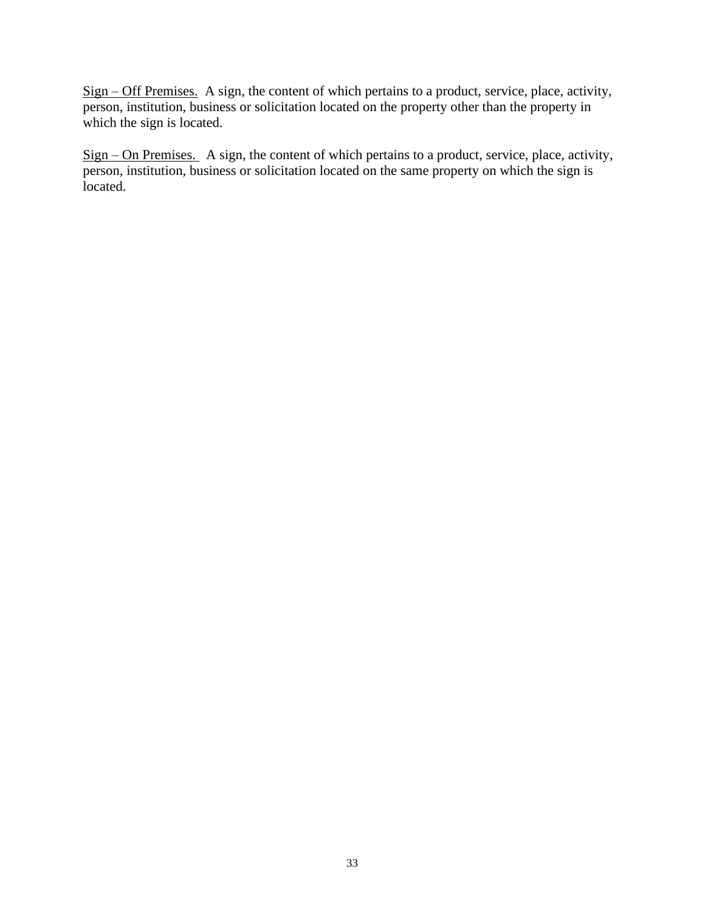<u>Sign – Off Premises.</u> A sign, the content of which pertains to a product, service, place, activity, person, institution, business or solicitation located on the property other than the property in which the sign is located.

<u>Sign – On Premises.</u> A sign, the content of which pertains to a product, service, place, activity, person, institution, business or solicitation located on the same property on which the sign is located.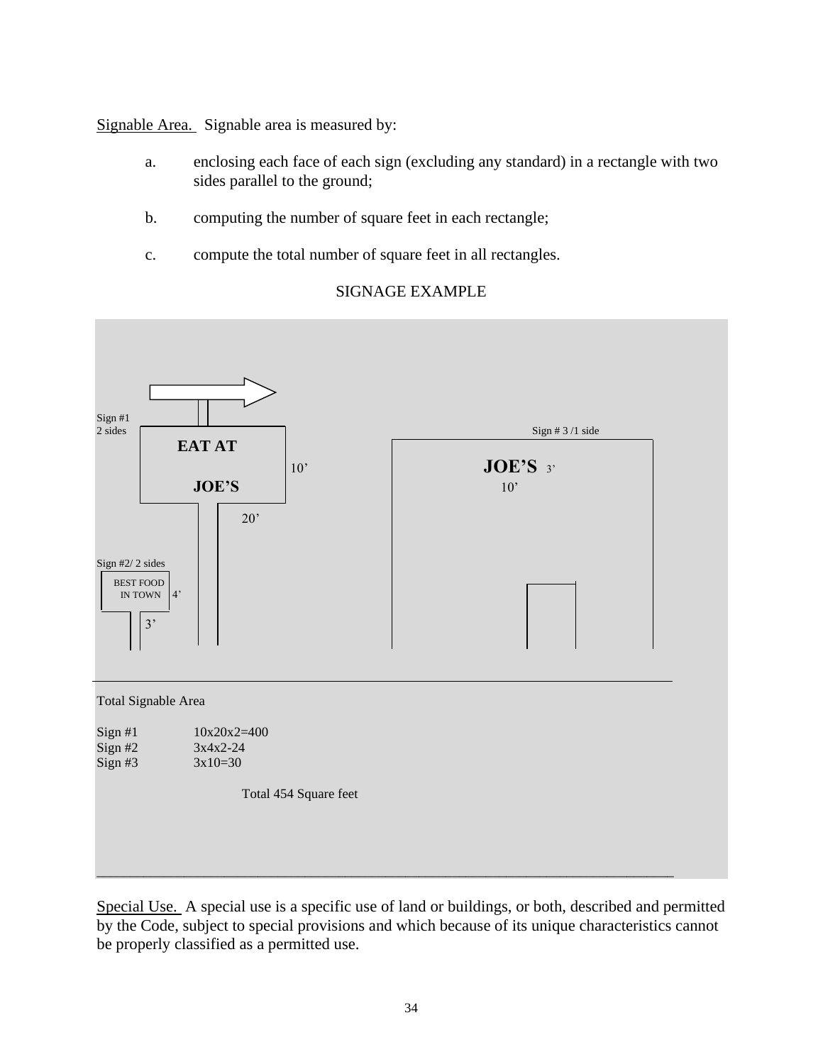Signable Area. Signable area is measured by:

a. enclosing each face of each sign (excluding any standard) in a rectangle with two sides parallel to the ground;

b. computing the number of square feet in each rectangle;

c. compute the total number of square feet in all rectangles.

SIGNAGE EXAMPLE

Sign #1
2 sides

EAT AT

JOE'S

10'

20'

Sign # 3 /1 side

JOE'S 3'

10'

Sign #2/ 2 sides

BEST FOOD
IN TOWN 4'

3'

Total Signable Area

Sign #1 10x20x2=400
Sign #2 3x4x2-24
Sign #3 3x10=30

Total 454 Square feet

Special Use. A special use is a specific use of land or buildings, or both, described and permitted by the Code, subject to special provisions and which because of its unique characteristics cannot be properly classified as a permitted use.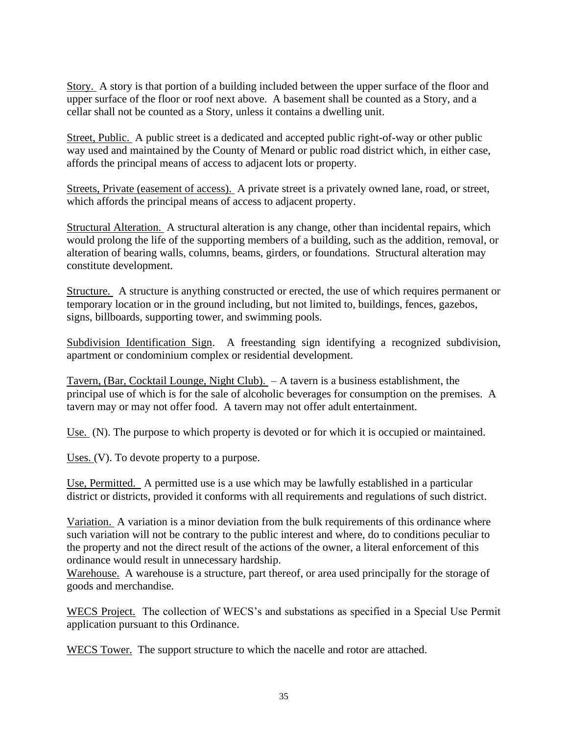<u>Story.</u> A story is that portion of a building included between the upper surface of the floor and upper surface of the floor or roof next above. A basement shall be counted as a Story, and a cellar shall not be counted as a Story, unless it contains a dwelling unit.

<u>Street, Public.</u> A public street is a dedicated and accepted public right-of-way or other public way used and maintained by the County of Menard or public road district which, in either case, affords the principal means of access to adjacent lots or property.

<u>Streets, Private (easement of access).</u> A private street is a privately owned lane, road, or street, which affords the principal means of access to adjacent property.

<u>Structural Alteration.</u> A structural alteration is any change, other than incidental repairs, which would prolong the life of the supporting members of a building, such as the addition, removal, or alteration of bearing walls, columns, beams, girders, or foundations. Structural alteration may constitute development.

<u>Structure.</u> A structure is anything constructed or erected, the use of which requires permanent or temporary location or in the ground including, but not limited to, buildings, fences, gazebos, signs, billboards, supporting tower, and swimming pools.

<u>Subdivision Identification Sign</u>. A freestanding sign identifying a recognized subdivision, apartment or condominium complex or residential development.

<u>Tavern, (Bar, Cocktail Lounge, Night Club).</u> – A tavern is a business establishment, the principal use of which is for the sale of alcoholic beverages for consumption on the premises. A tavern may or may not offer food. A tavern may not offer adult entertainment.

<u>Use.</u> (N). The purpose to which property is devoted or for which it is occupied or maintained.

<u>Uses.</u> (V). To devote property to a purpose.

<u>Use, Permitted.</u> A permitted use is a use which may be lawfully established in a particular district or districts, provided it conforms with all requirements and regulations of such district.

<u>Variation.</u> A variation is a minor deviation from the bulk requirements of this ordinance where such variation will not be contrary to the public interest and where, do to conditions peculiar to the property and not the direct result of the actions of the owner, a literal enforcement of this ordinance would result in unnecessary hardship.

<u>Warehouse.</u> A warehouse is a structure, part thereof, or area used principally for the storage of goods and merchandise.

<u>WECS Project.</u> The collection of WECS's and substations as specified in a Special Use Permit application pursuant to this Ordinance.

<u>WECS Tower.</u> The support structure to which the nacelle and rotor are attached.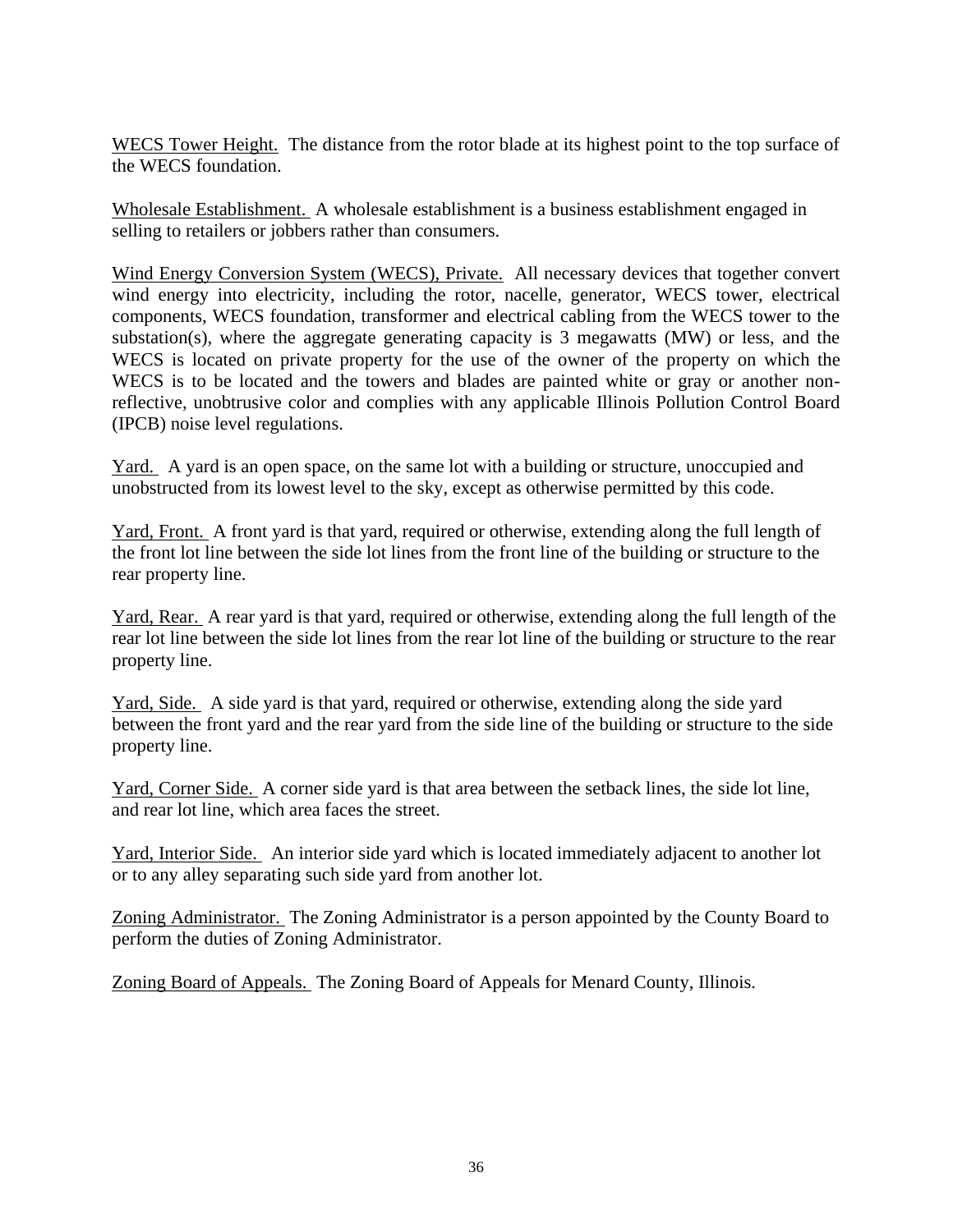<u>WECS Tower Height.</u> The distance from the rotor blade at its highest point to the top surface of the WECS foundation.

<u>Wholesale Establishment.</u> A wholesale establishment is a business establishment engaged in selling to retailers or jobbers rather than consumers.

<u>Wind Energy Conversion System (WECS), Private.</u> All necessary devices that together convert wind energy into electricity, including the rotor, nacelle, generator, WECS tower, electrical components, WECS foundation, transformer and electrical cabling from the WECS tower to the substation(s), where the aggregate generating capacity is 3 megawatts (MW) or less, and the WECS is located on private property for the use of the owner of the property on which the WECS is to be located and the towers and blades are painted white or gray or another non-reflective, unobtrusive color and complies with any applicable Illinois Pollution Control Board (IPCB) noise level regulations.

<u>Yard.</u> A yard is an open space, on the same lot with a building or structure, unoccupied and unobstructed from its lowest level to the sky, except as otherwise permitted by this code.

<u>Yard, Front.</u> A front yard is that yard, required or otherwise, extending along the full length of the front lot line between the side lot lines from the front line of the building or structure to the rear property line.

<u>Yard, Rear.</u> A rear yard is that yard, required or otherwise, extending along the full length of the rear lot line between the side lot lines from the rear lot line of the building or structure to the rear property line.

<u>Yard, Side.</u> A side yard is that yard, required or otherwise, extending along the side yard between the front yard and the rear yard from the side line of the building or structure to the side property line.

<u>Yard, Corner Side.</u> A corner side yard is that area between the setback lines, the side lot line, and rear lot line, which area faces the street.

<u>Yard, Interior Side.</u> An interior side yard which is located immediately adjacent to another lot or to any alley separating such side yard from another lot.

<u>Zoning Administrator.</u> The Zoning Administrator is a person appointed by the County Board to perform the duties of Zoning Administrator.

<u>Zoning Board of Appeals.</u> The Zoning Board of Appeals for Menard County, Illinois.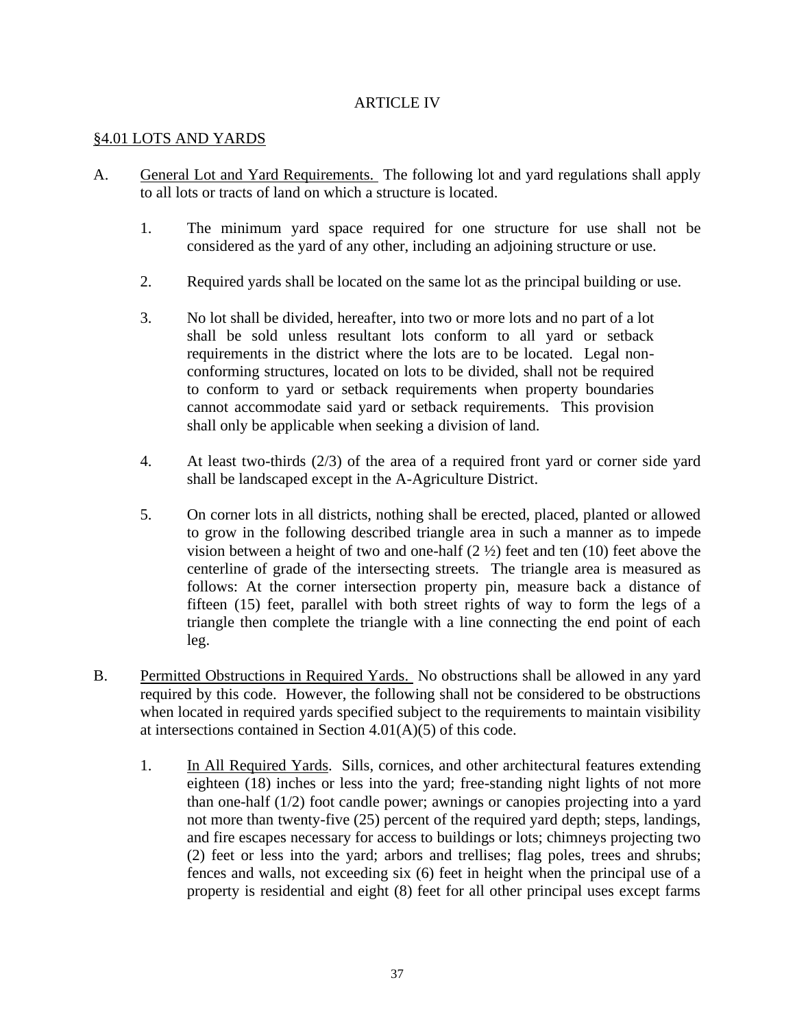# ARTICLE IV

## §4.01 LOTS AND YARDS

A. General Lot and Yard Requirements. The following lot and yard regulations shall apply to all lots or tracts of land on which a structure is located.

1. The minimum yard space required for one structure for use shall not be considered as the yard of any other, including an adjoining structure or use.

2. Required yards shall be located on the same lot as the principal building or use.

3. No lot shall be divided, hereafter, into two or more lots and no part of a lot shall be sold unless resultant lots conform to all yard or setback requirements in the district where the lots are to be located. Legal non-conforming structures, located on lots to be divided, shall not be required to conform to yard or setback requirements when property boundaries cannot accommodate said yard or setback requirements. This provision shall only be applicable when seeking a division of land.

4. At least two-thirds (2/3) of the area of a required front yard or corner side yard shall be landscaped except in the A-Agriculture District.

5. On corner lots in all districts, nothing shall be erected, placed, planted or allowed to grow in the following described triangle area in such a manner as to impede vision between a height of two and one-half (2 ½) feet and ten (10) feet above the centerline of grade of the intersecting streets. The triangle area is measured as follows: At the corner intersection property pin, measure back a distance of fifteen (15) feet, parallel with both street rights of way to form the legs of a triangle then complete the triangle with a line connecting the end point of each leg.

B. Permitted Obstructions in Required Yards. No obstructions shall be allowed in any yard required by this code. However, the following shall not be considered to be obstructions when located in required yards specified subject to the requirements to maintain visibility at intersections contained in Section 4.01(A)(5) of this code.

1. In All Required Yards. Sills, cornices, and other architectural features extending eighteen (18) inches or less into the yard; free-standing night lights of not more than one-half (1/2) foot candle power; awnings or canopies projecting into a yard not more than twenty-five (25) percent of the required yard depth; steps, landings, and fire escapes necessary for access to buildings or lots; chimneys projecting two (2) feet or less into the yard; arbors and trellises; flag poles, trees and shrubs; fences and walls, not exceeding six (6) feet in height when the principal use of a property is residential and eight (8) feet for all other principal uses except farms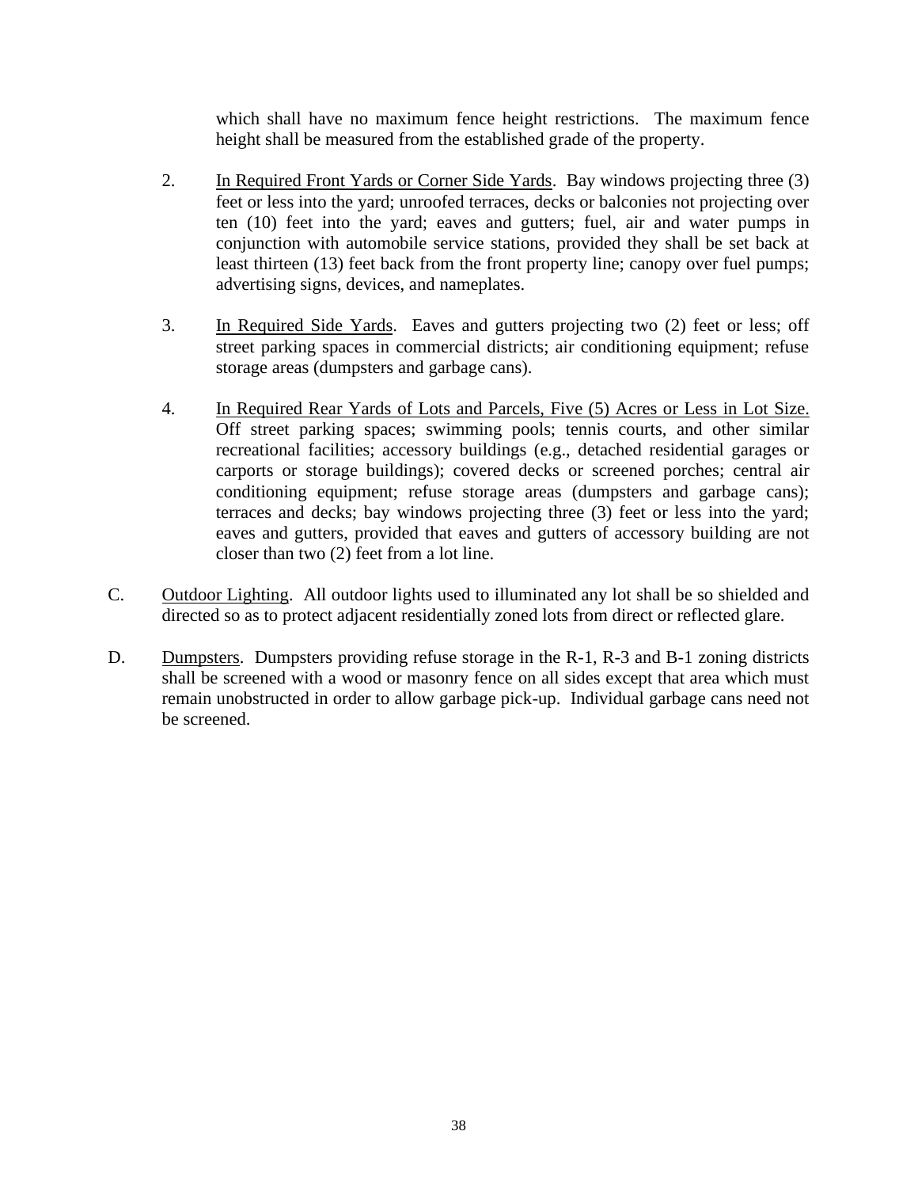which shall have no maximum fence height restrictions. The maximum fence height shall be measured from the established grade of the property.

2. <u>In Required Front Yards or Corner Side Yards</u>. Bay windows projecting three (3) feet or less into the yard; unroofed terraces, decks or balconies not projecting over ten (10) feet into the yard; eaves and gutters; fuel, air and water pumps in conjunction with automobile service stations, provided they shall be set back at least thirteen (13) feet back from the front property line; canopy over fuel pumps; advertising signs, devices, and nameplates.

3. <u>In Required Side Yards</u>. Eaves and gutters projecting two (2) feet or less; off street parking spaces in commercial districts; air conditioning equipment; refuse storage areas (dumpsters and garbage cans).

4. <u>In Required Rear Yards of Lots and Parcels, Five (5) Acres or Less in Lot Size.</u> Off street parking spaces; swimming pools; tennis courts, and other similar recreational facilities; accessory buildings (e.g., detached residential garages or carports or storage buildings); covered decks or screened porches; central air conditioning equipment; refuse storage areas (dumpsters and garbage cans); terraces and decks; bay windows projecting three (3) feet or less into the yard; eaves and gutters, provided that eaves and gutters of accessory building are not closer than two (2) feet from a lot line.

C. <u>Outdoor Lighting</u>. All outdoor lights used to illuminated any lot shall be so shielded and directed so as to protect adjacent residentially zoned lots from direct or reflected glare.

D. <u>Dumpsters</u>. Dumpsters providing refuse storage in the R-1, R-3 and B-1 zoning districts shall be screened with a wood or masonry fence on all sides except that area which must remain unobstructed in order to allow garbage pick-up. Individual garbage cans need not be screened.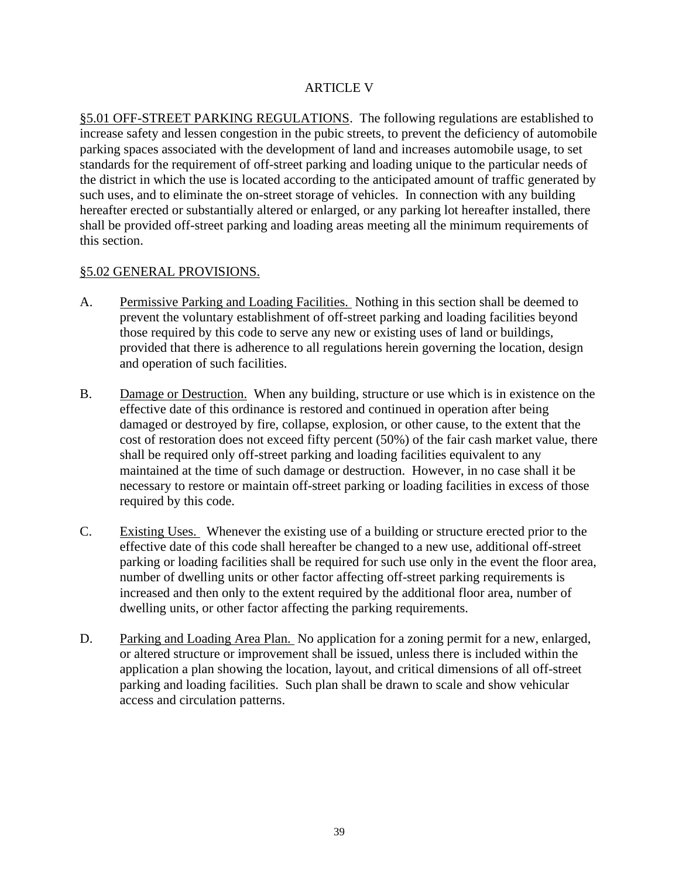# ARTICLE V

<u>§5.01 OFF-STREET PARKING REGULATIONS</u>. The following regulations are established to increase safety and lessen congestion in the pubic streets, to prevent the deficiency of automobile parking spaces associated with the development of land and increases automobile usage, to set standards for the requirement of off-street parking and loading unique to the particular needs of the district in which the use is located according to the anticipated amount of traffic generated by such uses, and to eliminate the on-street storage of vehicles. In connection with any building hereafter erected or substantially altered or enlarged, or any parking lot hereafter installed, there shall be provided off-street parking and loading areas meeting all the minimum requirements of this section.

## <u>§5.02 GENERAL PROVISIONS.</u>

A. <u>Permissive Parking and Loading Facilities.</u> Nothing in this section shall be deemed to prevent the voluntary establishment of off-street parking and loading facilities beyond those required by this code to serve any new or existing uses of land or buildings, provided that there is adherence to all regulations herein governing the location, design and operation of such facilities.

B. <u>Damage or Destruction.</u> When any building, structure or use which is in existence on the effective date of this ordinance is restored and continued in operation after being damaged or destroyed by fire, collapse, explosion, or other cause, to the extent that the cost of restoration does not exceed fifty percent (50%) of the fair cash market value, there shall be required only off-street parking and loading facilities equivalent to any maintained at the time of such damage or destruction. However, in no case shall it be necessary to restore or maintain off-street parking or loading facilities in excess of those required by this code.

C. <u>Existing Uses.</u> Whenever the existing use of a building or structure erected prior to the effective date of this code shall hereafter be changed to a new use, additional off-street parking or loading facilities shall be required for such use only in the event the floor area, number of dwelling units or other factor affecting off-street parking requirements is increased and then only to the extent required by the additional floor area, number of dwelling units, or other factor affecting the parking requirements.

D. <u>Parking and Loading Area Plan.</u> No application for a zoning permit for a new, enlarged, or altered structure or improvement shall be issued, unless there is included within the application a plan showing the location, layout, and critical dimensions of all off-street parking and loading facilities. Such plan shall be drawn to scale and show vehicular access and circulation patterns.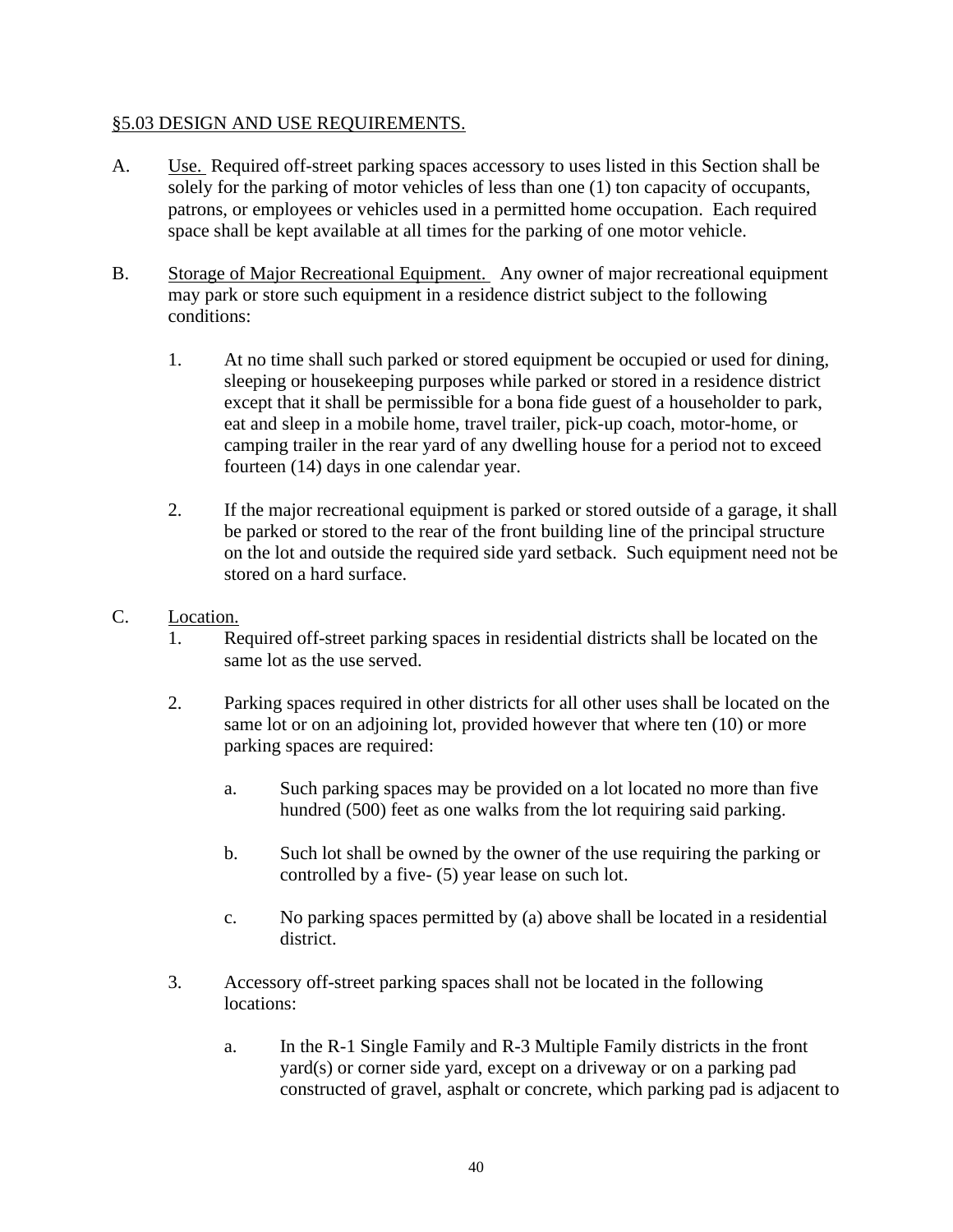## §5.03 DESIGN AND USE REQUIREMENTS.

A. Use. Required off-street parking spaces accessory to uses listed in this Section shall be solely for the parking of motor vehicles of less than one (1) ton capacity of occupants, patrons, or employees or vehicles used in a permitted home occupation. Each required space shall be kept available at all times for the parking of one motor vehicle.

B. Storage of Major Recreational Equipment. Any owner of major recreational equipment may park or store such equipment in a residence district subject to the following conditions:

 1. At no time shall such parked or stored equipment be occupied or used for dining, sleeping or housekeeping purposes while parked or stored in a residence district except that it shall be permissible for a bona fide guest of a householder to park, eat and sleep in a mobile home, travel trailer, pick-up coach, motor-home, or camping trailer in the rear yard of any dwelling house for a period not to exceed fourteen (14) days in one calendar year.

 2. If the major recreational equipment is parked or stored outside of a garage, it shall be parked or stored to the rear of the front building line of the principal structure on the lot and outside the required side yard setback. Such equipment need not be stored on a hard surface.

C. Location.

 1. Required off-street parking spaces in residential districts shall be located on the same lot as the use served.

 2. Parking spaces required in other districts for all other uses shall be located on the same lot or on an adjoining lot, provided however that where ten (10) or more parking spaces are required:

  a. Such parking spaces may be provided on a lot located no more than five hundred (500) feet as one walks from the lot requiring said parking.

  b. Such lot shall be owned by the owner of the use requiring the parking or controlled by a five- (5) year lease on such lot.

  c. No parking spaces permitted by (a) above shall be located in a residential district.

 3. Accessory off-street parking spaces shall not be located in the following locations:

  a. In the R-1 Single Family and R-3 Multiple Family districts in the front yard(s) or corner side yard, except on a driveway or on a parking pad constructed of gravel, asphalt or concrete, which parking pad is adjacent to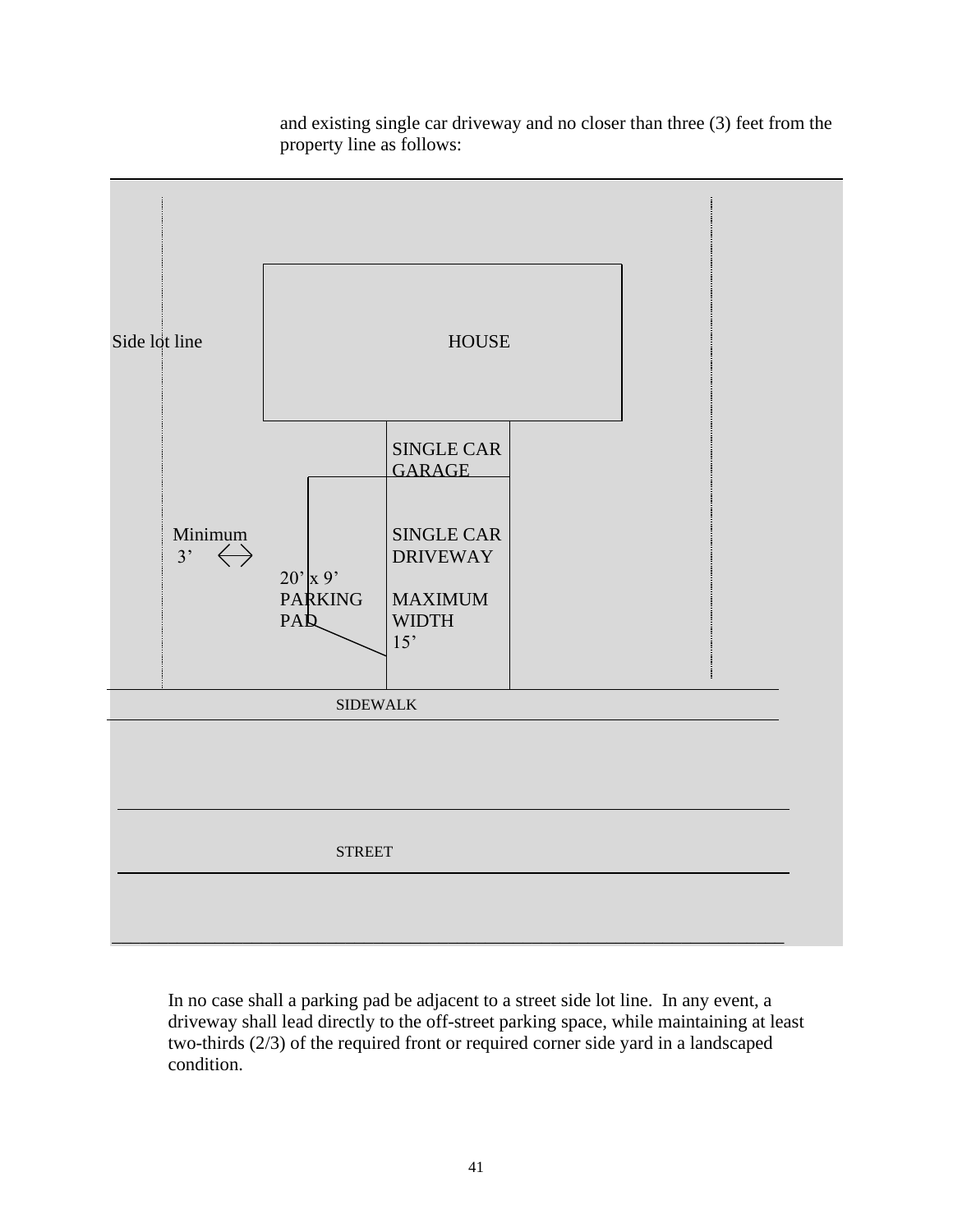and existing single car driveway and no closer than three (3) feet from the property line as follows:

Side lot line

HOUSE

SINGLE CAR GARAGE

Minimum 3'

20' x 9' PARKING PAD

SINGLE CAR DRIVEWAY

MAXIMUM WIDTH 15'

SIDEWALK

STREET

In no case shall a parking pad be adjacent to a street side lot line. In any event, a driveway shall lead directly to the off-street parking space, while maintaining at least two-thirds (2/3) of the required front or required corner side yard in a landscaped condition.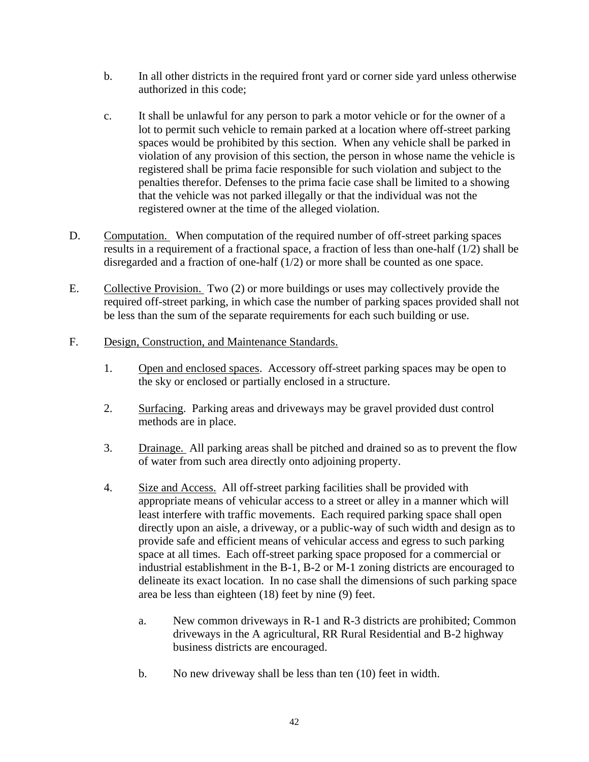b. In all other districts in the required front yard or corner side yard unless otherwise authorized in this code;

c. It shall be unlawful for any person to park a motor vehicle or for the owner of a lot to permit such vehicle to remain parked at a location where off-street parking spaces would be prohibited by this section. When any vehicle shall be parked in violation of any provision of this section, the person in whose name the vehicle is registered shall be prima facie responsible for such violation and subject to the penalties therefor. Defenses to the prima facie case shall be limited to a showing that the vehicle was not parked illegally or that the individual was not the registered owner at the time of the alleged violation.

D. <u>Computation.</u> When computation of the required number of off-street parking spaces results in a requirement of a fractional space, a fraction of less than one-half (1/2) shall be disregarded and a fraction of one-half (1/2) or more shall be counted as one space.

E. <u>Collective Provision.</u> Two (2) or more buildings or uses may collectively provide the required off-street parking, in which case the number of parking spaces provided shall not be less than the sum of the separate requirements for each such building or use.

F. <u>Design, Construction, and Maintenance Standards.</u>

1. <u>Open and enclosed spaces</u>. Accessory off-street parking spaces may be open to the sky or enclosed or partially enclosed in a structure.

2. <u>Surfacing</u>. Parking areas and driveways may be gravel provided dust control methods are in place.

3. <u>Drainage.</u> All parking areas shall be pitched and drained so as to prevent the flow of water from such area directly onto adjoining property.

4. <u>Size and Access.</u> All off-street parking facilities shall be provided with appropriate means of vehicular access to a street or alley in a manner which will least interfere with traffic movements. Each required parking space shall open directly upon an aisle, a driveway, or a public-way of such width and design as to provide safe and efficient means of vehicular access and egress to such parking space at all times. Each off-street parking space proposed for a commercial or industrial establishment in the B-1, B-2 or M-1 zoning districts are encouraged to delineate its exact location. In no case shall the dimensions of such parking space area be less than eighteen (18) feet by nine (9) feet.

   a. New common driveways in R-1 and R-3 districts are prohibited; Common driveways in the A agricultural, RR Rural Residential and B-2 highway business districts are encouraged.

   b. No new driveway shall be less than ten (10) feet in width.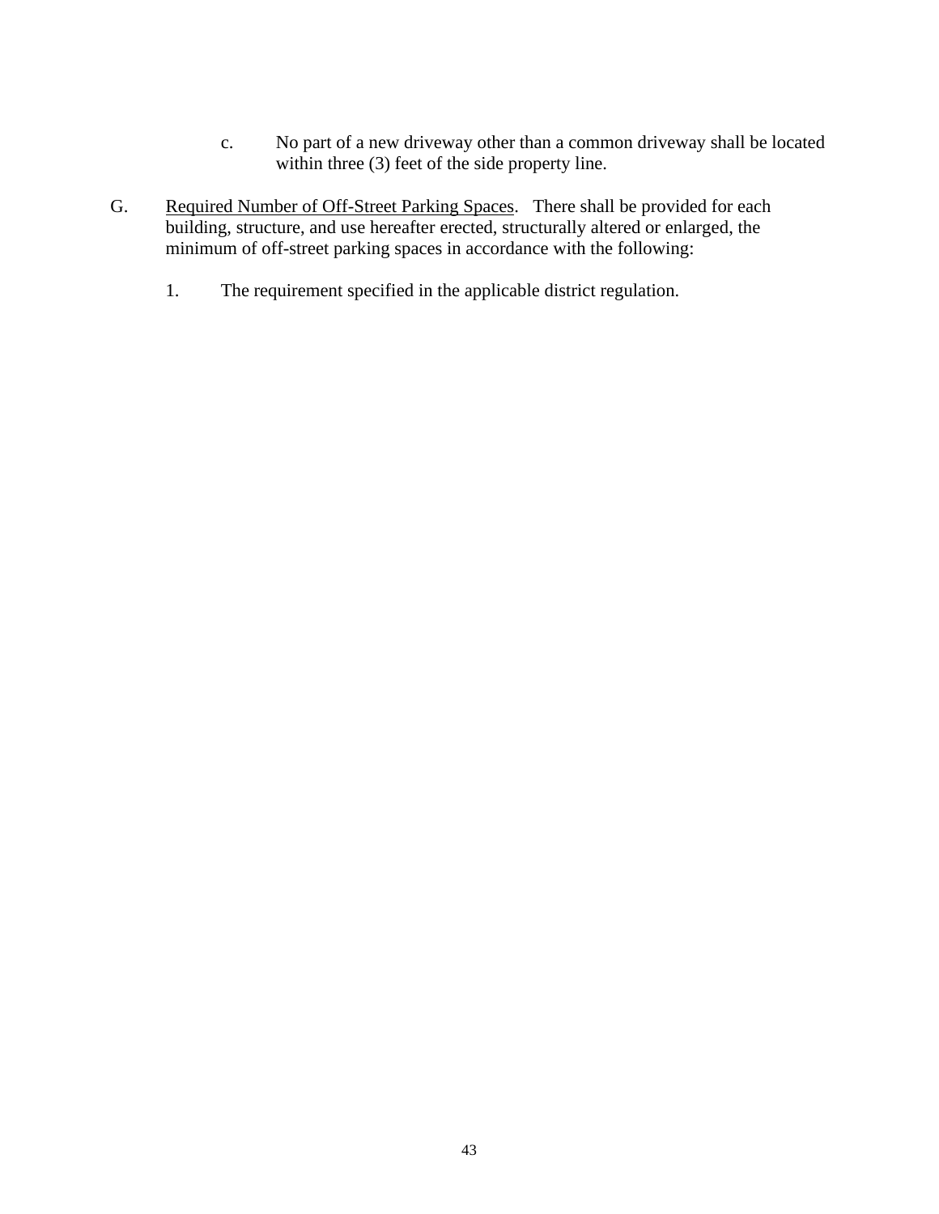c. No part of a new driveway other than a common driveway shall be located within three (3) feet of the side property line.

G. Required Number of Off-Street Parking Spaces. There shall be provided for each building, structure, and use hereafter erected, structurally altered or enlarged, the minimum of off-street parking spaces in accordance with the following:

1. The requirement specified in the applicable district regulation.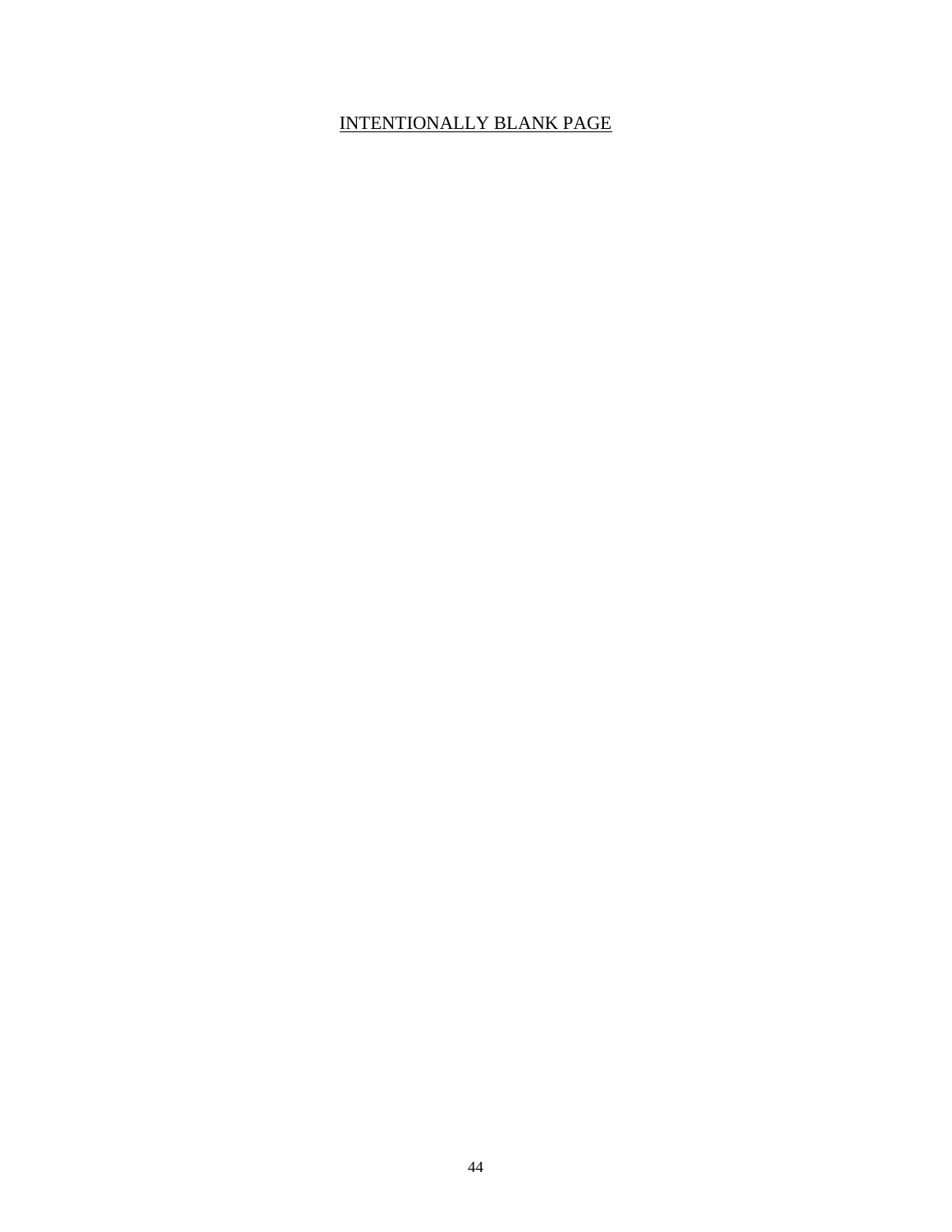<u>INTENTIONALLY BLANK PAGE</u>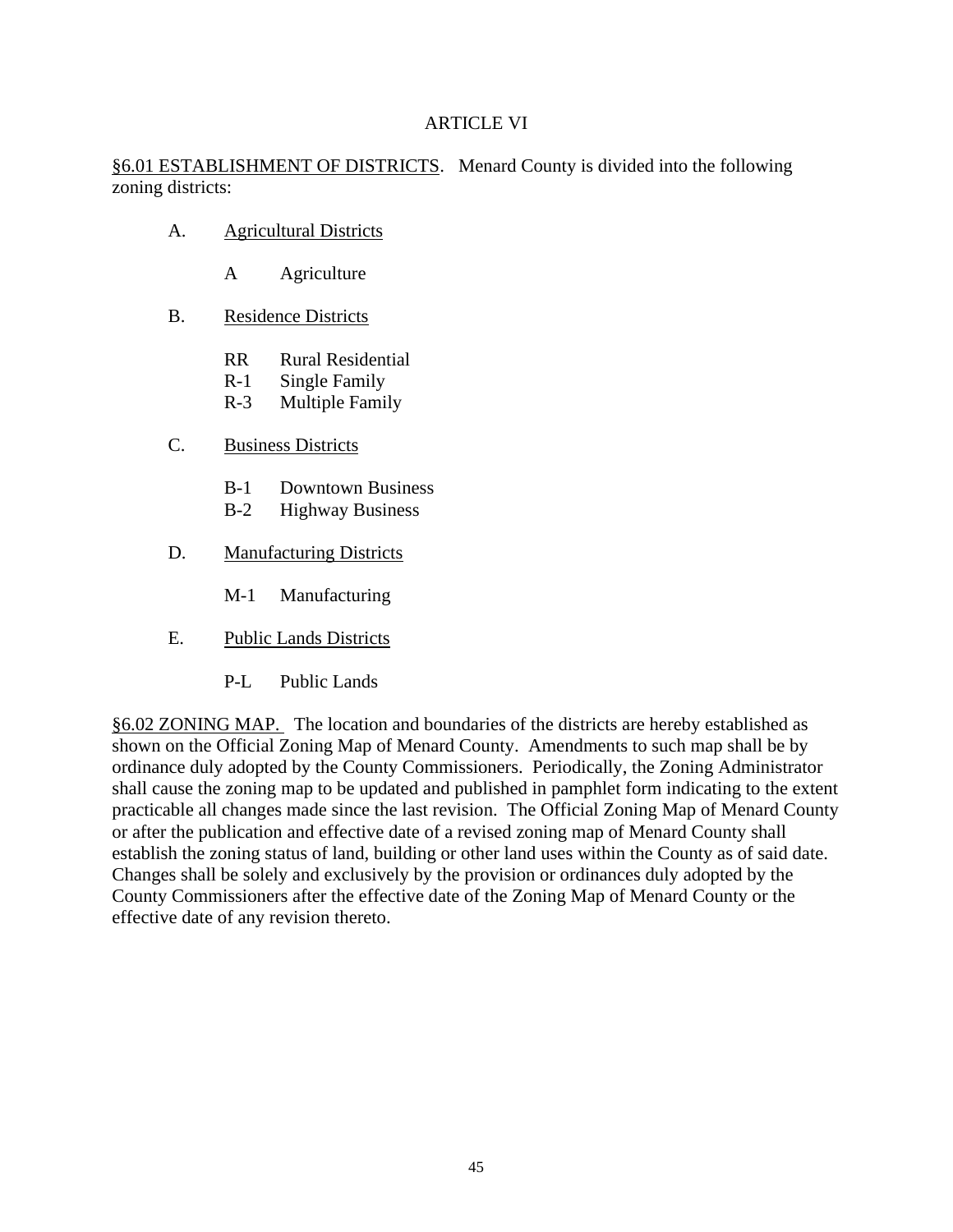# ARTICLE VI

<u>§6.01 ESTABLISHMENT OF DISTRICTS</u>. Menard County is divided into the following zoning districts:

A. <u>Agricultural Districts</u>

   A Agriculture

B. <u>Residence Districts</u>

   RR Rural Residential
   R-1 Single Family
   R-3 Multiple Family

C. <u>Business Districts</u>

   B-1 Downtown Business
   B-2 Highway Business

D. <u>Manufacturing Districts</u>

   M-1 Manufacturing

E. <u>Public Lands Districts</u>

   P-L Public Lands

<u>§6.02 ZONING MAP.</u> The location and boundaries of the districts are hereby established as shown on the Official Zoning Map of Menard County. Amendments to such map shall be by ordinance duly adopted by the County Commissioners. Periodically, the Zoning Administrator shall cause the zoning map to be updated and published in pamphlet form indicating to the extent practicable all changes made since the last revision. The Official Zoning Map of Menard County or after the publication and effective date of a revised zoning map of Menard County shall establish the zoning status of land, building or other land uses within the County as of said date. Changes shall be solely and exclusively by the provision or ordinances duly adopted by the County Commissioners after the effective date of the Zoning Map of Menard County or the effective date of any revision thereto.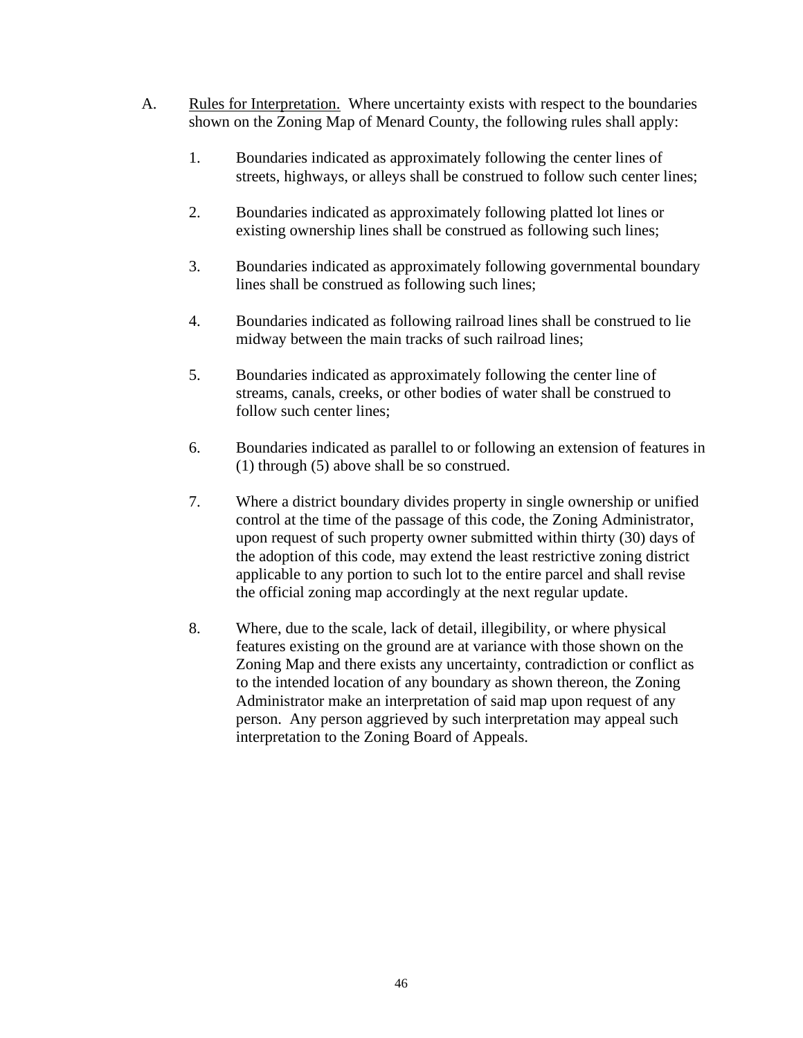A. <u>Rules for Interpretation.</u> Where uncertainty exists with respect to the boundaries shown on the Zoning Map of Menard County, the following rules shall apply:

1. Boundaries indicated as approximately following the center lines of streets, highways, or alleys shall be construed to follow such center lines;

2. Boundaries indicated as approximately following platted lot lines or existing ownership lines shall be construed as following such lines;

3. Boundaries indicated as approximately following governmental boundary lines shall be construed as following such lines;

4. Boundaries indicated as following railroad lines shall be construed to lie midway between the main tracks of such railroad lines;

5. Boundaries indicated as approximately following the center line of streams, canals, creeks, or other bodies of water shall be construed to follow such center lines;

6. Boundaries indicated as parallel to or following an extension of features in (1) through (5) above shall be so construed.

7. Where a district boundary divides property in single ownership or unified control at the time of the passage of this code, the Zoning Administrator, upon request of such property owner submitted within thirty (30) days of the adoption of this code, may extend the least restrictive zoning district applicable to any portion to such lot to the entire parcel and shall revise the official zoning map accordingly at the next regular update.

8. Where, due to the scale, lack of detail, illegibility, or where physical features existing on the ground are at variance with those shown on the Zoning Map and there exists any uncertainty, contradiction or conflict as to the intended location of any boundary as shown thereon, the Zoning Administrator make an interpretation of said map upon request of any person. Any person aggrieved by such interpretation may appeal such interpretation to the Zoning Board of Appeals.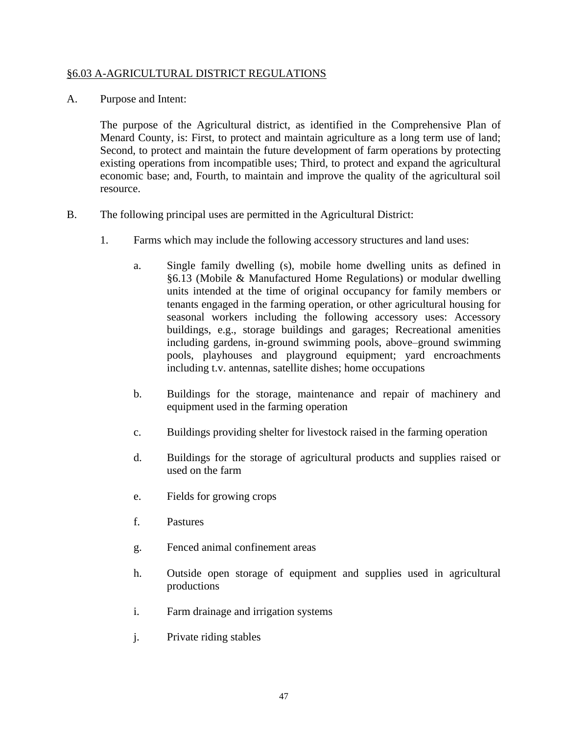## §6.03 A-AGRICULTURAL DISTRICT REGULATIONS

A. Purpose and Intent:

The purpose of the Agricultural district, as identified in the Comprehensive Plan of Menard County, is: First, to protect and maintain agriculture as a long term use of land; Second, to protect and maintain the future development of farm operations by protecting existing operations from incompatible uses; Third, to protect and expand the agricultural economic base; and, Fourth, to maintain and improve the quality of the agricultural soil resource.

B. The following principal uses are permitted in the Agricultural District:

1. Farms which may include the following accessory structures and land uses:

   a. Single family dwelling (s), mobile home dwelling units as defined in §6.13 (Mobile & Manufactured Home Regulations) or modular dwelling units intended at the time of original occupancy for family members or tenants engaged in the farming operation, or other agricultural housing for seasonal workers including the following accessory uses: Accessory buildings, e.g., storage buildings and garages; Recreational amenities including gardens, in-ground swimming pools, above–ground swimming pools, playhouses and playground equipment; yard encroachments including t.v. antennas, satellite dishes; home occupations

   b. Buildings for the storage, maintenance and repair of machinery and equipment used in the farming operation

   c. Buildings providing shelter for livestock raised in the farming operation

   d. Buildings for the storage of agricultural products and supplies raised or used on the farm

   e. Fields for growing crops

   f. Pastures

   g. Fenced animal confinement areas

   h. Outside open storage of equipment and supplies used in agricultural productions

   i. Farm drainage and irrigation systems

   j. Private riding stables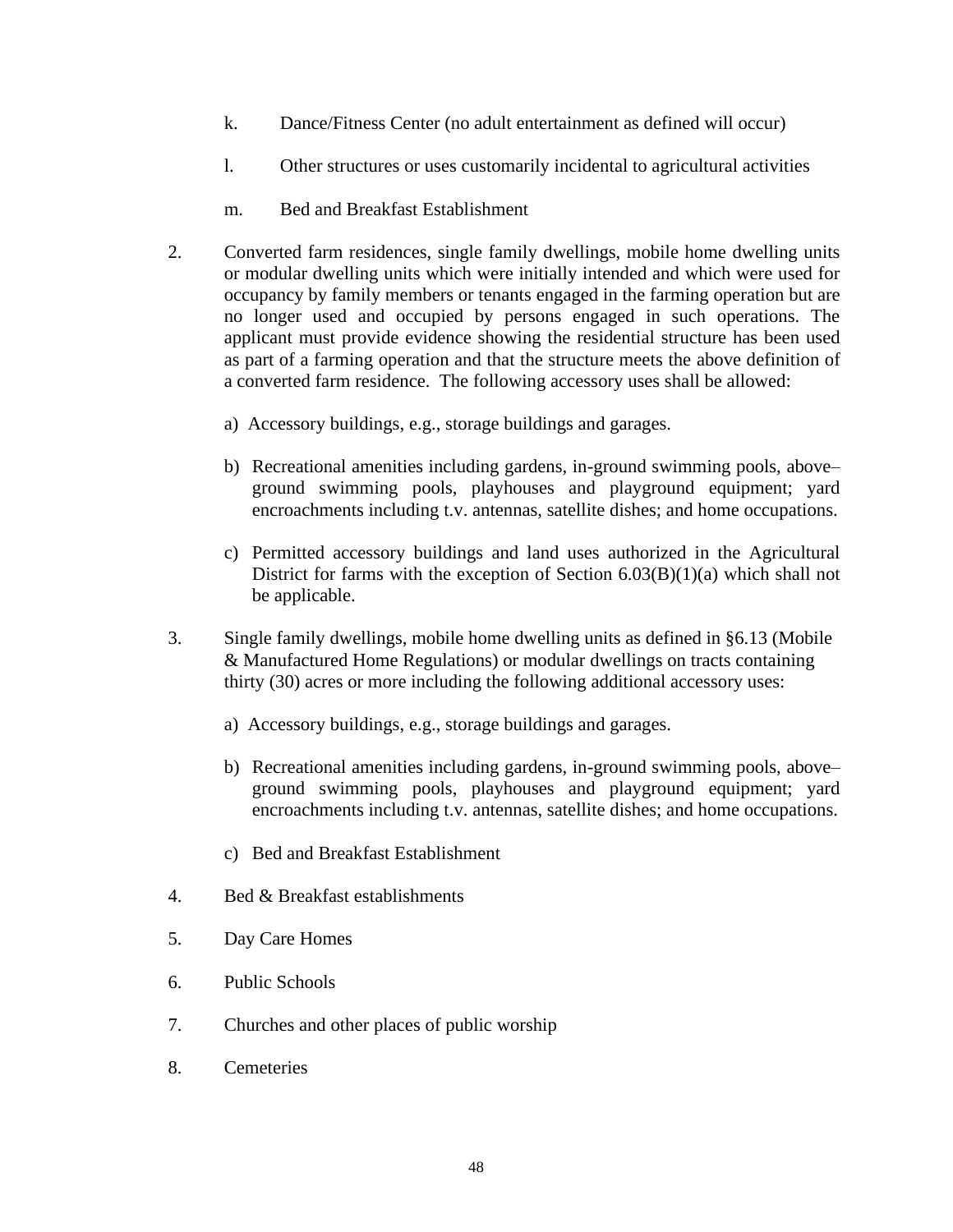k. Dance/Fitness Center (no adult entertainment as defined will occur)

l. Other structures or uses customarily incidental to agricultural activities

m. Bed and Breakfast Establishment

2. Converted farm residences, single family dwellings, mobile home dwelling units or modular dwelling units which were initially intended and which were used for occupancy by family members or tenants engaged in the farming operation but are no longer used and occupied by persons engaged in such operations. The applicant must provide evidence showing the residential structure has been used as part of a farming operation and that the structure meets the above definition of a converted farm residence. The following accessory uses shall be allowed:

   a) Accessory buildings, e.g., storage buildings and garages.

   b) Recreational amenities including gardens, in-ground swimming pools, above–ground swimming pools, playhouses and playground equipment; yard encroachments including t.v. antennas, satellite dishes; and home occupations.

   c) Permitted accessory buildings and land uses authorized in the Agricultural District for farms with the exception of Section 6.03(B)(1)(a) which shall not be applicable.

3. Single family dwellings, mobile home dwelling units as defined in §6.13 (Mobile & Manufactured Home Regulations) or modular dwellings on tracts containing thirty (30) acres or more including the following additional accessory uses:

   a) Accessory buildings, e.g., storage buildings and garages.

   b) Recreational amenities including gardens, in-ground swimming pools, above–ground swimming pools, playhouses and playground equipment; yard encroachments including t.v. antennas, satellite dishes; and home occupations.

   c) Bed and Breakfast Establishment

4. Bed & Breakfast establishments

5. Day Care Homes

6. Public Schools

7. Churches and other places of public worship

8. Cemeteries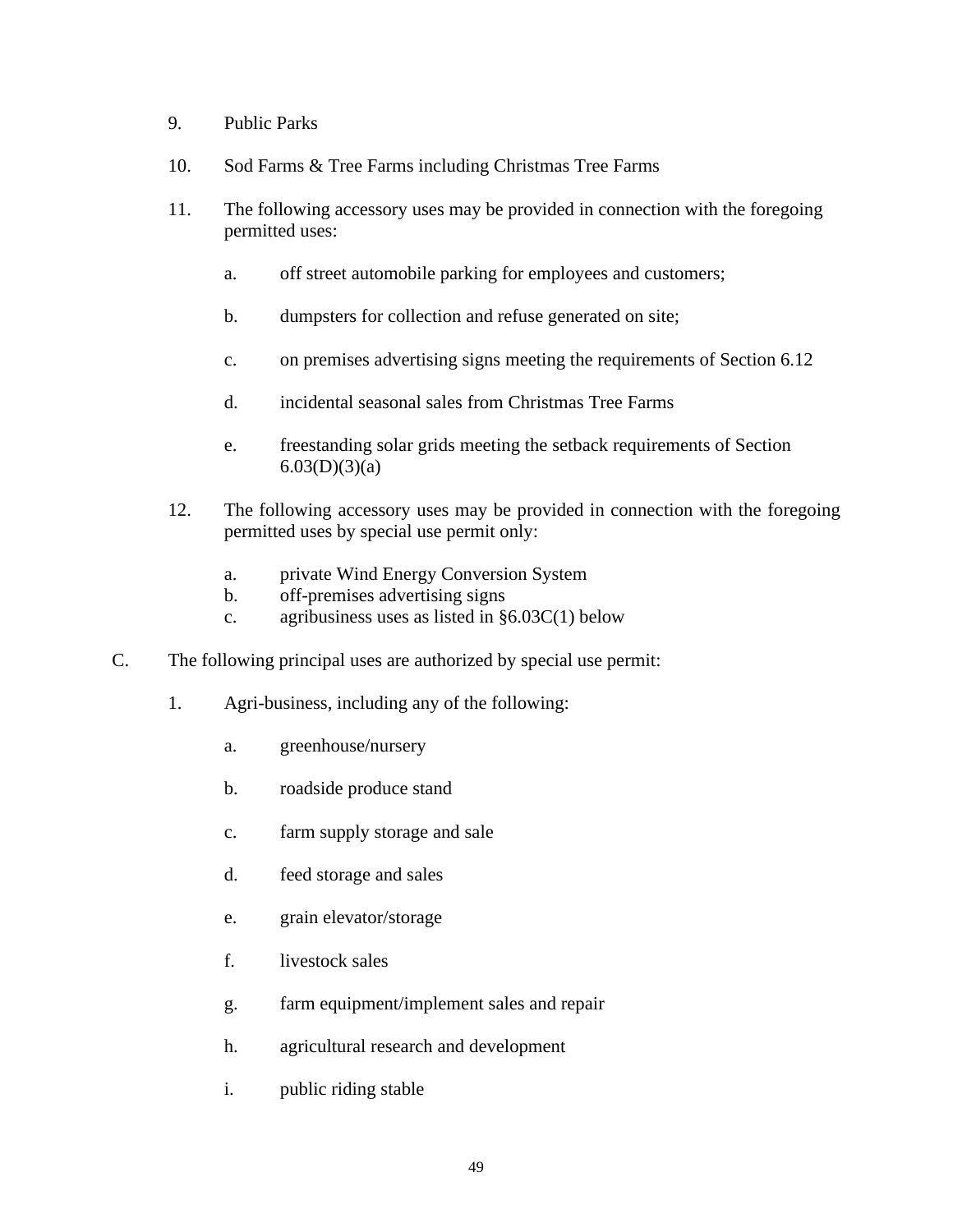9. Public Parks

10. Sod Farms & Tree Farms including Christmas Tree Farms

11. The following accessory uses may be provided in connection with the foregoing permitted uses:

    a. off street automobile parking for employees and customers;

    b. dumpsters for collection and refuse generated on site;

    c. on premises advertising signs meeting the requirements of Section 6.12

    d. incidental seasonal sales from Christmas Tree Farms

    e. freestanding solar grids meeting the setback requirements of Section 6.03(D)(3)(a)

12. The following accessory uses may be provided in connection with the foregoing permitted uses by special use permit only:

    a. private Wind Energy Conversion System
    b. off-premises advertising signs
    c. agribusiness uses as listed in §6.03C(1) below

C. The following principal uses are authorized by special use permit:

1. Agri-business, including any of the following:

    a. greenhouse/nursery

    b. roadside produce stand

    c. farm supply storage and sale

    d. feed storage and sales

    e. grain elevator/storage

    f. livestock sales

    g. farm equipment/implement sales and repair

    h. agricultural research and development

    i. public riding stable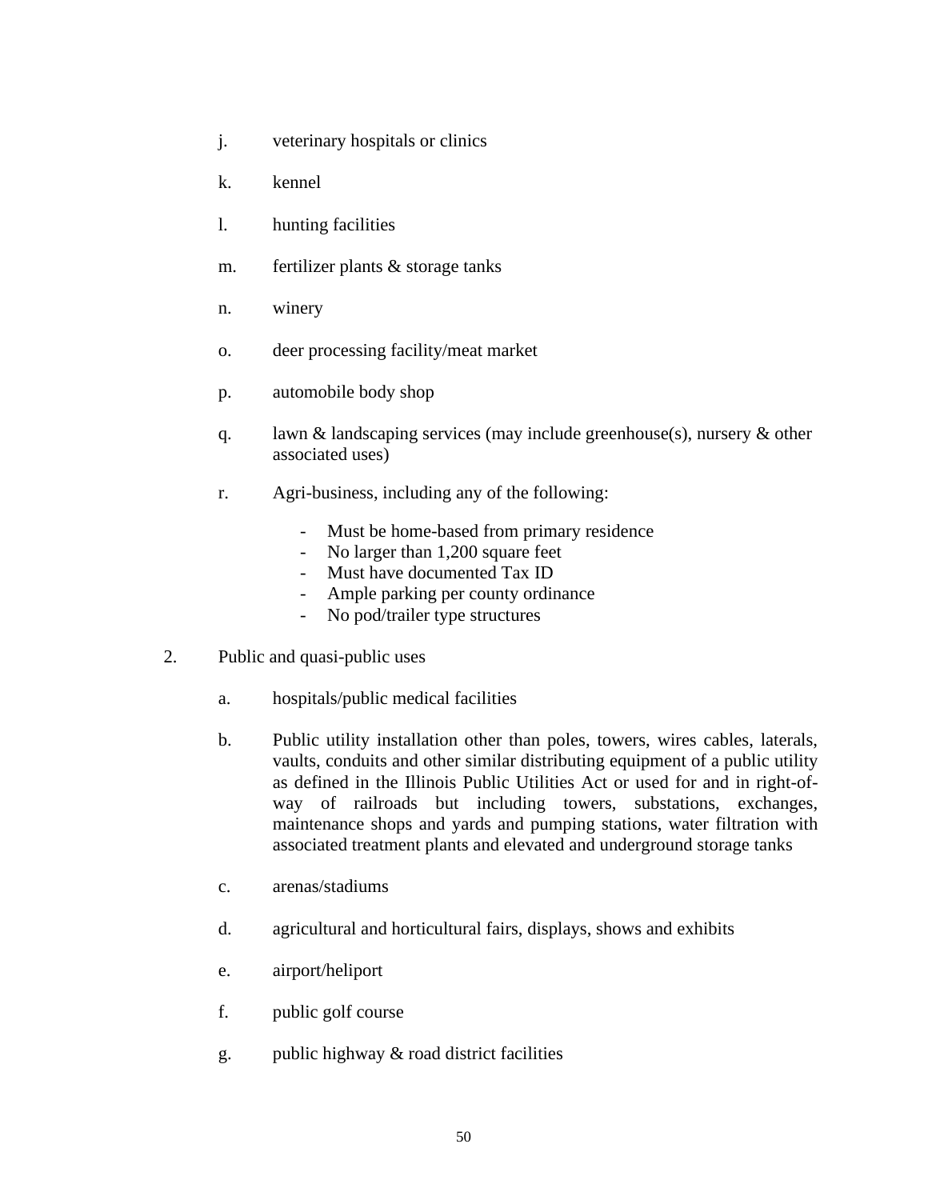j. veterinary hospitals or clinics

k. kennel

l. hunting facilities

m. fertilizer plants & storage tanks

n. winery

o. deer processing facility/meat market

p. automobile body shop

q. lawn & landscaping services (may include greenhouse(s), nursery & other associated uses)

r. Agri-business, including any of the following:

   - Must be home-based from primary residence
   - No larger than 1,200 square feet
   - Must have documented Tax ID
   - Ample parking per county ordinance
   - No pod/trailer type structures

2. Public and quasi-public uses

   a. hospitals/public medical facilities

   b. Public utility installation other than poles, towers, wires cables, laterals, vaults, conduits and other similar distributing equipment of a public utility as defined in the Illinois Public Utilities Act or used for and in right-of-way of railroads but including towers, substations, exchanges, maintenance shops and yards and pumping stations, water filtration with associated treatment plants and elevated and underground storage tanks

   c. arenas/stadiums

   d. agricultural and horticultural fairs, displays, shows and exhibits

   e. airport/heliport

   f. public golf course

   g. public highway & road district facilities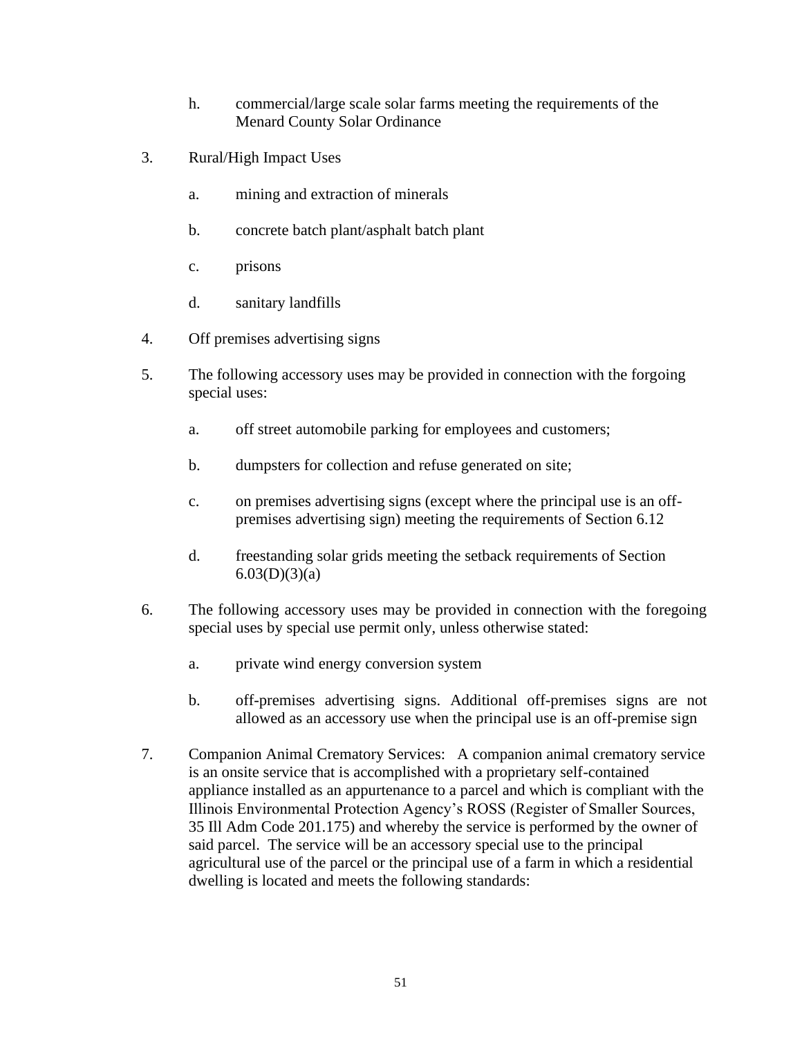h. commercial/large scale solar farms meeting the requirements of the Menard County Solar Ordinance

3. Rural/High Impact Uses

   a. mining and extraction of minerals

   b. concrete batch plant/asphalt batch plant

   c. prisons

   d. sanitary landfills

4. Off premises advertising signs

5. The following accessory uses may be provided in connection with the forgoing special uses:

   a. off street automobile parking for employees and customers;

   b. dumpsters for collection and refuse generated on site;

   c. on premises advertising signs (except where the principal use is an off-premises advertising sign) meeting the requirements of Section 6.12

   d. freestanding solar grids meeting the setback requirements of Section 6.03(D)(3)(a)

6. The following accessory uses may be provided in connection with the foregoing special uses by special use permit only, unless otherwise stated:

   a. private wind energy conversion system

   b. off-premises advertising signs. Additional off-premises signs are not allowed as an accessory use when the principal use is an off-premise sign

7. Companion Animal Crematory Services: A companion animal crematory service is an onsite service that is accomplished with a proprietary self-contained appliance installed as an appurtenance to a parcel and which is compliant with the Illinois Environmental Protection Agency's ROSS (Register of Smaller Sources, 35 Ill Adm Code 201.175) and whereby the service is performed by the owner of said parcel. The service will be an accessory special use to the principal agricultural use of the parcel or the principal use of a farm in which a residential dwelling is located and meets the following standards: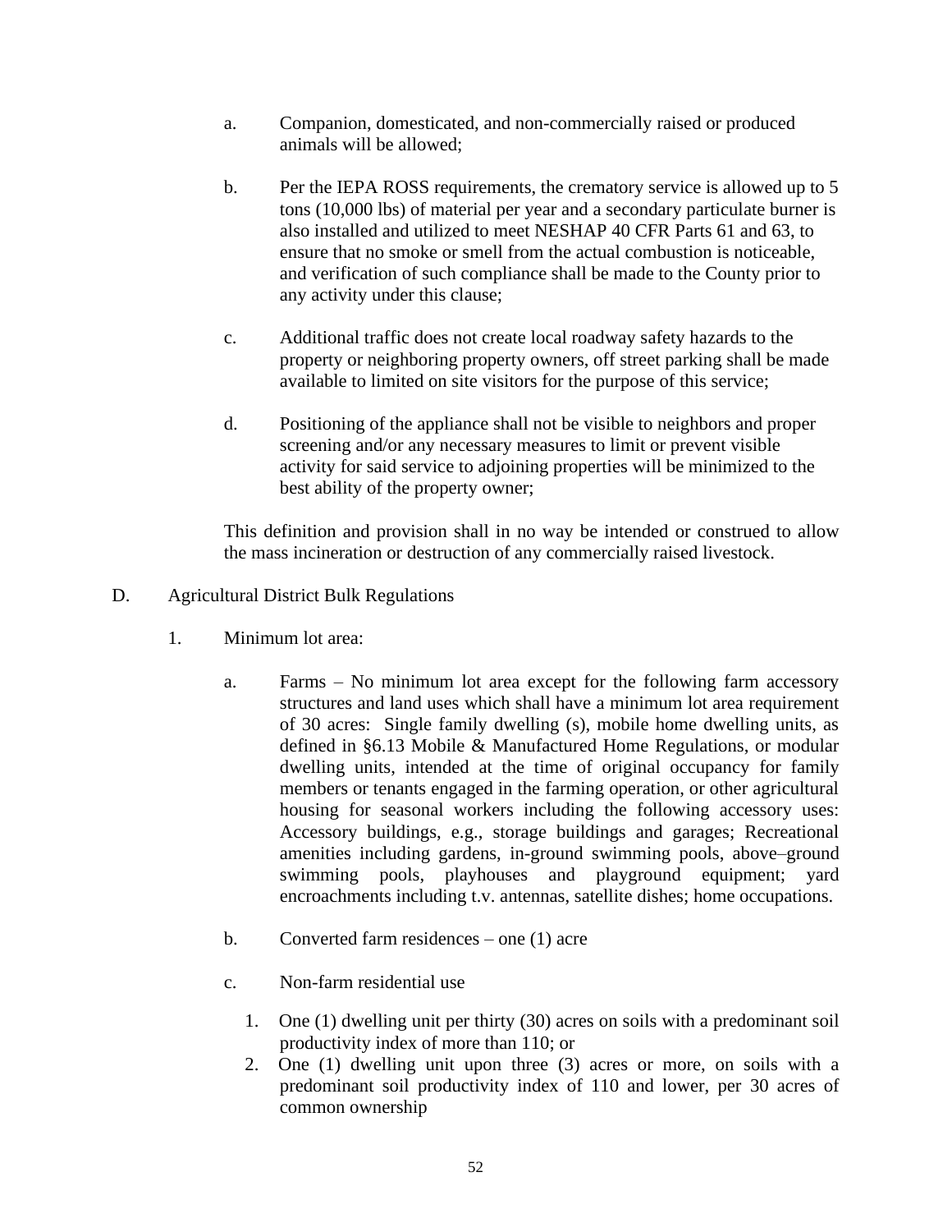a. Companion, domesticated, and non-commercially raised or produced animals will be allowed;

b. Per the IEPA ROSS requirements, the crematory service is allowed up to 5 tons (10,000 lbs) of material per year and a secondary particulate burner is also installed and utilized to meet NESHAP 40 CFR Parts 61 and 63, to ensure that no smoke or smell from the actual combustion is noticeable, and verification of such compliance shall be made to the County prior to any activity under this clause;

c. Additional traffic does not create local roadway safety hazards to the property or neighboring property owners, off street parking shall be made available to limited on site visitors for the purpose of this service;

d. Positioning of the appliance shall not be visible to neighbors and proper screening and/or any necessary measures to limit or prevent visible activity for said service to adjoining properties will be minimized to the best ability of the property owner;

This definition and provision shall in no way be intended or construed to allow the mass incineration or destruction of any commercially raised livestock.

D. Agricultural District Bulk Regulations

1. Minimum lot area:

   a. Farms – No minimum lot area except for the following farm accessory structures and land uses which shall have a minimum lot area requirement of 30 acres: Single family dwelling (s), mobile home dwelling units, as defined in §6.13 Mobile & Manufactured Home Regulations, or modular dwelling units, intended at the time of original occupancy for family members or tenants engaged in the farming operation, or other agricultural housing for seasonal workers including the following accessory uses: Accessory buildings, e.g., storage buildings and garages; Recreational amenities including gardens, in-ground swimming pools, above–ground swimming pools, playhouses and playground equipment; yard encroachments including t.v. antennas, satellite dishes; home occupations.

   b. Converted farm residences – one (1) acre

   c. Non-farm residential use

      1. One (1) dwelling unit per thirty (30) acres on soils with a predominant soil productivity index of more than 110; or
      2. One (1) dwelling unit upon three (3) acres or more, on soils with a predominant soil productivity index of 110 and lower, per 30 acres of common ownership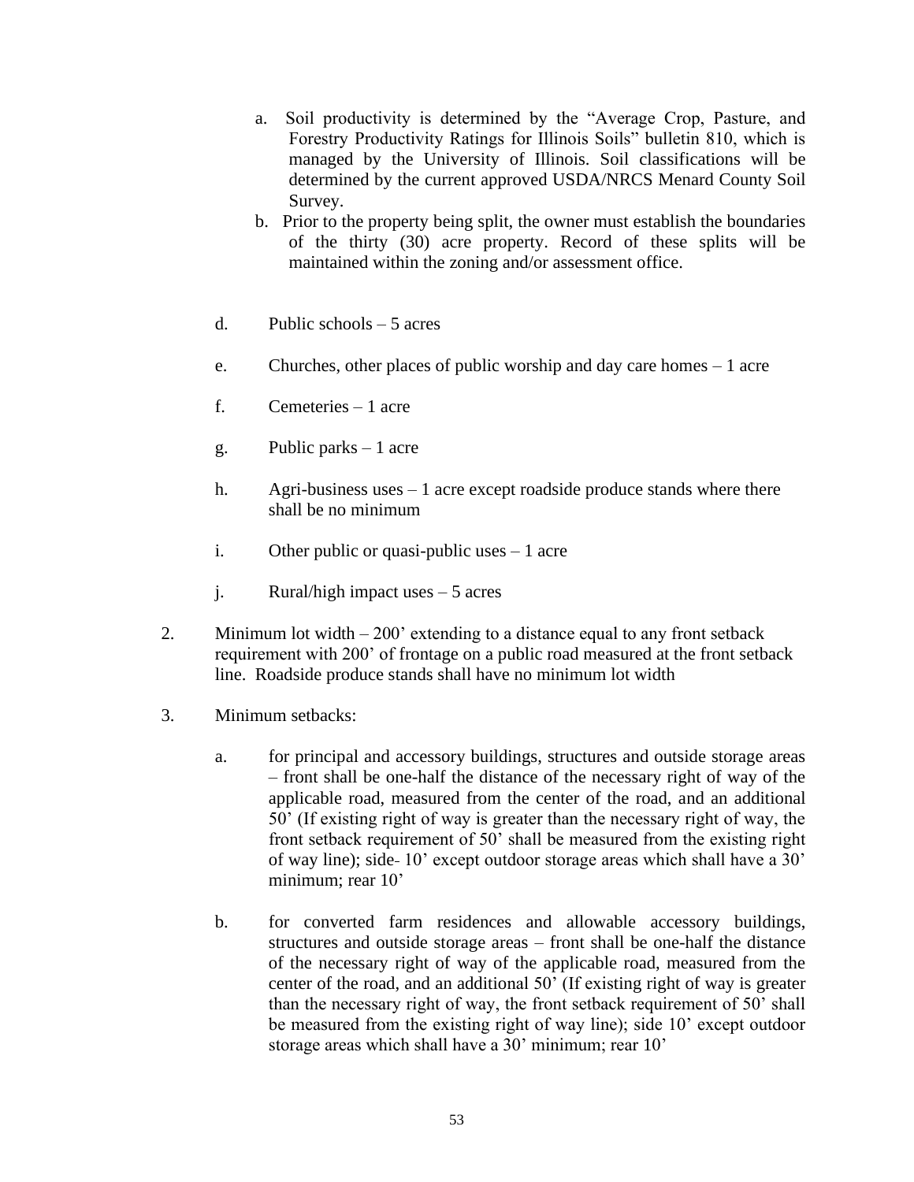a. Soil productivity is determined by the "Average Crop, Pasture, and Forestry Productivity Ratings for Illinois Soils" bulletin 810, which is managed by the University of Illinois. Soil classifications will be determined by the current approved USDA/NRCS Menard County Soil Survey.

b. Prior to the property being split, the owner must establish the boundaries of the thirty (30) acre property. Record of these splits will be maintained within the zoning and/or assessment office.

d. Public schools – 5 acres

e. Churches, other places of public worship and day care homes – 1 acre

f. Cemeteries – 1 acre

g. Public parks – 1 acre

h. Agri-business uses – 1 acre except roadside produce stands where there shall be no minimum

i. Other public or quasi-public uses – 1 acre

j. Rural/high impact uses – 5 acres

2. Minimum lot width – 200' extending to a distance equal to any front setback requirement with 200' of frontage on a public road measured at the front setback line. Roadside produce stands shall have no minimum lot width

3. Minimum setbacks:

   a. for principal and accessory buildings, structures and outside storage areas – front shall be one-half the distance of the necessary right of way of the applicable road, measured from the center of the road, and an additional 50' (If existing right of way is greater than the necessary right of way, the front setback requirement of 50' shall be measured from the existing right of way line); side- 10' except outdoor storage areas which shall have a 30' minimum; rear 10'

   b. for converted farm residences and allowable accessory buildings, structures and outside storage areas – front shall be one-half the distance of the necessary right of way of the applicable road, measured from the center of the road, and an additional 50' (If existing right of way is greater than the necessary right of way, the front setback requirement of 50' shall be measured from the existing right of way line); side 10' except outdoor storage areas which shall have a 30' minimum; rear 10'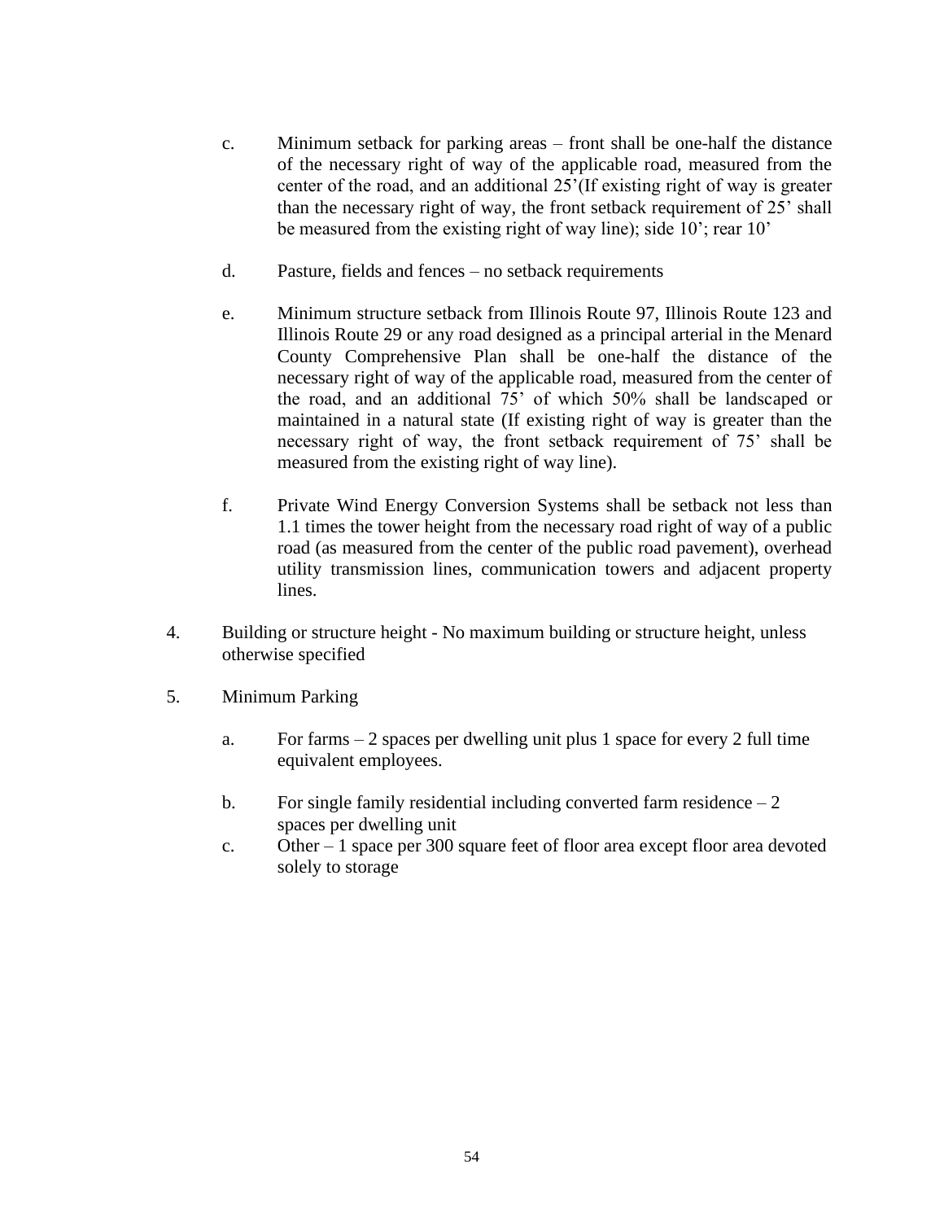c. Minimum setback for parking areas – front shall be one-half the distance of the necessary right of way of the applicable road, measured from the center of the road, and an additional 25’(If existing right of way is greater than the necessary right of way, the front setback requirement of 25’ shall be measured from the existing right of way line); side 10’; rear 10’

d. Pasture, fields and fences – no setback requirements

e. Minimum structure setback from Illinois Route 97, Illinois Route 123 and Illinois Route 29 or any road designed as a principal arterial in the Menard County Comprehensive Plan shall be one-half the distance of the necessary right of way of the applicable road, measured from the center of the road, and an additional 75’ of which 50% shall be landscaped or maintained in a natural state (If existing right of way is greater than the necessary right of way, the front setback requirement of 75’ shall be measured from the existing right of way line).

f. Private Wind Energy Conversion Systems shall be setback not less than 1.1 times the tower height from the necessary road right of way of a public road (as measured from the center of the public road pavement), overhead utility transmission lines, communication towers and adjacent property lines.

4. Building or structure height - No maximum building or structure height, unless otherwise specified

5. Minimum Parking

   a. For farms – 2 spaces per dwelling unit plus 1 space for every 2 full time equivalent employees.

   b. For single family residential including converted farm residence – 2 spaces per dwelling unit

   c. Other – 1 space per 300 square feet of floor area except floor area devoted solely to storage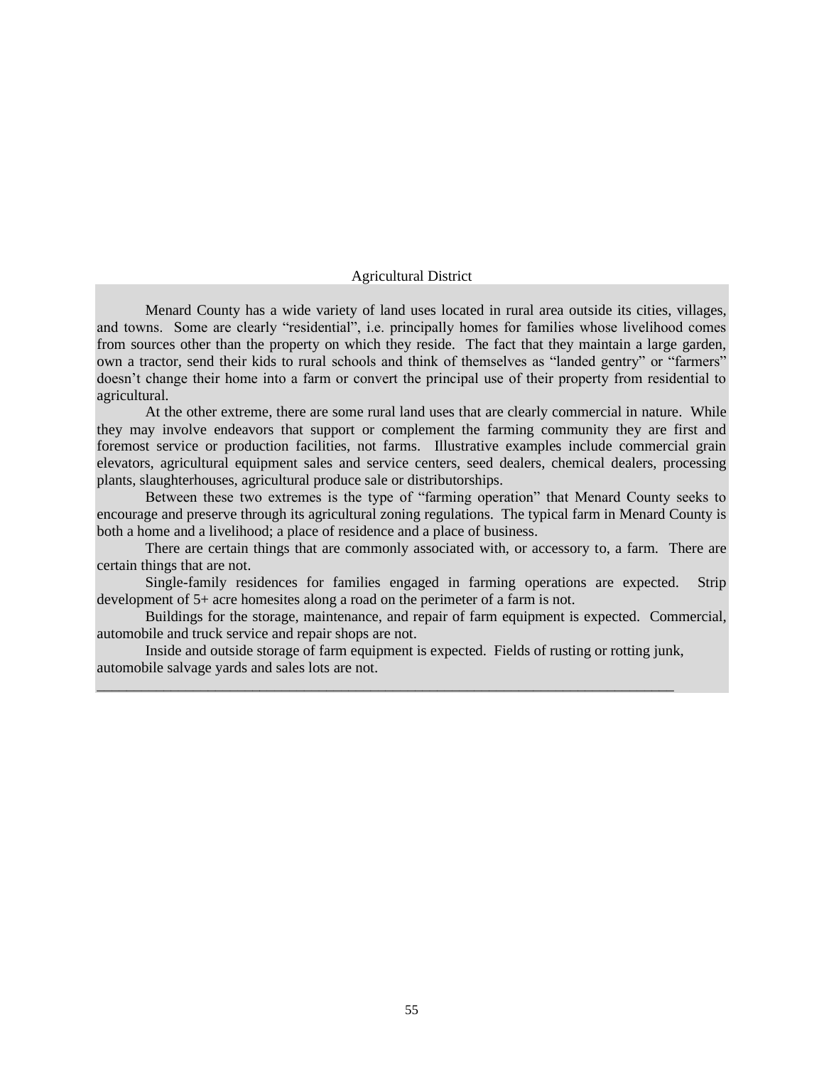## Agricultural District

Menard County has a wide variety of land uses located in rural area outside its cities, villages, and towns. Some are clearly "residential", i.e. principally homes for families whose livelihood comes from sources other than the property on which they reside. The fact that they maintain a large garden, own a tractor, send their kids to rural schools and think of themselves as "landed gentry" or "farmers" doesn't change their home into a farm or convert the principal use of their property from residential to agricultural.

At the other extreme, there are some rural land uses that are clearly commercial in nature. While they may involve endeavors that support or complement the farming community they are first and foremost service or production facilities, not farms. Illustrative examples include commercial grain elevators, agricultural equipment sales and service centers, seed dealers, chemical dealers, processing plants, slaughterhouses, agricultural produce sale or distributorships.

Between these two extremes is the type of "farming operation" that Menard County seeks to encourage and preserve through its agricultural zoning regulations. The typical farm in Menard County is both a home and a livelihood; a place of residence and a place of business.

There are certain things that are commonly associated with, or accessory to, a farm. There are certain things that are not.

Single-family residences for families engaged in farming operations are expected. Strip development of 5+ acre homesites along a road on the perimeter of a farm is not.

Buildings for the storage, maintenance, and repair of farm equipment is expected. Commercial, automobile and truck service and repair shops are not.

Inside and outside storage of farm equipment is expected. Fields of rusting or rotting junk, automobile salvage yards and sales lots are not.

---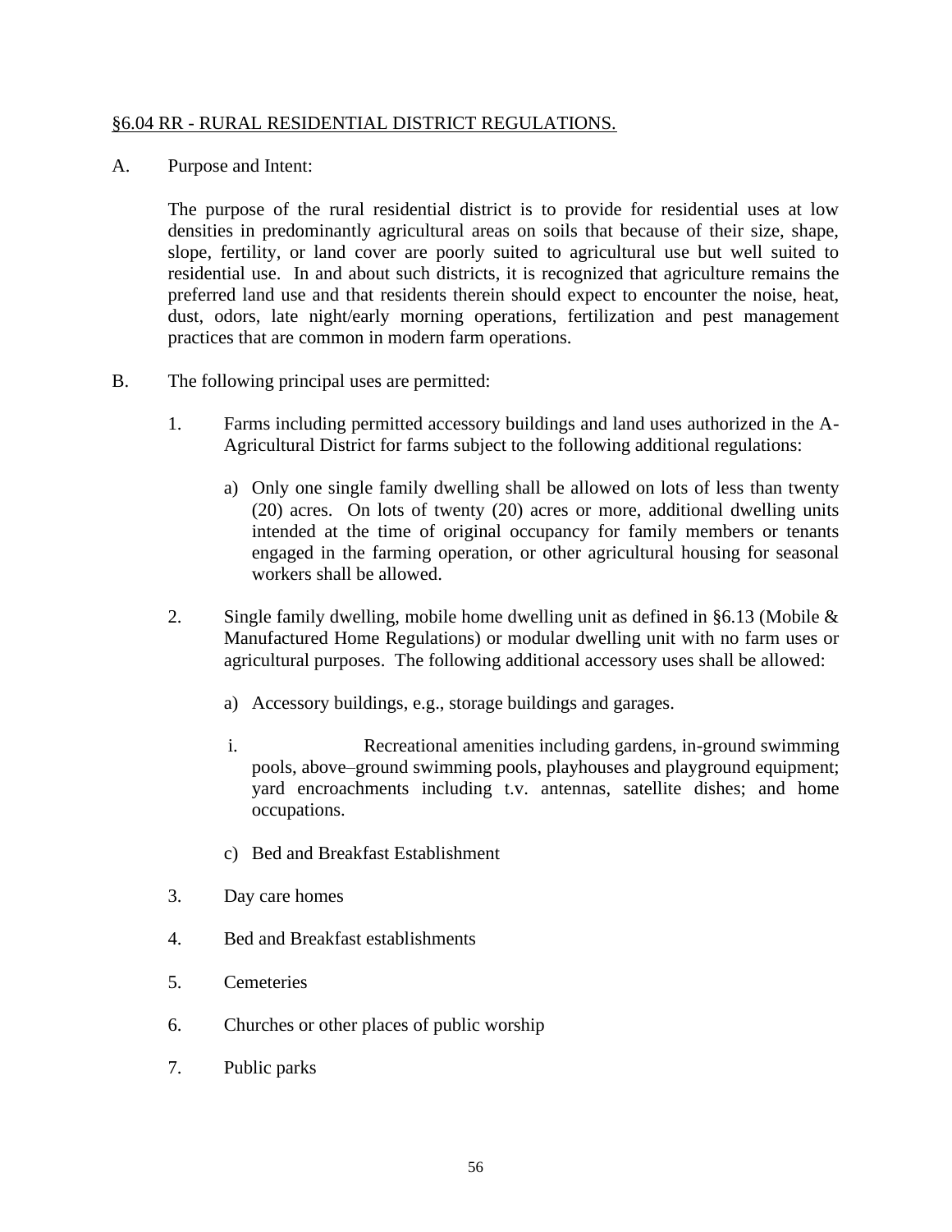## §6.04 RR - RURAL RESIDENTIAL DISTRICT REGULATIONS.

A. Purpose and Intent:

The purpose of the rural residential district is to provide for residential uses at low densities in predominantly agricultural areas on soils that because of their size, shape, slope, fertility, or land cover are poorly suited to agricultural use but well suited to residential use. In and about such districts, it is recognized that agriculture remains the preferred land use and that residents therein should expect to encounter the noise, heat, dust, odors, late night/early morning operations, fertilization and pest management practices that are common in modern farm operations.

B. The following principal uses are permitted:

1. Farms including permitted accessory buildings and land uses authorized in the A-Agricultural District for farms subject to the following additional regulations:

   a) Only one single family dwelling shall be allowed on lots of less than twenty (20) acres. On lots of twenty (20) acres or more, additional dwelling units intended at the time of original occupancy for family members or tenants engaged in the farming operation, or other agricultural housing for seasonal workers shall be allowed.

2. Single family dwelling, mobile home dwelling unit as defined in §6.13 (Mobile & Manufactured Home Regulations) or modular dwelling unit with no farm uses or agricultural purposes. The following additional accessory uses shall be allowed:

   a) Accessory buildings, e.g., storage buildings and garages.

   i. Recreational amenities including gardens, in-ground swimming pools, above–ground swimming pools, playhouses and playground equipment; yard encroachments including t.v. antennas, satellite dishes; and home occupations.

   c) Bed and Breakfast Establishment

3. Day care homes

4. Bed and Breakfast establishments

5. Cemeteries

6. Churches or other places of public worship

7. Public parks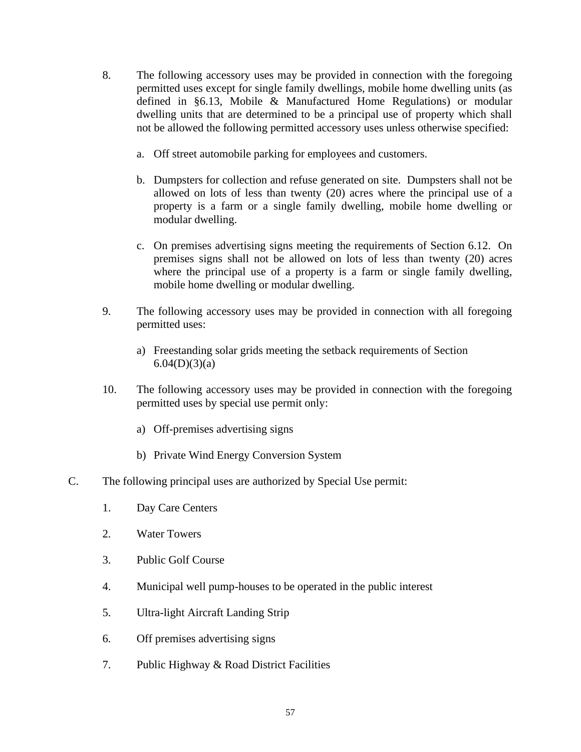8. The following accessory uses may be provided in connection with the foregoing permitted uses except for single family dwellings, mobile home dwelling units (as defined in §6.13, Mobile & Manufactured Home Regulations) or modular dwelling units that are determined to be a principal use of property which shall not be allowed the following permitted accessory uses unless otherwise specified:

   a. Off street automobile parking for employees and customers.

   b. Dumpsters for collection and refuse generated on site. Dumpsters shall not be allowed on lots of less than twenty (20) acres where the principal use of a property is a farm or a single family dwelling, mobile home dwelling or modular dwelling.

   c. On premises advertising signs meeting the requirements of Section 6.12. On premises signs shall not be allowed on lots of less than twenty (20) acres where the principal use of a property is a farm or single family dwelling, mobile home dwelling or modular dwelling.

9. The following accessory uses may be provided in connection with all foregoing permitted uses:

   a) Freestanding solar grids meeting the setback requirements of Section 6.04(D)(3)(a)

10. The following accessory uses may be provided in connection with the foregoing permitted uses by special use permit only:

    a) Off-premises advertising signs

    b) Private Wind Energy Conversion System

C. The following principal uses are authorized by Special Use permit:

   1. Day Care Centers

   2. Water Towers

   3. Public Golf Course

   4. Municipal well pump-houses to be operated in the public interest

   5. Ultra-light Aircraft Landing Strip

   6. Off premises advertising signs

   7. Public Highway & Road District Facilities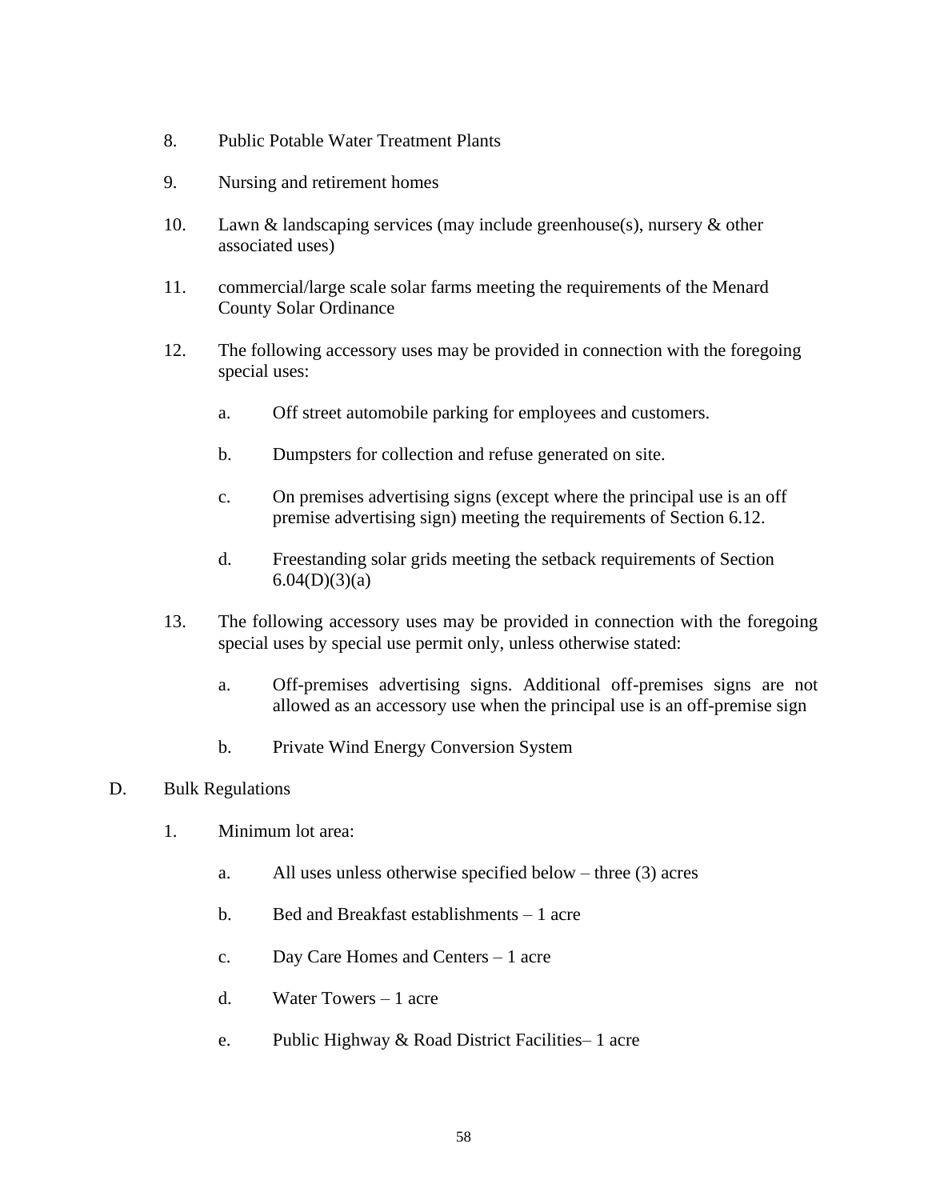8. Public Potable Water Treatment Plants

9. Nursing and retirement homes

10. Lawn & landscaping services (may include greenhouse(s), nursery & other associated uses)

11. commercial/large scale solar farms meeting the requirements of the Menard County Solar Ordinance

12. The following accessory uses may be provided in connection with the foregoing special uses:

    a. Off street automobile parking for employees and customers.

    b. Dumpsters for collection and refuse generated on site.

    c. On premises advertising signs (except where the principal use is an off premise advertising sign) meeting the requirements of Section 6.12.

    d. Freestanding solar grids meeting the setback requirements of Section 6.04(D)(3)(a)

13. The following accessory uses may be provided in connection with the foregoing special uses by special use permit only, unless otherwise stated:

    a. Off-premises advertising signs. Additional off-premises signs are not allowed as an accessory use when the principal use is an off-premise sign

    b. Private Wind Energy Conversion System

D. Bulk Regulations

1. Minimum lot area:

    a. All uses unless otherwise specified below – three (3) acres

    b. Bed and Breakfast establishments – 1 acre

    c. Day Care Homes and Centers – 1 acre

    d. Water Towers – 1 acre

    e. Public Highway & Road District Facilities– 1 acre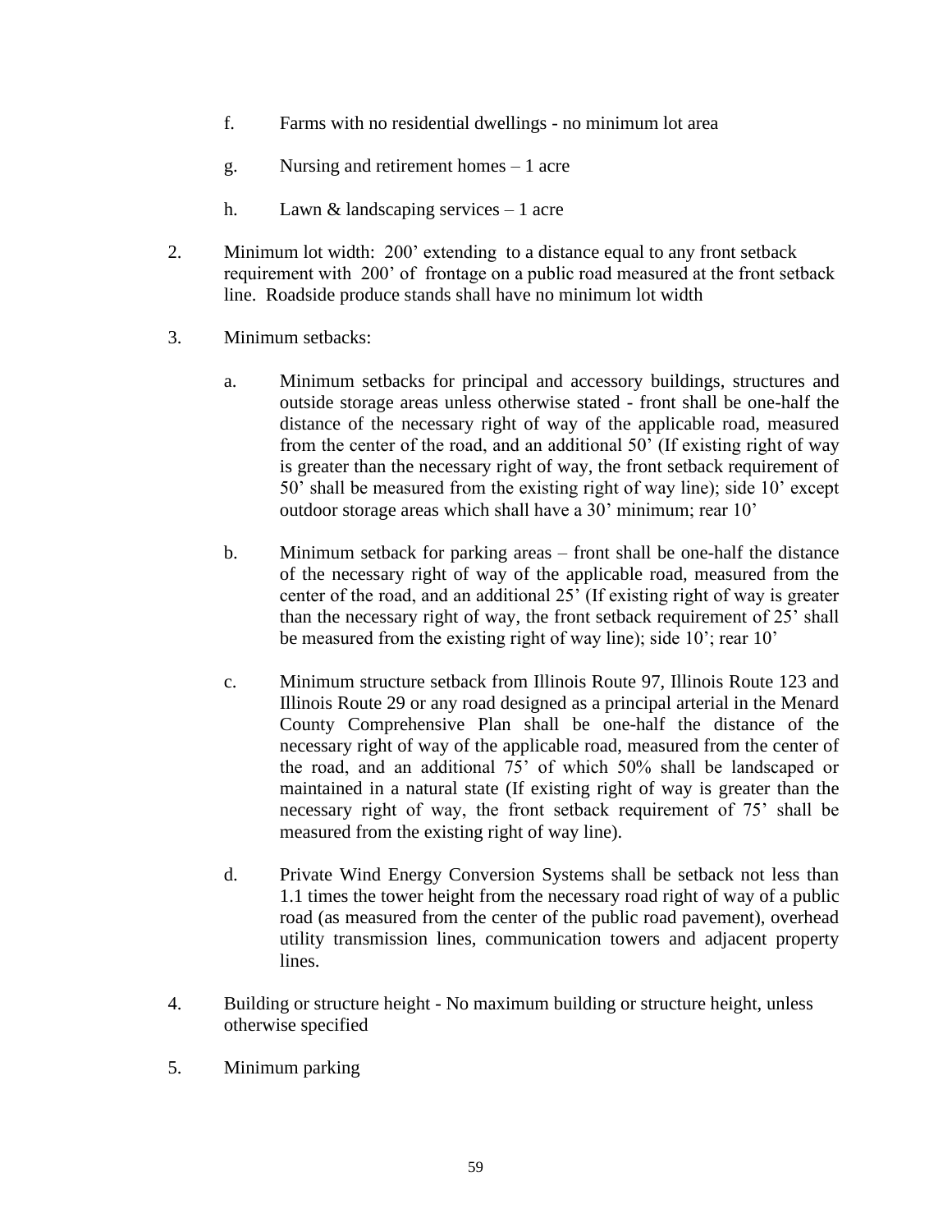f. Farms with no residential dwellings - no minimum lot area

g. Nursing and retirement homes – 1 acre

h. Lawn & landscaping services – 1 acre

2. Minimum lot width: 200' extending to a distance equal to any front setback requirement with 200' of frontage on a public road measured at the front setback line. Roadside produce stands shall have no minimum lot width

3. Minimum setbacks:

   a. Minimum setbacks for principal and accessory buildings, structures and outside storage areas unless otherwise stated - front shall be one-half the distance of the necessary right of way of the applicable road, measured from the center of the road, and an additional 50' (If existing right of way is greater than the necessary right of way, the front setback requirement of 50' shall be measured from the existing right of way line); side 10' except outdoor storage areas which shall have a 30' minimum; rear 10'

   b. Minimum setback for parking areas – front shall be one-half the distance of the necessary right of way of the applicable road, measured from the center of the road, and an additional 25' (If existing right of way is greater than the necessary right of way, the front setback requirement of 25' shall be measured from the existing right of way line); side 10'; rear 10'

   c. Minimum structure setback from Illinois Route 97, Illinois Route 123 and Illinois Route 29 or any road designed as a principal arterial in the Menard County Comprehensive Plan shall be one-half the distance of the necessary right of way of the applicable road, measured from the center of the road, and an additional 75' of which 50% shall be landscaped or maintained in a natural state (If existing right of way is greater than the necessary right of way, the front setback requirement of 75' shall be measured from the existing right of way line).

   d. Private Wind Energy Conversion Systems shall be setback not less than 1.1 times the tower height from the necessary road right of way of a public road (as measured from the center of the public road pavement), overhead utility transmission lines, communication towers and adjacent property lines.

4. Building or structure height - No maximum building or structure height, unless otherwise specified

5. Minimum parking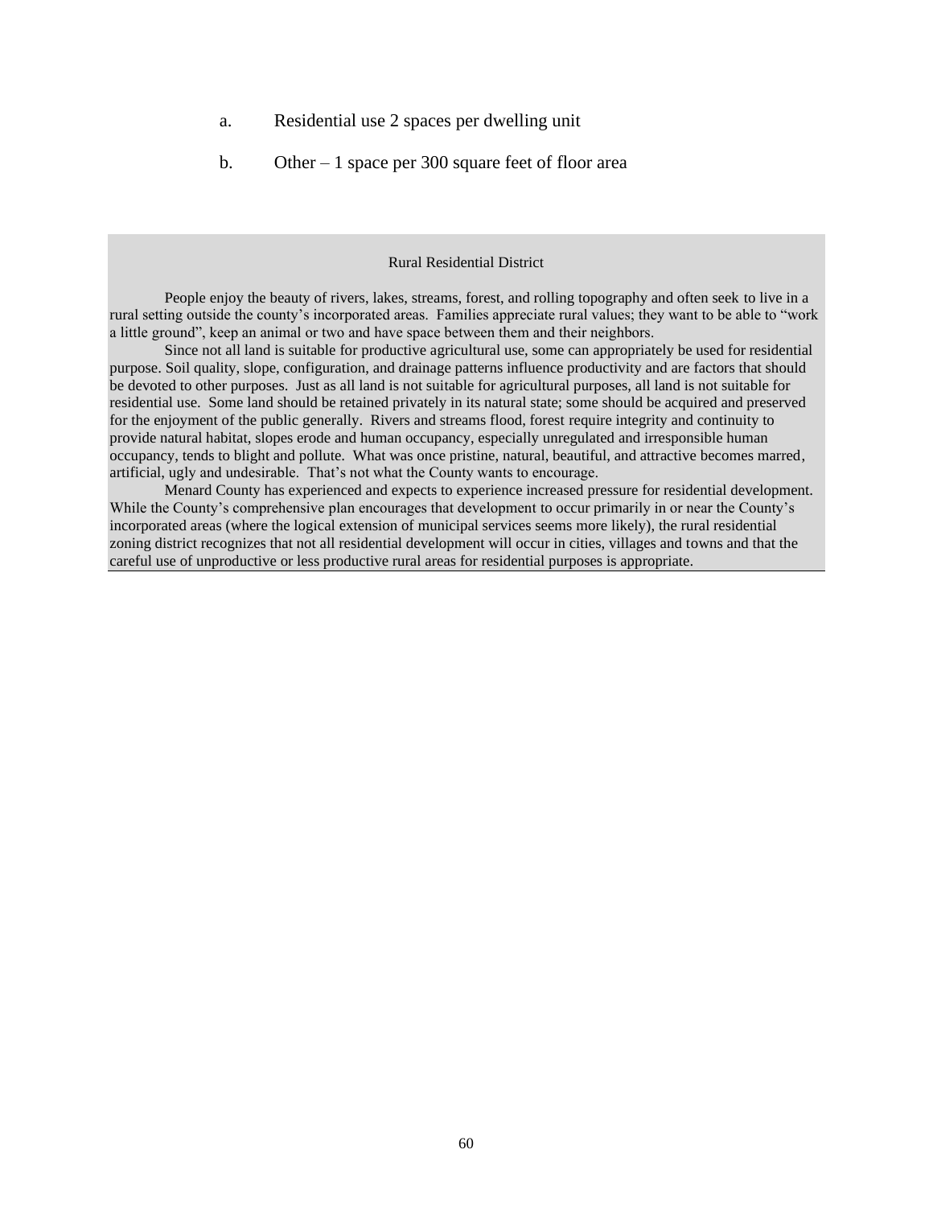a. Residential use 2 spaces per dwelling unit

b. Other – 1 space per 300 square feet of floor area

### Rural Residential District

People enjoy the beauty of rivers, lakes, streams, forest, and rolling topography and often seek to live in a rural setting outside the county's incorporated areas. Families appreciate rural values; they want to be able to "work a little ground", keep an animal or two and have space between them and their neighbors.

Since not all land is suitable for productive agricultural use, some can appropriately be used for residential purpose. Soil quality, slope, configuration, and drainage patterns influence productivity and are factors that should be devoted to other purposes. Just as all land is not suitable for agricultural purposes, all land is not suitable for residential use. Some land should be retained privately in its natural state; some should be acquired and preserved for the enjoyment of the public generally. Rivers and streams flood, forest require integrity and continuity to provide natural habitat, slopes erode and human occupancy, especially unregulated and irresponsible human occupancy, tends to blight and pollute. What was once pristine, natural, beautiful, and attractive becomes marred, artificial, ugly and undesirable. That's not what the County wants to encourage.

Menard County has experienced and expects to experience increased pressure for residential development. While the County's comprehensive plan encourages that development to occur primarily in or near the County's incorporated areas (where the logical extension of municipal services seems more likely), the rural residential zoning district recognizes that not all residential development will occur in cities, villages and towns and that the careful use of unproductive or less productive rural areas for residential purposes is appropriate.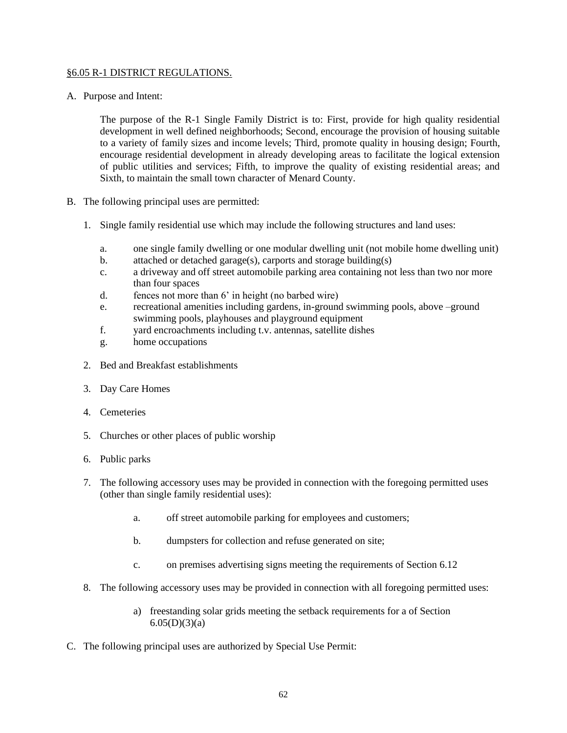§6.05 R-1 DISTRICT REGULATIONS.

A. Purpose and Intent:

The purpose of the R-1 Single Family District is to: First, provide for high quality residential development in well defined neighborhoods; Second, encourage the provision of housing suitable to a variety of family sizes and income levels; Third, promote quality in housing design; Fourth, encourage residential development in already developing areas to facilitate the logical extension of public utilities and services; Fifth, to improve the quality of existing residential areas; and Sixth, to maintain the small town character of Menard County.

B. The following principal uses are permitted:

1. Single family residential use which may include the following structures and land uses:

   a. one single family dwelling or one modular dwelling unit (not mobile home dwelling unit)
   b. attached or detached garage(s), carports and storage building(s)
   c. a driveway and off street automobile parking area containing not less than two nor more than four spaces
   d. fences not more than 6' in height (no barbed wire)
   e. recreational amenities including gardens, in-ground swimming pools, above –ground swimming pools, playhouses and playground equipment
   f. yard encroachments including t.v. antennas, satellite dishes
   g. home occupations

2. Bed and Breakfast establishments

3. Day Care Homes

4. Cemeteries

5. Churches or other places of public worship

6. Public parks

7. The following accessory uses may be provided in connection with the foregoing permitted uses (other than single family residential uses):

   a. off street automobile parking for employees and customers;

   b. dumpsters for collection and refuse generated on site;

   c. on premises advertising signs meeting the requirements of Section 6.12

8. The following accessory uses may be provided in connection with all foregoing permitted uses:

   a) freestanding solar grids meeting the setback requirements for a of Section 6.05(D)(3)(a)

C. The following principal uses are authorized by Special Use Permit: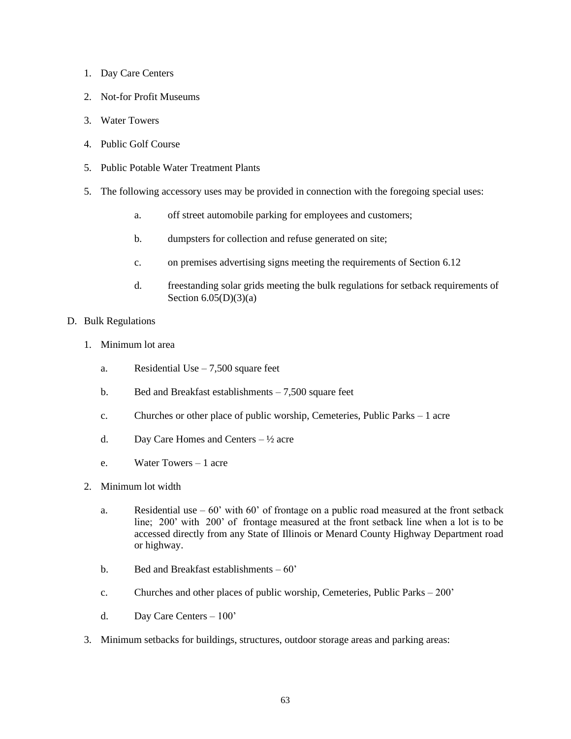1. Day Care Centers
2. Not-for Profit Museums
3. Water Towers
4. Public Golf Course
5. Public Potable Water Treatment Plants
5. The following accessory uses may be provided in connection with the foregoing special uses:

    a. off street automobile parking for employees and customers;

    b. dumpsters for collection and refuse generated on site;

    c. on premises advertising signs meeting the requirements of Section 6.12

    d. freestanding solar grids meeting the bulk regulations for setback requirements of Section 6.05(D)(3)(a)

D. Bulk Regulations

1. Minimum lot area

    a. Residential Use – 7,500 square feet

    b. Bed and Breakfast establishments – 7,500 square feet

    c. Churches or other place of public worship, Cemeteries, Public Parks – 1 acre

    d. Day Care Homes and Centers – ½ acre

    e. Water Towers – 1 acre

2. Minimum lot width

    a. Residential use – 60' with 60' of frontage on a public road measured at the front setback line; 200' with 200' of frontage measured at the front setback line when a lot is to be accessed directly from any State of Illinois or Menard County Highway Department road or highway.

    b. Bed and Breakfast establishments – 60'

    c. Churches and other places of public worship, Cemeteries, Public Parks – 200'

    d. Day Care Centers – 100'

3. Minimum setbacks for buildings, structures, outdoor storage areas and parking areas: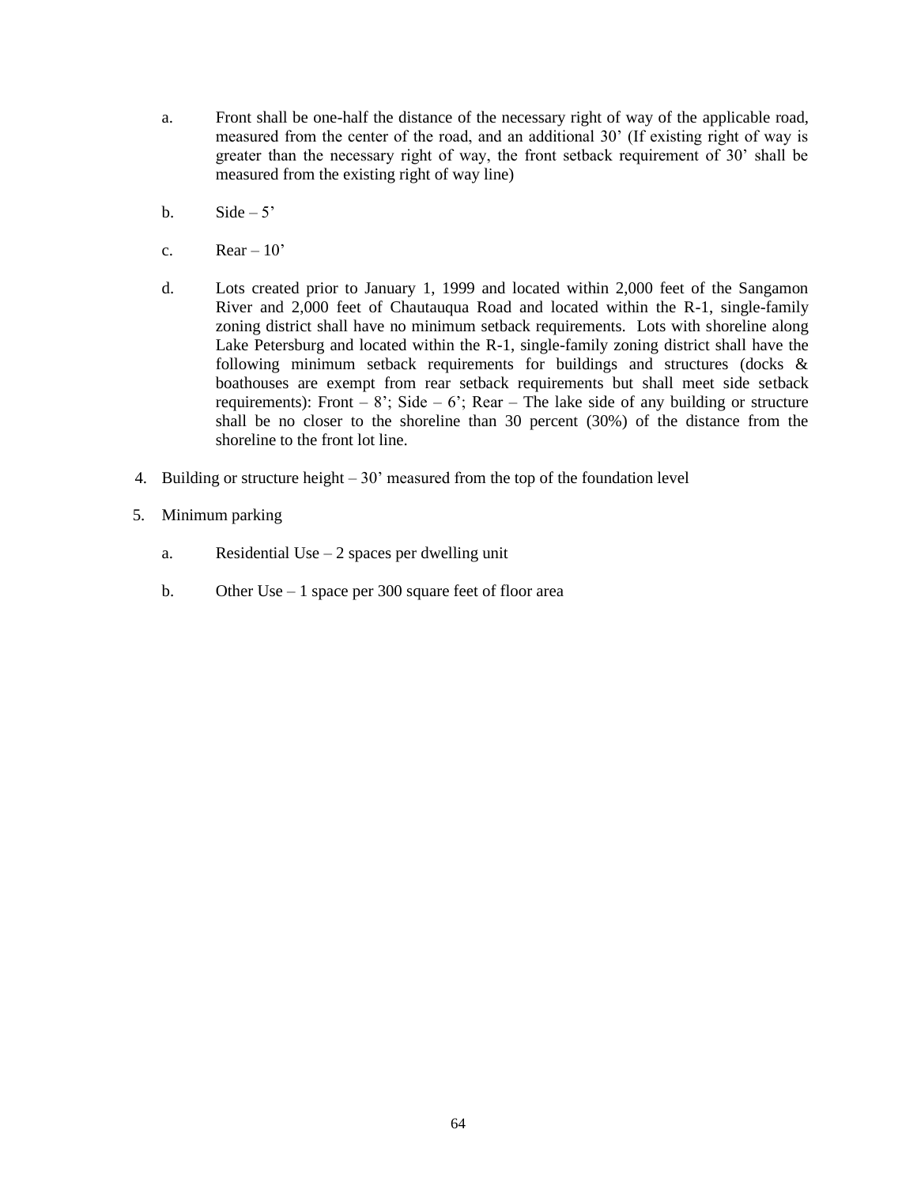a. Front shall be one-half the distance of the necessary right of way of the applicable road, measured from the center of the road, and an additional 30' (If existing right of way is greater than the necessary right of way, the front setback requirement of 30' shall be measured from the existing right of way line)

b. Side – 5'

c. Rear – 10'

d. Lots created prior to January 1, 1999 and located within 2,000 feet of the Sangamon River and 2,000 feet of Chautauqua Road and located within the R-1, single-family zoning district shall have no minimum setback requirements. Lots with shoreline along Lake Petersburg and located within the R-1, single-family zoning district shall have the following minimum setback requirements for buildings and structures (docks & boathouses are exempt from rear setback requirements but shall meet side setback requirements): Front – 8'; Side – 6'; Rear – The lake side of any building or structure shall be no closer to the shoreline than 30 percent (30%) of the distance from the shoreline to the front lot line.

4. Building or structure height – 30' measured from the top of the foundation level

5. Minimum parking

   a. Residential Use – 2 spaces per dwelling unit

   b. Other Use – 1 space per 300 square feet of floor area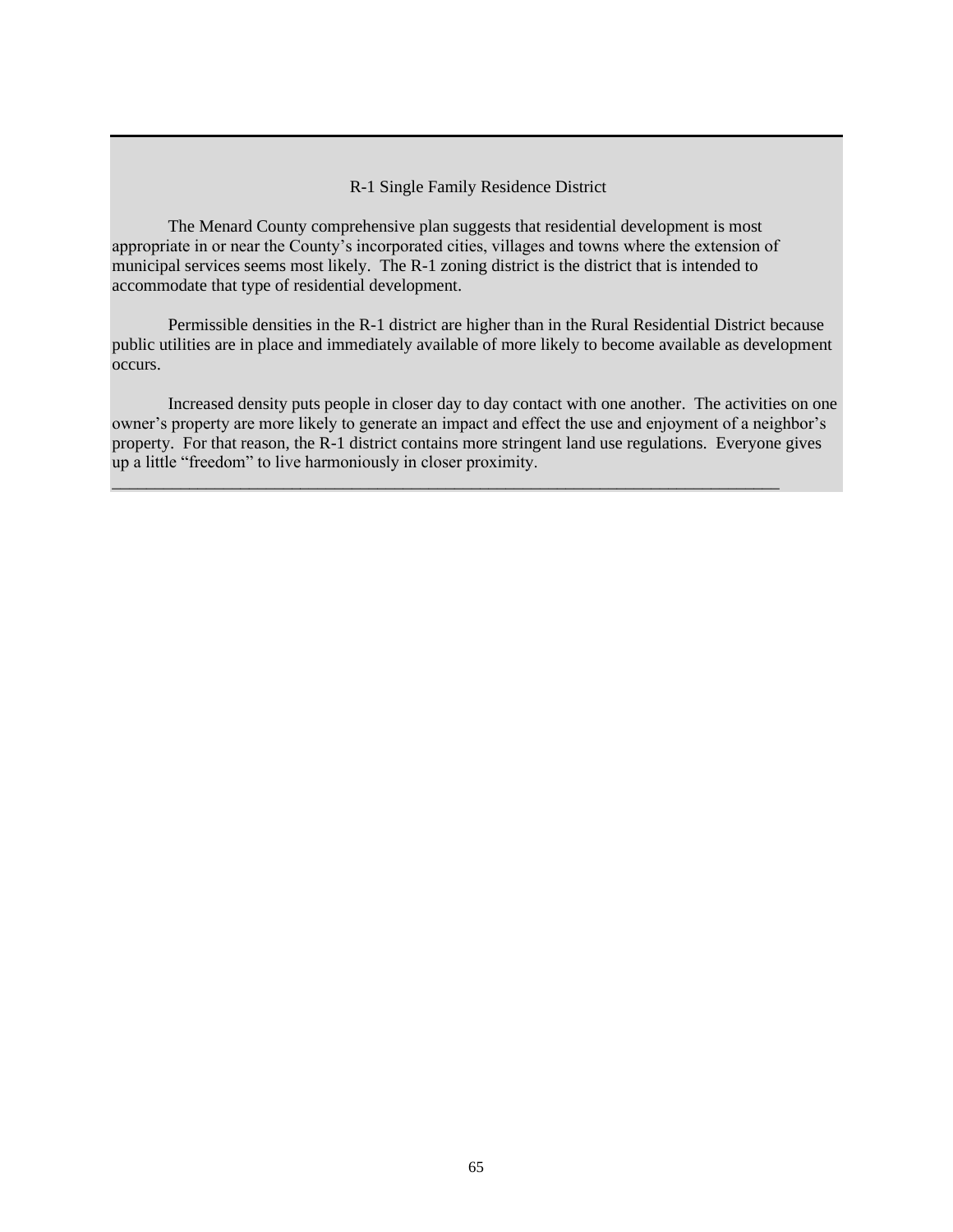## R-1 Single Family Residence District

The Menard County comprehensive plan suggests that residential development is most appropriate in or near the County's incorporated cities, villages and towns where the extension of municipal services seems most likely. The R-1 zoning district is the district that is intended to accommodate that type of residential development.

Permissible densities in the R-1 district are higher than in the Rural Residential District because public utilities are in place and immediately available of more likely to become available as development occurs.

Increased density puts people in closer day to day contact with one another. The activities on one owner's property are more likely to generate an impact and effect the use and enjoyment of a neighbor's property. For that reason, the R-1 district contains more stringent land use regulations. Everyone gives up a little "freedom" to live harmoniously in closer proximity.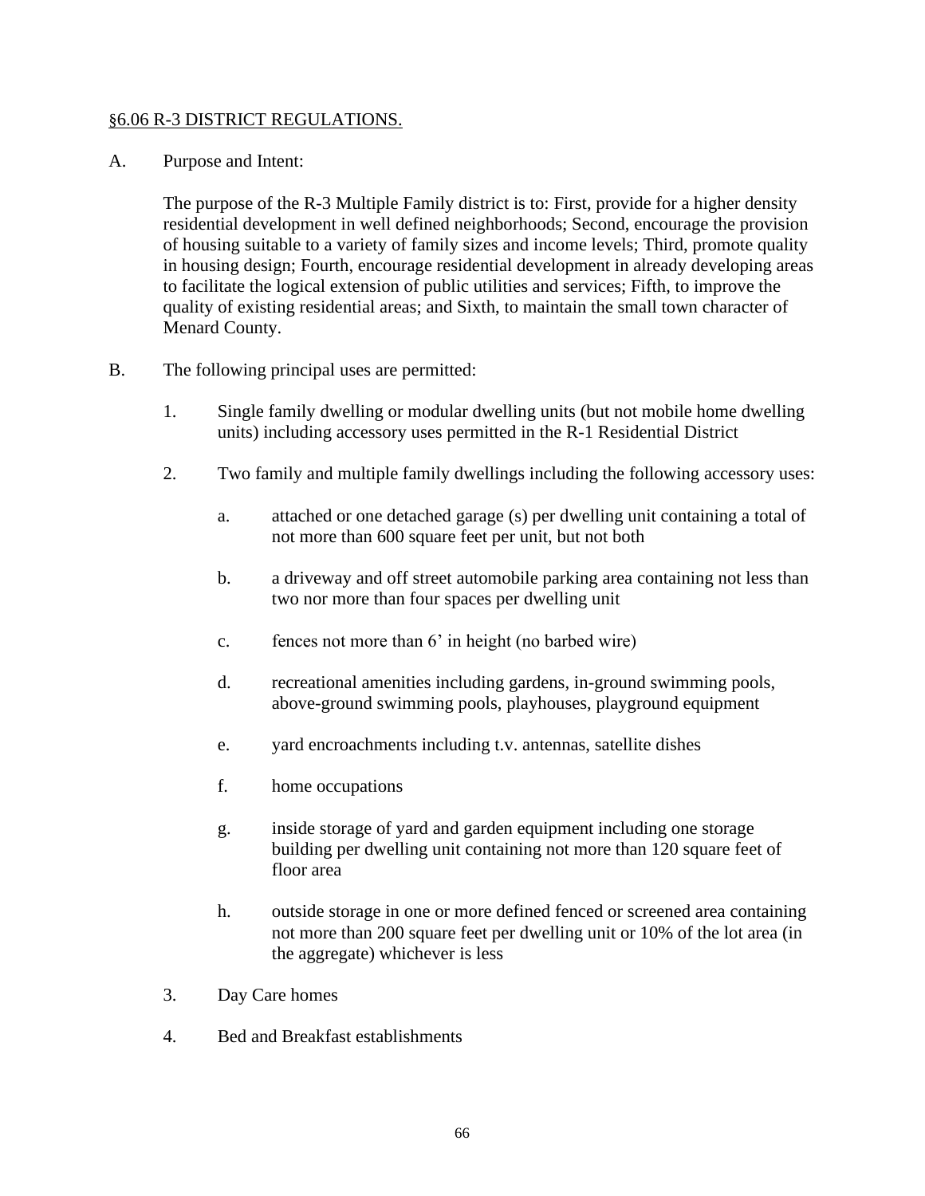## §6.06 R-3 DISTRICT REGULATIONS.

A. Purpose and Intent:

The purpose of the R-3 Multiple Family district is to: First, provide for a higher density residential development in well defined neighborhoods; Second, encourage the provision of housing suitable to a variety of family sizes and income levels; Third, promote quality in housing design; Fourth, encourage residential development in already developing areas to facilitate the logical extension of public utilities and services; Fifth, to improve the quality of existing residential areas; and Sixth, to maintain the small town character of Menard County.

B. The following principal uses are permitted:

1. Single family dwelling or modular dwelling units (but not mobile home dwelling units) including accessory uses permitted in the R-1 Residential District

2. Two family and multiple family dwellings including the following accessory uses:

    a. attached or one detached garage (s) per dwelling unit containing a total of not more than 600 square feet per unit, but not both

    b. a driveway and off street automobile parking area containing not less than two nor more than four spaces per dwelling unit

    c. fences not more than 6' in height (no barbed wire)

    d. recreational amenities including gardens, in-ground swimming pools, above-ground swimming pools, playhouses, playground equipment

    e. yard encroachments including t.v. antennas, satellite dishes

    f. home occupations

    g. inside storage of yard and garden equipment including one storage building per dwelling unit containing not more than 120 square feet of floor area

    h. outside storage in one or more defined fenced or screened area containing not more than 200 square feet per dwelling unit or 10% of the lot area (in the aggregate) whichever is less

3. Day Care homes

4. Bed and Breakfast establishments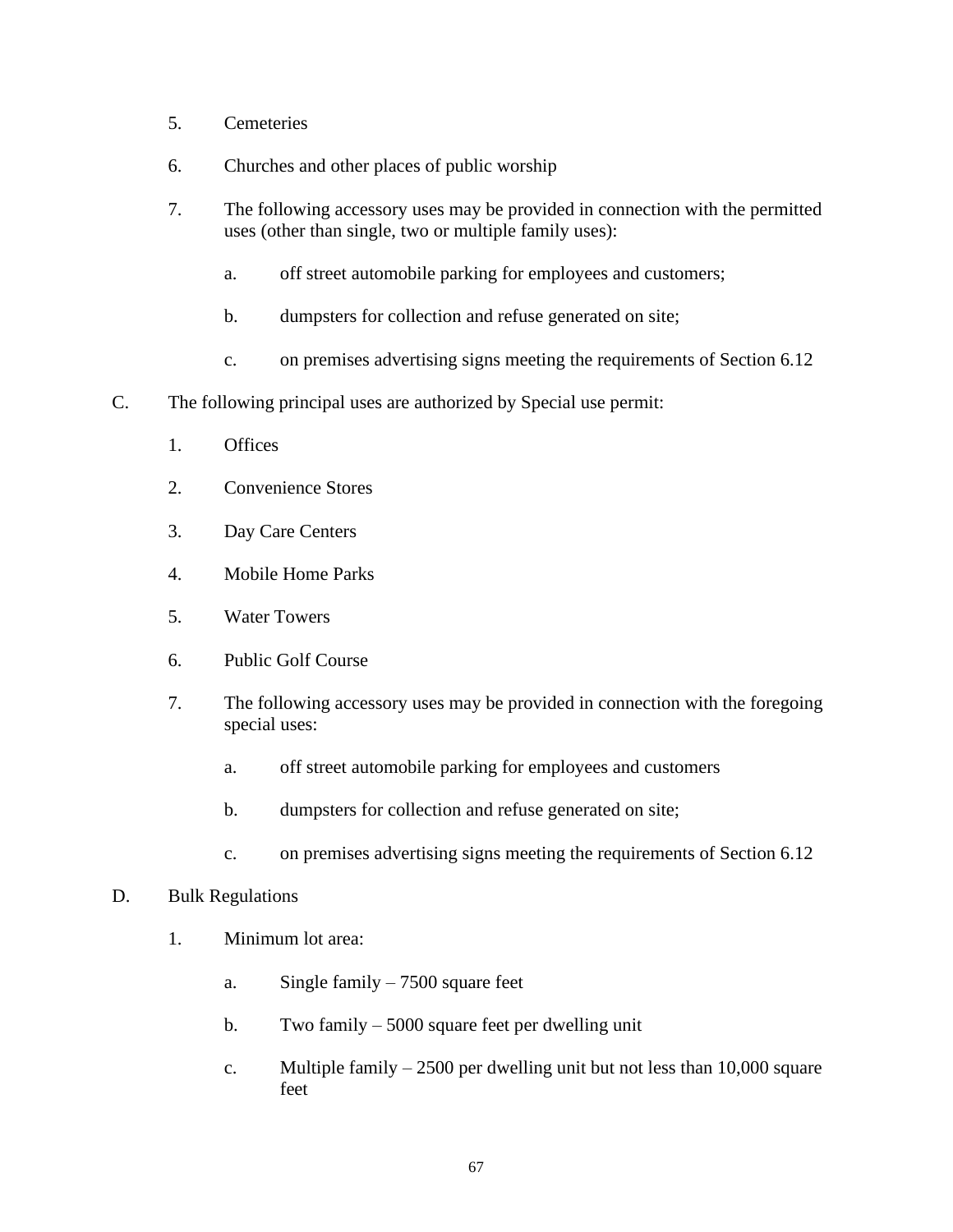5. Cemeteries

6. Churches and other places of public worship

7. The following accessory uses may be provided in connection with the permitted uses (other than single, two or multiple family uses):

   a. off street automobile parking for employees and customers;

   b. dumpsters for collection and refuse generated on site;

   c. on premises advertising signs meeting the requirements of Section 6.12

C. The following principal uses are authorized by Special use permit:

   1. Offices

   2. Convenience Stores

   3. Day Care Centers

   4. Mobile Home Parks

   5. Water Towers

   6. Public Golf Course

   7. The following accessory uses may be provided in connection with the foregoing special uses:

      a. off street automobile parking for employees and customers

      b. dumpsters for collection and refuse generated on site;

      c. on premises advertising signs meeting the requirements of Section 6.12

D. Bulk Regulations

   1. Minimum lot area:

      a. Single family – 7500 square feet

      b. Two family – 5000 square feet per dwelling unit

      c. Multiple family – 2500 per dwelling unit but not less than 10,000 square feet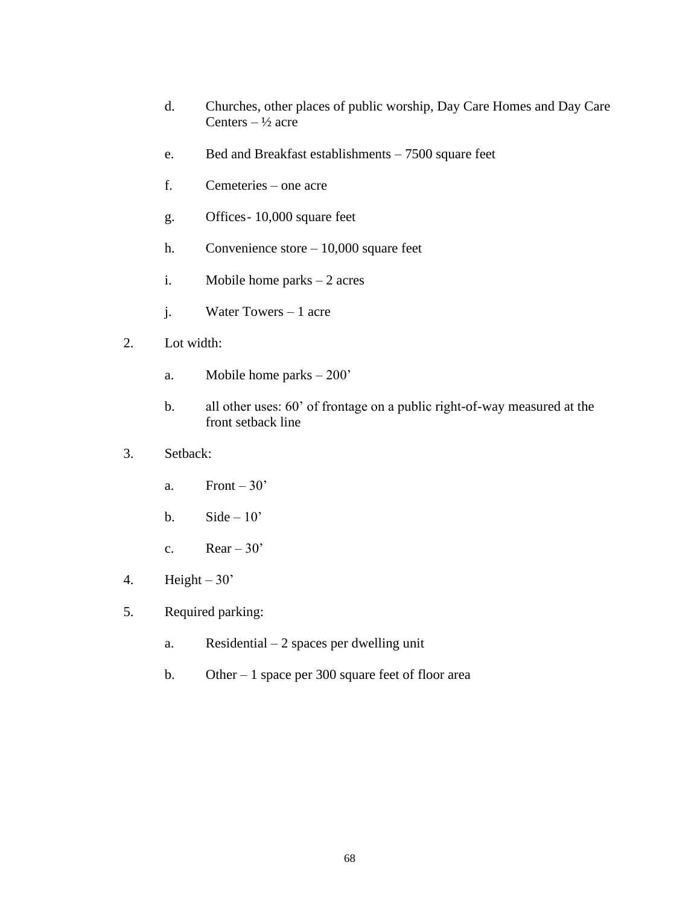d. Churches, other places of public worship, Day Care Homes and Day Care Centers – ½ acre

e. Bed and Breakfast establishments – 7500 square feet

f. Cemeteries – one acre

g. Offices- 10,000 square feet

h. Convenience store – 10,000 square feet

i. Mobile home parks – 2 acres

j. Water Towers – 1 acre

2. Lot width:

   a. Mobile home parks – 200'

   b. all other uses: 60' of frontage on a public right-of-way measured at the front setback line

3. Setback:

   a. Front – 30'

   b. Side – 10'

   c. Rear – 30'

4. Height – 30'

5. Required parking:

   a. Residential – 2 spaces per dwelling unit

   b. Other – 1 space per 300 square feet of floor area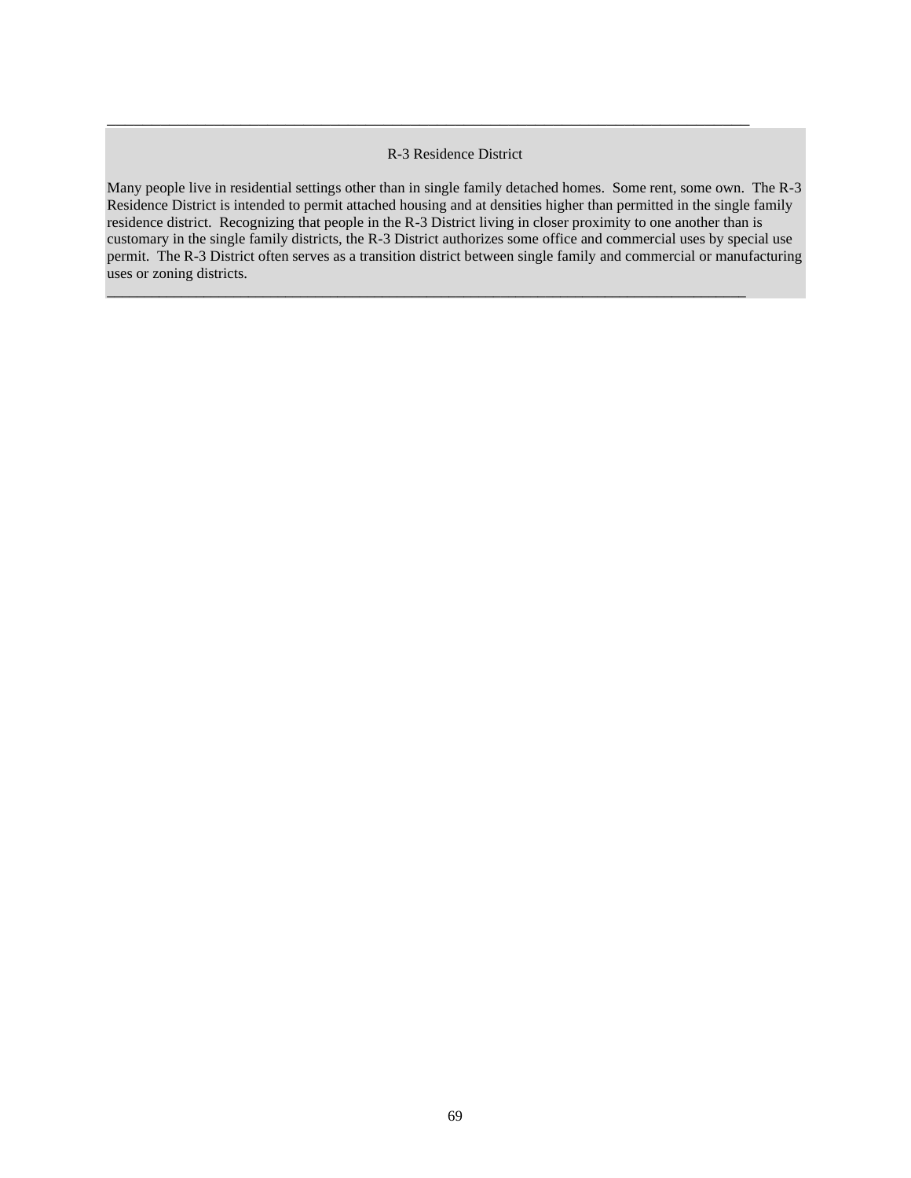---

R-3 Residence District

Many people live in residential settings other than in single family detached homes. Some rent, some own. The R-3 Residence District is intended to permit attached housing and at densities higher than permitted in the single family residence district. Recognizing that people in the R-3 District living in closer proximity to one another than is customary in the single family districts, the R-3 District authorizes some office and commercial uses by special use permit. The R-3 District often serves as a transition district between single family and commercial or manufacturing uses or zoning districts.

---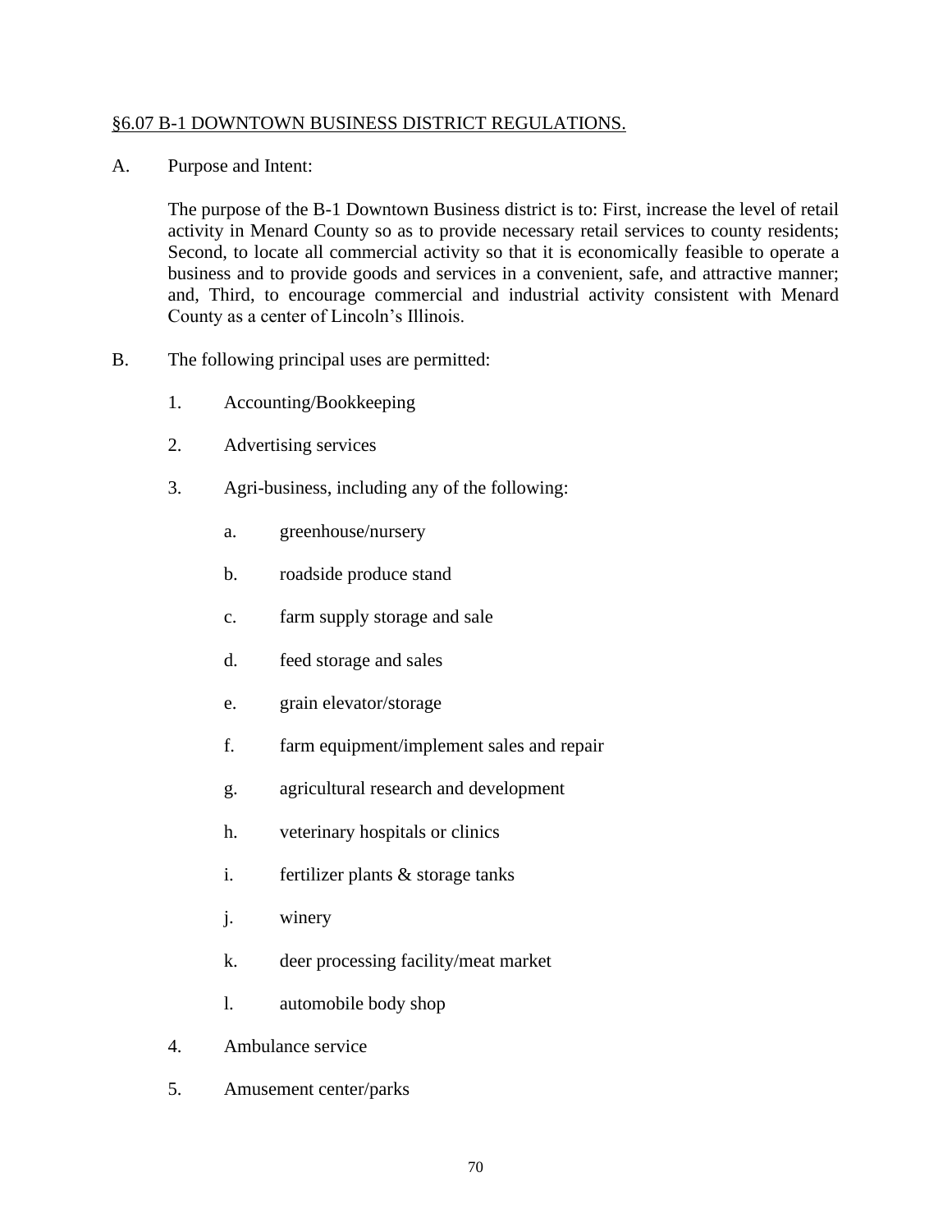## §6.07 B-1 DOWNTOWN BUSINESS DISTRICT REGULATIONS.

A. Purpose and Intent:

The purpose of the B-1 Downtown Business district is to: First, increase the level of retail activity in Menard County so as to provide necessary retail services to county residents; Second, to locate all commercial activity so that it is economically feasible to operate a business and to provide goods and services in a convenient, safe, and attractive manner; and, Third, to encourage commercial and industrial activity consistent with Menard County as a center of Lincoln's Illinois.

B. The following principal uses are permitted:

1. Accounting/Bookkeeping
2. Advertising services
3. Agri-business, including any of the following:
    a. greenhouse/nursery
    b. roadside produce stand
    c. farm supply storage and sale
    d. feed storage and sales
    e. grain elevator/storage
    f. farm equipment/implement sales and repair
    g. agricultural research and development
    h. veterinary hospitals or clinics
    i. fertilizer plants & storage tanks
    j. winery
    k. deer processing facility/meat market
    l. automobile body shop
4. Ambulance service
5. Amusement center/parks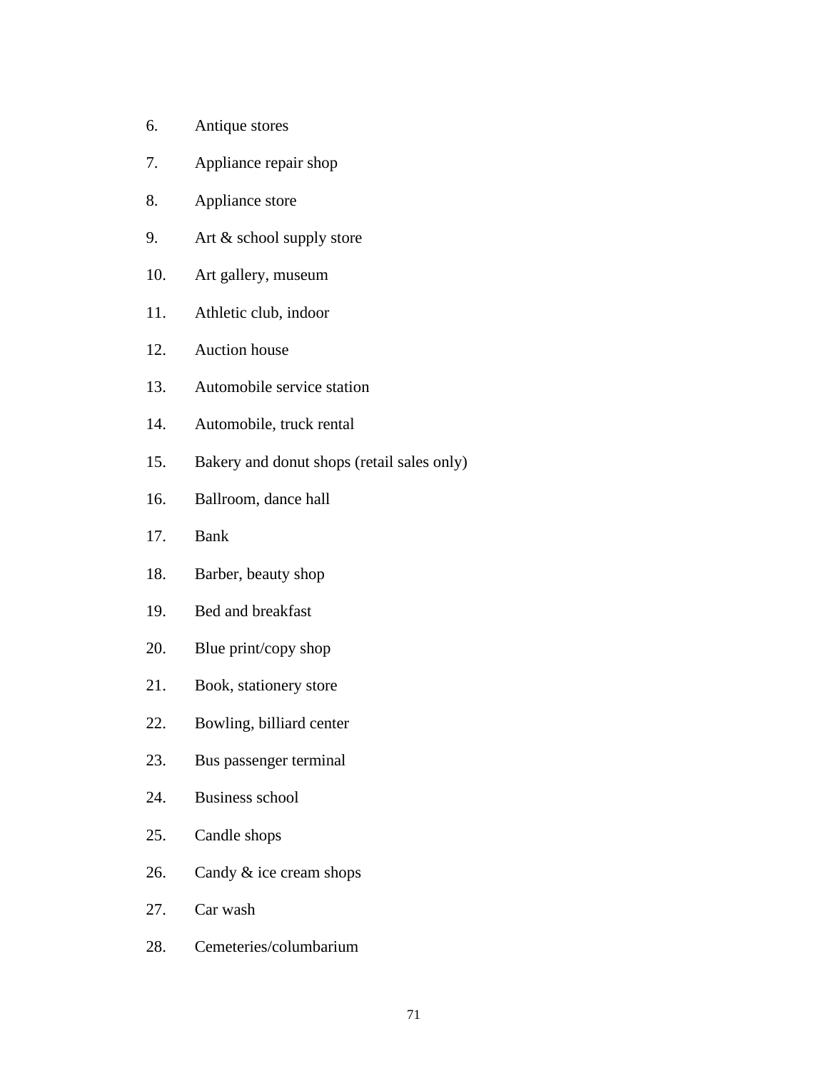6. Antique stores
7. Appliance repair shop
8. Appliance store
9. Art & school supply store
10. Art gallery, museum
11. Athletic club, indoor
12. Auction house
13. Automobile service station
14. Automobile, truck rental
15. Bakery and donut shops (retail sales only)
16. Ballroom, dance hall
17. Bank
18. Barber, beauty shop
19. Bed and breakfast
20. Blue print/copy shop
21. Book, stationery store
22. Bowling, billiard center
23. Bus passenger terminal
24. Business school
25. Candle shops
26. Candy & ice cream shops
27. Car wash
28. Cemeteries/columbarium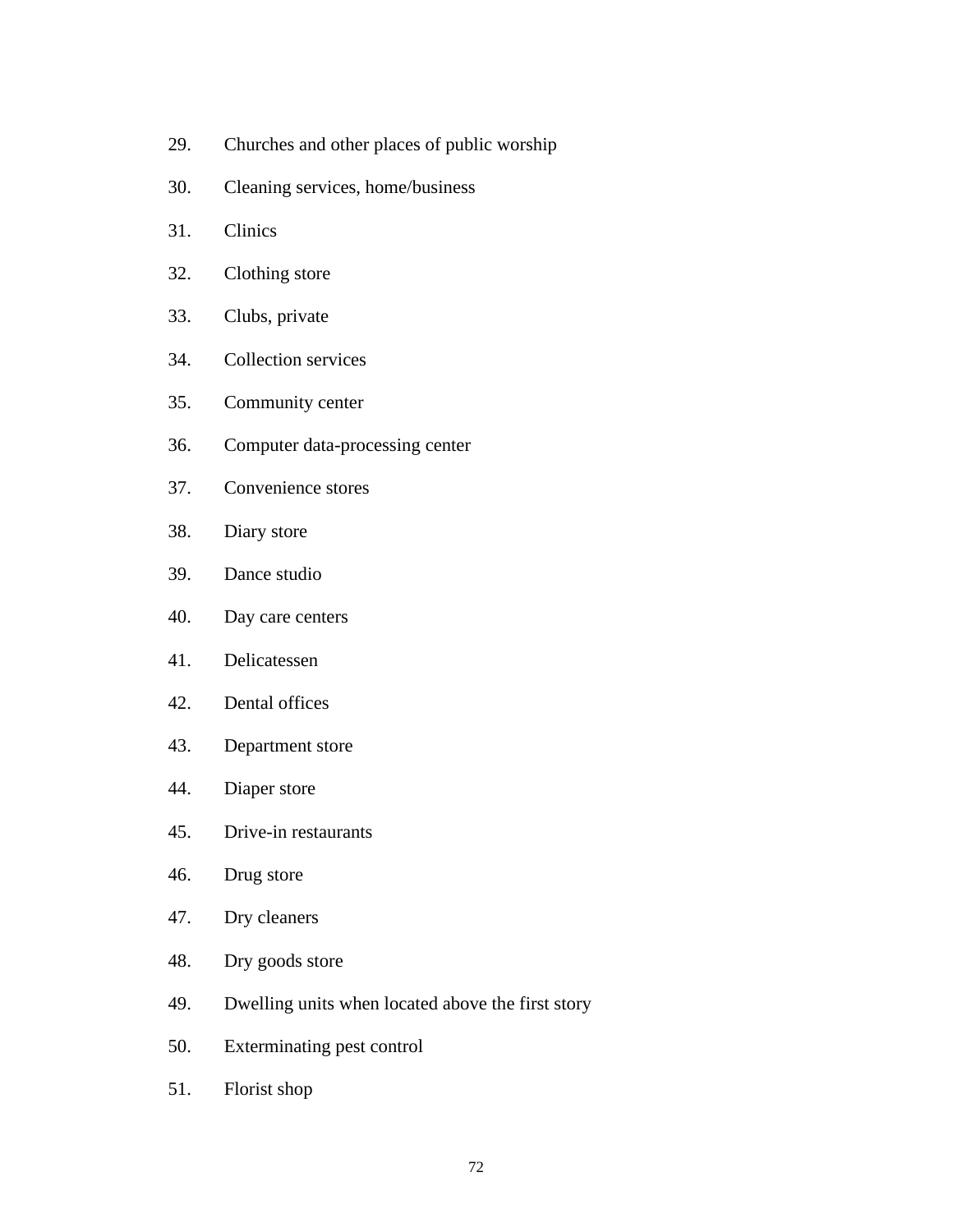29. Churches and other places of public worship

30. Cleaning services, home/business

31. Clinics

32. Clothing store

33. Clubs, private

34. Collection services

35. Community center

36. Computer data-processing center

37. Convenience stores

38. Diary store

39. Dance studio

40. Day care centers

41. Delicatessen

42. Dental offices

43. Department store

44. Diaper store

45. Drive-in restaurants

46. Drug store

47. Dry cleaners

48. Dry goods store

49. Dwelling units when located above the first story

50. Exterminating pest control

51. Florist shop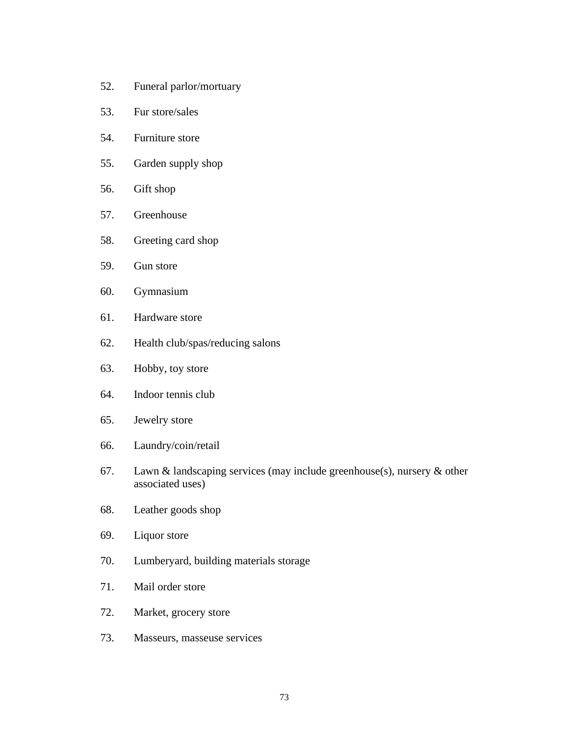52. Funeral parlor/mortuary
53. Fur store/sales
54. Furniture store
55. Garden supply shop
56. Gift shop
57. Greenhouse
58. Greeting card shop
59. Gun store
60. Gymnasium
61. Hardware store
62. Health club/spas/reducing salons
63. Hobby, toy store
64. Indoor tennis club
65. Jewelry store
66. Laundry/coin/retail
67. Lawn & landscaping services (may include greenhouse(s), nursery & other associated uses)
68. Leather goods shop
69. Liquor store
70. Lumberyard, building materials storage
71. Mail order store
72. Market, grocery store
73. Masseurs, masseuse services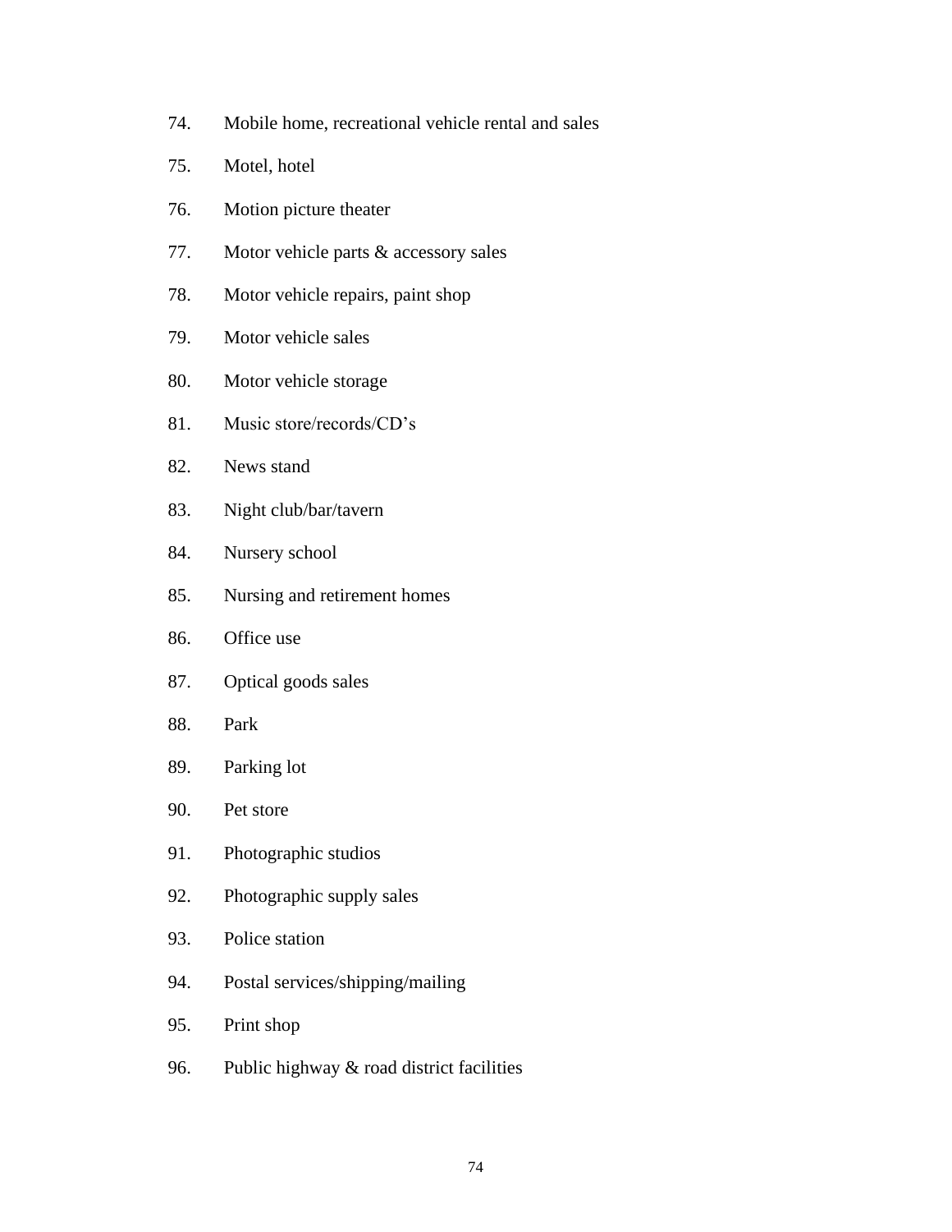74. Mobile home, recreational vehicle rental and sales
75. Motel, hotel
76. Motion picture theater
77. Motor vehicle parts & accessory sales
78. Motor vehicle repairs, paint shop
79. Motor vehicle sales
80. Motor vehicle storage
81. Music store/records/CD's
82. News stand
83. Night club/bar/tavern
84. Nursery school
85. Nursing and retirement homes
86. Office use
87. Optical goods sales
88. Park
89. Parking lot
90. Pet store
91. Photographic studios
92. Photographic supply sales
93. Police station
94. Postal services/shipping/mailing
95. Print shop
96. Public highway & road district facilities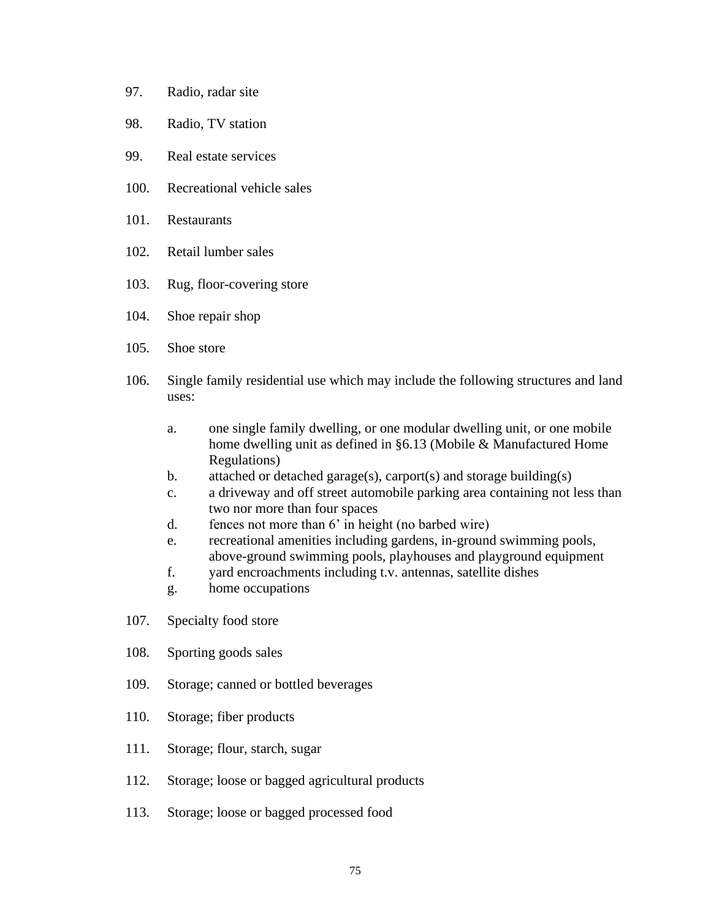97. Radio, radar site

98. Radio, TV station

99. Real estate services

100. Recreational vehicle sales

101. Restaurants

102. Retail lumber sales

103. Rug, floor-covering store

104. Shoe repair shop

105. Shoe store

106. Single family residential use which may include the following structures and land uses:

    a. one single family dwelling, or one modular dwelling unit, or one mobile home dwelling unit as defined in §6.13 (Mobile & Manufactured Home Regulations)
    b. attached or detached garage(s), carport(s) and storage building(s)
    c. a driveway and off street automobile parking area containing not less than two nor more than four spaces
    d. fences not more than 6' in height (no barbed wire)
    e. recreational amenities including gardens, in-ground swimming pools, above-ground swimming pools, playhouses and playground equipment
    f. yard encroachments including t.v. antennas, satellite dishes
    g. home occupations

107. Specialty food store

108. Sporting goods sales

109. Storage; canned or bottled beverages

110. Storage; fiber products

111. Storage; flour, starch, sugar

112. Storage; loose or bagged agricultural products

113. Storage; loose or bagged processed food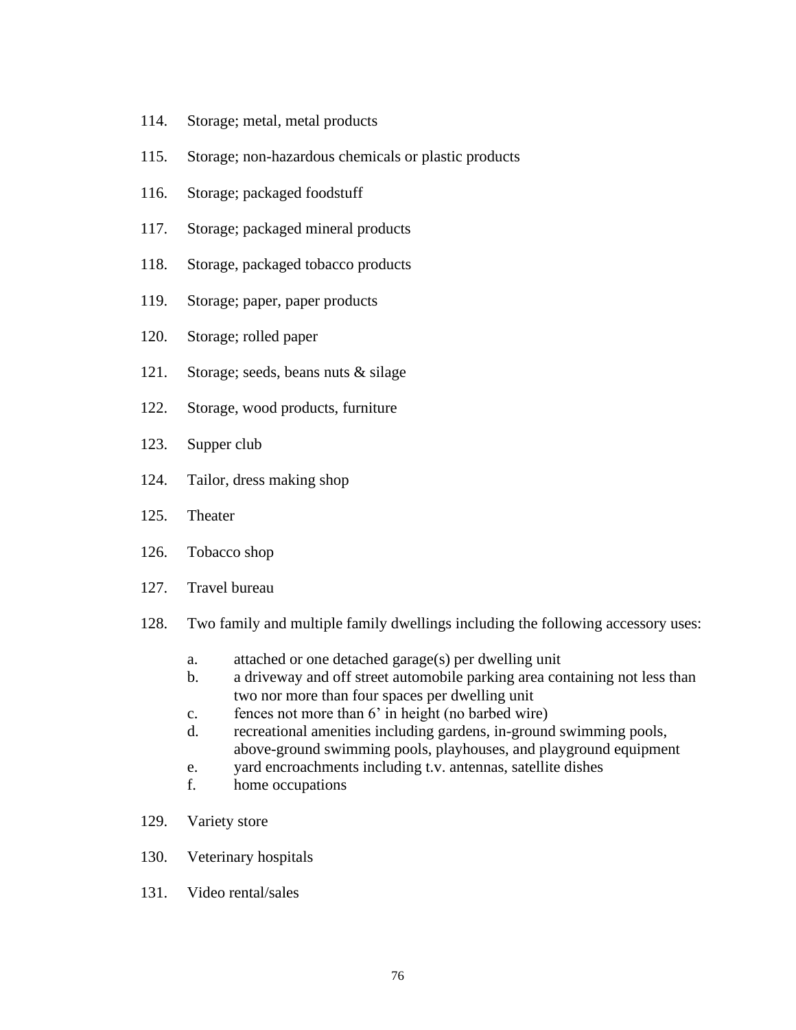114. Storage; metal, metal products

115. Storage; non-hazardous chemicals or plastic products

116. Storage; packaged foodstuff

117. Storage; packaged mineral products

118. Storage, packaged tobacco products

119. Storage; paper, paper products

120. Storage; rolled paper

121. Storage; seeds, beans nuts & silage

122. Storage, wood products, furniture

123. Supper club

124. Tailor, dress making shop

125. Theater

126. Tobacco shop

127. Travel bureau

128. Two family and multiple family dwellings including the following accessory uses:

    a. attached or one detached garage(s) per dwelling unit
    b. a driveway and off street automobile parking area containing not less than two nor more than four spaces per dwelling unit
    c. fences not more than 6' in height (no barbed wire)
    d. recreational amenities including gardens, in-ground swimming pools, above-ground swimming pools, playhouses, and playground equipment
    e. yard encroachments including t.v. antennas, satellite dishes
    f. home occupations

129. Variety store

130. Veterinary hospitals

131. Video rental/sales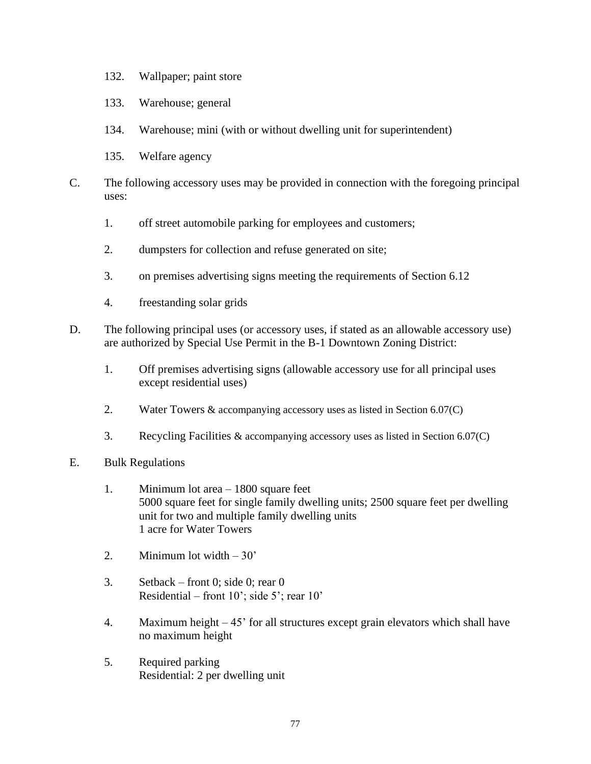132. Wallpaper; paint store

133. Warehouse; general

134. Warehouse; mini (with or without dwelling unit for superintendent)

135. Welfare agency

C. The following accessory uses may be provided in connection with the foregoing principal uses:

   1. off street automobile parking for employees and customers;

   2. dumpsters for collection and refuse generated on site;

   3. on premises advertising signs meeting the requirements of Section 6.12

   4. freestanding solar grids

D. The following principal uses (or accessory uses, if stated as an allowable accessory use) are authorized by Special Use Permit in the B-1 Downtown Zoning District:

   1. Off premises advertising signs (allowable accessory use for all principal uses except residential uses)

   2. Water Towers & accompanying accessory uses as listed in Section 6.07(C)

   3. Recycling Facilities & accompanying accessory uses as listed in Section 6.07(C)

E. Bulk Regulations

   1. Minimum lot area – 1800 square feet
      5000 square feet for single family dwelling units; 2500 square feet per dwelling unit for two and multiple family dwelling units
      1 acre for Water Towers

   2. Minimum lot width – 30'

   3. Setback – front 0; side 0; rear 0
      Residential – front 10'; side 5'; rear 10'

   4. Maximum height – 45' for all structures except grain elevators which shall have no maximum height

   5. Required parking
      Residential: 2 per dwelling unit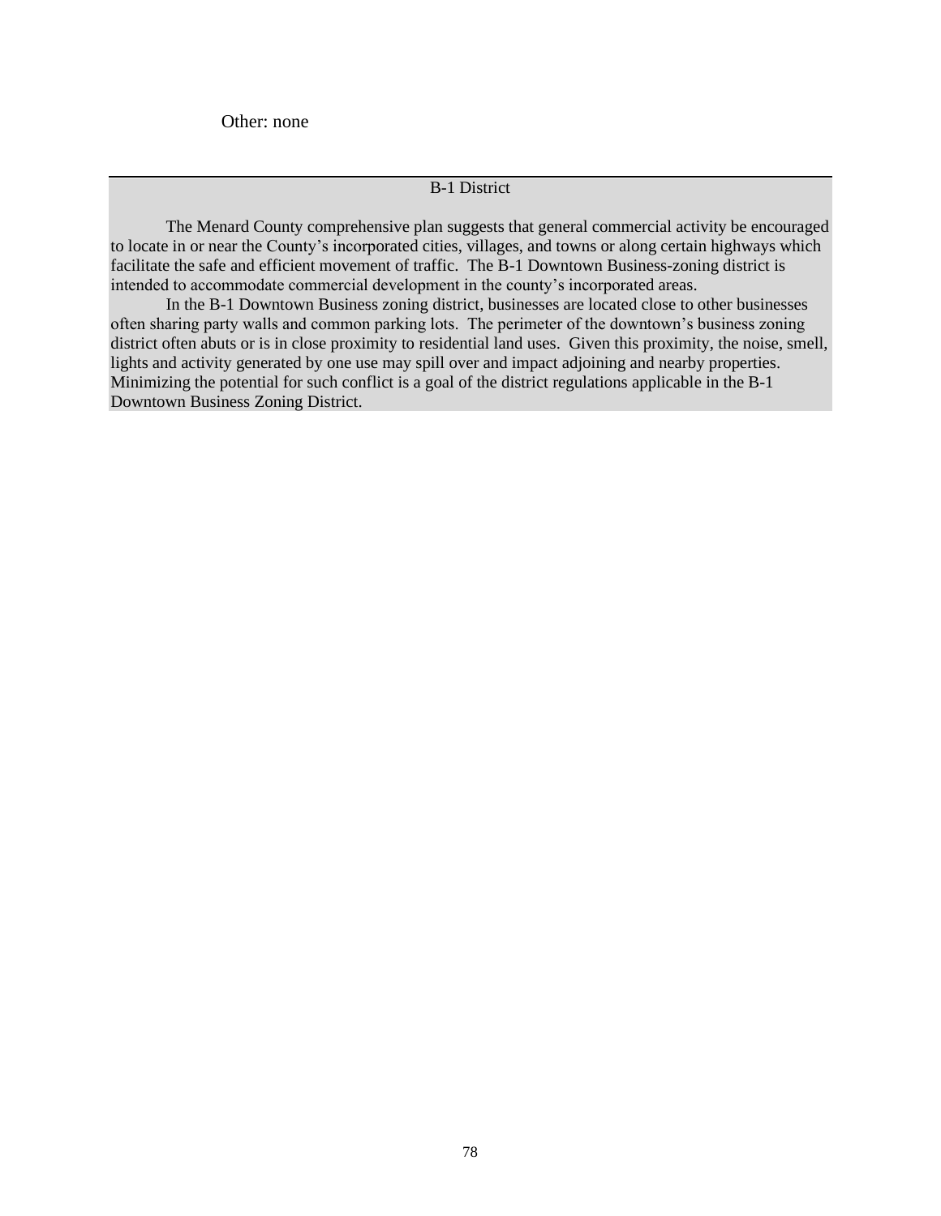Other: none

## B-1 District

The Menard County comprehensive plan suggests that general commercial activity be encouraged to locate in or near the County's incorporated cities, villages, and towns or along certain highways which facilitate the safe and efficient movement of traffic. The B-1 Downtown Business-zoning district is intended to accommodate commercial development in the county's incorporated areas.

In the B-1 Downtown Business zoning district, businesses are located close to other businesses often sharing party walls and common parking lots. The perimeter of the downtown's business zoning district often abuts or is in close proximity to residential land uses. Given this proximity, the noise, smell, lights and activity generated by one use may spill over and impact adjoining and nearby properties. Minimizing the potential for such conflict is a goal of the district regulations applicable in the B-1 Downtown Business Zoning District.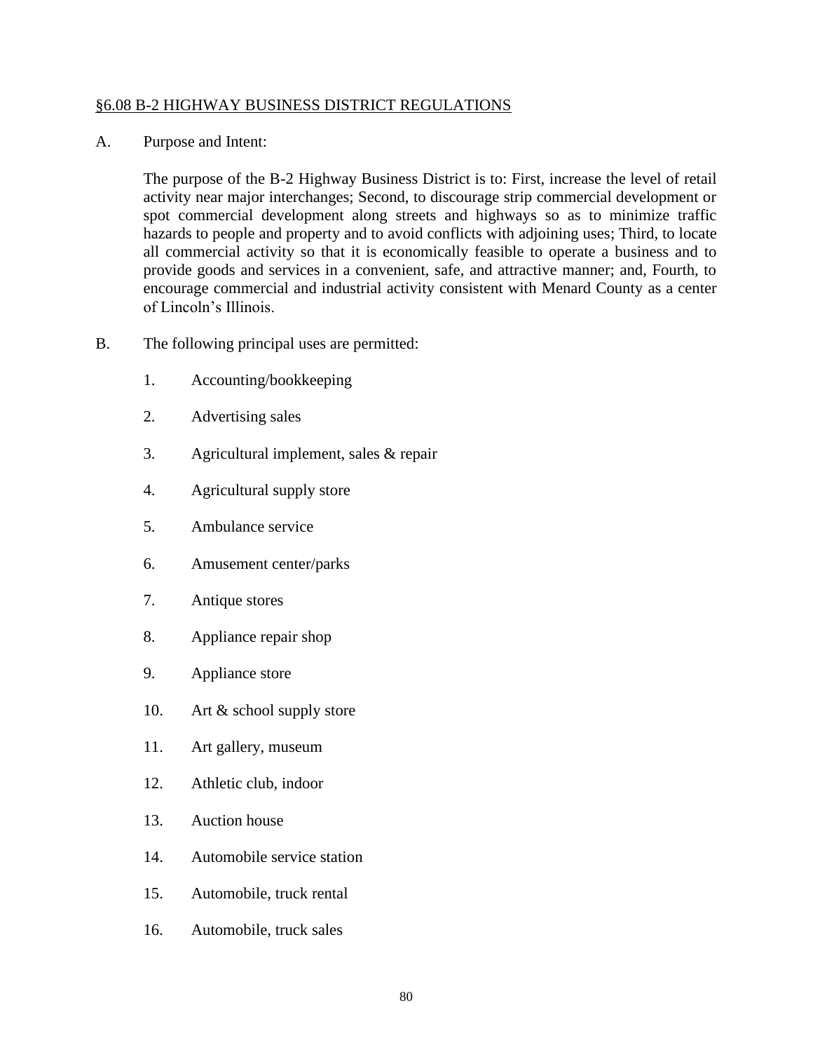## §6.08 B-2 HIGHWAY BUSINESS DISTRICT REGULATIONS

A. Purpose and Intent:

The purpose of the B-2 Highway Business District is to: First, increase the level of retail activity near major interchanges; Second, to discourage strip commercial development or spot commercial development along streets and highways so as to minimize traffic hazards to people and property and to avoid conflicts with adjoining uses; Third, to locate all commercial activity so that it is economically feasible to operate a business and to provide goods and services in a convenient, safe, and attractive manner; and, Fourth, to encourage commercial and industrial activity consistent with Menard County as a center of Lincoln's Illinois.

B. The following principal uses are permitted:

1. Accounting/bookkeeping
2. Advertising sales
3. Agricultural implement, sales & repair
4. Agricultural supply store
5. Ambulance service
6. Amusement center/parks
7. Antique stores
8. Appliance repair shop
9. Appliance store
10. Art & school supply store
11. Art gallery, museum
12. Athletic club, indoor
13. Auction house
14. Automobile service station
15. Automobile, truck rental
16. Automobile, truck sales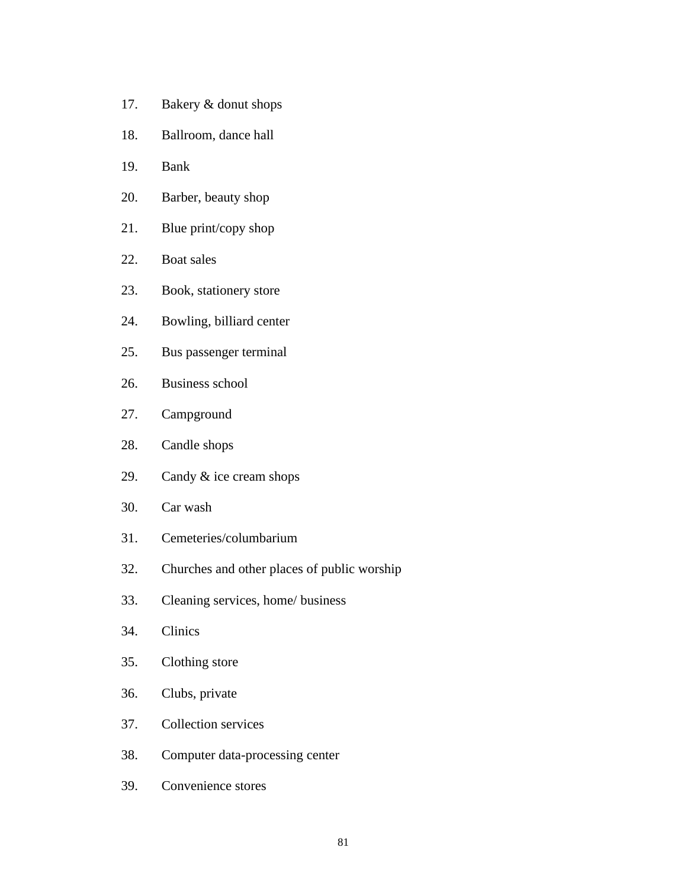17. Bakery & donut shops
18. Ballroom, dance hall
19. Bank
20. Barber, beauty shop
21. Blue print/copy shop
22. Boat sales
23. Book, stationery store
24. Bowling, billiard center
25. Bus passenger terminal
26. Business school
27. Campground
28. Candle shops
29. Candy & ice cream shops
30. Car wash
31. Cemeteries/columbarium
32. Churches and other places of public worship
33. Cleaning services, home/ business
34. Clinics
35. Clothing store
36. Clubs, private
37. Collection services
38. Computer data-processing center
39. Convenience stores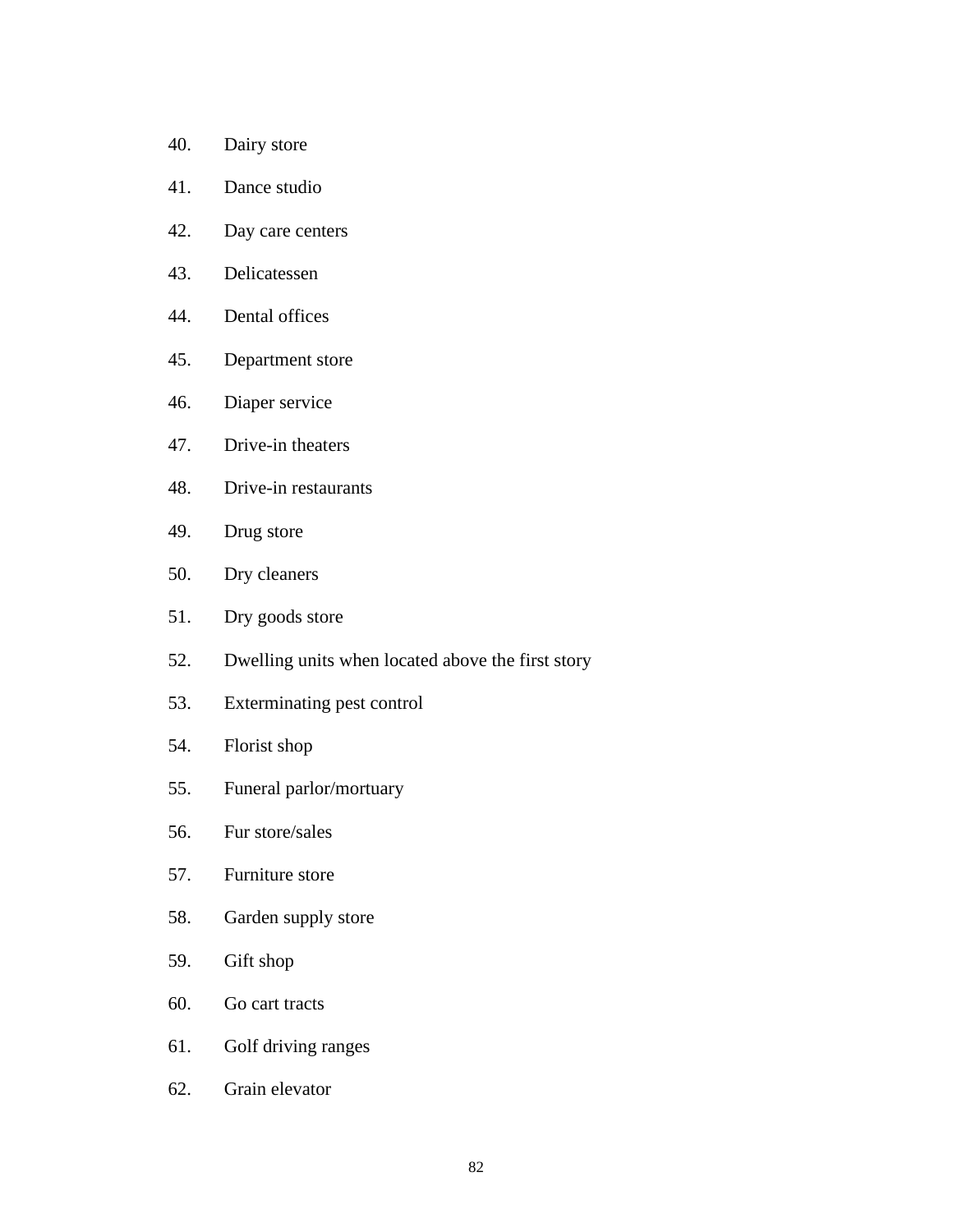40. Dairy store
41. Dance studio
42. Day care centers
43. Delicatessen
44. Dental offices
45. Department store
46. Diaper service
47. Drive-in theaters
48. Drive-in restaurants
49. Drug store
50. Dry cleaners
51. Dry goods store
52. Dwelling units when located above the first story
53. Exterminating pest control
54. Florist shop
55. Funeral parlor/mortuary
56. Fur store/sales
57. Furniture store
58. Garden supply store
59. Gift shop
60. Go cart tracts
61. Golf driving ranges
62. Grain elevator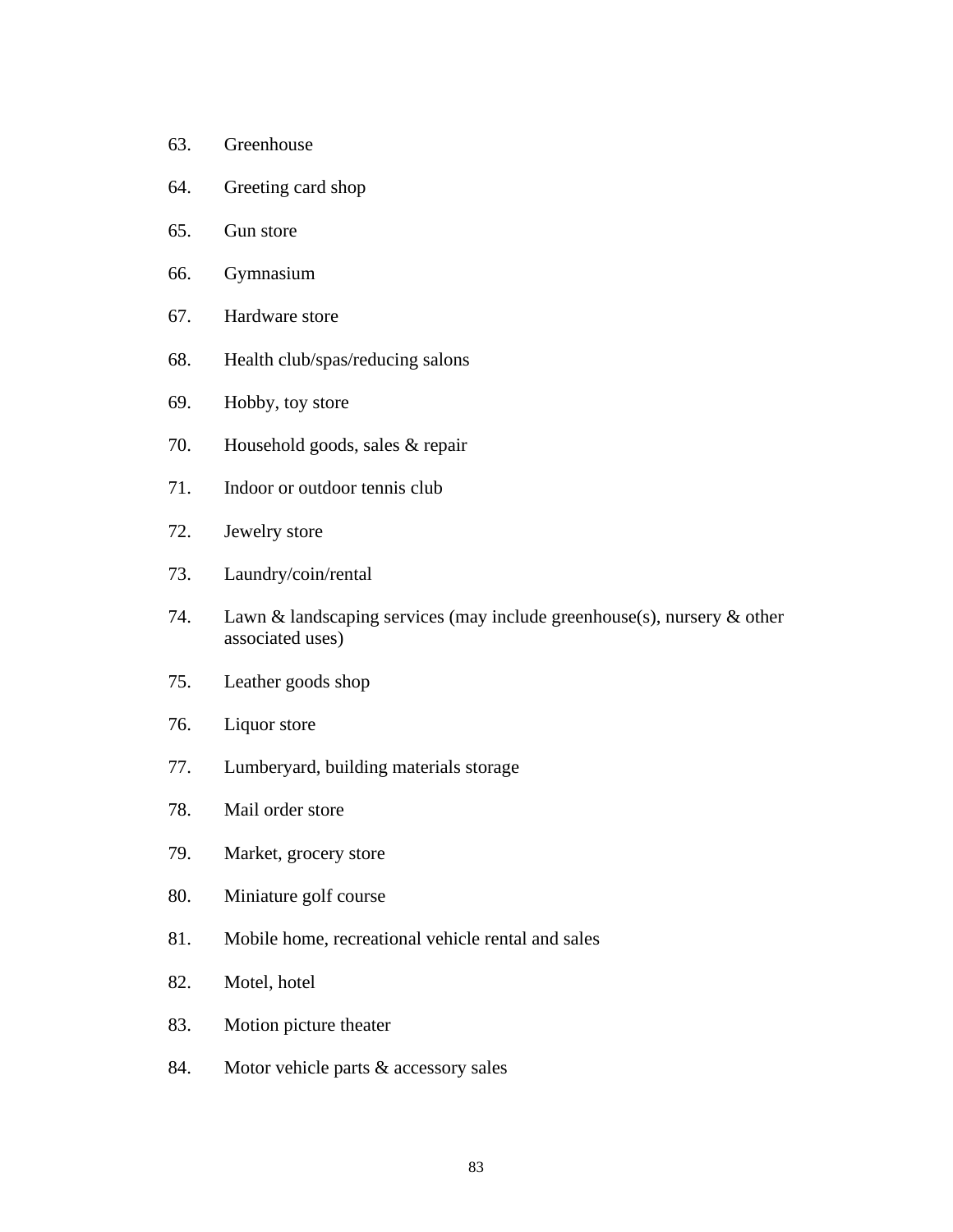63. Greenhouse
64. Greeting card shop
65. Gun store
66. Gymnasium
67. Hardware store
68. Health club/spas/reducing salons
69. Hobby, toy store
70. Household goods, sales & repair
71. Indoor or outdoor tennis club
72. Jewelry store
73. Laundry/coin/rental
74. Lawn & landscaping services (may include greenhouse(s), nursery & other associated uses)
75. Leather goods shop
76. Liquor store
77. Lumberyard, building materials storage
78. Mail order store
79. Market, grocery store
80. Miniature golf course
81. Mobile home, recreational vehicle rental and sales
82. Motel, hotel
83. Motion picture theater
84. Motor vehicle parts & accessory sales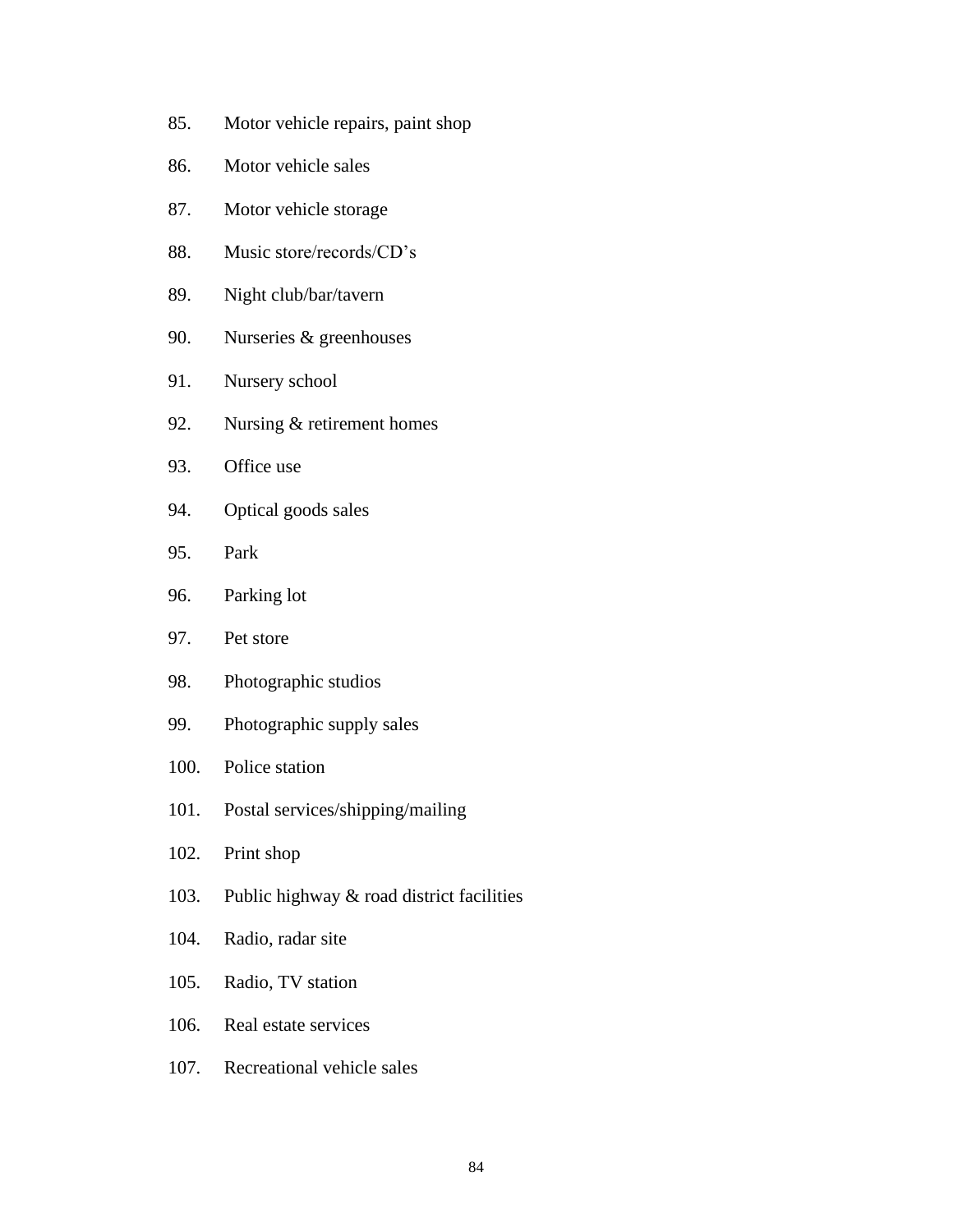85. Motor vehicle repairs, paint shop
86. Motor vehicle sales
87. Motor vehicle storage
88. Music store/records/CD's
89. Night club/bar/tavern
90. Nurseries & greenhouses
91. Nursery school
92. Nursing & retirement homes
93. Office use
94. Optical goods sales
95. Park
96. Parking lot
97. Pet store
98. Photographic studios
99. Photographic supply sales
100. Police station
101. Postal services/shipping/mailing
102. Print shop
103. Public highway & road district facilities
104. Radio, radar site
105. Radio, TV station
106. Real estate services
107. Recreational vehicle sales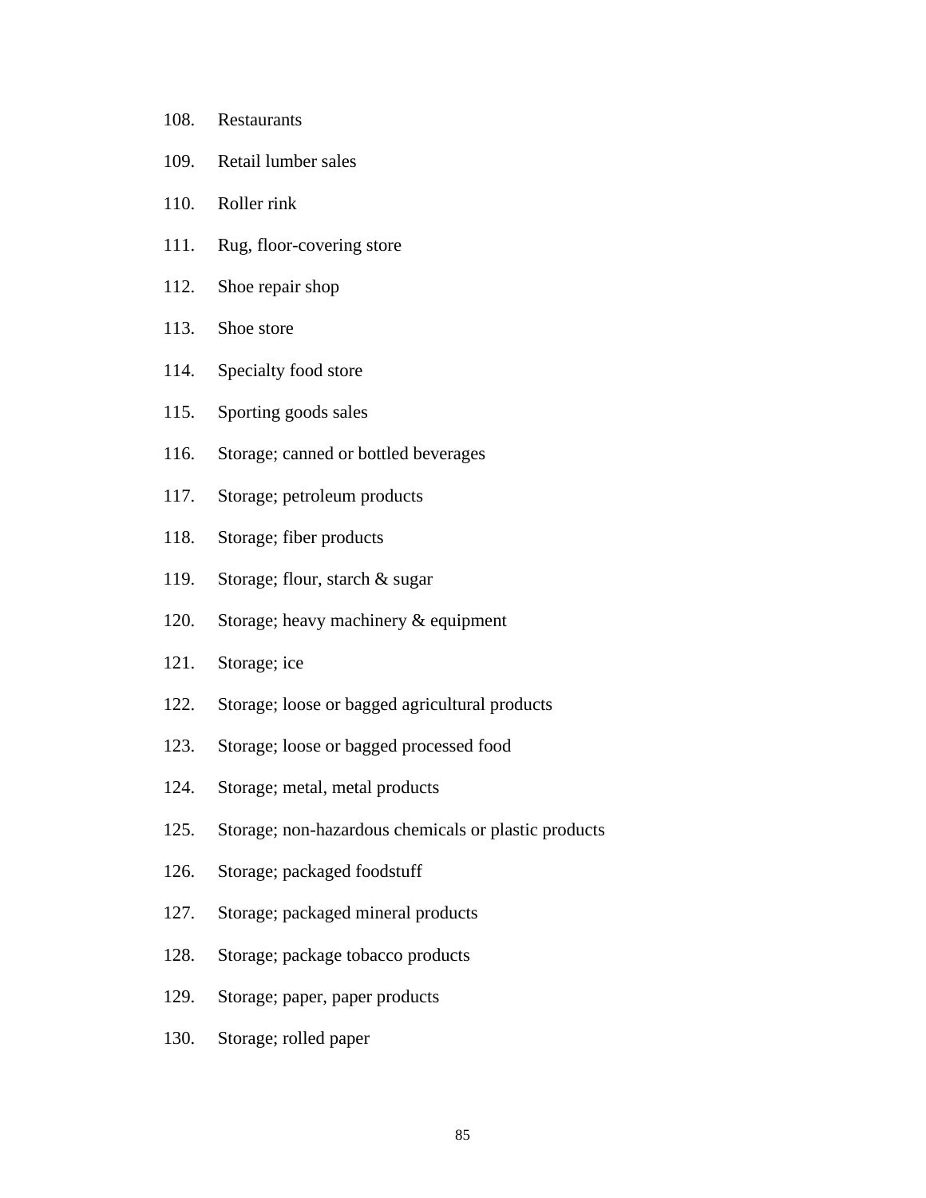108. Restaurants
109. Retail lumber sales
110. Roller rink
111. Rug, floor-covering store
112. Shoe repair shop
113. Shoe store
114. Specialty food store
115. Sporting goods sales
116. Storage; canned or bottled beverages
117. Storage; petroleum products
118. Storage; fiber products
119. Storage; flour, starch & sugar
120. Storage; heavy machinery & equipment
121. Storage; ice
122. Storage; loose or bagged agricultural products
123. Storage; loose or bagged processed food
124. Storage; metal, metal products
125. Storage; non-hazardous chemicals or plastic products
126. Storage; packaged foodstuff
127. Storage; packaged mineral products
128. Storage; package tobacco products
129. Storage; paper, paper products
130. Storage; rolled paper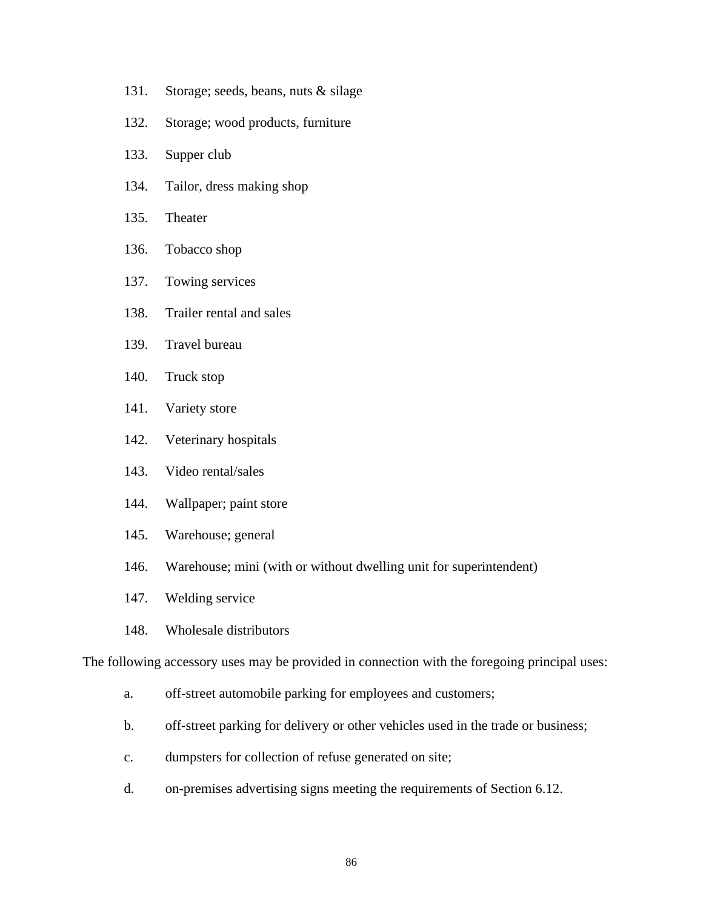131. Storage; seeds, beans, nuts & silage
132. Storage; wood products, furniture
133. Supper club
134. Tailor, dress making shop
135. Theater
136. Tobacco shop
137. Towing services
138. Trailer rental and sales
139. Travel bureau
140. Truck stop
141. Variety store
142. Veterinary hospitals
143. Video rental/sales
144. Wallpaper; paint store
145. Warehouse; general
146. Warehouse; mini (with or without dwelling unit for superintendent)
147. Welding service
148. Wholesale distributors

The following accessory uses may be provided in connection with the foregoing principal uses:

a. off-street automobile parking for employees and customers;

b. off-street parking for delivery or other vehicles used in the trade or business;

c. dumpsters for collection of refuse generated on site;

d. on-premises advertising signs meeting the requirements of Section 6.12.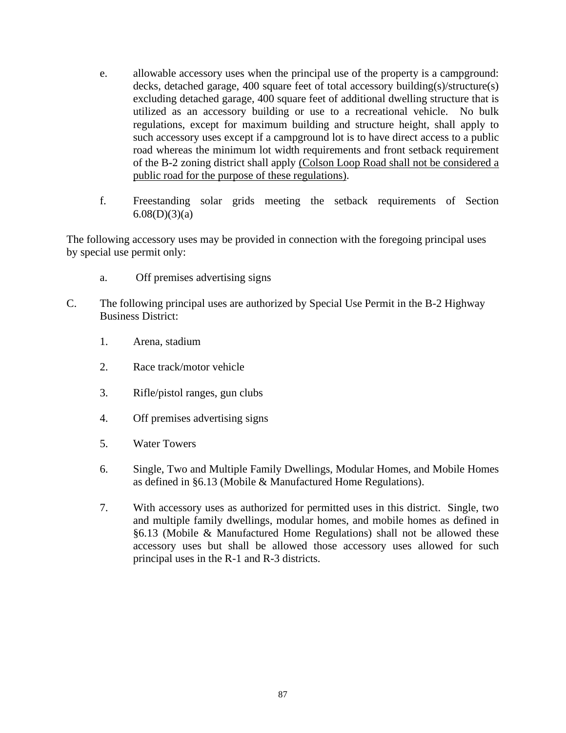e. allowable accessory uses when the principal use of the property is a campground: decks, detached garage, 400 square feet of total accessory building(s)/structure(s) excluding detached garage, 400 square feet of additional dwelling structure that is utilized as an accessory building or use to a recreational vehicle. No bulk regulations, except for maximum building and structure height, shall apply to such accessory uses except if a campground lot is to have direct access to a public road whereas the minimum lot width requirements and front setback requirement of the B-2 zoning district shall apply <u>(Colson Loop Road shall not be considered a public road for the purpose of these regulations)</u>.

f. Freestanding solar grids meeting the setback requirements of Section 6.08(D)(3)(a)

The following accessory uses may be provided in connection with the foregoing principal uses by special use permit only:

a. Off premises advertising signs

C. The following principal uses are authorized by Special Use Permit in the B-2 Highway Business District:

1. Arena, stadium

2. Race track/motor vehicle

3. Rifle/pistol ranges, gun clubs

4. Off premises advertising signs

5. Water Towers

6. Single, Two and Multiple Family Dwellings, Modular Homes, and Mobile Homes as defined in §6.13 (Mobile & Manufactured Home Regulations).

7. With accessory uses as authorized for permitted uses in this district. Single, two and multiple family dwellings, modular homes, and mobile homes as defined in §6.13 (Mobile & Manufactured Home Regulations) shall not be allowed these accessory uses but shall be allowed those accessory uses allowed for such principal uses in the R-1 and R-3 districts.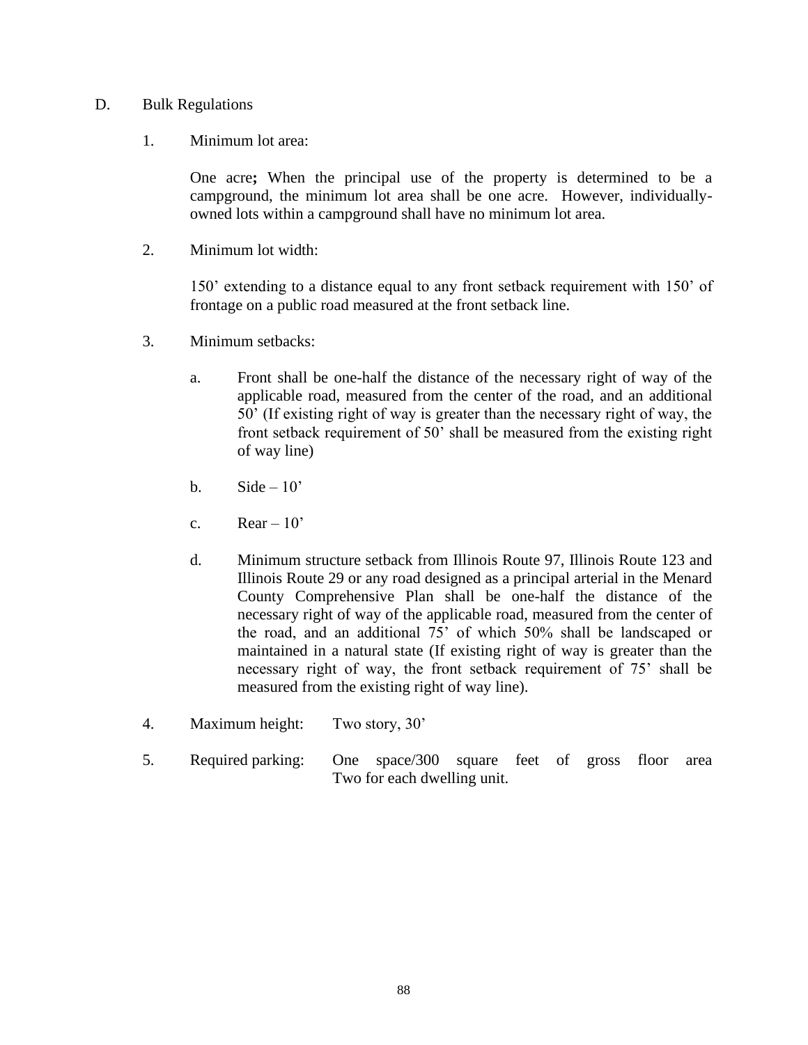D. Bulk Regulations

1. Minimum lot area:

   One acre**;** When the principal use of the property is determined to be a campground, the minimum lot area shall be one acre. However, individually-owned lots within a campground shall have no minimum lot area.

2. Minimum lot width:

   150' extending to a distance equal to any front setback requirement with 150' of frontage on a public road measured at the front setback line.

3. Minimum setbacks:

   a. Front shall be one-half the distance of the necessary right of way of the applicable road, measured from the center of the road, and an additional 50' (If existing right of way is greater than the necessary right of way, the front setback requirement of 50' shall be measured from the existing right of way line)

   b. Side – 10'

   c. Rear – 10'

   d. Minimum structure setback from Illinois Route 97, Illinois Route 123 and Illinois Route 29 or any road designed as a principal arterial in the Menard County Comprehensive Plan shall be one-half the distance of the necessary right of way of the applicable road, measured from the center of the road, and an additional 75' of which 50% shall be landscaped or maintained in a natural state (If existing right of way is greater than the necessary right of way, the front setback requirement of 75' shall be measured from the existing right of way line).

4. Maximum height: Two story, 30'

5. Required parking: One space/300 square feet of gross floor area
   Two for each dwelling unit.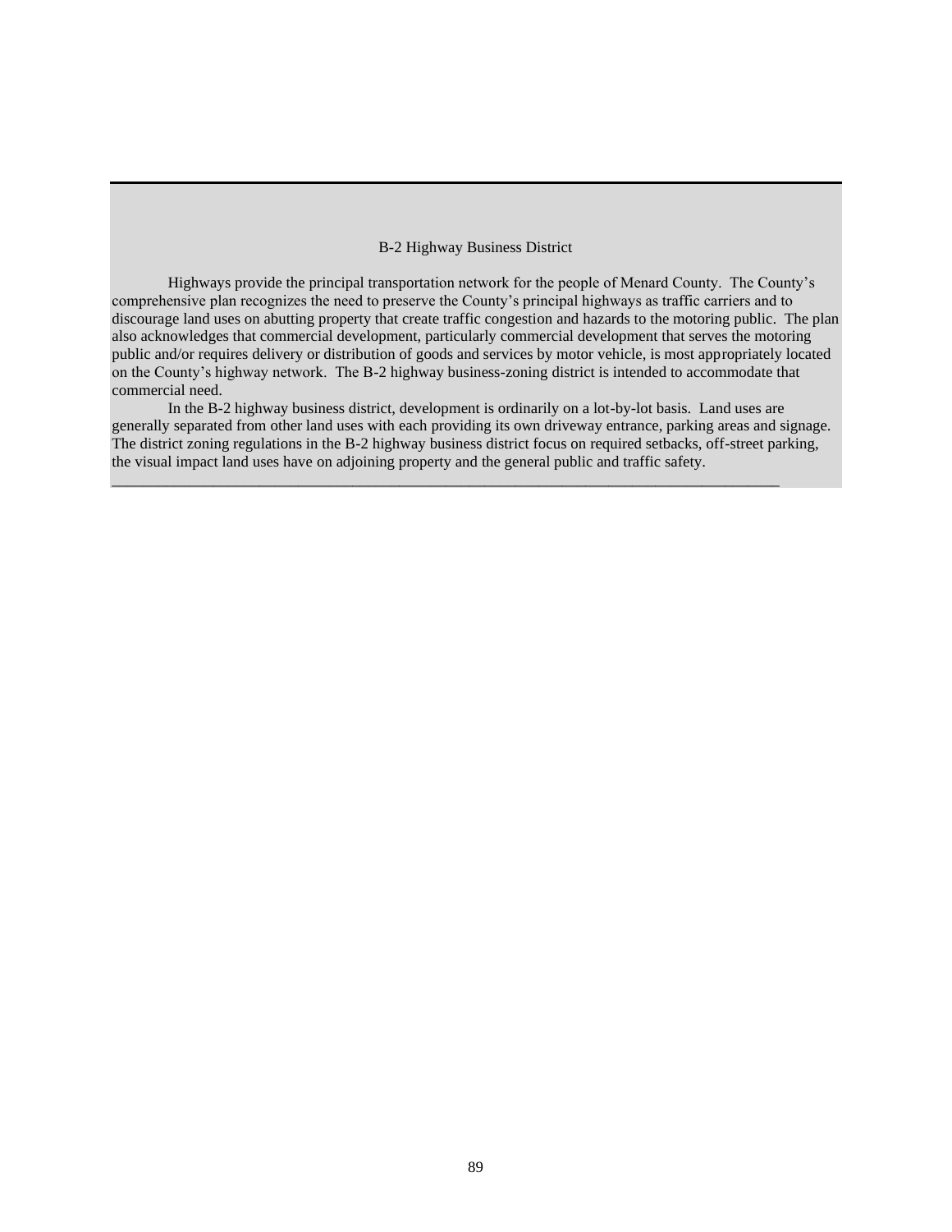## B-2 Highway Business District

Highways provide the principal transportation network for the people of Menard County. The County's comprehensive plan recognizes the need to preserve the County's principal highways as traffic carriers and to discourage land uses on abutting property that create traffic congestion and hazards to the motoring public. The plan also acknowledges that commercial development, particularly commercial development that serves the motoring public and/or requires delivery or distribution of goods and services by motor vehicle, is most appropriately located on the County's highway network. The B-2 highway business-zoning district is intended to accommodate that commercial need.

In the B-2 highway business district, development is ordinarily on a lot-by-lot basis. Land uses are generally separated from other land uses with each providing its own driveway entrance, parking areas and signage. The district zoning regulations in the B-2 highway business district focus on required setbacks, off-street parking, the visual impact land uses have on adjoining property and the general public and traffic safety.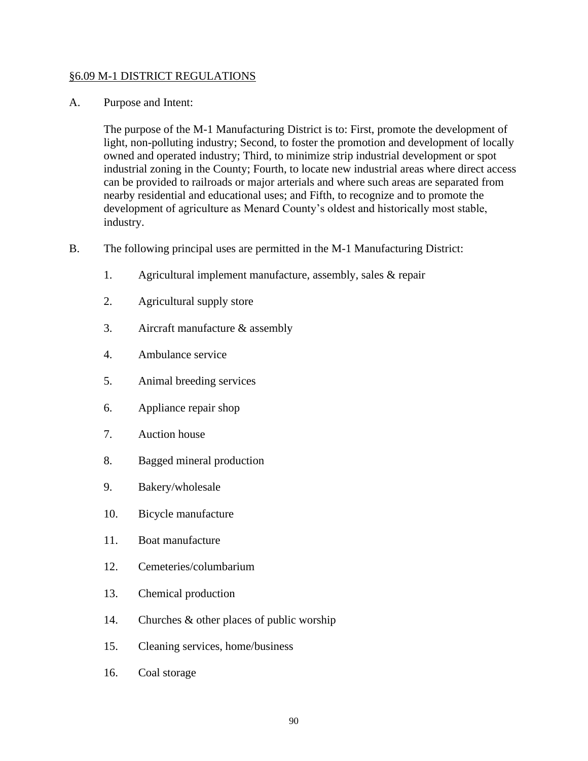## §6.09 M-1 DISTRICT REGULATIONS

A. Purpose and Intent:

The purpose of the M-1 Manufacturing District is to: First, promote the development of light, non-polluting industry; Second, to foster the promotion and development of locally owned and operated industry; Third, to minimize strip industrial development or spot industrial zoning in the County; Fourth, to locate new industrial areas where direct access can be provided to railroads or major arterials and where such areas are separated from nearby residential and educational uses; and Fifth, to recognize and to promote the development of agriculture as Menard County's oldest and historically most stable, industry.

B. The following principal uses are permitted in the M-1 Manufacturing District:

1. Agricultural implement manufacture, assembly, sales & repair
2. Agricultural supply store
3. Aircraft manufacture & assembly
4. Ambulance service
5. Animal breeding services
6. Appliance repair shop
7. Auction house
8. Bagged mineral production
9. Bakery/wholesale
10. Bicycle manufacture
11. Boat manufacture
12. Cemeteries/columbarium
13. Chemical production
14. Churches & other places of public worship
15. Cleaning services, home/business
16. Coal storage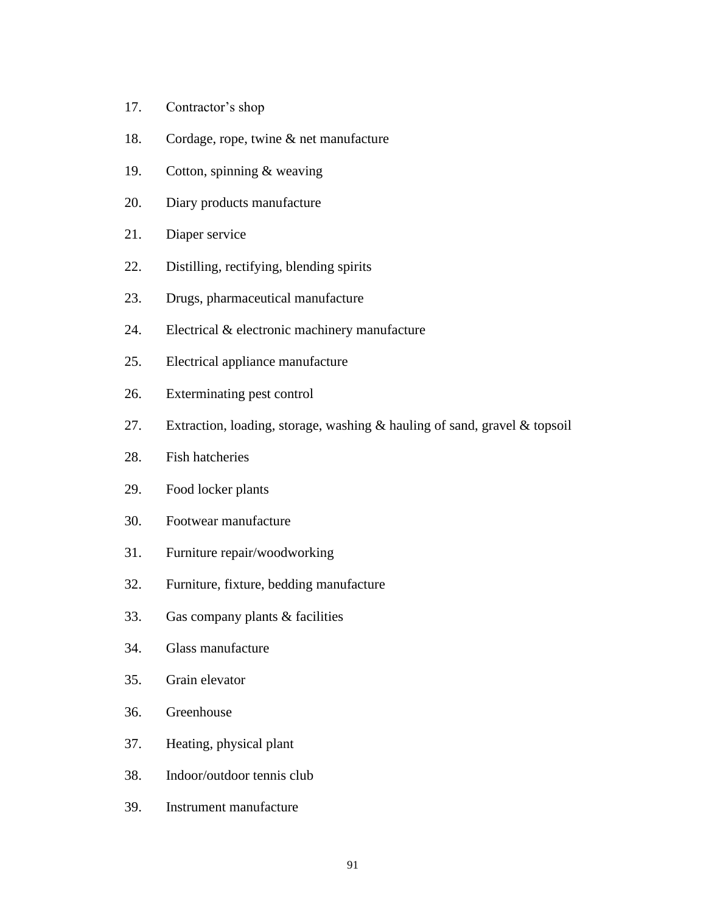17. Contractor's shop
18. Cordage, rope, twine & net manufacture
19. Cotton, spinning & weaving
20. Diary products manufacture
21. Diaper service
22. Distilling, rectifying, blending spirits
23. Drugs, pharmaceutical manufacture
24. Electrical & electronic machinery manufacture
25. Electrical appliance manufacture
26. Exterminating pest control
27. Extraction, loading, storage, washing & hauling of sand, gravel & topsoil
28. Fish hatcheries
29. Food locker plants
30. Footwear manufacture
31. Furniture repair/woodworking
32. Furniture, fixture, bedding manufacture
33. Gas company plants & facilities
34. Glass manufacture
35. Grain elevator
36. Greenhouse
37. Heating, physical plant
38. Indoor/outdoor tennis club
39. Instrument manufacture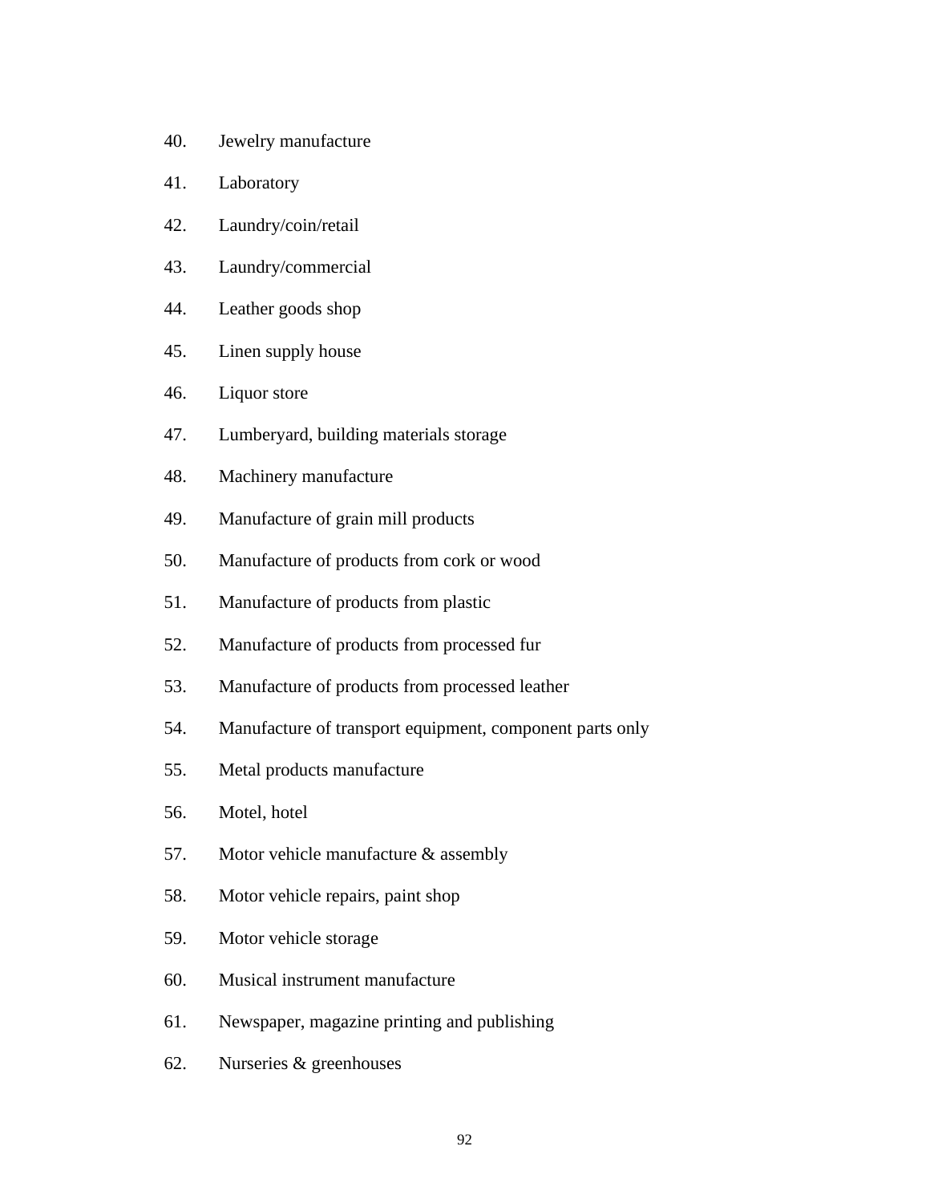40. Jewelry manufacture
41. Laboratory
42. Laundry/coin/retail
43. Laundry/commercial
44. Leather goods shop
45. Linen supply house
46. Liquor store
47. Lumberyard, building materials storage
48. Machinery manufacture
49. Manufacture of grain mill products
50. Manufacture of products from cork or wood
51. Manufacture of products from plastic
52. Manufacture of products from processed fur
53. Manufacture of products from processed leather
54. Manufacture of transport equipment, component parts only
55. Metal products manufacture
56. Motel, hotel
57. Motor vehicle manufacture & assembly
58. Motor vehicle repairs, paint shop
59. Motor vehicle storage
60. Musical instrument manufacture
61. Newspaper, magazine printing and publishing
62. Nurseries & greenhouses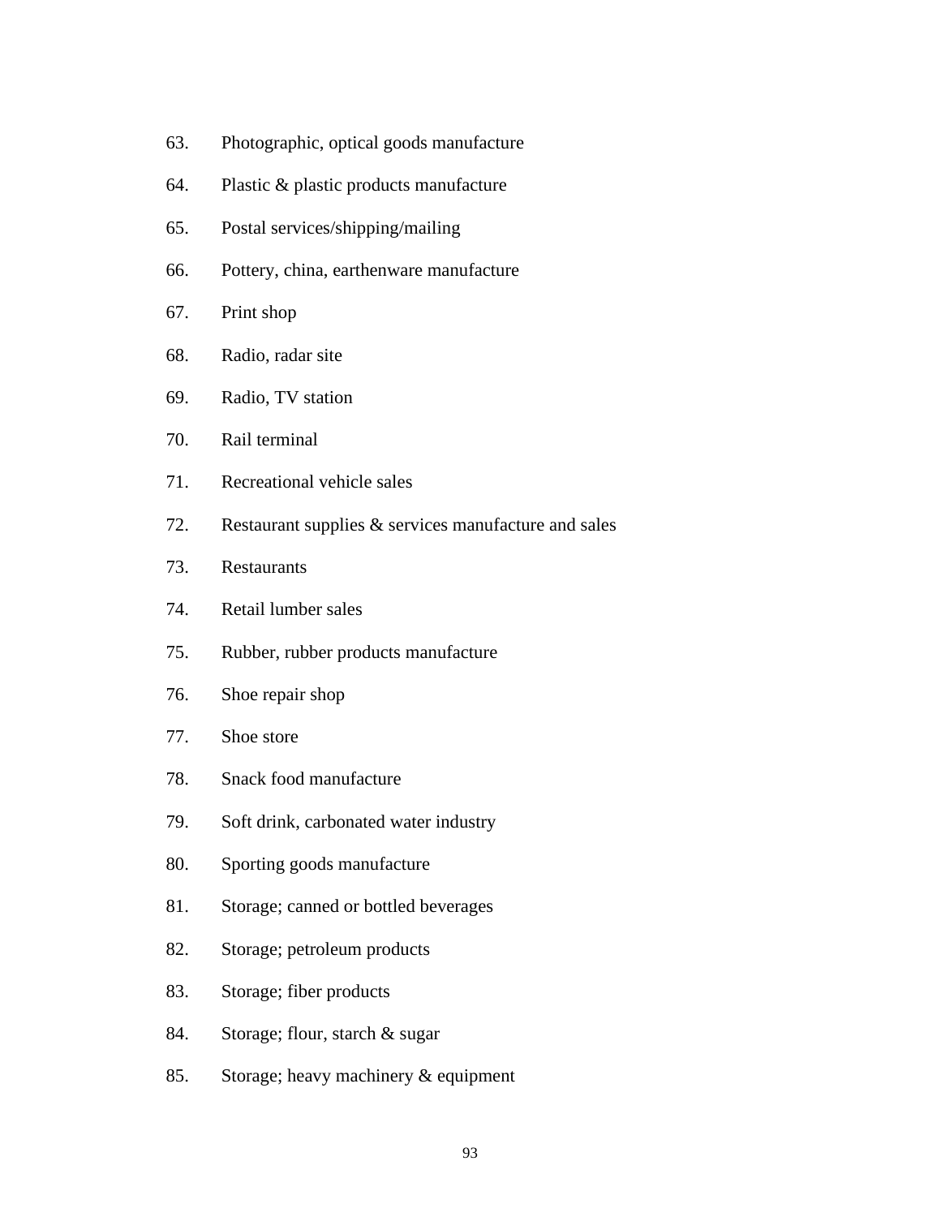63. Photographic, optical goods manufacture
64. Plastic & plastic products manufacture
65. Postal services/shipping/mailing
66. Pottery, china, earthenware manufacture
67. Print shop
68. Radio, radar site
69. Radio, TV station
70. Rail terminal
71. Recreational vehicle sales
72. Restaurant supplies & services manufacture and sales
73. Restaurants
74. Retail lumber sales
75. Rubber, rubber products manufacture
76. Shoe repair shop
77. Shoe store
78. Snack food manufacture
79. Soft drink, carbonated water industry
80. Sporting goods manufacture
81. Storage; canned or bottled beverages
82. Storage; petroleum products
83. Storage; fiber products
84. Storage; flour, starch & sugar
85. Storage; heavy machinery & equipment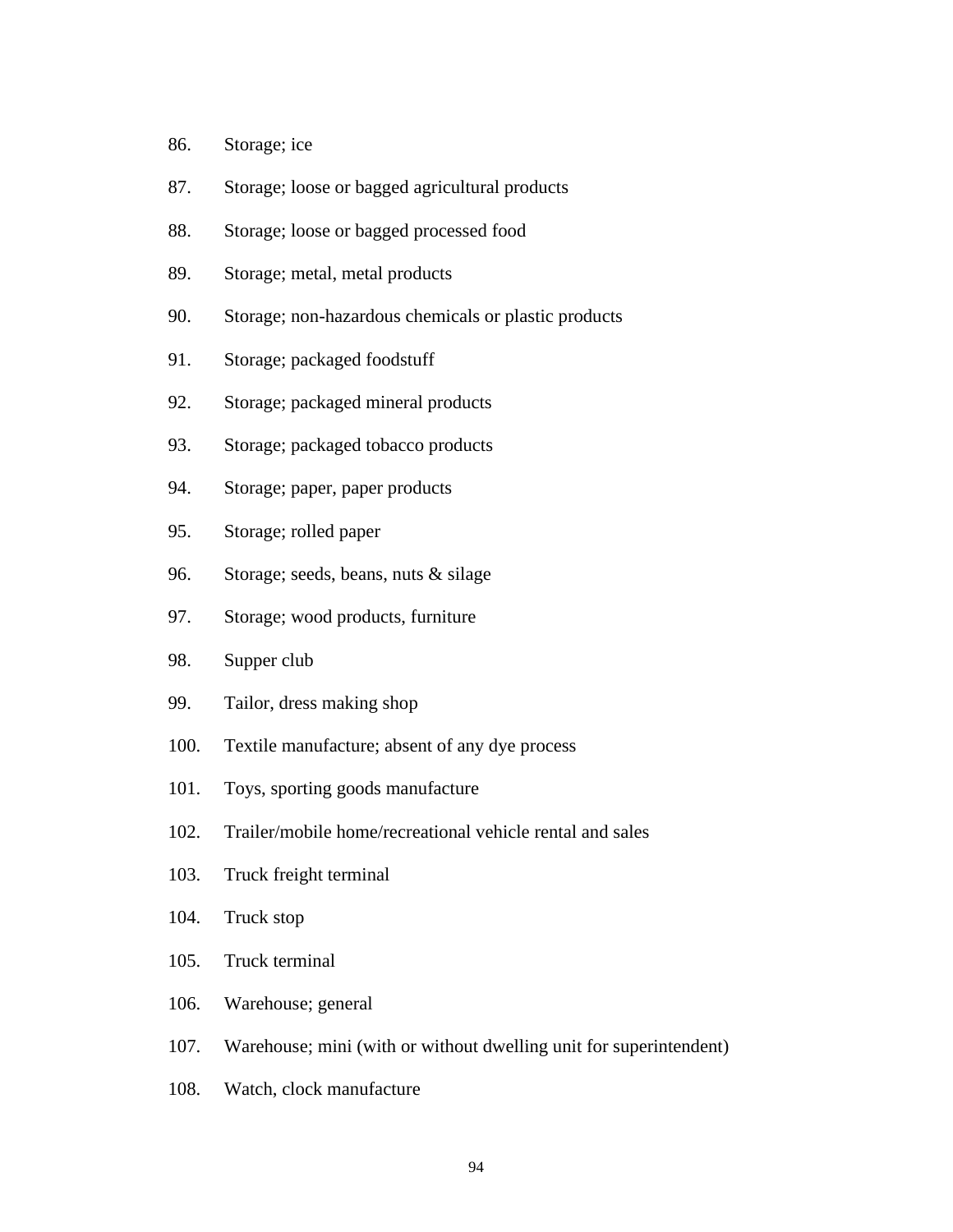86. Storage; ice
87. Storage; loose or bagged agricultural products
88. Storage; loose or bagged processed food
89. Storage; metal, metal products
90. Storage; non-hazardous chemicals or plastic products
91. Storage; packaged foodstuff
92. Storage; packaged mineral products
93. Storage; packaged tobacco products
94. Storage; paper, paper products
95. Storage; rolled paper
96. Storage; seeds, beans, nuts & silage
97. Storage; wood products, furniture
98. Supper club
99. Tailor, dress making shop
100. Textile manufacture; absent of any dye process
101. Toys, sporting goods manufacture
102. Trailer/mobile home/recreational vehicle rental and sales
103. Truck freight terminal
104. Truck stop
105. Truck terminal
106. Warehouse; general
107. Warehouse; mini (with or without dwelling unit for superintendent)
108. Watch, clock manufacture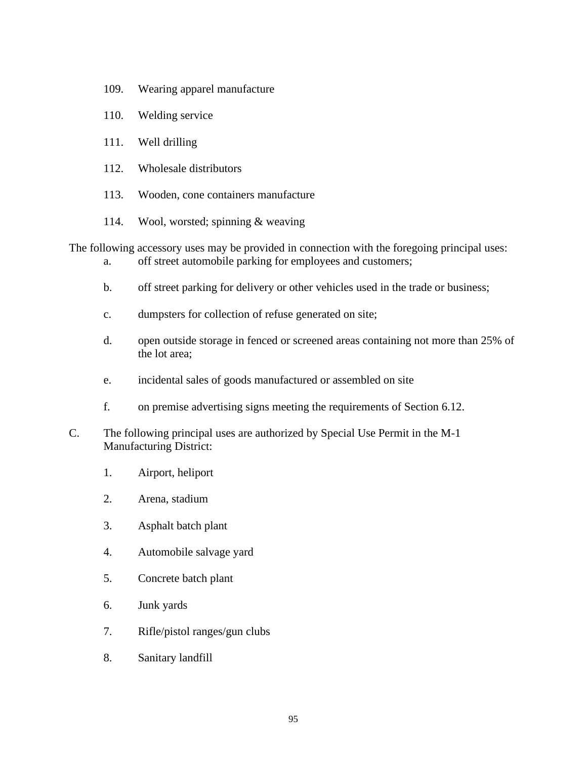109. Wearing apparel manufacture

110. Welding service

111. Well drilling

112. Wholesale distributors

113. Wooden, cone containers manufacture

114. Wool, worsted; spinning & weaving

The following accessory uses may be provided in connection with the foregoing principal uses:

a. off street automobile parking for employees and customers;

b. off street parking for delivery or other vehicles used in the trade or business;

c. dumpsters for collection of refuse generated on site;

d. open outside storage in fenced or screened areas containing not more than 25% of the lot area;

e. incidental sales of goods manufactured or assembled on site

f. on premise advertising signs meeting the requirements of Section 6.12.

C. The following principal uses are authorized by Special Use Permit in the M-1 Manufacturing District:

1. Airport, heliport

2. Arena, stadium

3. Asphalt batch plant

4. Automobile salvage yard

5. Concrete batch plant

6. Junk yards

7. Rifle/pistol ranges/gun clubs

8. Sanitary landfill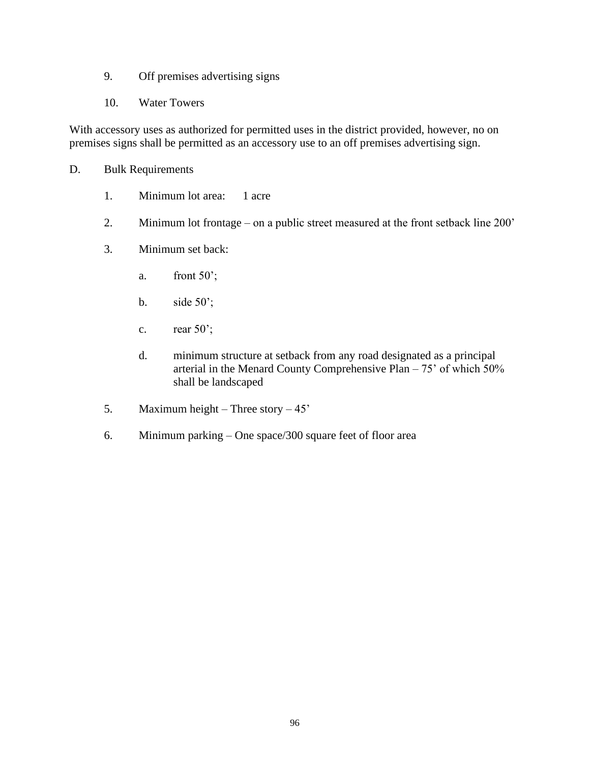9. Off premises advertising signs

10. Water Towers

With accessory uses as authorized for permitted uses in the district provided, however, no on premises signs shall be permitted as an accessory use to an off premises advertising sign.

D. Bulk Requirements

1. Minimum lot area: 1 acre

2. Minimum lot frontage – on a public street measured at the front setback line 200'

3. Minimum set back:

   a. front 50';

   b. side 50';

   c. rear 50';

   d. minimum structure at setback from any road designated as a principal arterial in the Menard County Comprehensive Plan – 75' of which 50% shall be landscaped

5. Maximum height – Three story – 45'

6. Minimum parking – One space/300 square feet of floor area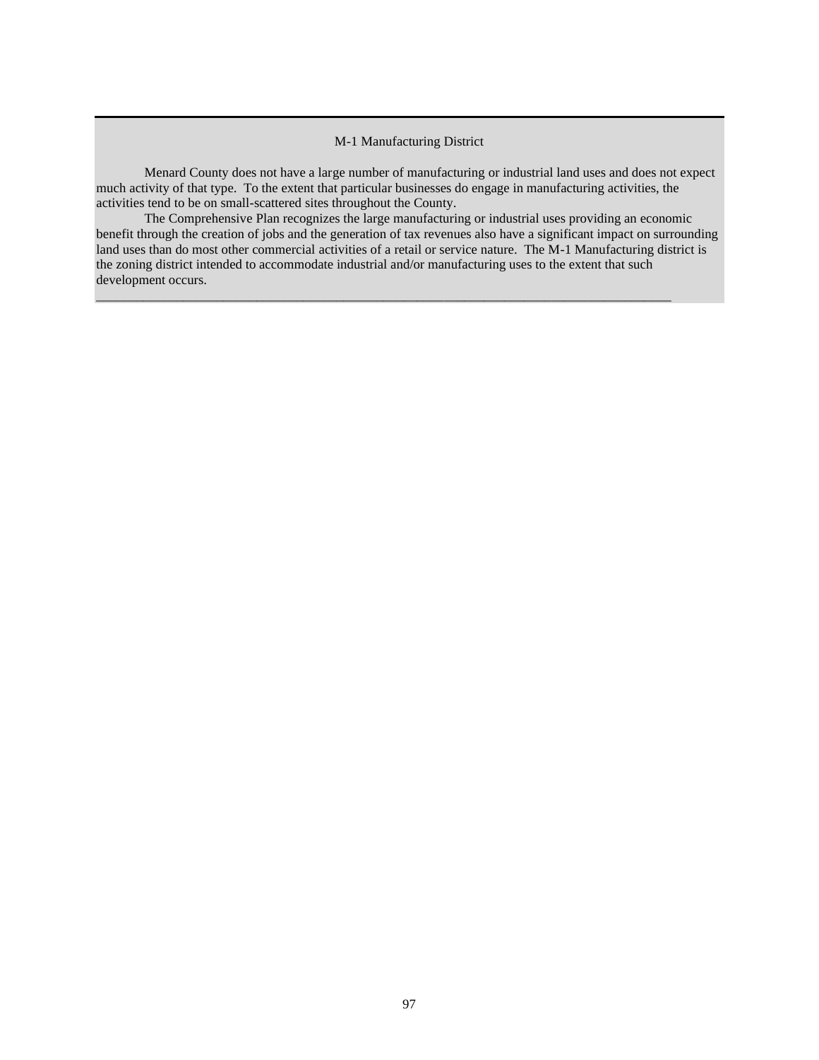## M-1 Manufacturing District

Menard County does not have a large number of manufacturing or industrial land uses and does not expect much activity of that type. To the extent that particular businesses do engage in manufacturing activities, the activities tend to be on small-scattered sites throughout the County.

The Comprehensive Plan recognizes the large manufacturing or industrial uses providing an economic benefit through the creation of jobs and the generation of tax revenues also have a significant impact on surrounding land uses than do most other commercial activities of a retail or service nature. The M-1 Manufacturing district is the zoning district intended to accommodate industrial and/or manufacturing uses to the extent that such development occurs.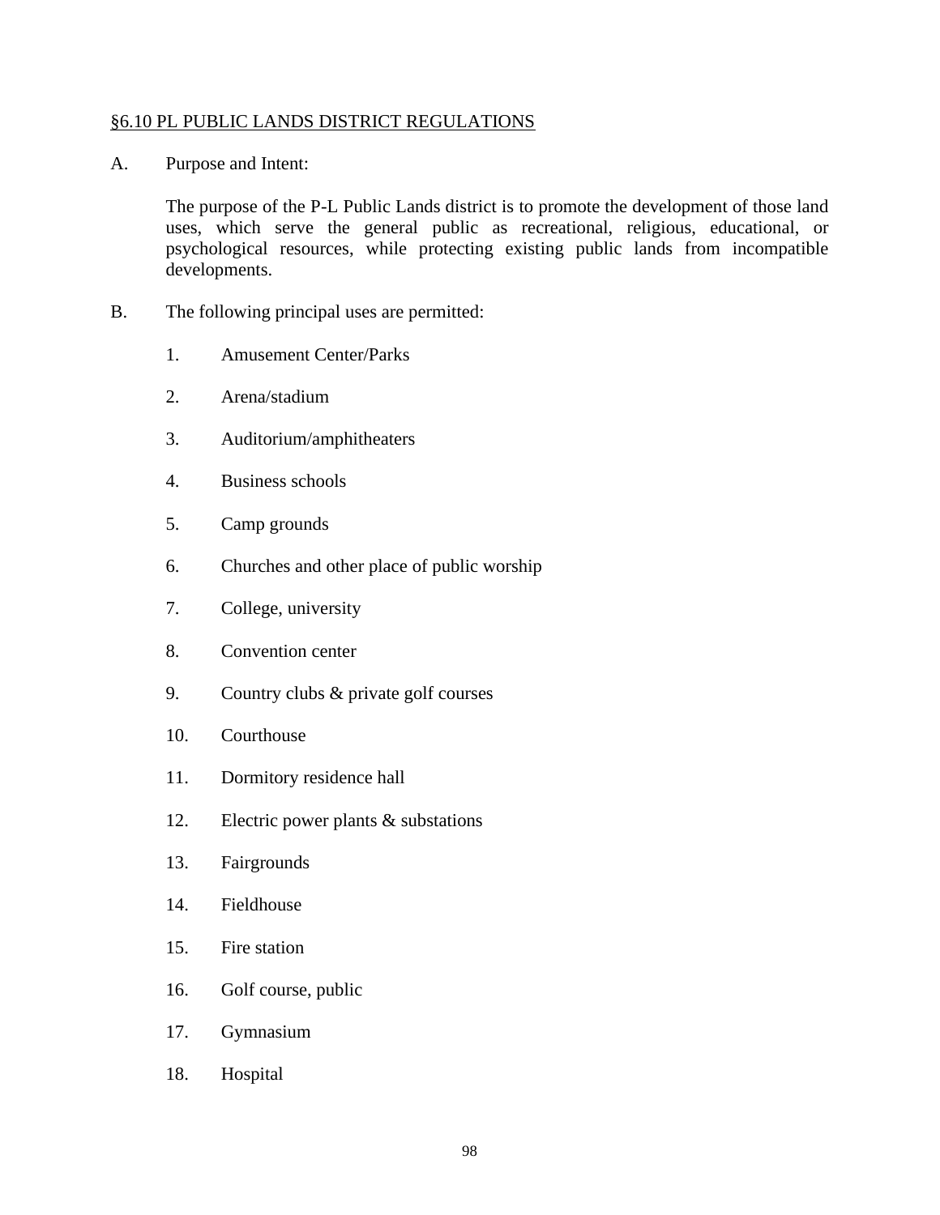## §6.10 PL PUBLIC LANDS DISTRICT REGULATIONS

A. Purpose and Intent:

The purpose of the P-L Public Lands district is to promote the development of those land uses, which serve the general public as recreational, religious, educational, or psychological resources, while protecting existing public lands from incompatible developments.

B. The following principal uses are permitted:

1. Amusement Center/Parks
2. Arena/stadium
3. Auditorium/amphitheaters
4. Business schools
5. Camp grounds
6. Churches and other place of public worship
7. College, university
8. Convention center
9. Country clubs & private golf courses
10. Courthouse
11. Dormitory residence hall
12. Electric power plants & substations
13. Fairgrounds
14. Fieldhouse
15. Fire station
16. Golf course, public
17. Gymnasium
18. Hospital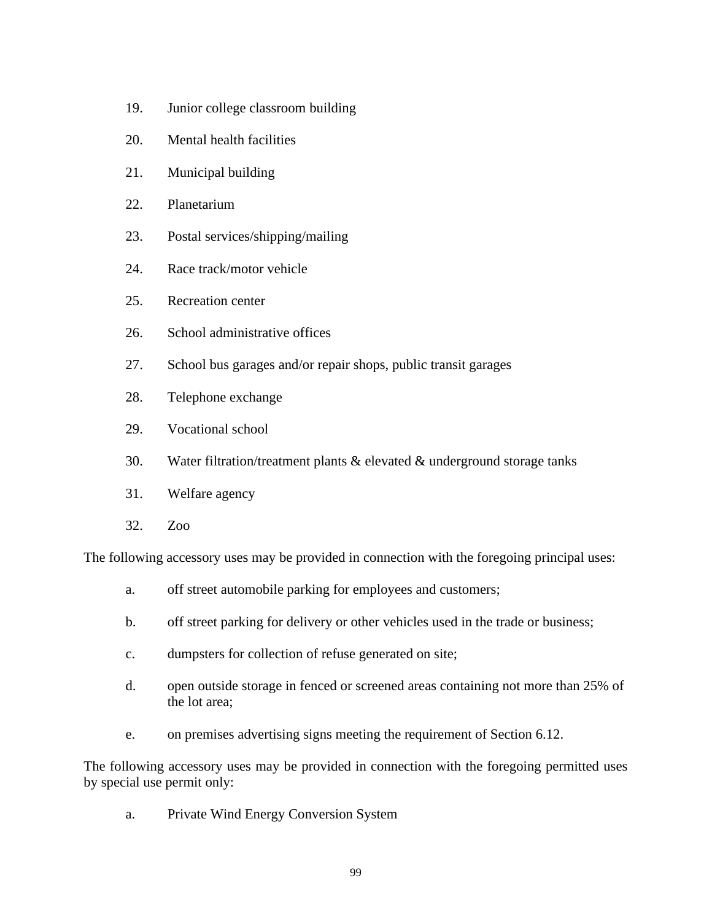19. Junior college classroom building
20. Mental health facilities
21. Municipal building
22. Planetarium
23. Postal services/shipping/mailing
24. Race track/motor vehicle
25. Recreation center
26. School administrative offices
27. School bus garages and/or repair shops, public transit garages
28. Telephone exchange
29. Vocational school
30. Water filtration/treatment plants & elevated & underground storage tanks
31. Welfare agency
32. Zoo

The following accessory uses may be provided in connection with the foregoing principal uses:

a. off street automobile parking for employees and customers;

b. off street parking for delivery or other vehicles used in the trade or business;

c. dumpsters for collection of refuse generated on site;

d. open outside storage in fenced or screened areas containing not more than 25% of the lot area;

e. on premises advertising signs meeting the requirement of Section 6.12.

The following accessory uses may be provided in connection with the foregoing permitted uses by special use permit only:

a. Private Wind Energy Conversion System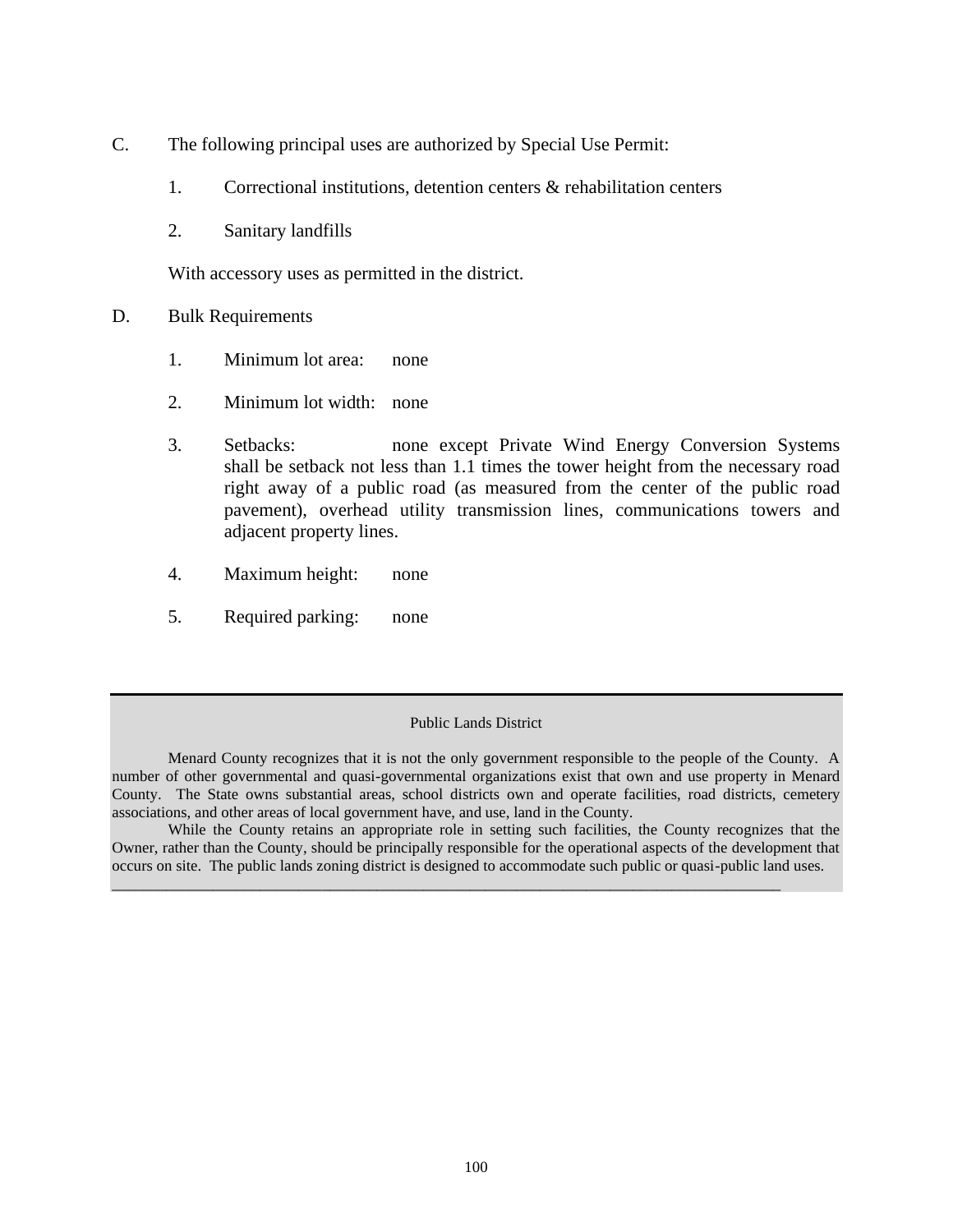C. The following principal uses are authorized by Special Use Permit:

   1. Correctional institutions, detention centers & rehabilitation centers

   2. Sanitary landfills

   With accessory uses as permitted in the district.

D. Bulk Requirements

   1. Minimum lot area: none

   2. Minimum lot width: none

   3. Setbacks: none except Private Wind Energy Conversion Systems shall be setback not less than 1.1 times the tower height from the necessary road right away of a public road (as measured from the center of the public road pavement), overhead utility transmission lines, communications towers and adjacent property lines.

   4. Maximum height: none

   5. Required parking: none

---

Public Lands District

Menard County recognizes that it is not the only government responsible to the people of the County. A number of other governmental and quasi-governmental organizations exist that own and use property in Menard County. The State owns substantial areas, school districts own and operate facilities, road districts, cemetery associations, and other areas of local government have, and use, land in the County.

While the County retains an appropriate role in setting such facilities, the County recognizes that the Owner, rather than the County, should be principally responsible for the operational aspects of the development that occurs on site. The public lands zoning district is designed to accommodate such public or quasi-public land uses.

---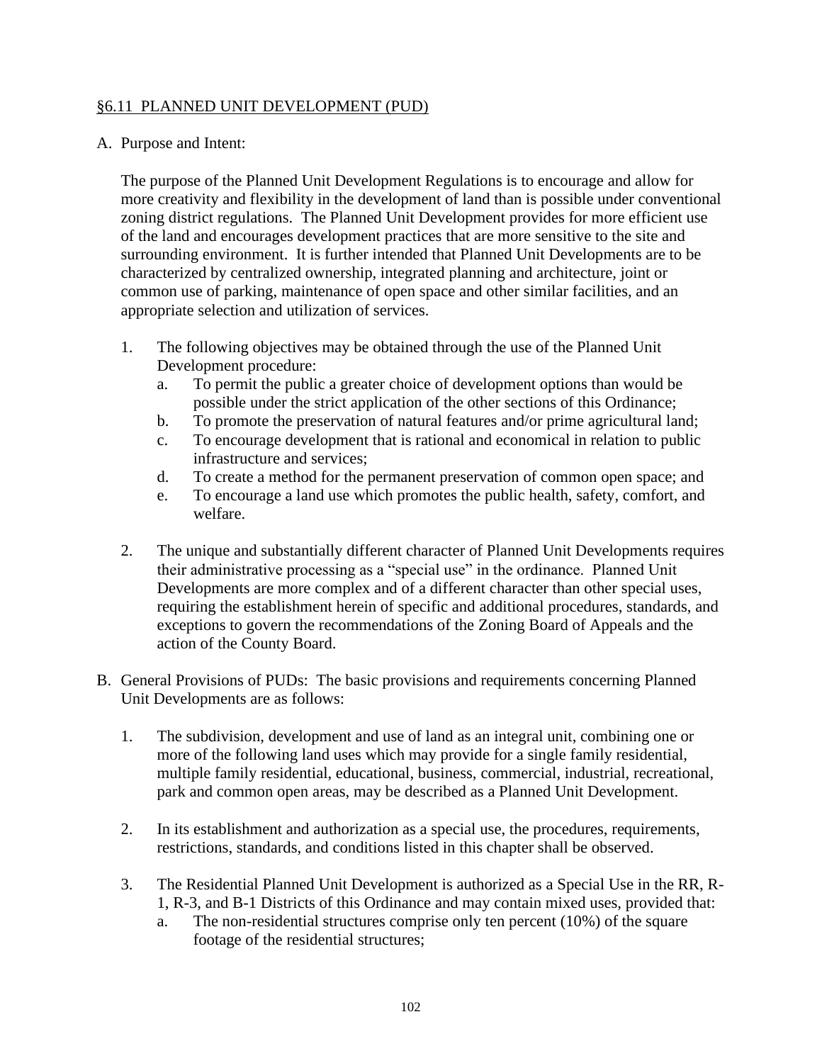## §6.11 PLANNED UNIT DEVELOPMENT (PUD)

A. Purpose and Intent:

The purpose of the Planned Unit Development Regulations is to encourage and allow for more creativity and flexibility in the development of land than is possible under conventional zoning district regulations. The Planned Unit Development provides for more efficient use of the land and encourages development practices that are more sensitive to the site and surrounding environment. It is further intended that Planned Unit Developments are to be characterized by centralized ownership, integrated planning and architecture, joint or common use of parking, maintenance of open space and other similar facilities, and an appropriate selection and utilization of services.

1. The following objectives may be obtained through the use of the Planned Unit Development procedure:
   a. To permit the public a greater choice of development options than would be possible under the strict application of the other sections of this Ordinance;
   b. To promote the preservation of natural features and/or prime agricultural land;
   c. To encourage development that is rational and economical in relation to public infrastructure and services;
   d. To create a method for the permanent preservation of common open space; and
   e. To encourage a land use which promotes the public health, safety, comfort, and welfare.

2. The unique and substantially different character of Planned Unit Developments requires their administrative processing as a "special use" in the ordinance. Planned Unit Developments are more complex and of a different character than other special uses, requiring the establishment herein of specific and additional procedures, standards, and exceptions to govern the recommendations of the Zoning Board of Appeals and the action of the County Board.

B. General Provisions of PUDs: The basic provisions and requirements concerning Planned Unit Developments are as follows:

1. The subdivision, development and use of land as an integral unit, combining one or more of the following land uses which may provide for a single family residential, multiple family residential, educational, business, commercial, industrial, recreational, park and common open areas, may be described as a Planned Unit Development.

2. In its establishment and authorization as a special use, the procedures, requirements, restrictions, standards, and conditions listed in this chapter shall be observed.

3. The Residential Planned Unit Development is authorized as a Special Use in the RR, R-1, R-3, and B-1 Districts of this Ordinance and may contain mixed uses, provided that:
   a. The non-residential structures comprise only ten percent (10%) of the square footage of the residential structures;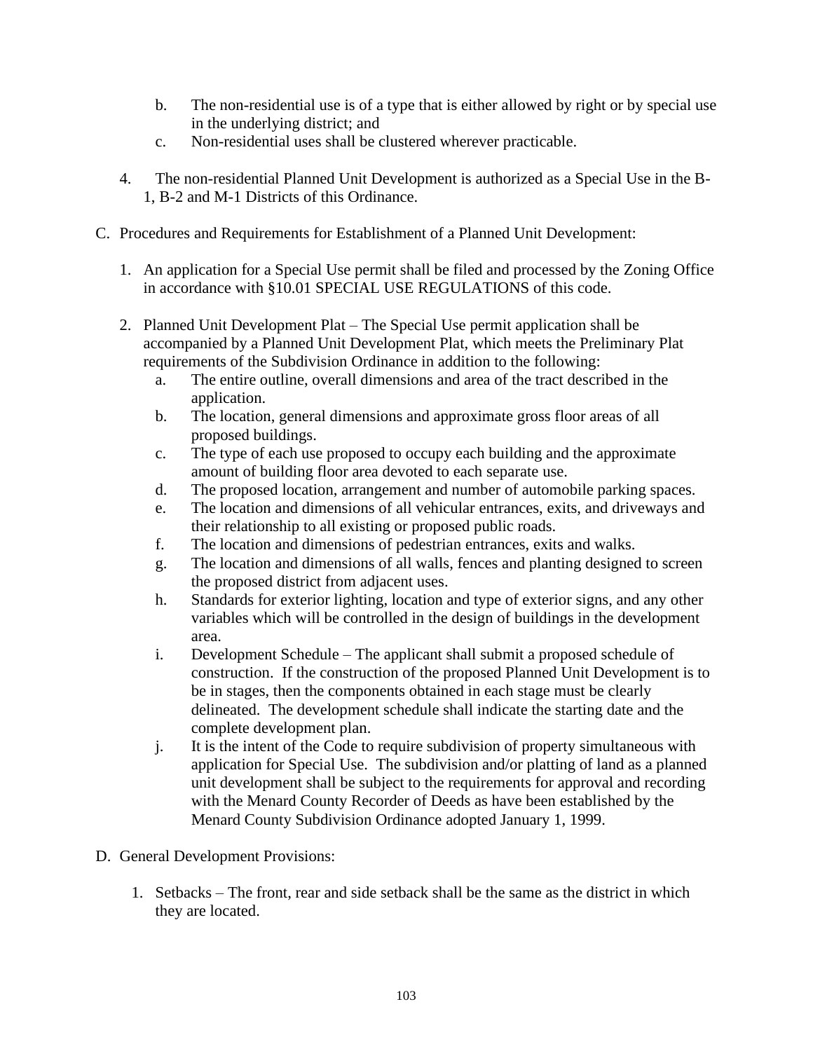b. The non-residential use is of a type that is either allowed by right or by special use in the underlying district; and
   c. Non-residential uses shall be clustered wherever practicable.

4. The non-residential Planned Unit Development is authorized as a Special Use in the B-1, B-2 and M-1 Districts of this Ordinance.

C. Procedures and Requirements for Establishment of a Planned Unit Development:

   1. An application for a Special Use permit shall be filed and processed by the Zoning Office in accordance with §10.01 SPECIAL USE REGULATIONS of this code.

   2. Planned Unit Development Plat – The Special Use permit application shall be accompanied by a Planned Unit Development Plat, which meets the Preliminary Plat requirements of the Subdivision Ordinance in addition to the following:
      a. The entire outline, overall dimensions and area of the tract described in the application.
      b. The location, general dimensions and approximate gross floor areas of all proposed buildings.
      c. The type of each use proposed to occupy each building and the approximate amount of building floor area devoted to each separate use.
      d. The proposed location, arrangement and number of automobile parking spaces.
      e. The location and dimensions of all vehicular entrances, exits, and driveways and their relationship to all existing or proposed public roads.
      f. The location and dimensions of pedestrian entrances, exits and walks.
      g. The location and dimensions of all walls, fences and planting designed to screen the proposed district from adjacent uses.
      h. Standards for exterior lighting, location and type of exterior signs, and any other variables which will be controlled in the design of buildings in the development area.
      i. Development Schedule – The applicant shall submit a proposed schedule of construction. If the construction of the proposed Planned Unit Development is to be in stages, then the components obtained in each stage must be clearly delineated. The development schedule shall indicate the starting date and the complete development plan.
      j. It is the intent of the Code to require subdivision of property simultaneous with application for Special Use. The subdivision and/or platting of land as a planned unit development shall be subject to the requirements for approval and recording with the Menard County Recorder of Deeds as have been established by the Menard County Subdivision Ordinance adopted January 1, 1999.

D. General Development Provisions:

   1. Setbacks – The front, rear and side setback shall be the same as the district in which they are located.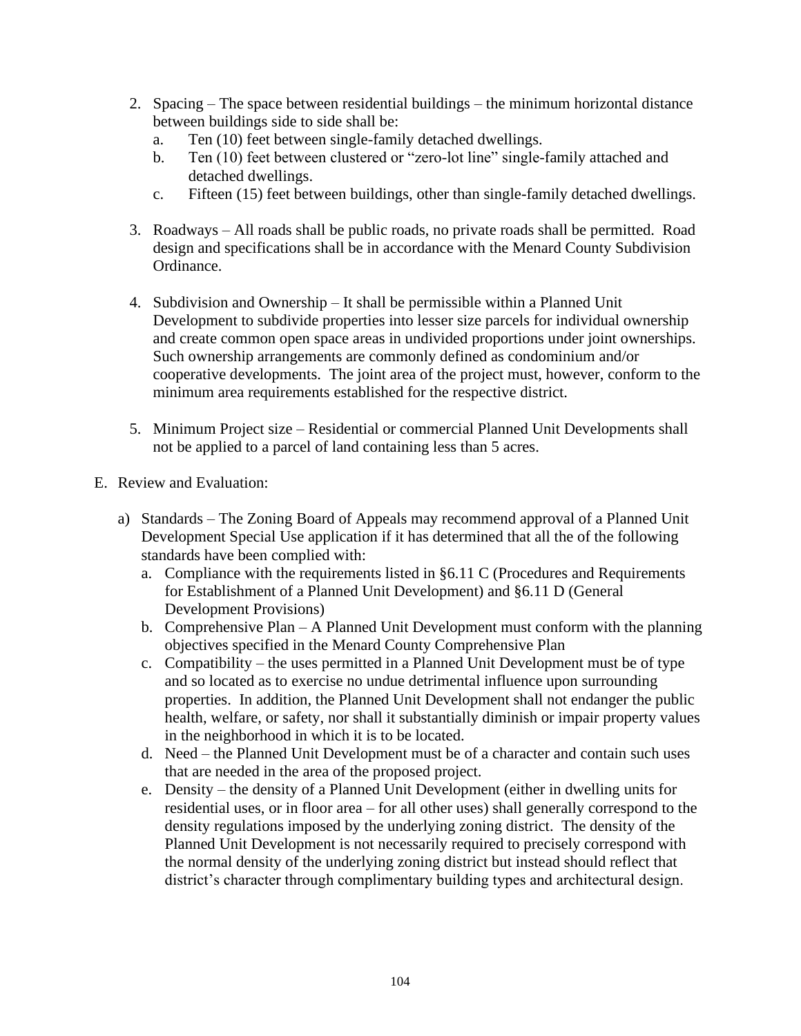2. Spacing – The space between residential buildings – the minimum horizontal distance between buildings side to side shall be:
   a. Ten (10) feet between single-family detached dwellings.
   b. Ten (10) feet between clustered or "zero-lot line" single-family attached and detached dwellings.
   c. Fifteen (15) feet between buildings, other than single-family detached dwellings.

3. Roadways – All roads shall be public roads, no private roads shall be permitted. Road design and specifications shall be in accordance with the Menard County Subdivision Ordinance.

4. Subdivision and Ownership – It shall be permissible within a Planned Unit Development to subdivide properties into lesser size parcels for individual ownership and create common open space areas in undivided proportions under joint ownerships. Such ownership arrangements are commonly defined as condominium and/or cooperative developments. The joint area of the project must, however, conform to the minimum area requirements established for the respective district.

5. Minimum Project size – Residential or commercial Planned Unit Developments shall not be applied to a parcel of land containing less than 5 acres.

E. Review and Evaluation:

   a) Standards – The Zoning Board of Appeals may recommend approval of a Planned Unit Development Special Use application if it has determined that all the of the following standards have been complied with:
      a. Compliance with the requirements listed in §6.11 C (Procedures and Requirements for Establishment of a Planned Unit Development) and §6.11 D (General Development Provisions)
      b. Comprehensive Plan – A Planned Unit Development must conform with the planning objectives specified in the Menard County Comprehensive Plan
      c. Compatibility – the uses permitted in a Planned Unit Development must be of type and so located as to exercise no undue detrimental influence upon surrounding properties. In addition, the Planned Unit Development shall not endanger the public health, welfare, or safety, nor shall it substantially diminish or impair property values in the neighborhood in which it is to be located.
      d. Need – the Planned Unit Development must be of a character and contain such uses that are needed in the area of the proposed project.
      e. Density – the density of a Planned Unit Development (either in dwelling units for residential uses, or in floor area – for all other uses) shall generally correspond to the density regulations imposed by the underlying zoning district. The density of the Planned Unit Development is not necessarily required to precisely correspond with the normal density of the underlying zoning district but instead should reflect that district's character through complimentary building types and architectural design.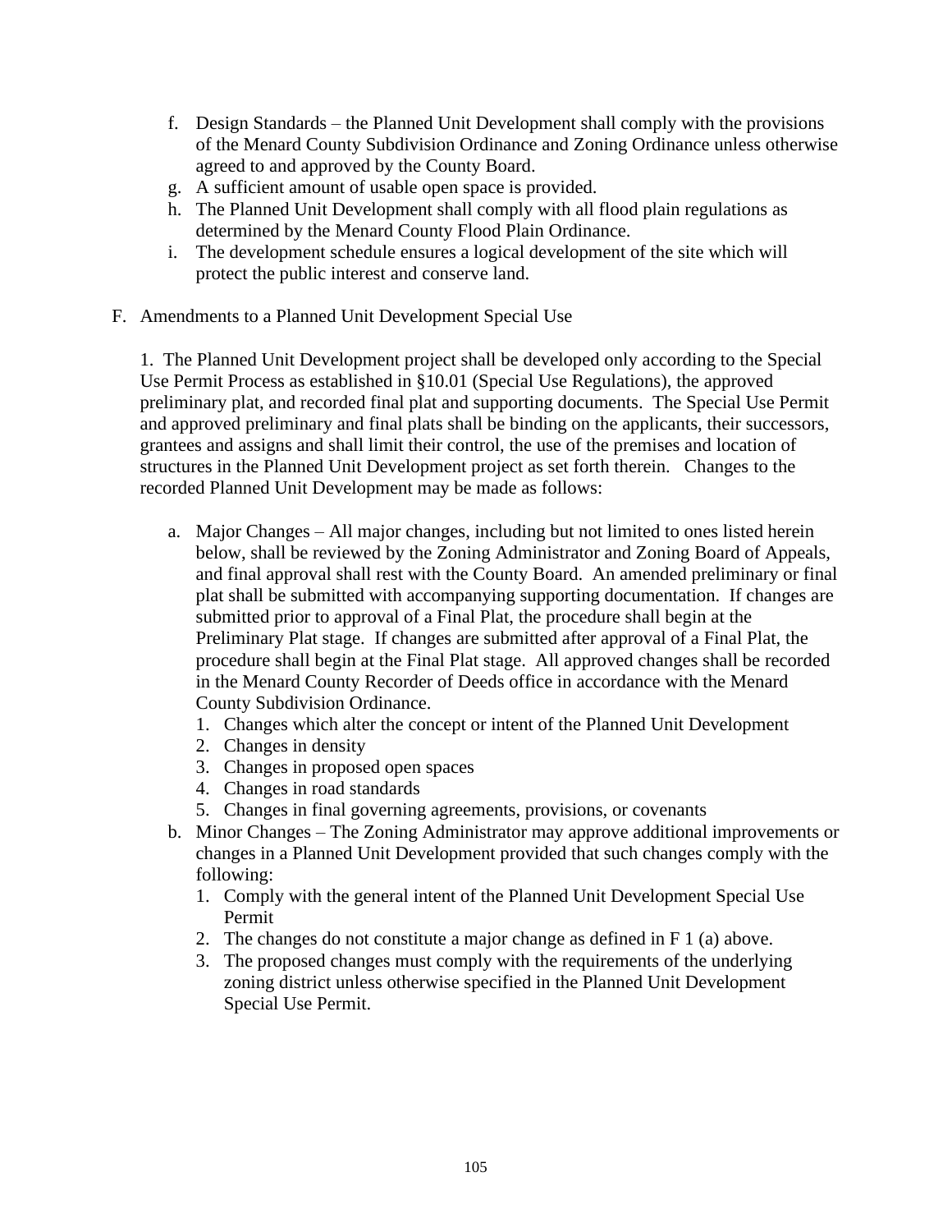f. Design Standards – the Planned Unit Development shall comply with the provisions of the Menard County Subdivision Ordinance and Zoning Ordinance unless otherwise agreed to and approved by the County Board.
g. A sufficient amount of usable open space is provided.
h. The Planned Unit Development shall comply with all flood plain regulations as determined by the Menard County Flood Plain Ordinance.
i. The development schedule ensures a logical development of the site which will protect the public interest and conserve land.

F. Amendments to a Planned Unit Development Special Use

1. The Planned Unit Development project shall be developed only according to the Special Use Permit Process as established in §10.01 (Special Use Regulations), the approved preliminary plat, and recorded final plat and supporting documents. The Special Use Permit and approved preliminary and final plats shall be binding on the applicants, their successors, grantees and assigns and shall limit their control, the use of the premises and location of structures in the Planned Unit Development project as set forth therein. Changes to the recorded Planned Unit Development may be made as follows:

a. Major Changes – All major changes, including but not limited to ones listed herein below, shall be reviewed by the Zoning Administrator and Zoning Board of Appeals, and final approval shall rest with the County Board. An amended preliminary or final plat shall be submitted with accompanying supporting documentation. If changes are submitted prior to approval of a Final Plat, the procedure shall begin at the Preliminary Plat stage. If changes are submitted after approval of a Final Plat, the procedure shall begin at the Final Plat stage. All approved changes shall be recorded in the Menard County Recorder of Deeds office in accordance with the Menard County Subdivision Ordinance.
   1. Changes which alter the concept or intent of the Planned Unit Development
   2. Changes in density
   3. Changes in proposed open spaces
   4. Changes in road standards
   5. Changes in final governing agreements, provisions, or covenants

b. Minor Changes – The Zoning Administrator may approve additional improvements or changes in a Planned Unit Development provided that such changes comply with the following:
   1. Comply with the general intent of the Planned Unit Development Special Use Permit
   2. The changes do not constitute a major change as defined in F 1 (a) above.
   3. The proposed changes must comply with the requirements of the underlying zoning district unless otherwise specified in the Planned Unit Development Special Use Permit.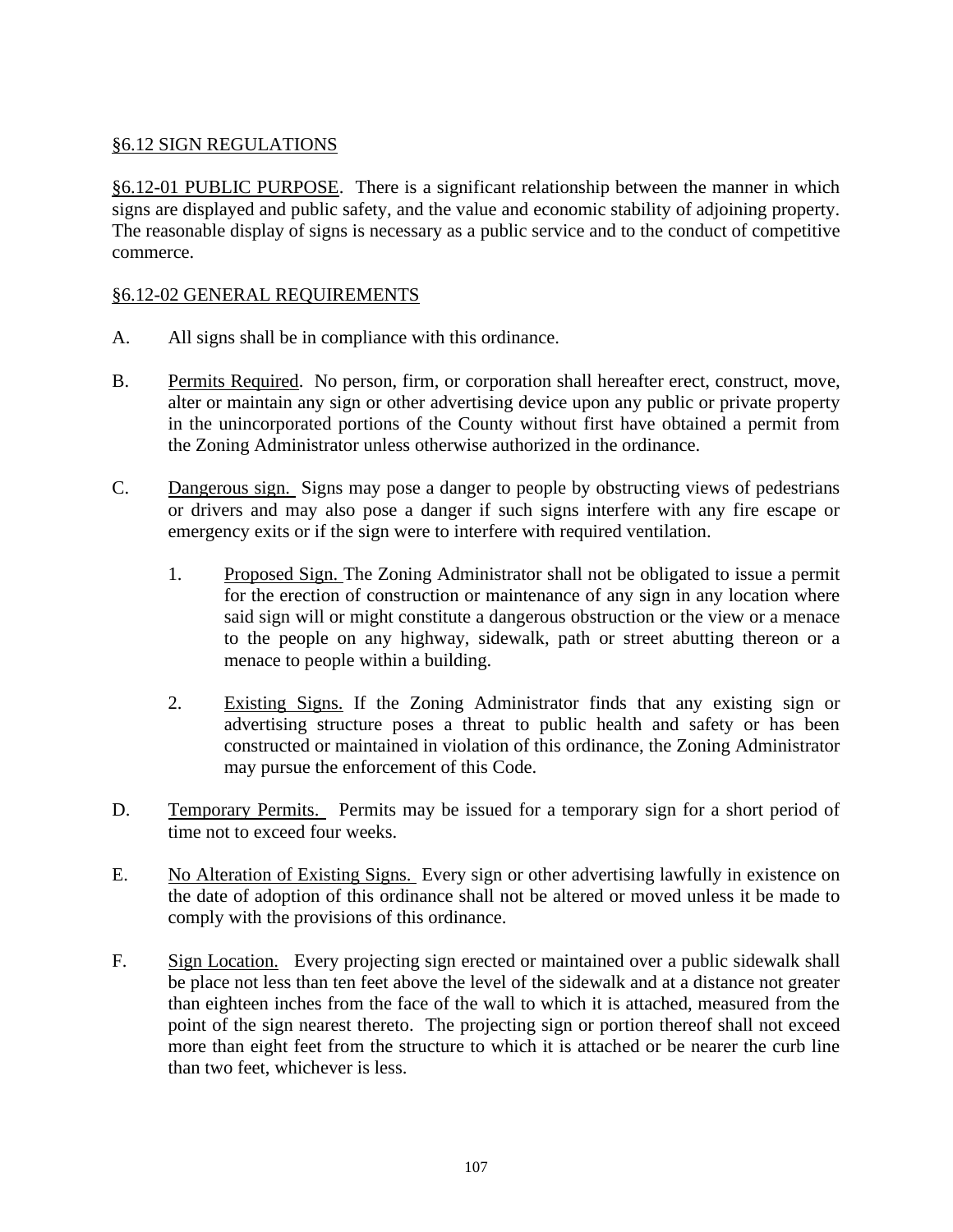## §6.12 SIGN REGULATIONS

§6.12-01 PUBLIC PURPOSE. There is a significant relationship between the manner in which signs are displayed and public safety, and the value and economic stability of adjoining property. The reasonable display of signs is necessary as a public service and to the conduct of competitive commerce.

### §6.12-02 GENERAL REQUIREMENTS

A. All signs shall be in compliance with this ordinance.

B. Permits Required. No person, firm, or corporation shall hereafter erect, construct, move, alter or maintain any sign or other advertising device upon any public or private property in the unincorporated portions of the County without first have obtained a permit from the Zoning Administrator unless otherwise authorized in the ordinance.

C. Dangerous sign. Signs may pose a danger to people by obstructing views of pedestrians or drivers and may also pose a danger if such signs interfere with any fire escape or emergency exits or if the sign were to interfere with required ventilation.

   1. Proposed Sign. The Zoning Administrator shall not be obligated to issue a permit for the erection of construction or maintenance of any sign in any location where said sign will or might constitute a dangerous obstruction or the view or a menace to the people on any highway, sidewalk, path or street abutting thereon or a menace to people within a building.

   2. Existing Signs. If the Zoning Administrator finds that any existing sign or advertising structure poses a threat to public health and safety or has been constructed or maintained in violation of this ordinance, the Zoning Administrator may pursue the enforcement of this Code.

D. Temporary Permits. Permits may be issued for a temporary sign for a short period of time not to exceed four weeks.

E. No Alteration of Existing Signs. Every sign or other advertising lawfully in existence on the date of adoption of this ordinance shall not be altered or moved unless it be made to comply with the provisions of this ordinance.

F. Sign Location. Every projecting sign erected or maintained over a public sidewalk shall be place not less than ten feet above the level of the sidewalk and at a distance not greater than eighteen inches from the face of the wall to which it is attached, measured from the point of the sign nearest thereto. The projecting sign or portion thereof shall not exceed more than eight feet from the structure to which it is attached or be nearer the curb line than two feet, whichever is less.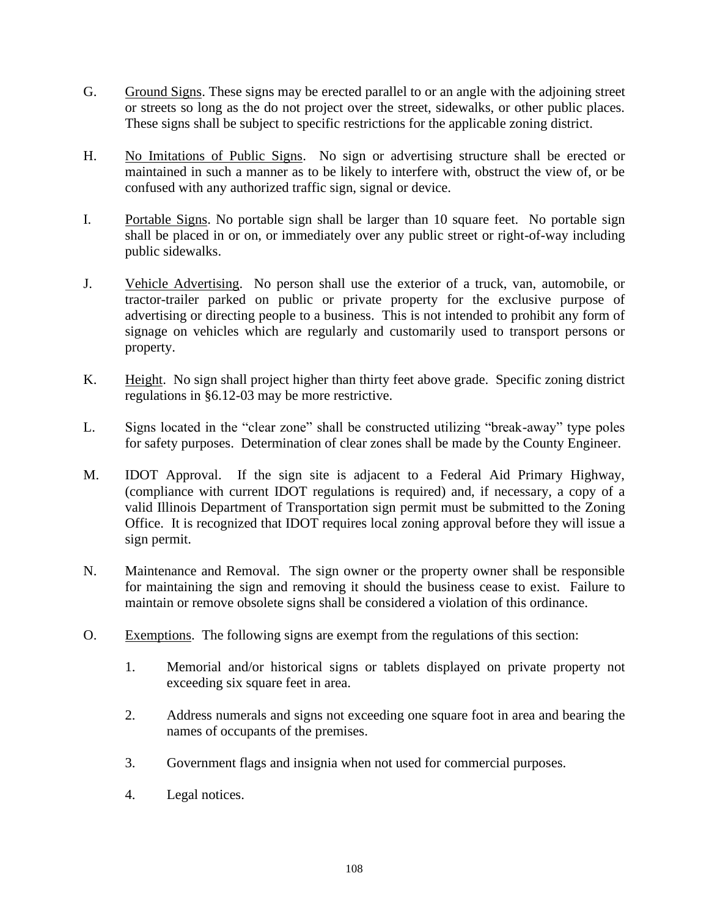G. <u>Ground Signs</u>. These signs may be erected parallel to or an angle with the adjoining street or streets so long as the do not project over the street, sidewalks, or other public places. These signs shall be subject to specific restrictions for the applicable zoning district.

H. <u>No Imitations of Public Signs</u>. No sign or advertising structure shall be erected or maintained in such a manner as to be likely to interfere with, obstruct the view of, or be confused with any authorized traffic sign, signal or device.

I. <u>Portable Signs</u>. No portable sign shall be larger than 10 square feet. No portable sign shall be placed in or on, or immediately over any public street or right-of-way including public sidewalks.

J. <u>Vehicle Advertising</u>. No person shall use the exterior of a truck, van, automobile, or tractor-trailer parked on public or private property for the exclusive purpose of advertising or directing people to a business. This is not intended to prohibit any form of signage on vehicles which are regularly and customarily used to transport persons or property.

K. <u>Height</u>. No sign shall project higher than thirty feet above grade. Specific zoning district regulations in §6.12-03 may be more restrictive.

L. Signs located in the "clear zone" shall be constructed utilizing "break-away" type poles for safety purposes. Determination of clear zones shall be made by the County Engineer.

M. IDOT Approval. If the sign site is adjacent to a Federal Aid Primary Highway, (compliance with current IDOT regulations is required) and, if necessary, a copy of a valid Illinois Department of Transportation sign permit must be submitted to the Zoning Office. It is recognized that IDOT requires local zoning approval before they will issue a sign permit.

N. Maintenance and Removal. The sign owner or the property owner shall be responsible for maintaining the sign and removing it should the business cease to exist. Failure to maintain or remove obsolete signs shall be considered a violation of this ordinance.

O. <u>Exemptions</u>. The following signs are exempt from the regulations of this section:

1. Memorial and/or historical signs or tablets displayed on private property not exceeding six square feet in area.

2. Address numerals and signs not exceeding one square foot in area and bearing the names of occupants of the premises.

3. Government flags and insignia when not used for commercial purposes.

4. Legal notices.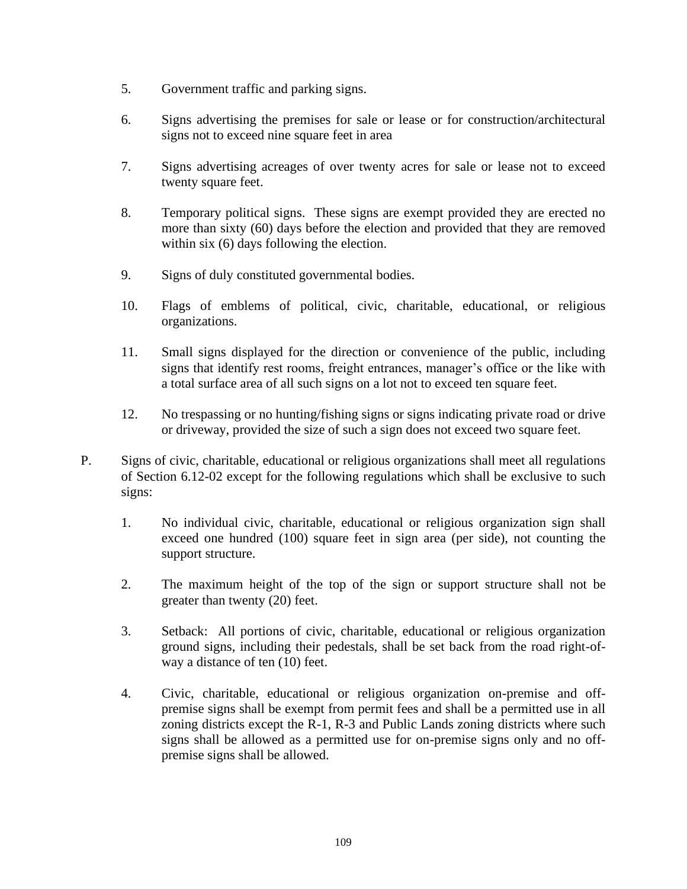5. Government traffic and parking signs.

6. Signs advertising the premises for sale or lease or for construction/architectural signs not to exceed nine square feet in area

7. Signs advertising acreages of over twenty acres for sale or lease not to exceed twenty square feet.

8. Temporary political signs. These signs are exempt provided they are erected no more than sixty (60) days before the election and provided that they are removed within six (6) days following the election.

9. Signs of duly constituted governmental bodies.

10. Flags of emblems of political, civic, charitable, educational, or religious organizations.

11. Small signs displayed for the direction or convenience of the public, including signs that identify rest rooms, freight entrances, manager's office or the like with a total surface area of all such signs on a lot not to exceed ten square feet.

12. No trespassing or no hunting/fishing signs or signs indicating private road or drive or driveway, provided the size of such a sign does not exceed two square feet.

P. Signs of civic, charitable, educational or religious organizations shall meet all regulations of Section 6.12-02 except for the following regulations which shall be exclusive to such signs:

   1. No individual civic, charitable, educational or religious organization sign shall exceed one hundred (100) square feet in sign area (per side), not counting the support structure.

   2. The maximum height of the top of the sign or support structure shall not be greater than twenty (20) feet.

   3. Setback: All portions of civic, charitable, educational or religious organization ground signs, including their pedestals, shall be set back from the road right-of-way a distance of ten (10) feet.

   4. Civic, charitable, educational or religious organization on-premise and off-premise signs shall be exempt from permit fees and shall be a permitted use in all zoning districts except the R-1, R-3 and Public Lands zoning districts where such signs shall be allowed as a permitted use for on-premise signs only and no off-premise signs shall be allowed.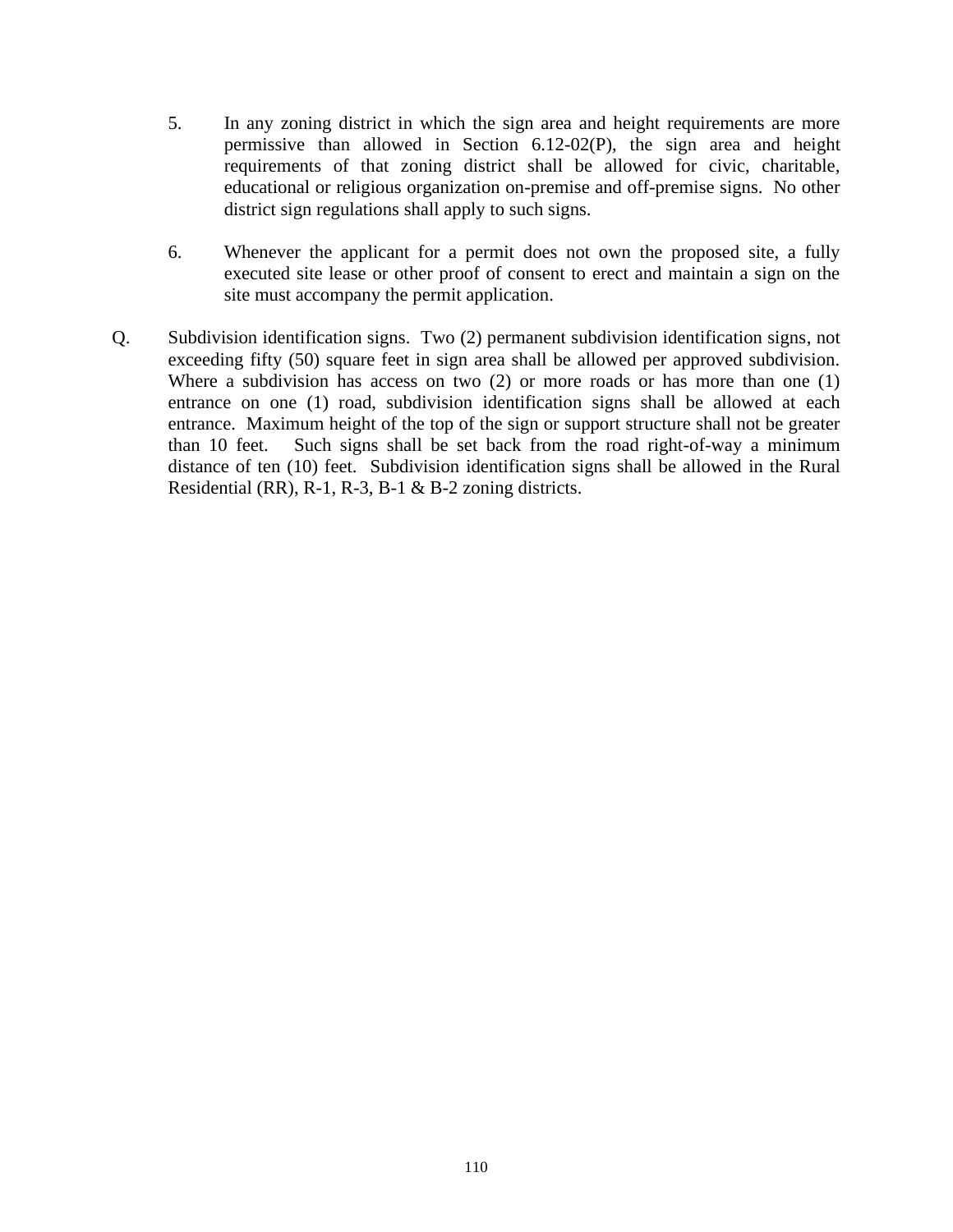5. In any zoning district in which the sign area and height requirements are more permissive than allowed in Section 6.12-02(P), the sign area and height requirements of that zoning district shall be allowed for civic, charitable, educational or religious organization on-premise and off-premise signs. No other district sign regulations shall apply to such signs.

6. Whenever the applicant for a permit does not own the proposed site, a fully executed site lease or other proof of consent to erect and maintain a sign on the site must accompany the permit application.

Q. Subdivision identification signs. Two (2) permanent subdivision identification signs, not exceeding fifty (50) square feet in sign area shall be allowed per approved subdivision. Where a subdivision has access on two (2) or more roads or has more than one (1) entrance on one (1) road, subdivision identification signs shall be allowed at each entrance. Maximum height of the top of the sign or support structure shall not be greater than 10 feet. Such signs shall be set back from the road right-of-way a minimum distance of ten (10) feet. Subdivision identification signs shall be allowed in the Rural Residential (RR), R-1, R-3, B-1 & B-2 zoning districts.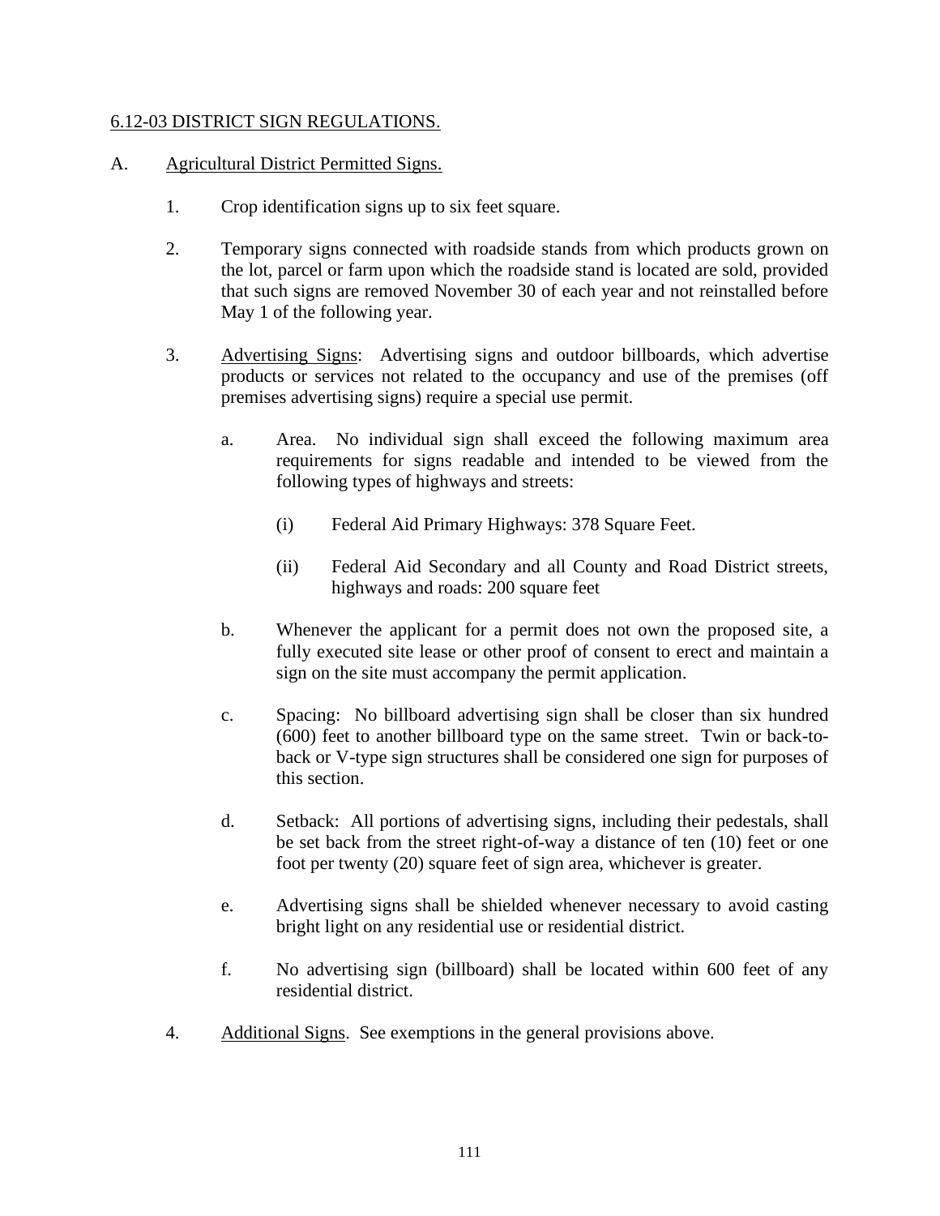## 6.12-03 DISTRICT SIGN REGULATIONS.

A. Agricultural District Permitted Signs.

1. Crop identification signs up to six feet square.

2. Temporary signs connected with roadside stands from which products grown on the lot, parcel or farm upon which the roadside stand is located are sold, provided that such signs are removed November 30 of each year and not reinstalled before May 1 of the following year.

3. Advertising Signs: Advertising signs and outdoor billboards, which advertise products or services not related to the occupancy and use of the premises (off premises advertising signs) require a special use permit.

   a. Area. No individual sign shall exceed the following maximum area requirements for signs readable and intended to be viewed from the following types of highways and streets:

      (i) Federal Aid Primary Highways: 378 Square Feet.

      (ii) Federal Aid Secondary and all County and Road District streets, highways and roads: 200 square feet

   b. Whenever the applicant for a permit does not own the proposed site, a fully executed site lease or other proof of consent to erect and maintain a sign on the site must accompany the permit application.

   c. Spacing: No billboard advertising sign shall be closer than six hundred (600) feet to another billboard type on the same street. Twin or back-to-back or V-type sign structures shall be considered one sign for purposes of this section.

   d. Setback: All portions of advertising signs, including their pedestals, shall be set back from the street right-of-way a distance of ten (10) feet or one foot per twenty (20) square feet of sign area, whichever is greater.

   e. Advertising signs shall be shielded whenever necessary to avoid casting bright light on any residential use or residential district.

   f. No advertising sign (billboard) shall be located within 600 feet of any residential district.

4. Additional Signs. See exemptions in the general provisions above.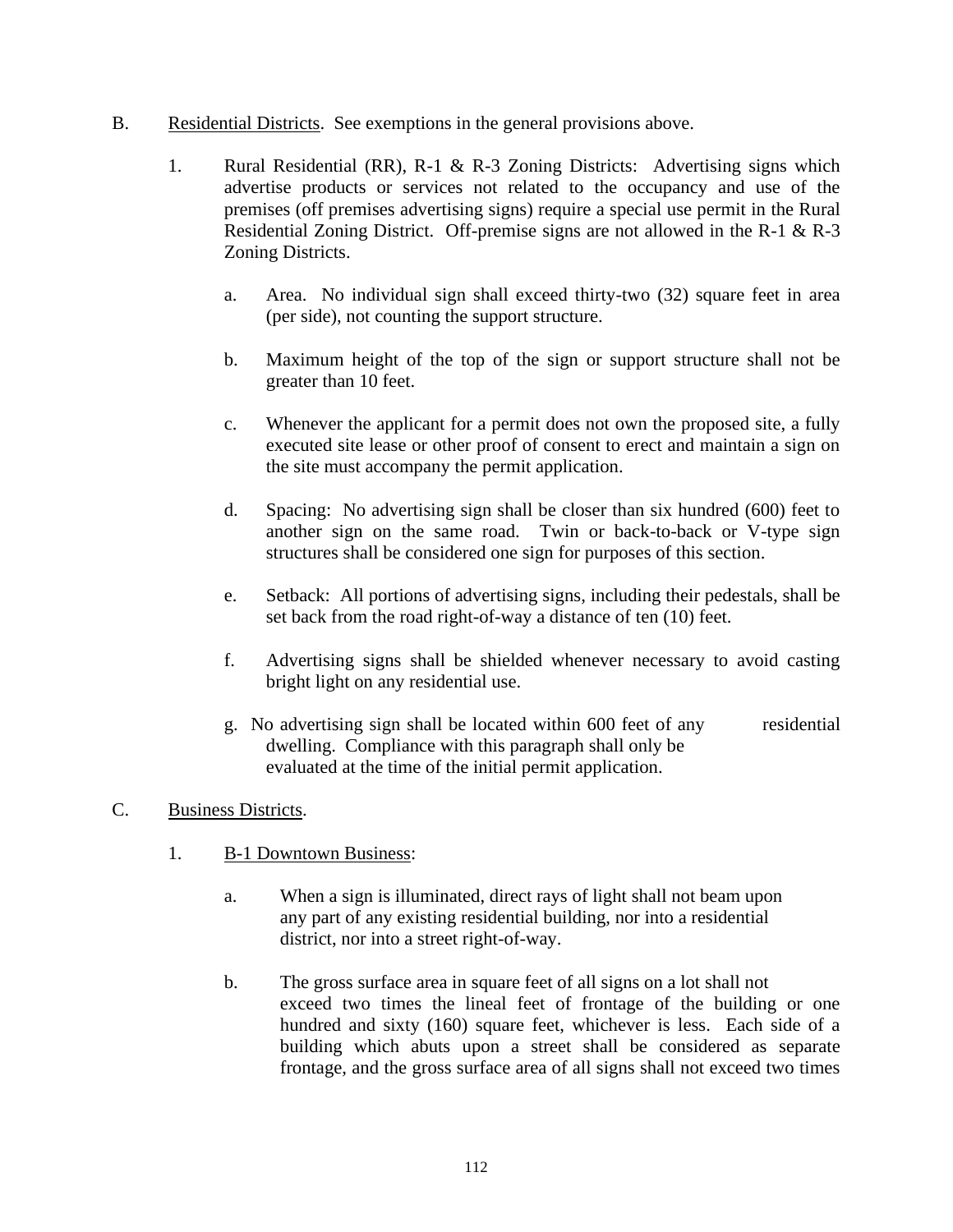B. <u>Residential Districts</u>. See exemptions in the general provisions above.

1. Rural Residential (RR), R-1 & R-3 Zoning Districts: Advertising signs which advertise products or services not related to the occupancy and use of the premises (off premises advertising signs) require a special use permit in the Rural Residential Zoning District. Off-premise signs are not allowed in the R-1 & R-3 Zoning Districts.

   a. Area. No individual sign shall exceed thirty-two (32) square feet in area (per side), not counting the support structure.

   b. Maximum height of the top of the sign or support structure shall not be greater than 10 feet.

   c. Whenever the applicant for a permit does not own the proposed site, a fully executed site lease or other proof of consent to erect and maintain a sign on the site must accompany the permit application.

   d. Spacing: No advertising sign shall be closer than six hundred (600) feet to another sign on the same road. Twin or back-to-back or V-type sign structures shall be considered one sign for purposes of this section.

   e. Setback: All portions of advertising signs, including their pedestals, shall be set back from the road right-of-way a distance of ten (10) feet.

   f. Advertising signs shall be shielded whenever necessary to avoid casting bright light on any residential use.

   g. No advertising sign shall be located within 600 feet of any residential dwelling. Compliance with this paragraph shall only be evaluated at the time of the initial permit application.

C. <u>Business Districts</u>.

1. <u>B-1 Downtown Business</u>:

   a. When a sign is illuminated, direct rays of light shall not beam upon any part of any existing residential building, nor into a residential district, nor into a street right-of-way.

   b. The gross surface area in square feet of all signs on a lot shall not exceed two times the lineal feet of frontage of the building or one hundred and sixty (160) square feet, whichever is less. Each side of a building which abuts upon a street shall be considered as separate frontage, and the gross surface area of all signs shall not exceed two times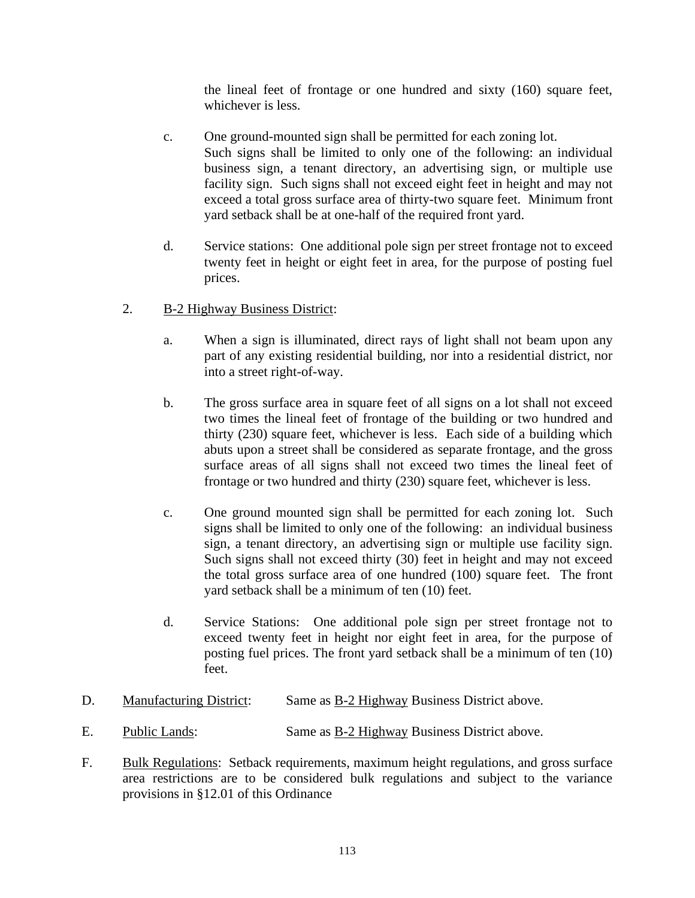the lineal feet of frontage or one hundred and sixty (160) square feet, whichever is less.

c. One ground-mounted sign shall be permitted for each zoning lot. Such signs shall be limited to only one of the following: an individual business sign, a tenant directory, an advertising sign, or multiple use facility sign. Such signs shall not exceed eight feet in height and may not exceed a total gross surface area of thirty-two square feet. Minimum front yard setback shall be at one-half of the required front yard.

d. Service stations: One additional pole sign per street frontage not to exceed twenty feet in height or eight feet in area, for the purpose of posting fuel prices.

2. B-2 Highway Business District:

a. When a sign is illuminated, direct rays of light shall not beam upon any part of any existing residential building, nor into a residential district, nor into a street right-of-way.

b. The gross surface area in square feet of all signs on a lot shall not exceed two times the lineal feet of frontage of the building or two hundred and thirty (230) square feet, whichever is less. Each side of a building which abuts upon a street shall be considered as separate frontage, and the gross surface areas of all signs shall not exceed two times the lineal feet of frontage or two hundred and thirty (230) square feet, whichever is less.

c. One ground mounted sign shall be permitted for each zoning lot. Such signs shall be limited to only one of the following: an individual business sign, a tenant directory, an advertising sign or multiple use facility sign. Such signs shall not exceed thirty (30) feet in height and may not exceed the total gross surface area of one hundred (100) square feet. The front yard setback shall be a minimum of ten (10) feet.

d. Service Stations: One additional pole sign per street frontage not to exceed twenty feet in height nor eight feet in area, for the purpose of posting fuel prices. The front yard setback shall be a minimum of ten (10) feet.

D. Manufacturing District: Same as B-2 Highway Business District above.

E. Public Lands: Same as B-2 Highway Business District above.

F. Bulk Regulations: Setback requirements, maximum height regulations, and gross surface area restrictions are to be considered bulk regulations and subject to the variance provisions in §12.01 of this Ordinance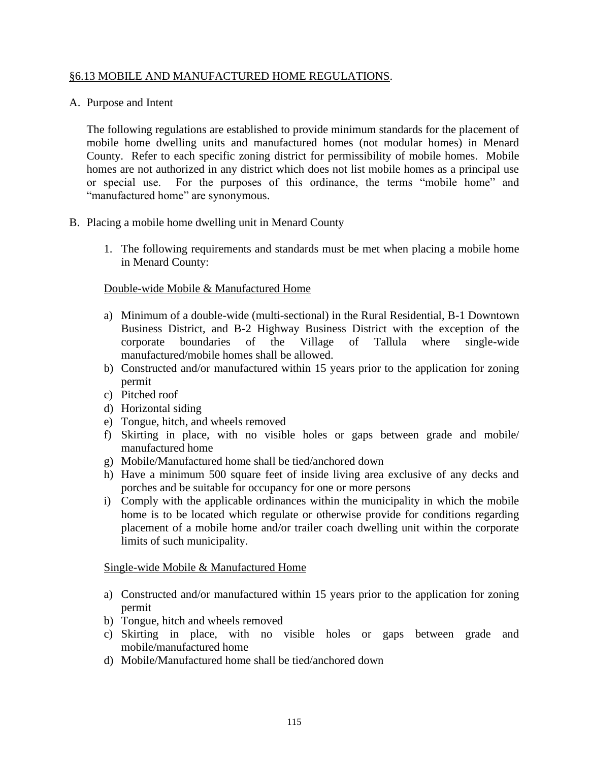## §6.13 MOBILE AND MANUFACTURED HOME REGULATIONS.

A. Purpose and Intent

The following regulations are established to provide minimum standards for the placement of mobile home dwelling units and manufactured homes (not modular homes) in Menard County. Refer to each specific zoning district for permissibility of mobile homes. Mobile homes are not authorized in any district which does not list mobile homes as a principal use or special use. For the purposes of this ordinance, the terms "mobile home" and "manufactured home" are synonymous.

B. Placing a mobile home dwelling unit in Menard County

1. The following requirements and standards must be met when placing a mobile home in Menard County:

Double-wide Mobile & Manufactured Home

a) Minimum of a double-wide (multi-sectional) in the Rural Residential, B-1 Downtown Business District, and B-2 Highway Business District with the exception of the corporate boundaries of the Village of Tallula where single-wide manufactured/mobile homes shall be allowed.
b) Constructed and/or manufactured within 15 years prior to the application for zoning permit
c) Pitched roof
d) Horizontal siding
e) Tongue, hitch, and wheels removed
f) Skirting in place, with no visible holes or gaps between grade and mobile/ manufactured home
g) Mobile/Manufactured home shall be tied/anchored down
h) Have a minimum 500 square feet of inside living area exclusive of any decks and porches and be suitable for occupancy for one or more persons
i) Comply with the applicable ordinances within the municipality in which the mobile home is to be located which regulate or otherwise provide for conditions regarding placement of a mobile home and/or trailer coach dwelling unit within the corporate limits of such municipality.

Single-wide Mobile & Manufactured Home

a) Constructed and/or manufactured within 15 years prior to the application for zoning permit
b) Tongue, hitch and wheels removed
c) Skirting in place, with no visible holes or gaps between grade and mobile/manufactured home
d) Mobile/Manufactured home shall be tied/anchored down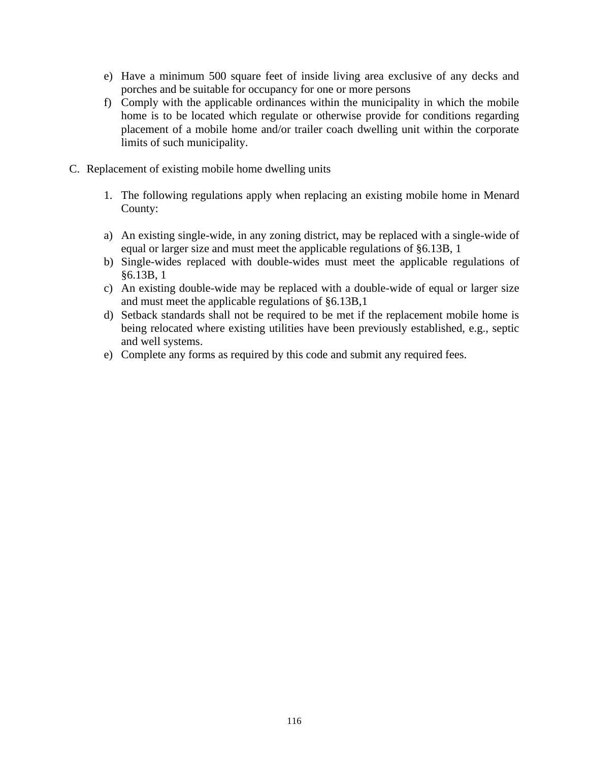e) Have a minimum 500 square feet of inside living area exclusive of any decks and porches and be suitable for occupancy for one or more persons
f) Comply with the applicable ordinances within the municipality in which the mobile home is to be located which regulate or otherwise provide for conditions regarding placement of a mobile home and/or trailer coach dwelling unit within the corporate limits of such municipality.

C. Replacement of existing mobile home dwelling units

1. The following regulations apply when replacing an existing mobile home in Menard County:

a) An existing single-wide, in any zoning district, may be replaced with a single-wide of equal or larger size and must meet the applicable regulations of §6.13B, 1
b) Single-wides replaced with double-wides must meet the applicable regulations of §6.13B, 1
c) An existing double-wide may be replaced with a double-wide of equal or larger size and must meet the applicable regulations of §6.13B,1
d) Setback standards shall not be required to be met if the replacement mobile home is being relocated where existing utilities have been previously established, e.g., septic and well systems.
e) Complete any forms as required by this code and submit any required fees.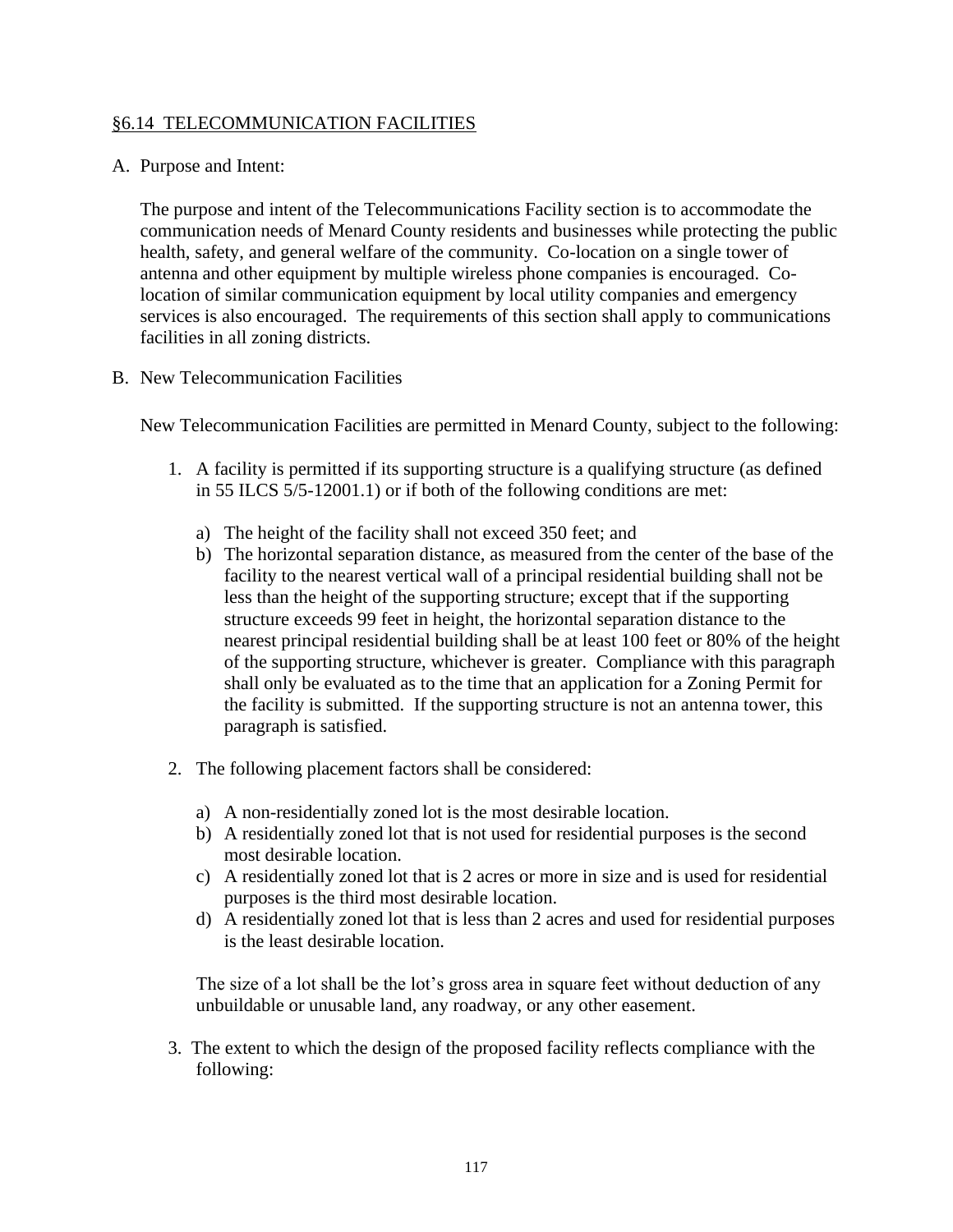## §6.14 TELECOMMUNICATION FACILITIES

A. Purpose and Intent:

The purpose and intent of the Telecommunications Facility section is to accommodate the communication needs of Menard County residents and businesses while protecting the public health, safety, and general welfare of the community. Co-location on a single tower of antenna and other equipment by multiple wireless phone companies is encouraged. Co-location of similar communication equipment by local utility companies and emergency services is also encouraged. The requirements of this section shall apply to communications facilities in all zoning districts.

B. New Telecommunication Facilities

New Telecommunication Facilities are permitted in Menard County, subject to the following:

1. A facility is permitted if its supporting structure is a qualifying structure (as defined in 55 ILCS 5/5-12001.1) or if both of the following conditions are met:

   a) The height of the facility shall not exceed 350 feet; and
   b) The horizontal separation distance, as measured from the center of the base of the facility to the nearest vertical wall of a principal residential building shall not be less than the height of the supporting structure; except that if the supporting structure exceeds 99 feet in height, the horizontal separation distance to the nearest principal residential building shall be at least 100 feet or 80% of the height of the supporting structure, whichever is greater. Compliance with this paragraph shall only be evaluated as to the time that an application for a Zoning Permit for the facility is submitted. If the supporting structure is not an antenna tower, this paragraph is satisfied.

2. The following placement factors shall be considered:

   a) A non-residentially zoned lot is the most desirable location.
   b) A residentially zoned lot that is not used for residential purposes is the second most desirable location.
   c) A residentially zoned lot that is 2 acres or more in size and is used for residential purposes is the third most desirable location.
   d) A residentially zoned lot that is less than 2 acres and used for residential purposes is the least desirable location.

   The size of a lot shall be the lot's gross area in square feet without deduction of any unbuildable or unusable land, any roadway, or any other easement.

3. The extent to which the design of the proposed facility reflects compliance with the following: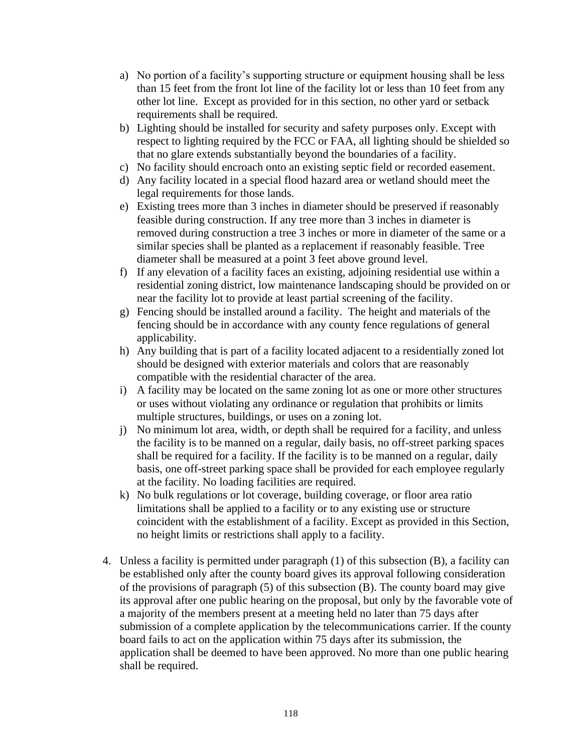a) No portion of a facility's supporting structure or equipment housing shall be less than 15 feet from the front lot line of the facility lot or less than 10 feet from any other lot line. Except as provided for in this section, no other yard or setback requirements shall be required.
b) Lighting should be installed for security and safety purposes only. Except with respect to lighting required by the FCC or FAA, all lighting should be shielded so that no glare extends substantially beyond the boundaries of a facility.
c) No facility should encroach onto an existing septic field or recorded easement.
d) Any facility located in a special flood hazard area or wetland should meet the legal requirements for those lands.
e) Existing trees more than 3 inches in diameter should be preserved if reasonably feasible during construction. If any tree more than 3 inches in diameter is removed during construction a tree 3 inches or more in diameter of the same or a similar species shall be planted as a replacement if reasonably feasible. Tree diameter shall be measured at a point 3 feet above ground level.
f) If any elevation of a facility faces an existing, adjoining residential use within a residential zoning district, low maintenance landscaping should be provided on or near the facility lot to provide at least partial screening of the facility.
g) Fencing should be installed around a facility. The height and materials of the fencing should be in accordance with any county fence regulations of general applicability.
h) Any building that is part of a facility located adjacent to a residentially zoned lot should be designed with exterior materials and colors that are reasonably compatible with the residential character of the area.
i) A facility may be located on the same zoning lot as one or more other structures or uses without violating any ordinance or regulation that prohibits or limits multiple structures, buildings, or uses on a zoning lot.
j) No minimum lot area, width, or depth shall be required for a facility, and unless the facility is to be manned on a regular, daily basis, no off-street parking spaces shall be required for a facility. If the facility is to be manned on a regular, daily basis, one off-street parking space shall be provided for each employee regularly at the facility. No loading facilities are required.
k) No bulk regulations or lot coverage, building coverage, or floor area ratio limitations shall be applied to a facility or to any existing use or structure coincident with the establishment of a facility. Except as provided in this Section, no height limits or restrictions shall apply to a facility.

4. Unless a facility is permitted under paragraph (1) of this subsection (B), a facility can be established only after the county board gives its approval following consideration of the provisions of paragraph (5) of this subsection (B). The county board may give its approval after one public hearing on the proposal, but only by the favorable vote of a majority of the members present at a meeting held no later than 75 days after submission of a complete application by the telecommunications carrier. If the county board fails to act on the application within 75 days after its submission, the application shall be deemed to have been approved. No more than one public hearing shall be required.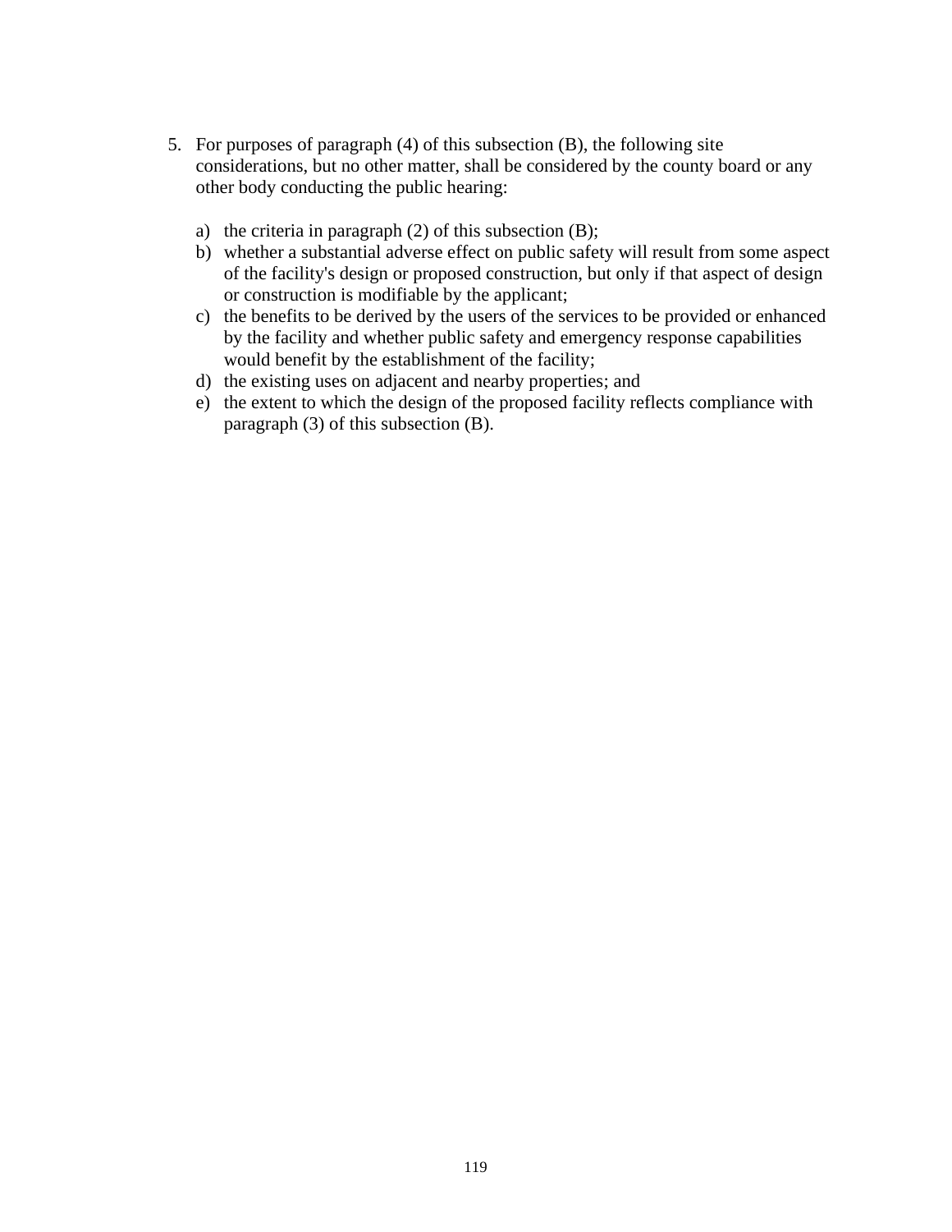5. For purposes of paragraph (4) of this subsection (B), the following site considerations, but no other matter, shall be considered by the county board or any other body conducting the public hearing:

   a) the criteria in paragraph (2) of this subsection (B);
   b) whether a substantial adverse effect on public safety will result from some aspect of the facility's design or proposed construction, but only if that aspect of design or construction is modifiable by the applicant;
   c) the benefits to be derived by the users of the services to be provided or enhanced by the facility and whether public safety and emergency response capabilities would benefit by the establishment of the facility;
   d) the existing uses on adjacent and nearby properties; and
   e) the extent to which the design of the proposed facility reflects compliance with paragraph (3) of this subsection (B).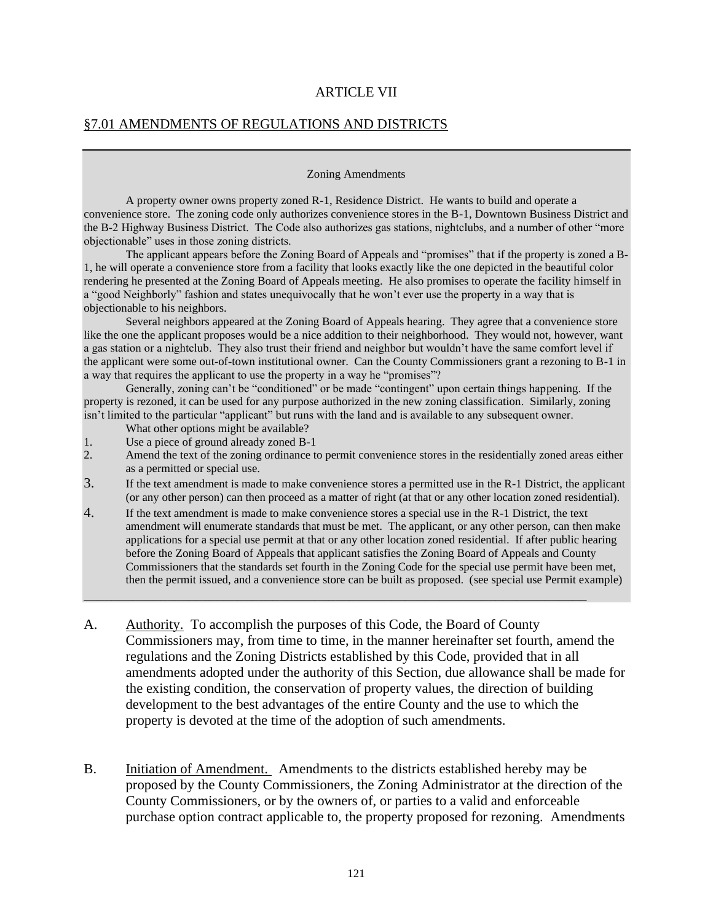ARTICLE VII

## §7.01 AMENDMENTS OF REGULATIONS AND DISTRICTS

---

Zoning Amendments

A property owner owns property zoned R-1, Residence District. He wants to build and operate a convenience store. The zoning code only authorizes convenience stores in the B-1, Downtown Business District and the B-2 Highway Business District. The Code also authorizes gas stations, nightclubs, and a number of other "more objectionable" uses in those zoning districts.

The applicant appears before the Zoning Board of Appeals and "promises" that if the property is zoned a B-1, he will operate a convenience store from a facility that looks exactly like the one depicted in the beautiful color rendering he presented at the Zoning Board of Appeals meeting. He also promises to operate the facility himself in a "good Neighborly" fashion and states unequivocally that he won't ever use the property in a way that is objectionable to his neighbors.

Several neighbors appeared at the Zoning Board of Appeals hearing. They agree that a convenience store like the one the applicant proposes would be a nice addition to their neighborhood. They would not, however, want a gas station or a nightclub. They also trust their friend and neighbor but wouldn't have the same comfort level if the applicant were some out-of-town institutional owner. Can the County Commissioners grant a rezoning to B-1 in a way that requires the applicant to use the property in a way he "promises"?

Generally, zoning can't be "conditioned" or be made "contingent" upon certain things happening. If the property is rezoned, it can be used for any purpose authorized in the new zoning classification. Similarly, zoning isn't limited to the particular "applicant" but runs with the land and is available to any subsequent owner.

What other options might be available?

1. Use a piece of ground already zoned B-1
2. Amend the text of the zoning ordinance to permit convenience stores in the residentially zoned areas either as a permitted or special use.
3. If the text amendment is made to make convenience stores a permitted use in the R-1 District, the applicant (or any other person) can then proceed as a matter of right (at that or any other location zoned residential).
4. If the text amendment is made to make convenience stores a special use in the R-1 District, the text amendment will enumerate standards that must be met. The applicant, or any other person, can then make applications for a special use permit at that or any other location zoned residential. If after public hearing before the Zoning Board of Appeals that applicant satisfies the Zoning Board of Appeals and County Commissioners that the standards set fourth in the Zoning Code for the special use permit have been met, then the permit issued, and a convenience store can be built as proposed. (see special use Permit example)

---

A. Authority. To accomplish the purposes of this Code, the Board of County Commissioners may, from time to time, in the manner hereinafter set fourth, amend the regulations and the Zoning Districts established by this Code, provided that in all amendments adopted under the authority of this Section, due allowance shall be made for the existing condition, the conservation of property values, the direction of building development to the best advantages of the entire County and the use to which the property is devoted at the time of the adoption of such amendments.

B. Initiation of Amendment. Amendments to the districts established hereby may be proposed by the County Commissioners, the Zoning Administrator at the direction of the County Commissioners, or by the owners of, or parties to a valid and enforceable purchase option contract applicable to, the property proposed for rezoning. Amendments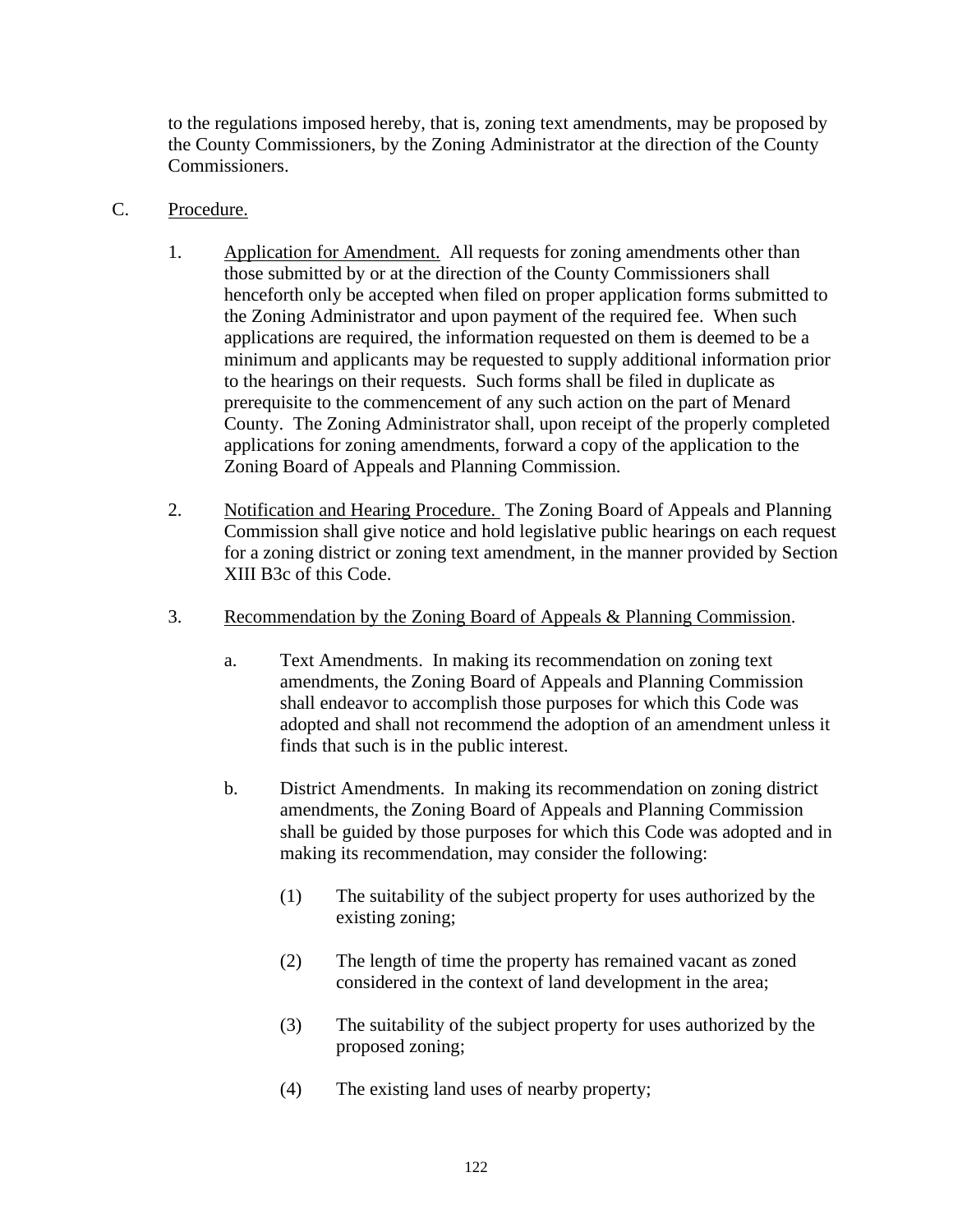to the regulations imposed hereby, that is, zoning text amendments, may be proposed by the County Commissioners, by the Zoning Administrator at the direction of the County Commissioners.

C. <u>Procedure.</u>

1. <u>Application for Amendment.</u> All requests for zoning amendments other than those submitted by or at the direction of the County Commissioners shall henceforth only be accepted when filed on proper application forms submitted to the Zoning Administrator and upon payment of the required fee. When such applications are required, the information requested on them is deemed to be a minimum and applicants may be requested to supply additional information prior to the hearings on their requests. Such forms shall be filed in duplicate as prerequisite to the commencement of any such action on the part of Menard County. The Zoning Administrator shall, upon receipt of the properly completed applications for zoning amendments, forward a copy of the application to the Zoning Board of Appeals and Planning Commission.

2. <u>Notification and Hearing Procedure.</u> The Zoning Board of Appeals and Planning Commission shall give notice and hold legislative public hearings on each request for a zoning district or zoning text amendment, in the manner provided by Section XIII B3c of this Code.

3. <u>Recommendation by the Zoning Board of Appeals & Planning Commission</u>.

   a. Text Amendments. In making its recommendation on zoning text amendments, the Zoning Board of Appeals and Planning Commission shall endeavor to accomplish those purposes for which this Code was adopted and shall not recommend the adoption of an amendment unless it finds that such is in the public interest.

   b. District Amendments. In making its recommendation on zoning district amendments, the Zoning Board of Appeals and Planning Commission shall be guided by those purposes for which this Code was adopted and in making its recommendation, may consider the following:

      (1) The suitability of the subject property for uses authorized by the existing zoning;

      (2) The length of time the property has remained vacant as zoned considered in the context of land development in the area;

      (3) The suitability of the subject property for uses authorized by the proposed zoning;

      (4) The existing land uses of nearby property;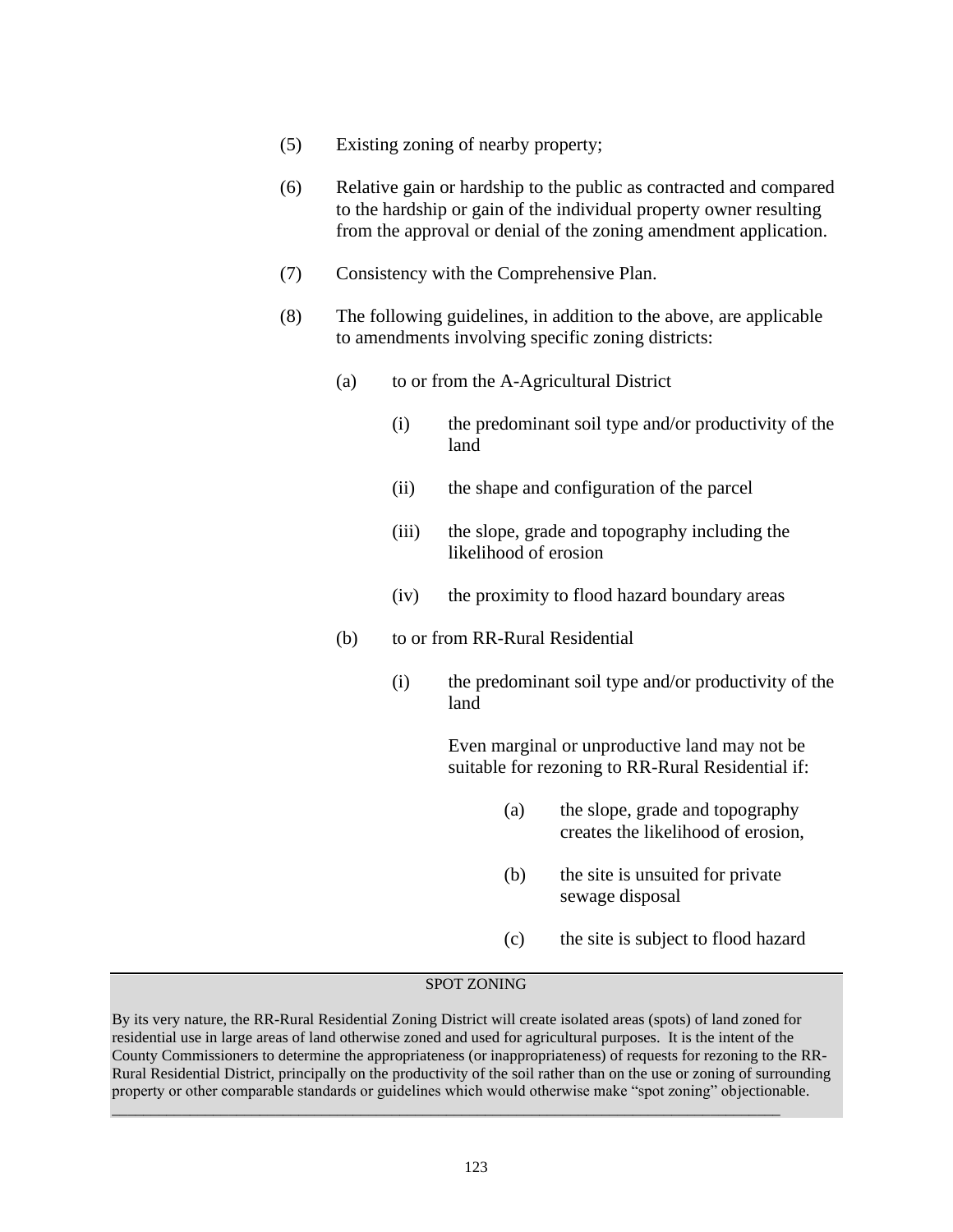(5) Existing zoning of nearby property;

(6) Relative gain or hardship to the public as contracted and compared to the hardship or gain of the individual property owner resulting from the approval or denial of the zoning amendment application.

(7) Consistency with the Comprehensive Plan.

(8) The following guidelines, in addition to the above, are applicable to amendments involving specific zoning districts:

- (a) to or from the A-Agricultural District

  - (i) the predominant soil type and/or productivity of the land
  - (ii) the shape and configuration of the parcel
  - (iii) the slope, grade and topography including the likelihood of erosion
  - (iv) the proximity to flood hazard boundary areas

- (b) to or from RR-Rural Residential

  - (i) the predominant soil type and/or productivity of the land

    Even marginal or unproductive land may not be suitable for rezoning to RR-Rural Residential if:

    - (a) the slope, grade and topography creates the likelihood of erosion,
    - (b) the site is unsuited for private sewage disposal
    - (c) the site is subject to flood hazard

---

SPOT ZONING

By its very nature, the RR-Rural Residential Zoning District will create isolated areas (spots) of land zoned for residential use in large areas of land otherwise zoned and used for agricultural purposes. It is the intent of the County Commissioners to determine the appropriateness (or inappropriateness) of requests for rezoning to the RR-Rural Residential District, principally on the productivity of the soil rather than on the use or zoning of surrounding property or other comparable standards or guidelines which would otherwise make "spot zoning" objectionable.

---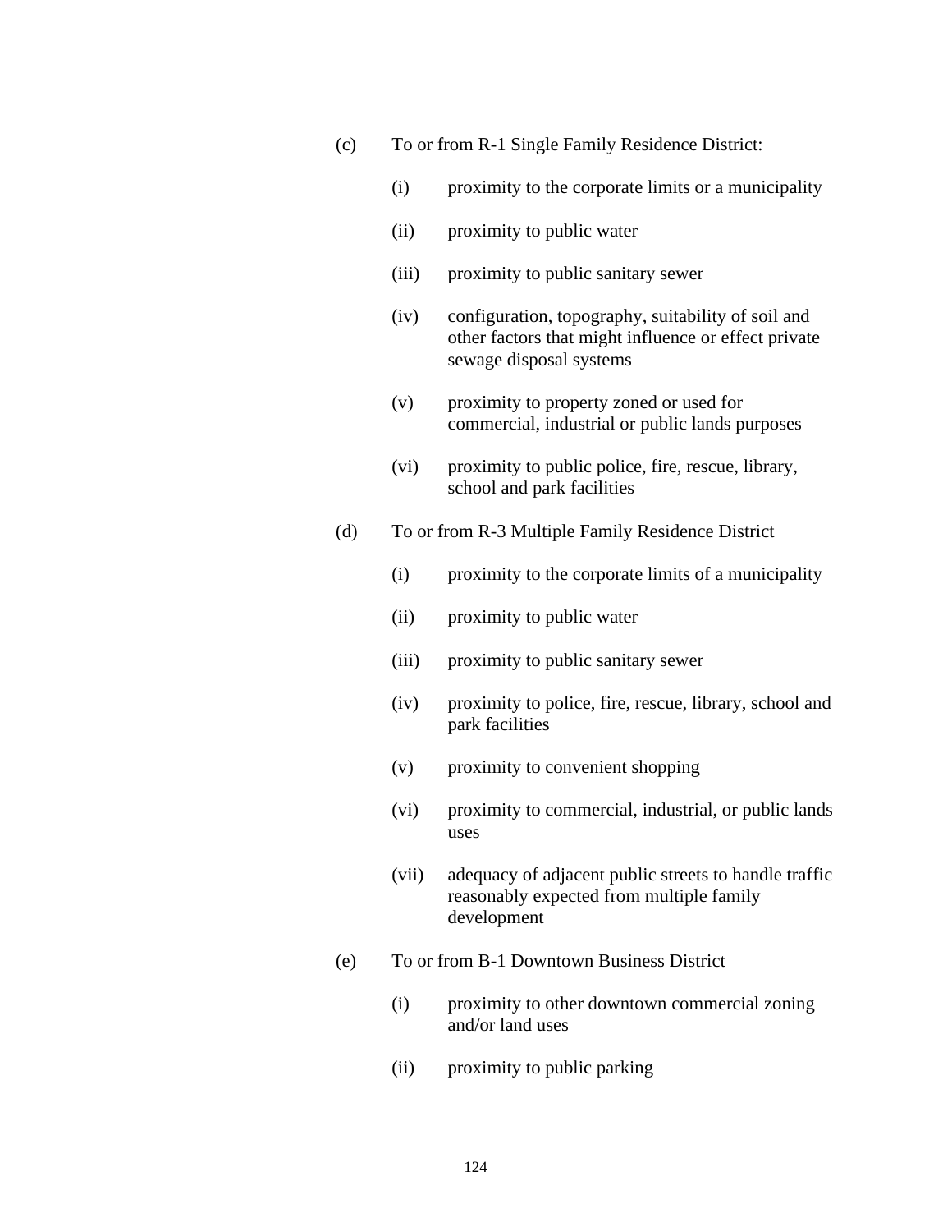(c) To or from R-1 Single Family Residence District:

- (i) proximity to the corporate limits or a municipality
- (ii) proximity to public water
- (iii) proximity to public sanitary sewer
- (iv) configuration, topography, suitability of soil and other factors that might influence or effect private sewage disposal systems
- (v) proximity to property zoned or used for commercial, industrial or public lands purposes
- (vi) proximity to public police, fire, rescue, library, school and park facilities

(d) To or from R-3 Multiple Family Residence District

- (i) proximity to the corporate limits of a municipality
- (ii) proximity to public water
- (iii) proximity to public sanitary sewer
- (iv) proximity to police, fire, rescue, library, school and park facilities
- (v) proximity to convenient shopping
- (vi) proximity to commercial, industrial, or public lands uses
- (vii) adequacy of adjacent public streets to handle traffic reasonably expected from multiple family development

(e) To or from B-1 Downtown Business District

- (i) proximity to other downtown commercial zoning and/or land uses
- (ii) proximity to public parking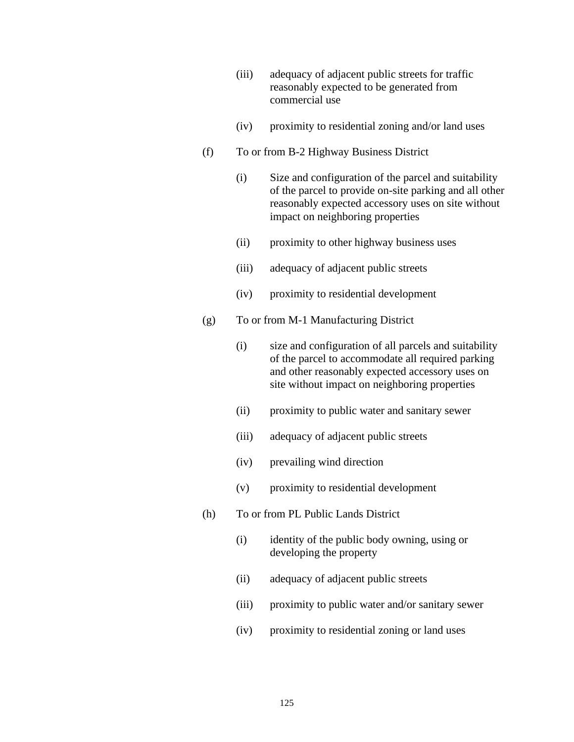(iii) adequacy of adjacent public streets for traffic reasonably expected to be generated from commercial use

(iv) proximity to residential zoning and/or land uses

(f) To or from B-2 Highway Business District

(i) Size and configuration of the parcel and suitability of the parcel to provide on-site parking and all other reasonably expected accessory uses on site without impact on neighboring properties

(ii) proximity to other highway business uses

(iii) adequacy of adjacent public streets

(iv) proximity to residential development

(g) To or from M-1 Manufacturing District

(i) size and configuration of all parcels and suitability of the parcel to accommodate all required parking and other reasonably expected accessory uses on site without impact on neighboring properties

(ii) proximity to public water and sanitary sewer

(iii) adequacy of adjacent public streets

(iv) prevailing wind direction

(v) proximity to residential development

(h) To or from PL Public Lands District

(i) identity of the public body owning, using or developing the property

(ii) adequacy of adjacent public streets

(iii) proximity to public water and/or sanitary sewer

(iv) proximity to residential zoning or land uses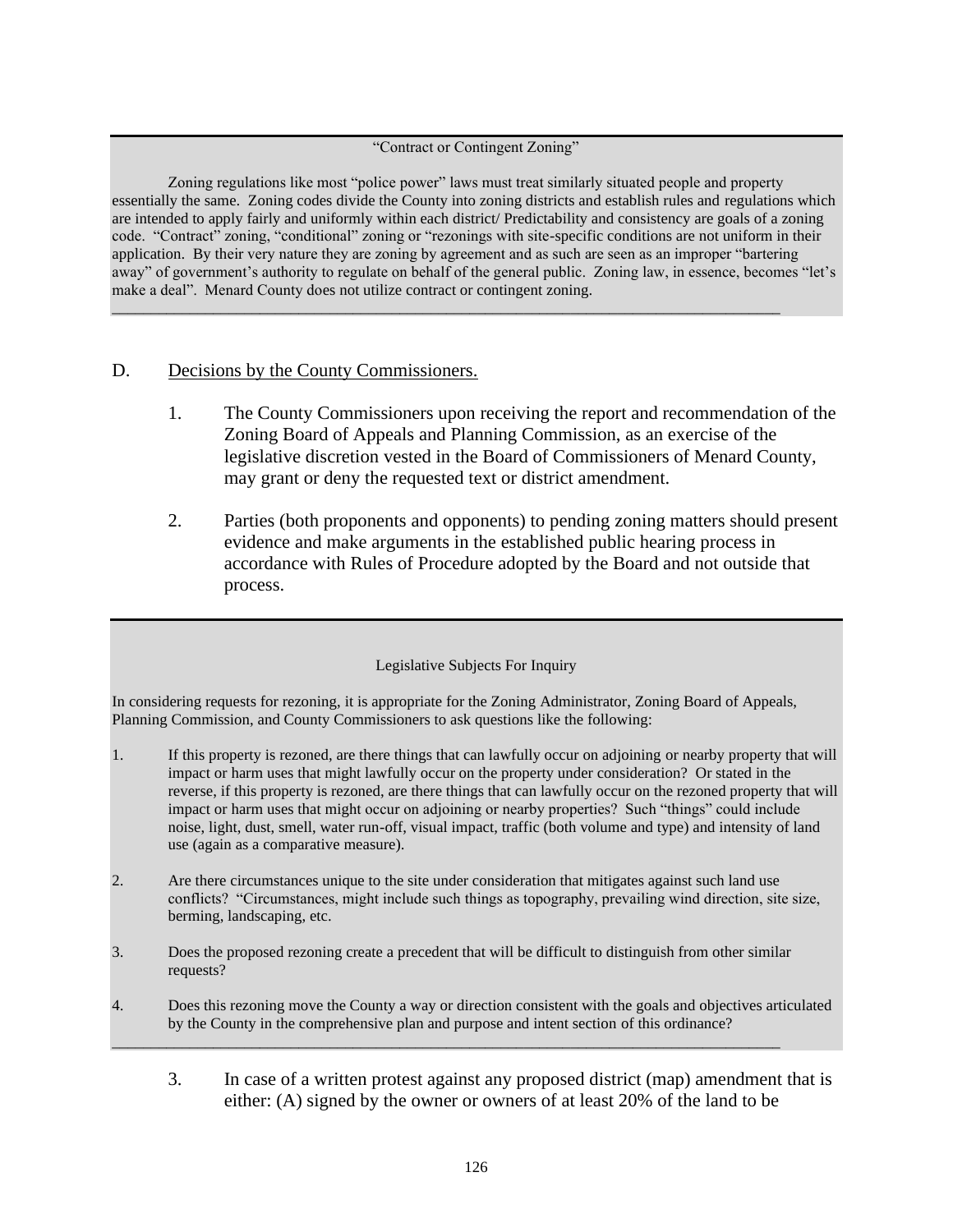“Contract or Contingent Zoning”

Zoning regulations like most “police power” laws must treat similarly situated people and property essentially the same. Zoning codes divide the County into zoning districts and establish rules and regulations which are intended to apply fairly and uniformly within each district/ Predictability and consistency are goals of a zoning code. “Contract” zoning, “conditional” zoning or “rezonings with site-specific conditions are not uniform in their application. By their very nature they are zoning by agreement and as such are seen as an improper “bartering away” of government’s authority to regulate on behalf of the general public. Zoning law, in essence, becomes “let’s make a deal”. Menard County does not utilize contract or contingent zoning.

---

D. Decisions by the County Commissioners.

1. The County Commissioners upon receiving the report and recommendation of the Zoning Board of Appeals and Planning Commission, as an exercise of the legislative discretion vested in the Board of Commissioners of Menard County, may grant or deny the requested text or district amendment.

2. Parties (both proponents and opponents) to pending zoning matters should present evidence and make arguments in the established public hearing process in accordance with Rules of Procedure adopted by the Board and not outside that process.

---

Legislative Subjects For Inquiry

In considering requests for rezoning, it is appropriate for the Zoning Administrator, Zoning Board of Appeals, Planning Commission, and County Commissioners to ask questions like the following:

1. If this property is rezoned, are there things that can lawfully occur on adjoining or nearby property that will impact or harm uses that might lawfully occur on the property under consideration? Or stated in the reverse, if this property is rezoned, are there things that can lawfully occur on the rezoned property that will impact or harm uses that might occur on adjoining or nearby properties? Such “things” could include noise, light, dust, smell, water run-off, visual impact, traffic (both volume and type) and intensity of land use (again as a comparative measure).

2. Are there circumstances unique to the site under consideration that mitigates against such land use conflicts? “Circumstances, might include such things as topography, prevailing wind direction, site size, berming, landscaping, etc.

3. Does the proposed rezoning create a precedent that will be difficult to distinguish from other similar requests?

4. Does this rezoning move the County a way or direction consistent with the goals and objectives articulated by the County in the comprehensive plan and purpose and intent section of this ordinance?

---

3. In case of a written protest against any proposed district (map) amendment that is either: (A) signed by the owner or owners of at least 20% of the land to be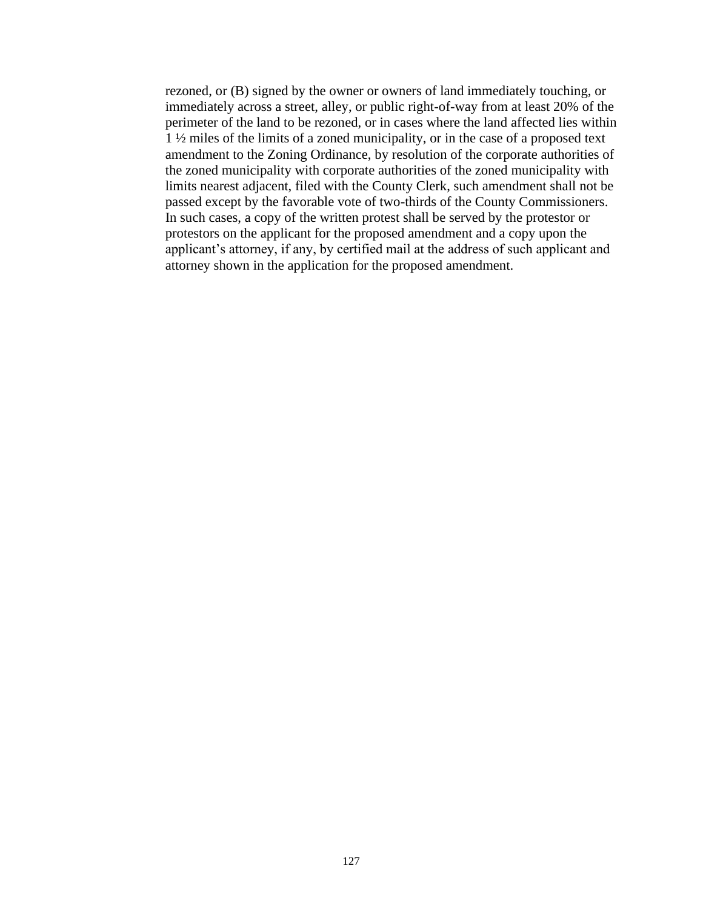rezoned, or (B) signed by the owner or owners of land immediately touching, or immediately across a street, alley, or public right-of-way from at least 20% of the perimeter of the land to be rezoned, or in cases where the land affected lies within 1 ½ miles of the limits of a zoned municipality, or in the case of a proposed text amendment to the Zoning Ordinance, by resolution of the corporate authorities of the zoned municipality with corporate authorities of the zoned municipality with limits nearest adjacent, filed with the County Clerk, such amendment shall not be passed except by the favorable vote of two-thirds of the County Commissioners. In such cases, a copy of the written protest shall be served by the protestor or protestors on the applicant for the proposed amendment and a copy upon the applicant's attorney, if any, by certified mail at the address of such applicant and attorney shown in the application for the proposed amendment.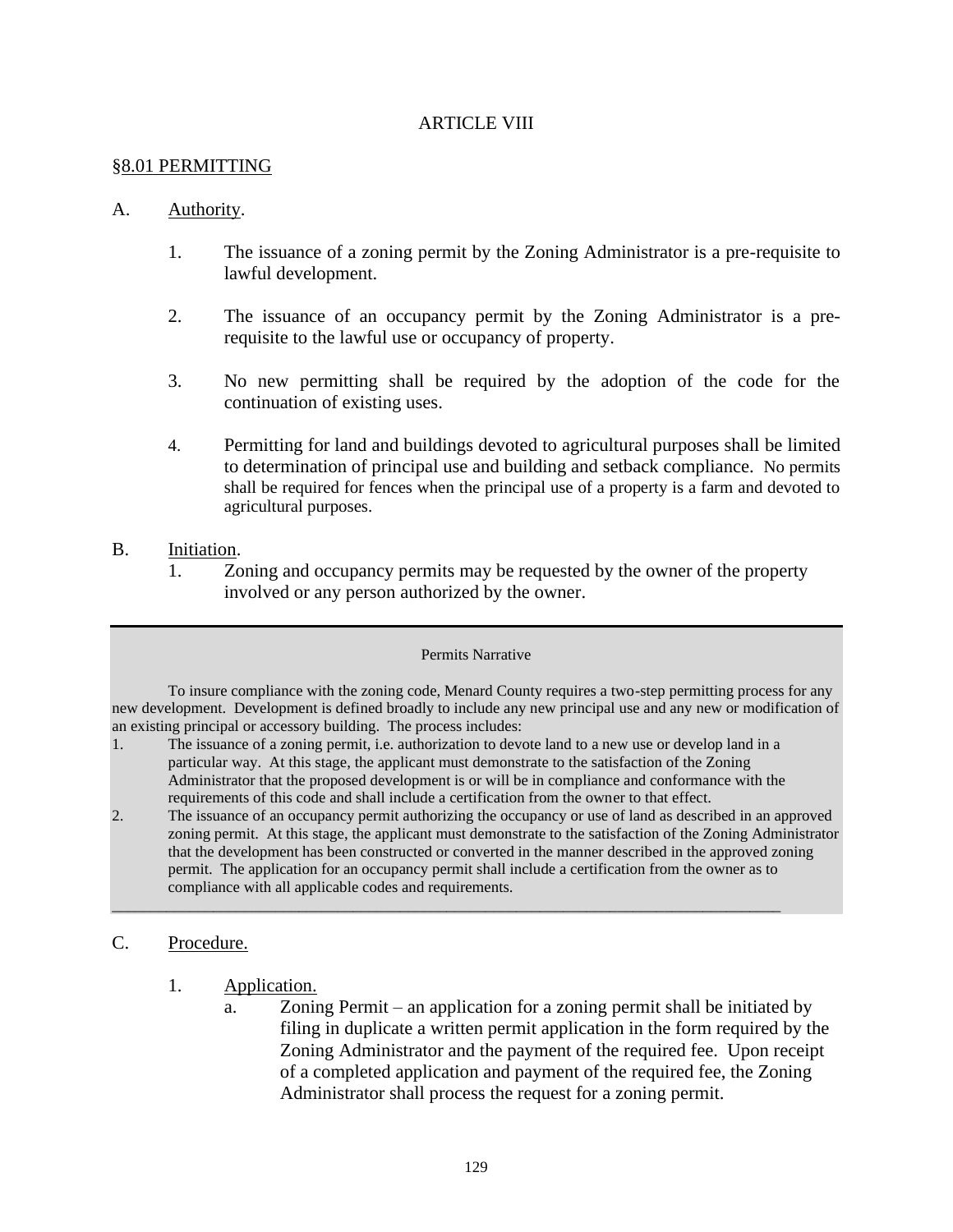# ARTICLE VIII

## §8.01 PERMITTING

A. Authority.

1. The issuance of a zoning permit by the Zoning Administrator is a pre-requisite to lawful development.

2. The issuance of an occupancy permit by the Zoning Administrator is a pre-requisite to the lawful use or occupancy of property.

3. No new permitting shall be required by the adoption of the code for the continuation of existing uses.

4. Permitting for land and buildings devoted to agricultural purposes shall be limited to determination of principal use and building and setback compliance. No permits shall be required for fences when the principal use of a property is a farm and devoted to agricultural purposes.

B. Initiation.

1. Zoning and occupancy permits may be requested by the owner of the property involved or any person authorized by the owner.

---

**Permits Narrative**

To insure compliance with the zoning code, Menard County requires a two-step permitting process for any new development. Development is defined broadly to include any new principal use and any new or modification of an existing principal or accessory building. The process includes:

1. The issuance of a zoning permit, i.e. authorization to devote land to a new use or develop land in a particular way. At this stage, the applicant must demonstrate to the satisfaction of the Zoning Administrator that the proposed development is or will be in compliance and conformance with the requirements of this code and shall include a certification from the owner to that effect.
2. The issuance of an occupancy permit authorizing the occupancy or use of land as described in an approved zoning permit. At this stage, the applicant must demonstrate to the satisfaction of the Zoning Administrator that the development has been constructed or converted in the manner described in the approved zoning permit. The application for an occupancy permit shall include a certification from the owner as to compliance with all applicable codes and requirements.

---

C. Procedure.

1. Application.
   a. Zoning Permit – an application for a zoning permit shall be initiated by filing in duplicate a written permit application in the form required by the Zoning Administrator and the payment of the required fee. Upon receipt of a completed application and payment of the required fee, the Zoning Administrator shall process the request for a zoning permit.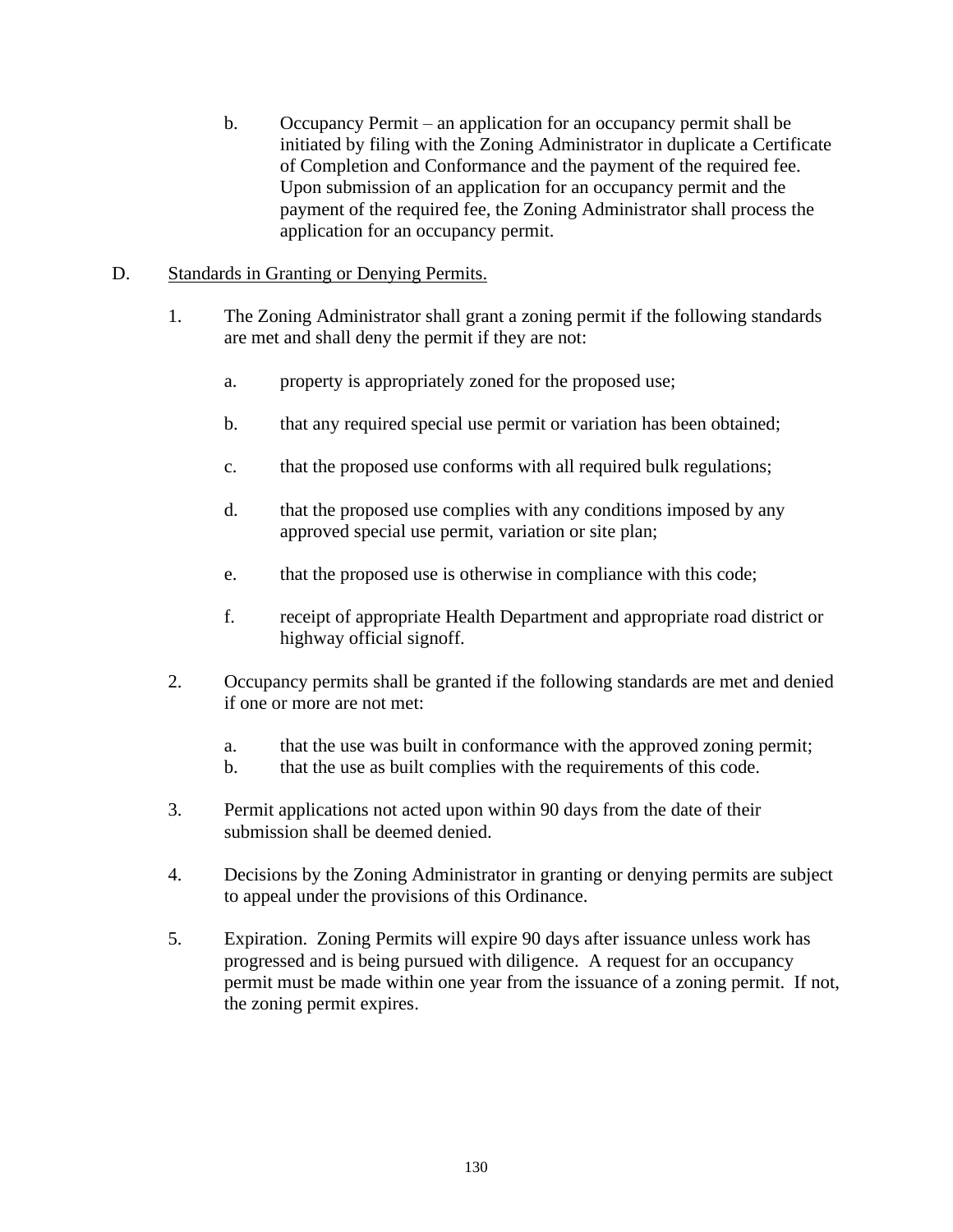b. Occupancy Permit – an application for an occupancy permit shall be initiated by filing with the Zoning Administrator in duplicate a Certificate of Completion and Conformance and the payment of the required fee. Upon submission of an application for an occupancy permit and the payment of the required fee, the Zoning Administrator shall process the application for an occupancy permit.

D. <u>Standards in Granting or Denying Permits.</u>

1. The Zoning Administrator shall grant a zoning permit if the following standards are met and shall deny the permit if they are not:

   a. property is appropriately zoned for the proposed use;

   b. that any required special use permit or variation has been obtained;

   c. that the proposed use conforms with all required bulk regulations;

   d. that the proposed use complies with any conditions imposed by any approved special use permit, variation or site plan;

   e. that the proposed use is otherwise in compliance with this code;

   f. receipt of appropriate Health Department and appropriate road district or highway official signoff.

2. Occupancy permits shall be granted if the following standards are met and denied if one or more are not met:

   a. that the use was built in conformance with the approved zoning permit;
   b. that the use as built complies with the requirements of this code.

3. Permit applications not acted upon within 90 days from the date of their submission shall be deemed denied.

4. Decisions by the Zoning Administrator in granting or denying permits are subject to appeal under the provisions of this Ordinance.

5. Expiration. Zoning Permits will expire 90 days after issuance unless work has progressed and is being pursued with diligence. A request for an occupancy permit must be made within one year from the issuance of a zoning permit. If not, the zoning permit expires.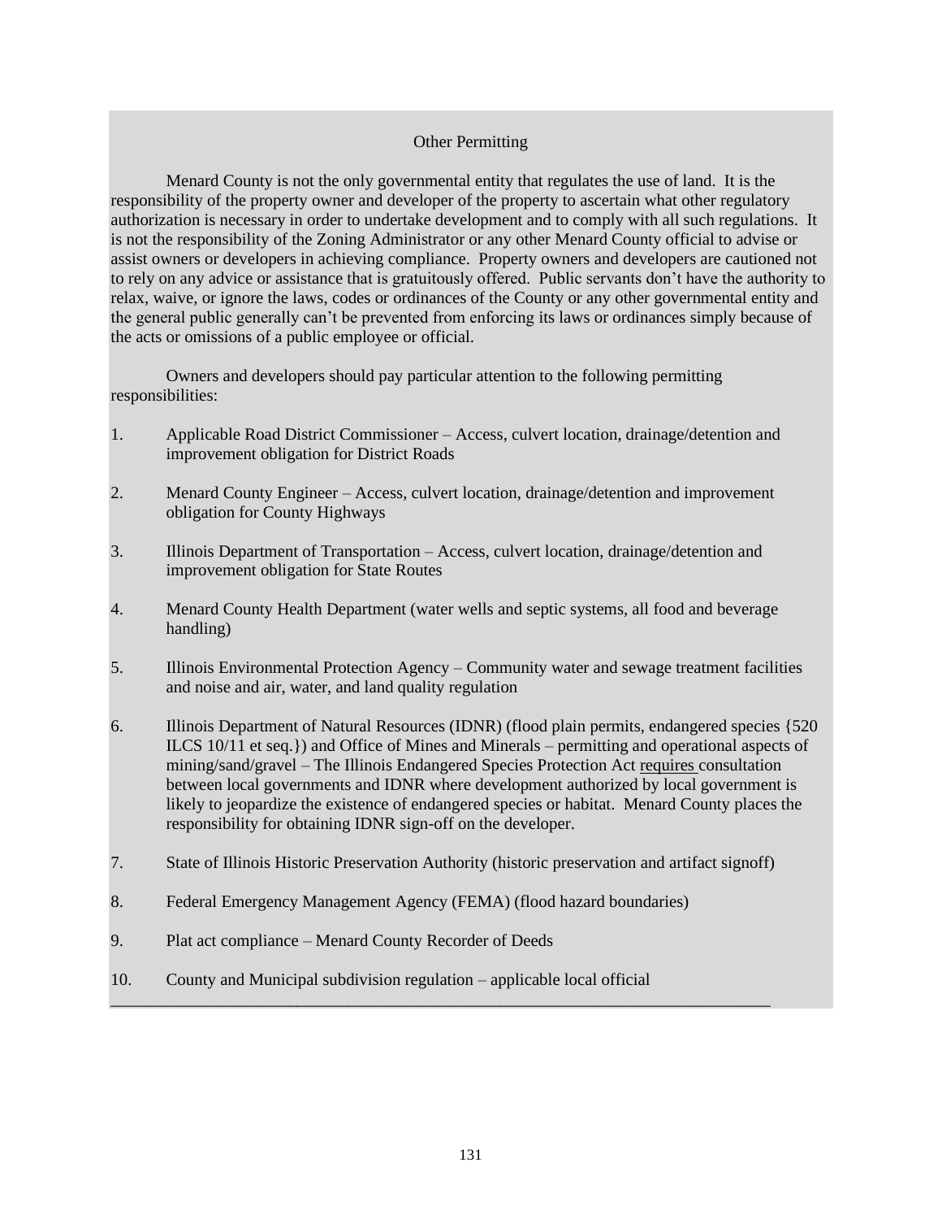## Other Permitting

Menard County is not the only governmental entity that regulates the use of land. It is the responsibility of the property owner and developer of the property to ascertain what other regulatory authorization is necessary in order to undertake development and to comply with all such regulations. It is not the responsibility of the Zoning Administrator or any other Menard County official to advise or assist owners or developers in achieving compliance. Property owners and developers are cautioned not to rely on any advice or assistance that is gratuitously offered. Public servants don't have the authority to relax, waive, or ignore the laws, codes or ordinances of the County or any other governmental entity and the general public generally can't be prevented from enforcing its laws or ordinances simply because of the acts or omissions of a public employee or official.

Owners and developers should pay particular attention to the following permitting responsibilities:

1. Applicable Road District Commissioner – Access, culvert location, drainage/detention and improvement obligation for District Roads
2. Menard County Engineer – Access, culvert location, drainage/detention and improvement obligation for County Highways
3. Illinois Department of Transportation – Access, culvert location, drainage/detention and improvement obligation for State Routes
4. Menard County Health Department (water wells and septic systems, all food and beverage handling)
5. Illinois Environmental Protection Agency – Community water and sewage treatment facilities and noise and air, water, and land quality regulation
6. Illinois Department of Natural Resources (IDNR) (flood plain permits, endangered species {520 ILCS 10/11 et seq.}) and Office of Mines and Minerals – permitting and operational aspects of mining/sand/gravel – The Illinois Endangered Species Protection Act requires consultation between local governments and IDNR where development authorized by local government is likely to jeopardize the existence of endangered species or habitat. Menard County places the responsibility for obtaining IDNR sign-off on the developer.
7. State of Illinois Historic Preservation Authority (historic preservation and artifact signoff)
8. Federal Emergency Management Agency (FEMA) (flood hazard boundaries)
9. Plat act compliance – Menard County Recorder of Deeds
10. County and Municipal subdivision regulation – applicable local official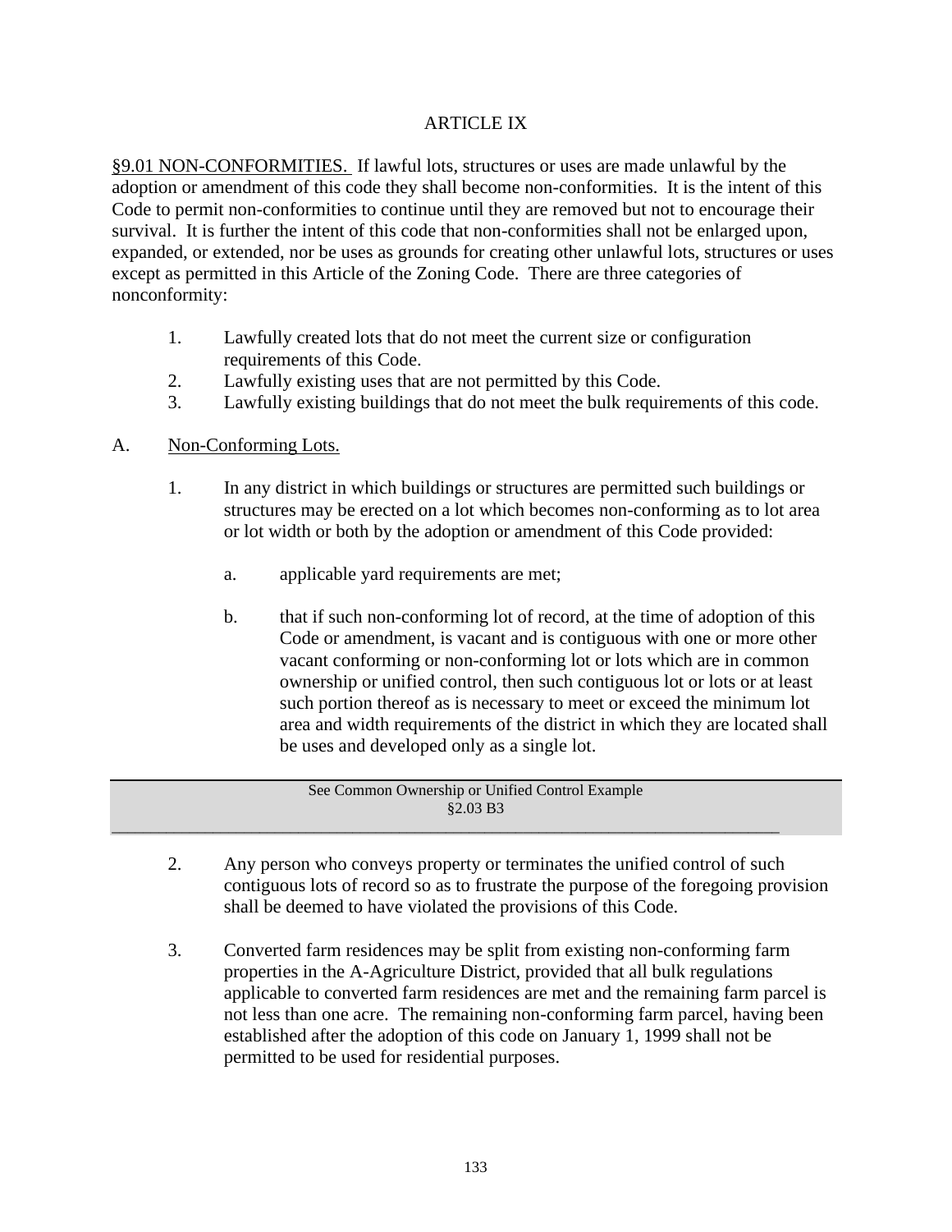# ARTICLE IX

<u>§9.01 NON-CONFORMITIES.</u> If lawful lots, structures or uses are made unlawful by the adoption or amendment of this code they shall become non-conformities. It is the intent of this Code to permit non-conformities to continue until they are removed but not to encourage their survival. It is further the intent of this code that non-conformities shall not be enlarged upon, expanded, or extended, nor be uses as grounds for creating other unlawful lots, structures or uses except as permitted in this Article of the Zoning Code. There are three categories of nonconformity:

1. Lawfully created lots that do not meet the current size or configuration requirements of this Code.
2. Lawfully existing uses that are not permitted by this Code.
3. Lawfully existing buildings that do not meet the bulk requirements of this code.

A. <u>Non-Conforming Lots.</u>

1. In any district in which buildings or structures are permitted such buildings or structures may be erected on a lot which becomes non-conforming as to lot area or lot width or both by the adoption or amendment of this Code provided:

   a. applicable yard requirements are met;

   b. that if such non-conforming lot of record, at the time of adoption of this Code or amendment, is vacant and is contiguous with one or more other vacant conforming or non-conforming lot or lots which are in common ownership or unified control, then such contiguous lot or lots or at least such portion thereof as is necessary to meet or exceed the minimum lot area and width requirements of the district in which they are located shall be uses and developed only as a single lot.

> See Common Ownership or Unified Control Example
> §2.03 B3

2. Any person who conveys property or terminates the unified control of such contiguous lots of record so as to frustrate the purpose of the foregoing provision shall be deemed to have violated the provisions of this Code.

3. Converted farm residences may be split from existing non-conforming farm properties in the A-Agriculture District, provided that all bulk regulations applicable to converted farm residences are met and the remaining farm parcel is not less than one acre. The remaining non-conforming farm parcel, having been established after the adoption of this code on January 1, 1999 shall not be permitted to be used for residential purposes.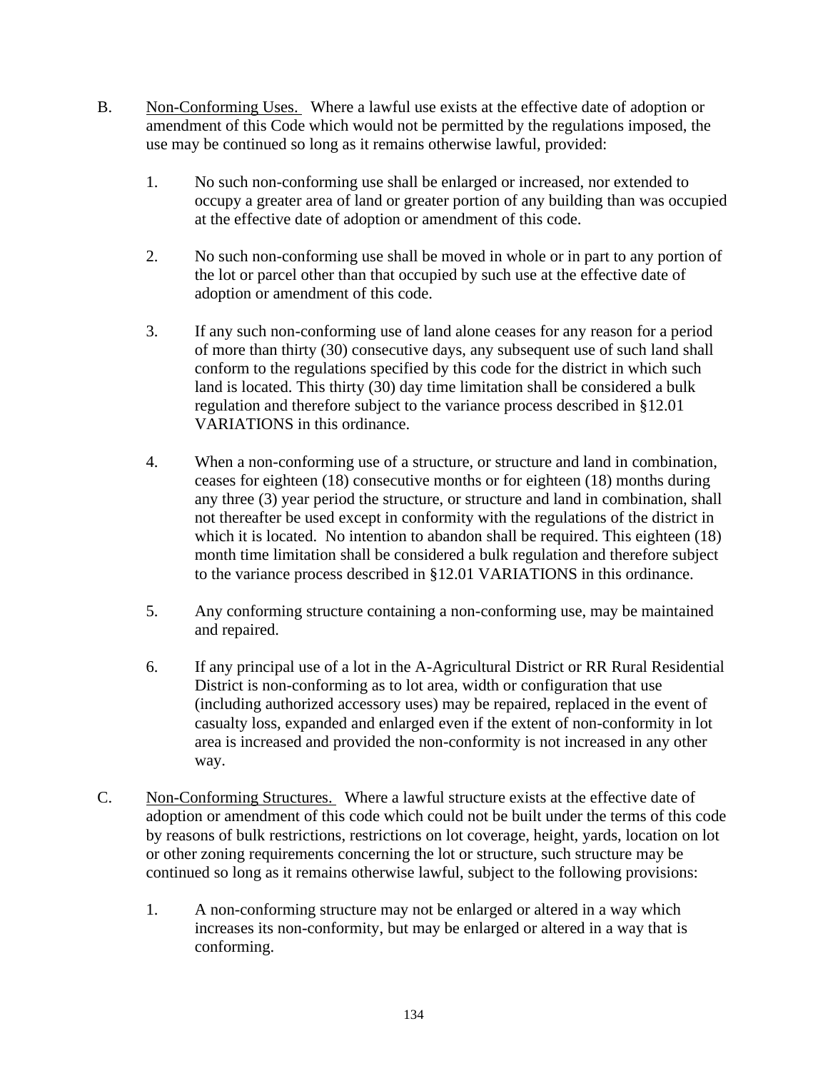B. Non-Conforming Uses. Where a lawful use exists at the effective date of adoption or amendment of this Code which would not be permitted by the regulations imposed, the use may be continued so long as it remains otherwise lawful, provided:

1. No such non-conforming use shall be enlarged or increased, nor extended to occupy a greater area of land or greater portion of any building than was occupied at the effective date of adoption or amendment of this code.

2. No such non-conforming use shall be moved in whole or in part to any portion of the lot or parcel other than that occupied by such use at the effective date of adoption or amendment of this code.

3. If any such non-conforming use of land alone ceases for any reason for a period of more than thirty (30) consecutive days, any subsequent use of such land shall conform to the regulations specified by this code for the district in which such land is located. This thirty (30) day time limitation shall be considered a bulk regulation and therefore subject to the variance process described in §12.01 VARIATIONS in this ordinance.

4. When a non-conforming use of a structure, or structure and land in combination, ceases for eighteen (18) consecutive months or for eighteen (18) months during any three (3) year period the structure, or structure and land in combination, shall not thereafter be used except in conformity with the regulations of the district in which it is located. No intention to abandon shall be required. This eighteen (18) month time limitation shall be considered a bulk regulation and therefore subject to the variance process described in §12.01 VARIATIONS in this ordinance.

5. Any conforming structure containing a non-conforming use, may be maintained and repaired.

6. If any principal use of a lot in the A-Agricultural District or RR Rural Residential District is non-conforming as to lot area, width or configuration that use (including authorized accessory uses) may be repaired, replaced in the event of casualty loss, expanded and enlarged even if the extent of non-conformity in lot area is increased and provided the non-conformity is not increased in any other way.

C. Non-Conforming Structures. Where a lawful structure exists at the effective date of adoption or amendment of this code which could not be built under the terms of this code by reasons of bulk restrictions, restrictions on lot coverage, height, yards, location on lot or other zoning requirements concerning the lot or structure, such structure may be continued so long as it remains otherwise lawful, subject to the following provisions:

1. A non-conforming structure may not be enlarged or altered in a way which increases its non-conformity, but may be enlarged or altered in a way that is conforming.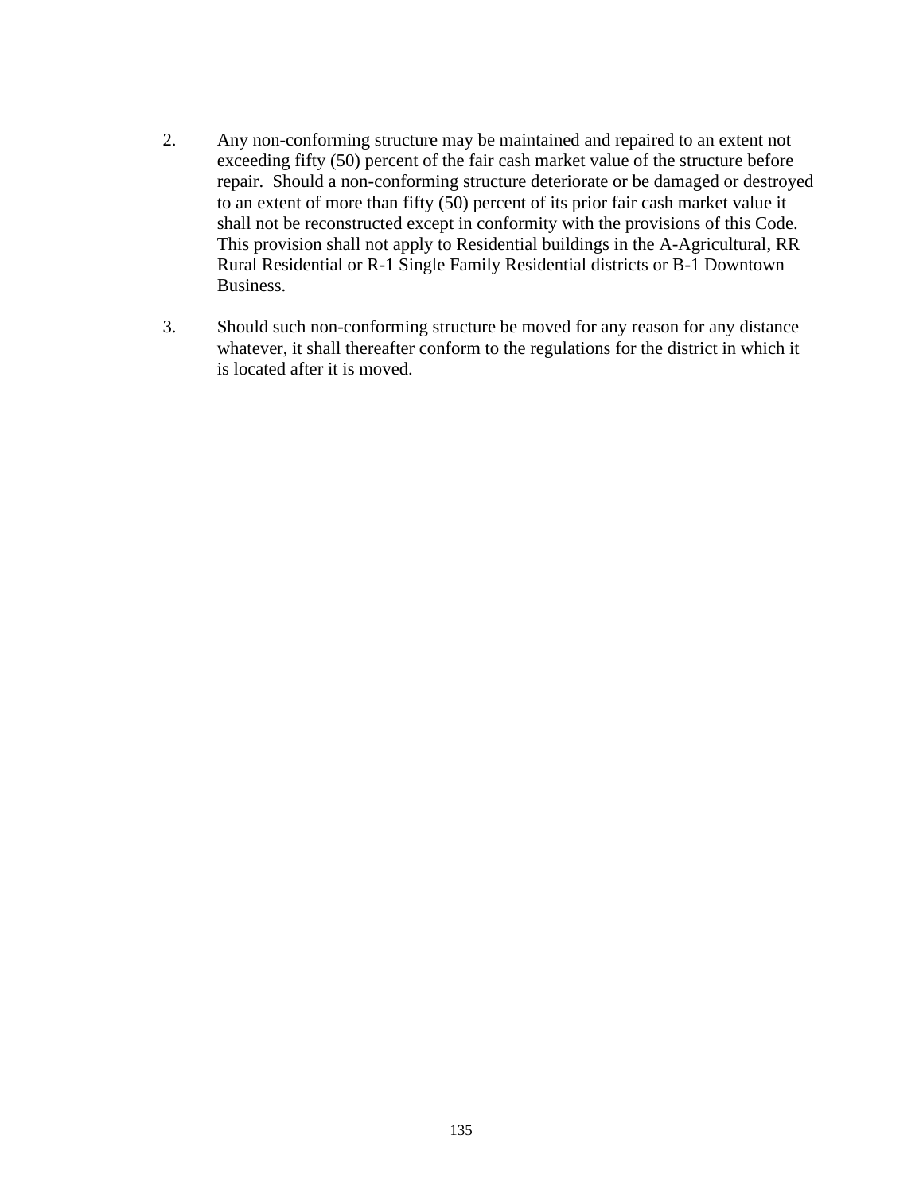2. Any non-conforming structure may be maintained and repaired to an extent not exceeding fifty (50) percent of the fair cash market value of the structure before repair. Should a non-conforming structure deteriorate or be damaged or destroyed to an extent of more than fifty (50) percent of its prior fair cash market value it shall not be reconstructed except in conformity with the provisions of this Code. This provision shall not apply to Residential buildings in the A-Agricultural, RR Rural Residential or R-1 Single Family Residential districts or B-1 Downtown Business.

3. Should such non-conforming structure be moved for any reason for any distance whatever, it shall thereafter conform to the regulations for the district in which it is located after it is moved.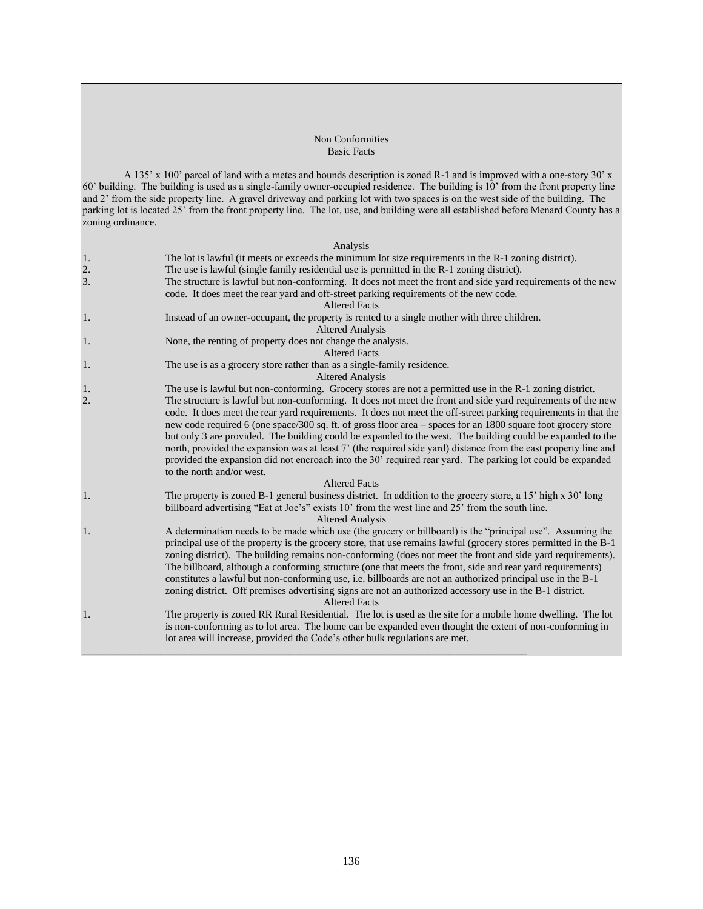## Non Conformities

### Basic Facts

A 135' x 100' parcel of land with a metes and bounds description is zoned R-1 and is improved with a one-story 30' x 60' building. The building is used as a single-family owner-occupied residence. The building is 10' from the front property line and 2' from the side property line. A gravel driveway and parking lot with two spaces is on the west side of the building. The parking lot is located 25' from the front property line. The lot, use, and building were all established before Menard County has a zoning ordinance.

### Analysis

1. The lot is lawful (it meets or exceeds the minimum lot size requirements in the R-1 zoning district).
2. The use is lawful (single family residential use is permitted in the R-1 zoning district).
3. The structure is lawful but non-conforming. It does not meet the front and side yard requirements of the new code. It does meet the rear yard and off-street parking requirements of the new code.

### Altered Facts

1. Instead of an owner-occupant, the property is rented to a single mother with three children.

### Altered Analysis

1. None, the renting of property does not change the analysis.

### Altered Facts

1. The use is as a grocery store rather than as a single-family residence.

### Altered Analysis

1. The use is lawful but non-conforming. Grocery stores are not a permitted use in the R-1 zoning district.
2. The structure is lawful but non-conforming. It does not meet the front and side yard requirements of the new code. It does meet the rear yard requirements. It does not meet the off-street parking requirements in that the new code required 6 (one space/300 sq. ft. of gross floor area – spaces for an 1800 square foot grocery store but only 3 are provided. The building could be expanded to the west. The building could be expanded to the north, provided the expansion was at least 7' (the required side yard) distance from the east property line and provided the expansion did not encroach into the 30' required rear yard. The parking lot could be expanded to the north and/or west.

### Altered Facts

1. The property is zoned B-1 general business district. In addition to the grocery store, a 15' high x 30' long billboard advertising "Eat at Joe's" exists 10' from the west line and 25' from the south line.

### Altered Analysis

1. A determination needs to be made which use (the grocery or billboard) is the "principal use". Assuming the principal use of the property is the grocery store, that use remains lawful (grocery stores permitted in the B-1 zoning district). The building remains non-conforming (does not meet the front and side yard requirements). The billboard, although a conforming structure (one that meets the front, side and rear yard requirements) constitutes a lawful but non-conforming use, i.e. billboards are not an authorized principal use in the B-1 zoning district. Off premises advertising signs are not an authorized accessory use in the B-1 district.

### Altered Facts

1. The property is zoned RR Rural Residential. The lot is used as the site for a mobile home dwelling. The lot is non-conforming as to lot area. The home can be expanded even thought the extent of non-conforming in lot area will increase, provided the Code's other bulk regulations are met.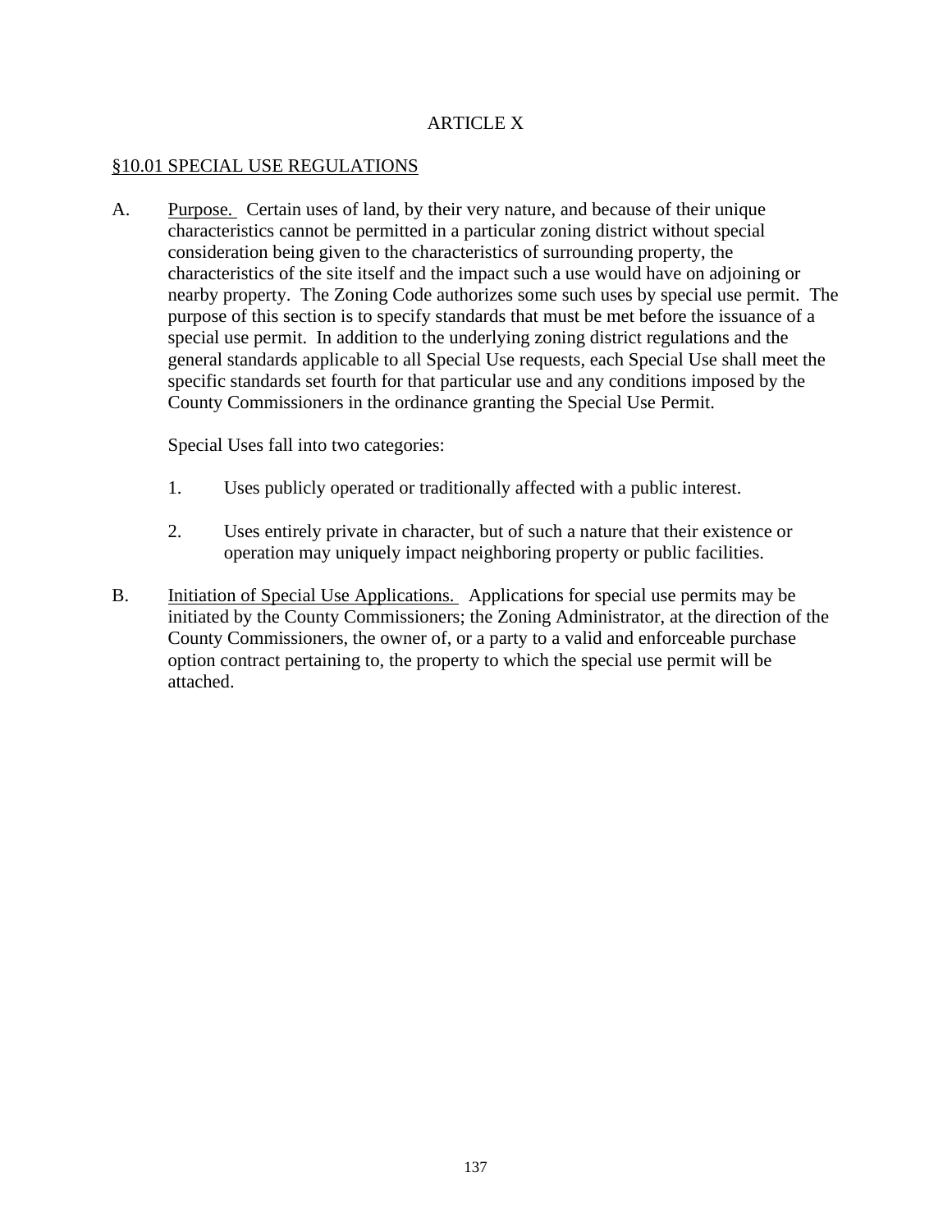# ARTICLE X

## §10.01 SPECIAL USE REGULATIONS

A. Purpose. Certain uses of land, by their very nature, and because of their unique characteristics cannot be permitted in a particular zoning district without special consideration being given to the characteristics of surrounding property, the characteristics of the site itself and the impact such a use would have on adjoining or nearby property. The Zoning Code authorizes some such uses by special use permit. The purpose of this section is to specify standards that must be met before the issuance of a special use permit. In addition to the underlying zoning district regulations and the general standards applicable to all Special Use requests, each Special Use shall meet the specific standards set fourth for that particular use and any conditions imposed by the County Commissioners in the ordinance granting the Special Use Permit.

   Special Uses fall into two categories:

   1. Uses publicly operated or traditionally affected with a public interest.

   2. Uses entirely private in character, but of such a nature that their existence or operation may uniquely impact neighboring property or public facilities.

B. Initiation of Special Use Applications. Applications for special use permits may be initiated by the County Commissioners; the Zoning Administrator, at the direction of the County Commissioners, the owner of, or a party to a valid and enforceable purchase option contract pertaining to, the property to which the special use permit will be attached.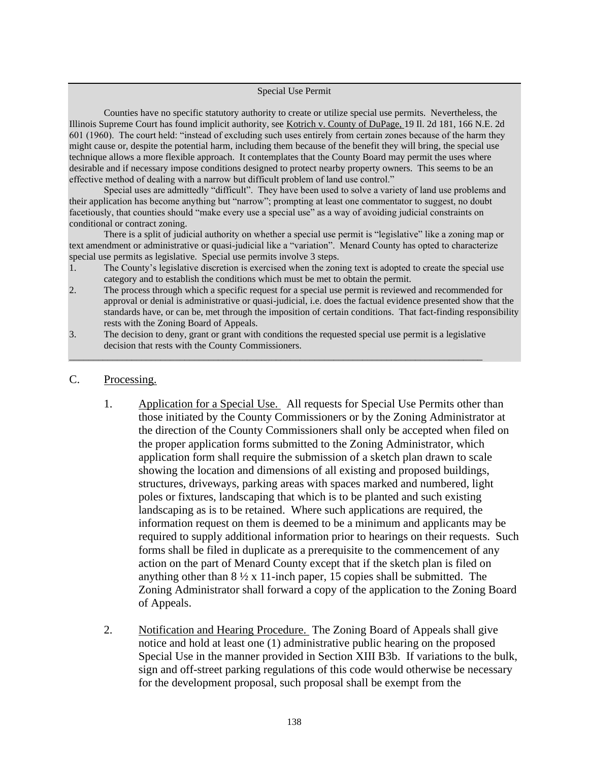Special Use Permit

Counties have no specific statutory authority to create or utilize special use permits. Nevertheless, the Illinois Supreme Court has found implicit authority, see Kotrich v. County of DuPage, 19 Il. 2d 181, 166 N.E. 2d 601 (1960). The court held: "instead of excluding such uses entirely from certain zones because of the harm they might cause or, despite the potential harm, including them because of the benefit they will bring, the special use technique allows a more flexible approach. It contemplates that the County Board may permit the uses where desirable and if necessary impose conditions designed to protect nearby property owners. This seems to be an effective method of dealing with a narrow but difficult problem of land use control."

Special uses are admittedly "difficult". They have been used to solve a variety of land use problems and their application has become anything but "narrow"; prompting at least one commentator to suggest, no doubt facetiously, that counties should "make every use a special use" as a way of avoiding judicial constraints on conditional or contract zoning.

There is a split of judicial authority on whether a special use permit is "legislative" like a zoning map or text amendment or administrative or quasi-judicial like a "variation". Menard County has opted to characterize special use permits as legislative. Special use permits involve 3 steps.

1. The County's legislative discretion is exercised when the zoning text is adopted to create the special use category and to establish the conditions which must be met to obtain the permit.
2. The process through which a specific request for a special use permit is reviewed and recommended for approval or denial is administrative or quasi-judicial, i.e. does the factual evidence presented show that the standards have, or can be, met through the imposition of certain conditions. That fact-finding responsibility rests with the Zoning Board of Appeals.
3. The decision to deny, grant or grant with conditions the requested special use permit is a legislative decision that rests with the County Commissioners.

C. Processing.

1. Application for a Special Use. All requests for Special Use Permits other than those initiated by the County Commissioners or by the Zoning Administrator at the direction of the County Commissioners shall only be accepted when filed on the proper application forms submitted to the Zoning Administrator, which application form shall require the submission of a sketch plan drawn to scale showing the location and dimensions of all existing and proposed buildings, structures, driveways, parking areas with spaces marked and numbered, light poles or fixtures, landscaping that which is to be planted and such existing landscaping as is to be retained. Where such applications are required, the information request on them is deemed to be a minimum and applicants may be required to supply additional information prior to hearings on their requests. Such forms shall be filed in duplicate as a prerequisite to the commencement of any action on the part of Menard County except that if the sketch plan is filed on anything other than 8 ½ x 11-inch paper, 15 copies shall be submitted. The Zoning Administrator shall forward a copy of the application to the Zoning Board of Appeals.

2. Notification and Hearing Procedure. The Zoning Board of Appeals shall give notice and hold at least one (1) administrative public hearing on the proposed Special Use in the manner provided in Section XIII B3b. If variations to the bulk, sign and off-street parking regulations of this code would otherwise be necessary for the development proposal, such proposal shall be exempt from the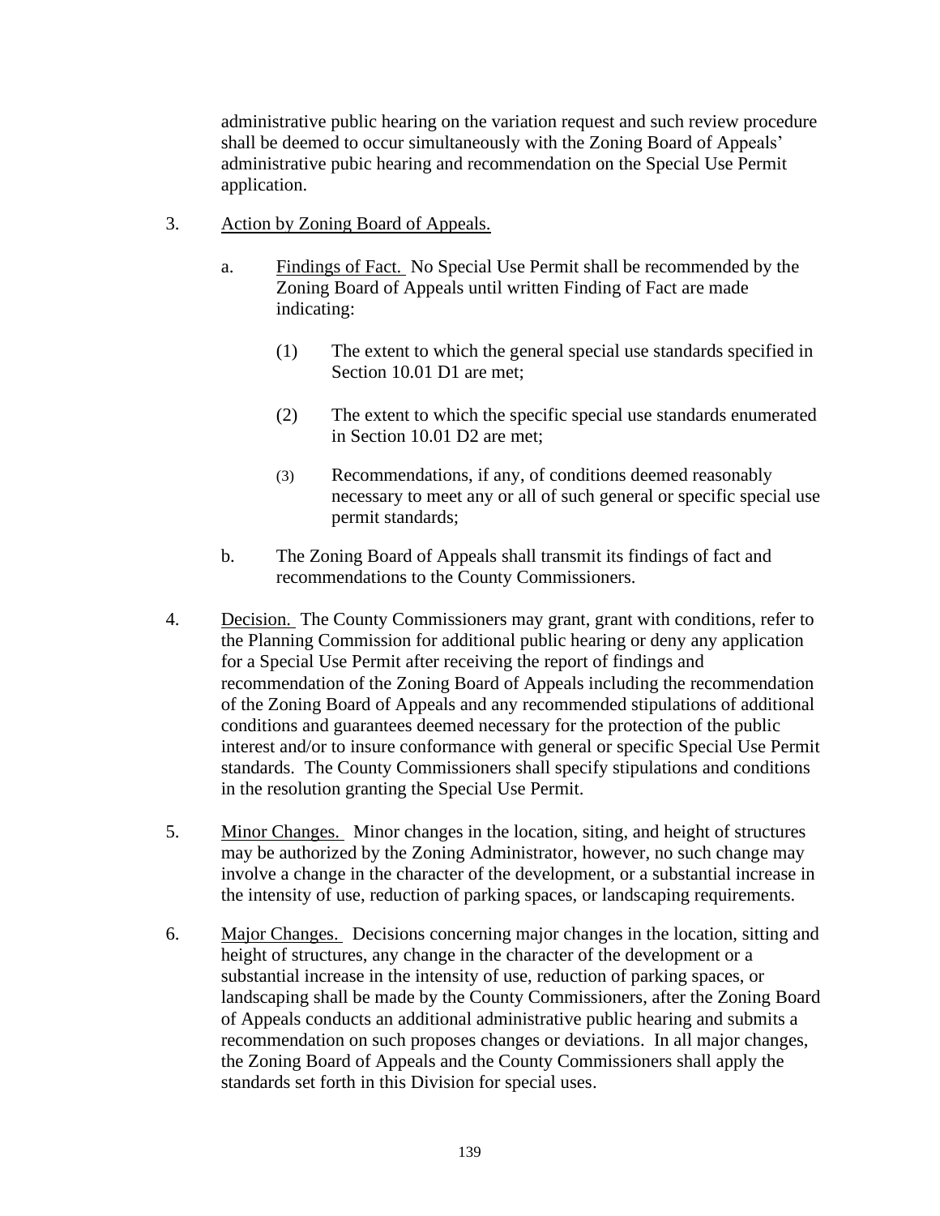administrative public hearing on the variation request and such review procedure shall be deemed to occur simultaneously with the Zoning Board of Appeals' administrative pubic hearing and recommendation on the Special Use Permit application.

3. Action by Zoning Board of Appeals.

   a. Findings of Fact. No Special Use Permit shall be recommended by the Zoning Board of Appeals until written Finding of Fact are made indicating:

      (1) The extent to which the general special use standards specified in Section 10.01 D1 are met;

      (2) The extent to which the specific special use standards enumerated in Section 10.01 D2 are met;

      (3) Recommendations, if any, of conditions deemed reasonably necessary to meet any or all of such general or specific special use permit standards;

   b. The Zoning Board of Appeals shall transmit its findings of fact and recommendations to the County Commissioners.

4. Decision. The County Commissioners may grant, grant with conditions, refer to the Planning Commission for additional public hearing or deny any application for a Special Use Permit after receiving the report of findings and recommendation of the Zoning Board of Appeals including the recommendation of the Zoning Board of Appeals and any recommended stipulations of additional conditions and guarantees deemed necessary for the protection of the public interest and/or to insure conformance with general or specific Special Use Permit standards. The County Commissioners shall specify stipulations and conditions in the resolution granting the Special Use Permit.

5. Minor Changes. Minor changes in the location, siting, and height of structures may be authorized by the Zoning Administrator, however, no such change may involve a change in the character of the development, or a substantial increase in the intensity of use, reduction of parking spaces, or landscaping requirements.

6. Major Changes. Decisions concerning major changes in the location, sitting and height of structures, any change in the character of the development or a substantial increase in the intensity of use, reduction of parking spaces, or landscaping shall be made by the County Commissioners, after the Zoning Board of Appeals conducts an additional administrative public hearing and submits a recommendation on such proposes changes or deviations. In all major changes, the Zoning Board of Appeals and the County Commissioners shall apply the standards set forth in this Division for special uses.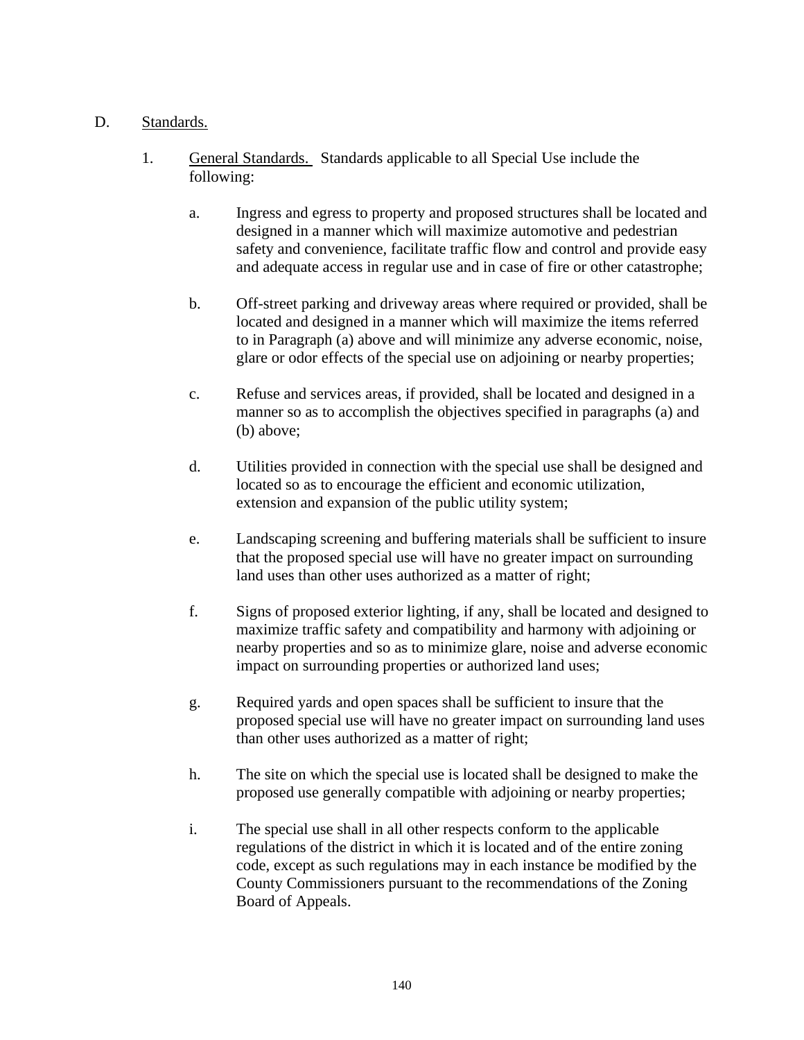D. Standards.

1. General Standards. Standards applicable to all Special Use include the following:

   a. Ingress and egress to property and proposed structures shall be located and designed in a manner which will maximize automotive and pedestrian safety and convenience, facilitate traffic flow and control and provide easy and adequate access in regular use and in case of fire or other catastrophe;

   b. Off-street parking and driveway areas where required or provided, shall be located and designed in a manner which will maximize the items referred to in Paragraph (a) above and will minimize any adverse economic, noise, glare or odor effects of the special use on adjoining or nearby properties;

   c. Refuse and services areas, if provided, shall be located and designed in a manner so as to accomplish the objectives specified in paragraphs (a) and (b) above;

   d. Utilities provided in connection with the special use shall be designed and located so as to encourage the efficient and economic utilization, extension and expansion of the public utility system;

   e. Landscaping screening and buffering materials shall be sufficient to insure that the proposed special use will have no greater impact on surrounding land uses than other uses authorized as a matter of right;

   f. Signs of proposed exterior lighting, if any, shall be located and designed to maximize traffic safety and compatibility and harmony with adjoining or nearby properties and so as to minimize glare, noise and adverse economic impact on surrounding properties or authorized land uses;

   g. Required yards and open spaces shall be sufficient to insure that the proposed special use will have no greater impact on surrounding land uses than other uses authorized as a matter of right;

   h. The site on which the special use is located shall be designed to make the proposed use generally compatible with adjoining or nearby properties;

   i. The special use shall in all other respects conform to the applicable regulations of the district in which it is located and of the entire zoning code, except as such regulations may in each instance be modified by the County Commissioners pursuant to the recommendations of the Zoning Board of Appeals.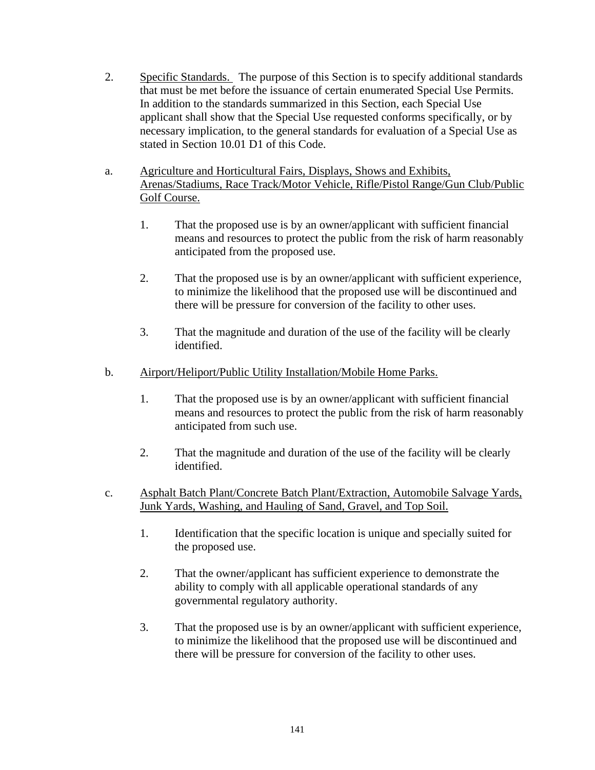2. <u>Specific Standards.</u> The purpose of this Section is to specify additional standards that must be met before the issuance of certain enumerated Special Use Permits. In addition to the standards summarized in this Section, each Special Use applicant shall show that the Special Use requested conforms specifically, or by necessary implication, to the general standards for evaluation of a Special Use as stated in Section 10.01 D1 of this Code.

a. <u>Agriculture and Horticultural Fairs, Displays, Shows and Exhibits, Arenas/Stadiums, Race Track/Motor Vehicle, Rifle/Pistol Range/Gun Club/Public Golf Course.</u>

  1. That the proposed use is by an owner/applicant with sufficient financial means and resources to protect the public from the risk of harm reasonably anticipated from the proposed use.

  2. That the proposed use is by an owner/applicant with sufficient experience, to minimize the likelihood that the proposed use will be discontinued and there will be pressure for conversion of the facility to other uses.

  3. That the magnitude and duration of the use of the facility will be clearly identified.

b. <u>Airport/Heliport/Public Utility Installation/Mobile Home Parks.</u>

  1. That the proposed use is by an owner/applicant with sufficient financial means and resources to protect the public from the risk of harm reasonably anticipated from such use.

  2. That the magnitude and duration of the use of the facility will be clearly identified.

c. <u>Asphalt Batch Plant/Concrete Batch Plant/Extraction, Automobile Salvage Yards, Junk Yards, Washing, and Hauling of Sand, Gravel, and Top Soil.</u>

  1. Identification that the specific location is unique and specially suited for the proposed use.

  2. That the owner/applicant has sufficient experience to demonstrate the ability to comply with all applicable operational standards of any governmental regulatory authority.

  3. That the proposed use is by an owner/applicant with sufficient experience, to minimize the likelihood that the proposed use will be discontinued and there will be pressure for conversion of the facility to other uses.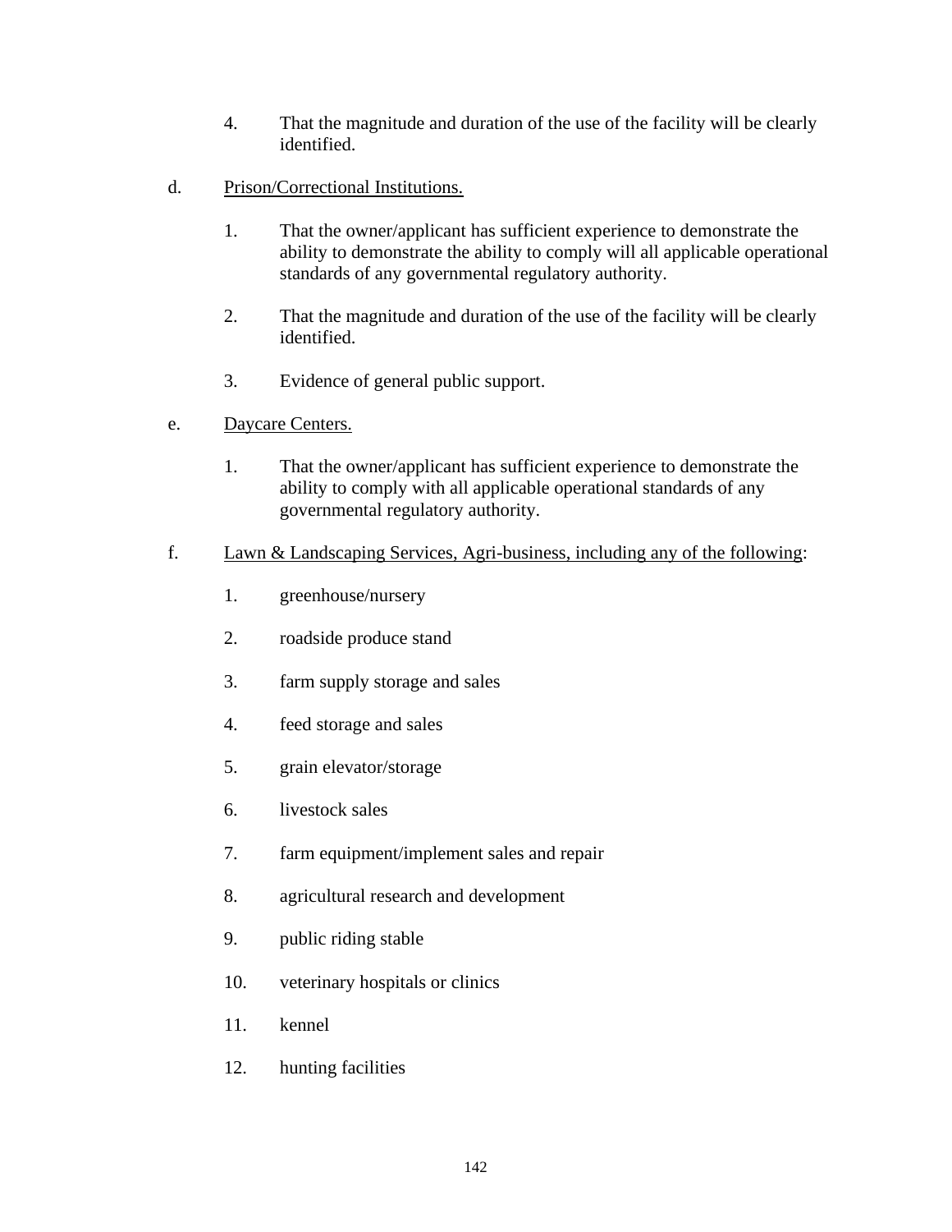4. That the magnitude and duration of the use of the facility will be clearly identified.

d. <u>Prison/Correctional Institutions.</u>

   1. That the owner/applicant has sufficient experience to demonstrate the ability to demonstrate the ability to comply will all applicable operational standards of any governmental regulatory authority.

   2. That the magnitude and duration of the use of the facility will be clearly identified.

   3. Evidence of general public support.

e. <u>Daycare Centers.</u>

   1. That the owner/applicant has sufficient experience to demonstrate the ability to comply with all applicable operational standards of any governmental regulatory authority.

f. <u>Lawn & Landscaping Services, Agri-business, including any of the following</u>:

   1. greenhouse/nursery

   2. roadside produce stand

   3. farm supply storage and sales

   4. feed storage and sales

   5. grain elevator/storage

   6. livestock sales

   7. farm equipment/implement sales and repair

   8. agricultural research and development

   9. public riding stable

   10. veterinary hospitals or clinics

   11. kennel

   12. hunting facilities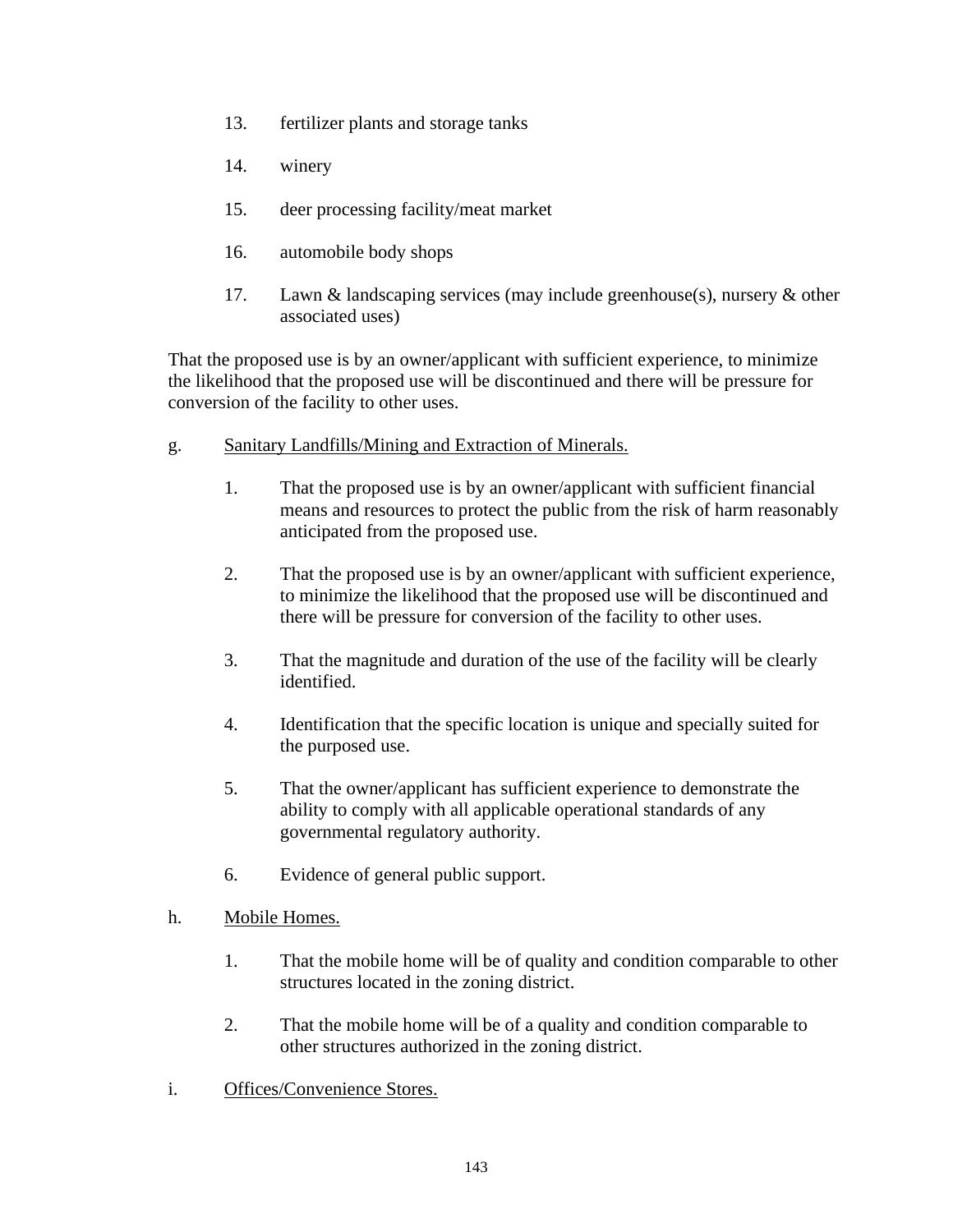13. fertilizer plants and storage tanks

14. winery

15. deer processing facility/meat market

16. automobile body shops

17. Lawn & landscaping services (may include greenhouse(s), nursery & other associated uses)

That the proposed use is by an owner/applicant with sufficient experience, to minimize the likelihood that the proposed use will be discontinued and there will be pressure for conversion of the facility to other uses.

g. <u>Sanitary Landfills/Mining and Extraction of Minerals.</u>

1. That the proposed use is by an owner/applicant with sufficient financial means and resources to protect the public from the risk of harm reasonably anticipated from the proposed use.

2. That the proposed use is by an owner/applicant with sufficient experience, to minimize the likelihood that the proposed use will be discontinued and there will be pressure for conversion of the facility to other uses.

3. That the magnitude and duration of the use of the facility will be clearly identified.

4. Identification that the specific location is unique and specially suited for the purposed use.

5. That the owner/applicant has sufficient experience to demonstrate the ability to comply with all applicable operational standards of any governmental regulatory authority.

6. Evidence of general public support.

h. <u>Mobile Homes.</u>

1. That the mobile home will be of quality and condition comparable to other structures located in the zoning district.

2. That the mobile home will be of a quality and condition comparable to other structures authorized in the zoning district.

i. <u>Offices/Convenience Stores.</u>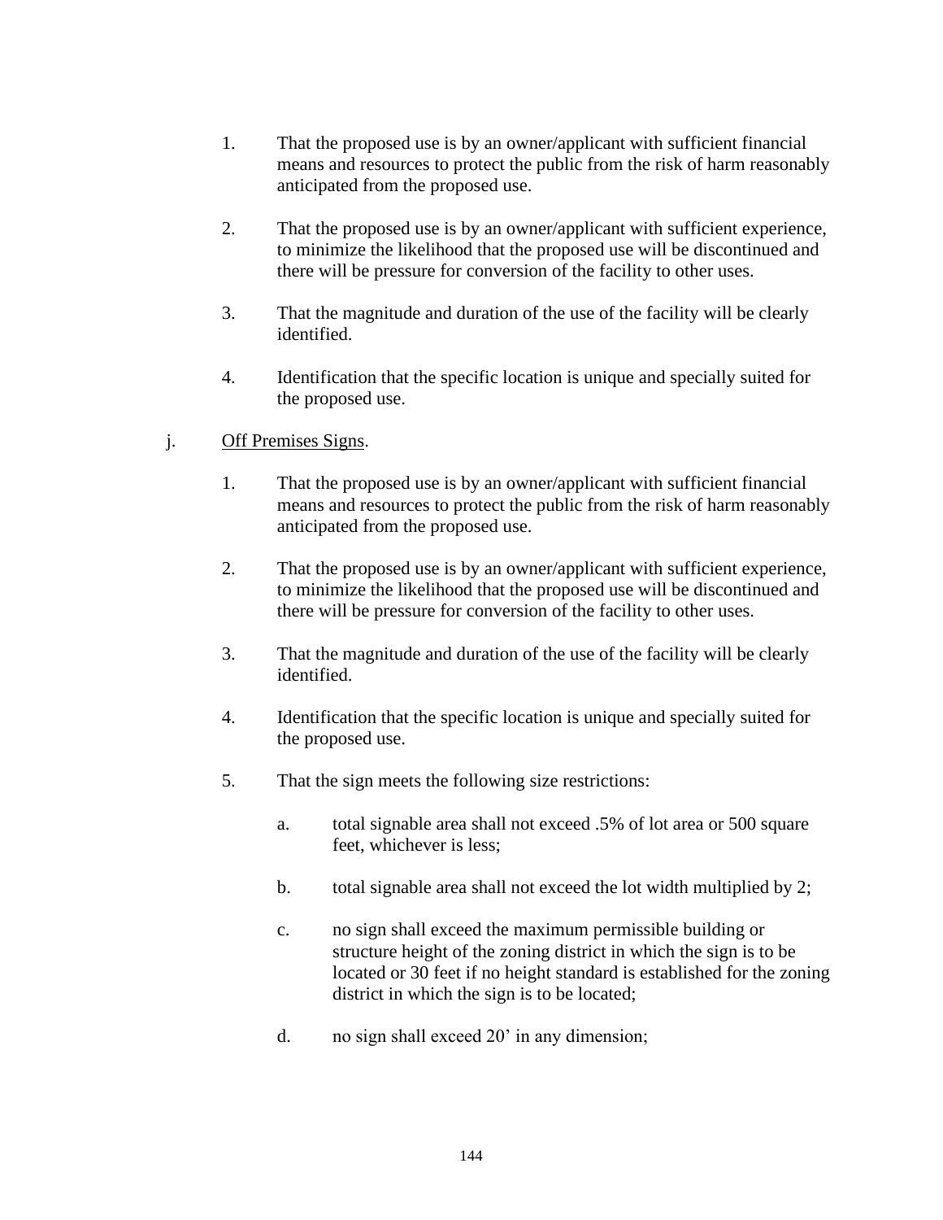1. That the proposed use is by an owner/applicant with sufficient financial means and resources to protect the public from the risk of harm reasonably anticipated from the proposed use.

2. That the proposed use is by an owner/applicant with sufficient experience, to minimize the likelihood that the proposed use will be discontinued and there will be pressure for conversion of the facility to other uses.

3. That the magnitude and duration of the use of the facility will be clearly identified.

4. Identification that the specific location is unique and specially suited for the proposed use.

j. <u>Off Premises Signs</u>.

1. That the proposed use is by an owner/applicant with sufficient financial means and resources to protect the public from the risk of harm reasonably anticipated from the proposed use.

2. That the proposed use is by an owner/applicant with sufficient experience, to minimize the likelihood that the proposed use will be discontinued and there will be pressure for conversion of the facility to other uses.

3. That the magnitude and duration of the use of the facility will be clearly identified.

4. Identification that the specific location is unique and specially suited for the proposed use.

5. That the sign meets the following size restrictions:

   a. total signable area shall not exceed .5% of lot area or 500 square feet, whichever is less;

   b. total signable area shall not exceed the lot width multiplied by 2;

   c. no sign shall exceed the maximum permissible building or structure height of the zoning district in which the sign is to be located or 30 feet if no height standard is established for the zoning district in which the sign is to be located;

   d. no sign shall exceed 20' in any dimension;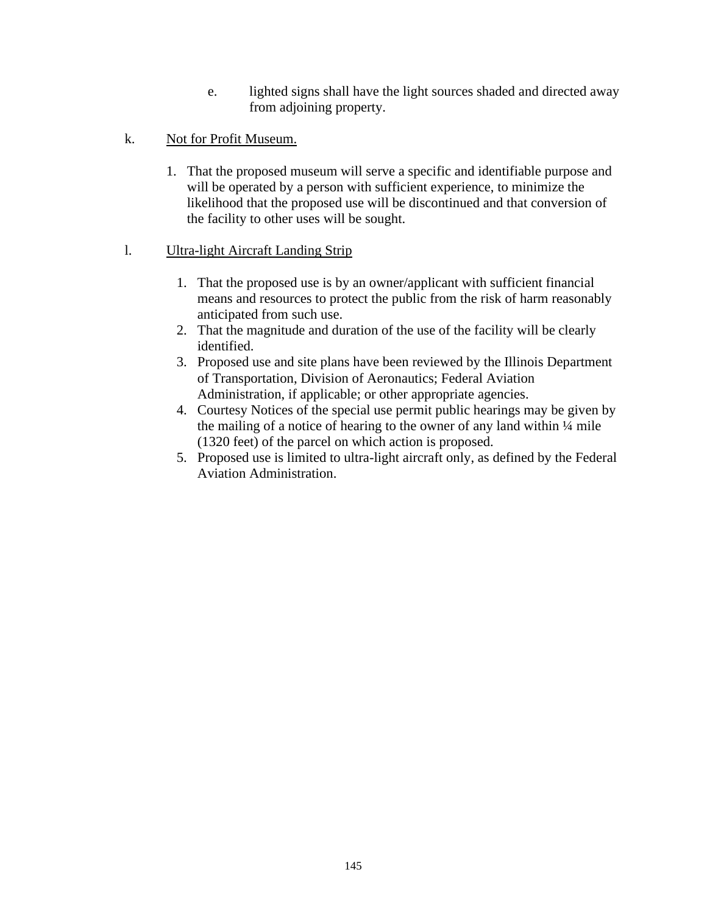e. lighted signs shall have the light sources shaded and directed away from adjoining property.

k. <u>Not for Profit Museum.</u>

1. That the proposed museum will serve a specific and identifiable purpose and will be operated by a person with sufficient experience, to minimize the likelihood that the proposed use will be discontinued and that conversion of the facility to other uses will be sought.

l. <u>Ultra-light Aircraft Landing Strip</u>

1. That the proposed use is by an owner/applicant with sufficient financial means and resources to protect the public from the risk of harm reasonably anticipated from such use.
2. That the magnitude and duration of the use of the facility will be clearly identified.
3. Proposed use and site plans have been reviewed by the Illinois Department of Transportation, Division of Aeronautics; Federal Aviation Administration, if applicable; or other appropriate agencies.
4. Courtesy Notices of the special use permit public hearings may be given by the mailing of a notice of hearing to the owner of any land within ¼ mile (1320 feet) of the parcel on which action is proposed.
5. Proposed use is limited to ultra-light aircraft only, as defined by the Federal Aviation Administration.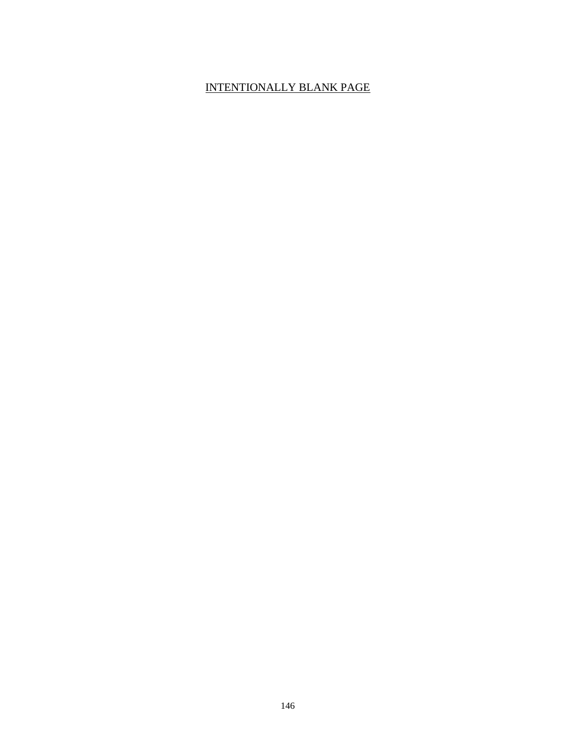<u>INTENTIONALLY BLANK PAGE</u>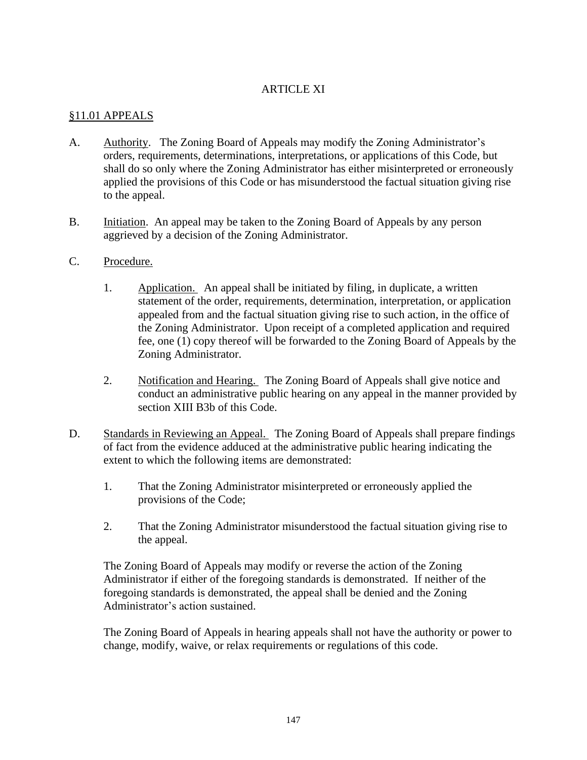# ARTICLE XI

## §11.01 APPEALS

A. Authority. The Zoning Board of Appeals may modify the Zoning Administrator's orders, requirements, determinations, interpretations, or applications of this Code, but shall do so only where the Zoning Administrator has either misinterpreted or erroneously applied the provisions of this Code or has misunderstood the factual situation giving rise to the appeal.

B. Initiation. An appeal may be taken to the Zoning Board of Appeals by any person aggrieved by a decision of the Zoning Administrator.

C. Procedure.

1. Application. An appeal shall be initiated by filing, in duplicate, a written statement of the order, requirements, determination, interpretation, or application appealed from and the factual situation giving rise to such action, in the office of the Zoning Administrator. Upon receipt of a completed application and required fee, one (1) copy thereof will be forwarded to the Zoning Board of Appeals by the Zoning Administrator.

2. Notification and Hearing. The Zoning Board of Appeals shall give notice and conduct an administrative public hearing on any appeal in the manner provided by section XIII B3b of this Code.

D. Standards in Reviewing an Appeal. The Zoning Board of Appeals shall prepare findings of fact from the evidence adduced at the administrative public hearing indicating the extent to which the following items are demonstrated:

1. That the Zoning Administrator misinterpreted or erroneously applied the provisions of the Code;

2. That the Zoning Administrator misunderstood the factual situation giving rise to the appeal.

The Zoning Board of Appeals may modify or reverse the action of the Zoning Administrator if either of the foregoing standards is demonstrated. If neither of the foregoing standards is demonstrated, the appeal shall be denied and the Zoning Administrator's action sustained.

The Zoning Board of Appeals in hearing appeals shall not have the authority or power to change, modify, waive, or relax requirements or regulations of this code.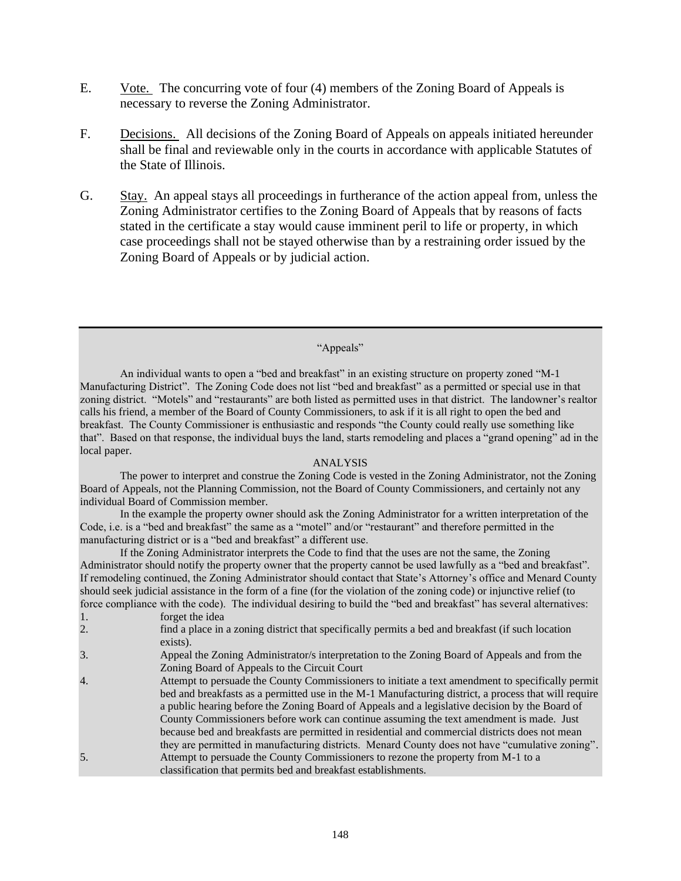E. <u>Vote.</u> The concurring vote of four (4) members of the Zoning Board of Appeals is necessary to reverse the Zoning Administrator.

F. <u>Decisions.</u> All decisions of the Zoning Board of Appeals on appeals initiated hereunder shall be final and reviewable only in the courts in accordance with applicable Statutes of the State of Illinois.

G. <u>Stay.</u> An appeal stays all proceedings in furtherance of the action appeal from, unless the Zoning Administrator certifies to the Zoning Board of Appeals that by reasons of facts stated in the certificate a stay would cause imminent peril to life or property, in which case proceedings shall not be stayed otherwise than by a restraining order issued by the Zoning Board of Appeals or by judicial action.

---

“Appeals”

An individual wants to open a “bed and breakfast” in an existing structure on property zoned “M-1 Manufacturing District”. The Zoning Code does not list “bed and breakfast” as a permitted or special use in that zoning district. “Motels” and “restaurants” are both listed as permitted uses in that district. The landowner’s realtor calls his friend, a member of the Board of County Commissioners, to ask if it is all right to open the bed and breakfast. The County Commissioner is enthusiastic and responds “the County could really use something like that”. Based on that response, the individual buys the land, starts remodeling and places a “grand opening” ad in the local paper.

ANALYSIS

The power to interpret and construe the Zoning Code is vested in the Zoning Administrator, not the Zoning Board of Appeals, not the Planning Commission, not the Board of County Commissioners, and certainly not any individual Board of Commission member.

In the example the property owner should ask the Zoning Administrator for a written interpretation of the Code, i.e. is a “bed and breakfast” the same as a “motel” and/or “restaurant” and therefore permitted in the manufacturing district or is a “bed and breakfast” a different use.

If the Zoning Administrator interprets the Code to find that the uses are not the same, the Zoning Administrator should notify the property owner that the property cannot be used lawfully as a “bed and breakfast”. If remodeling continued, the Zoning Administrator should contact that State’s Attorney’s office and Menard County should seek judicial assistance in the form of a fine (for the violation of the zoning code) or injunctive relief (to force compliance with the code). The individual desiring to build the “bed and breakfast” has several alternatives:

1. forget the idea
2. find a place in a zoning district that specifically permits a bed and breakfast (if such location exists).
3. Appeal the Zoning Administrator/s interpretation to the Zoning Board of Appeals and from the Zoning Board of Appeals to the Circuit Court
4. Attempt to persuade the County Commissioners to initiate a text amendment to specifically permit bed and breakfasts as a permitted use in the M-1 Manufacturing district, a process that will require a public hearing before the Zoning Board of Appeals and a legislative decision by the Board of County Commissioners before work can continue assuming the text amendment is made. Just because bed and breakfasts are permitted in residential and commercial districts does not mean they are permitted in manufacturing districts. Menard County does not have “cumulative zoning”.
5. Attempt to persuade the County Commissioners to rezone the property from M-1 to a classification that permits bed and breakfast establishments.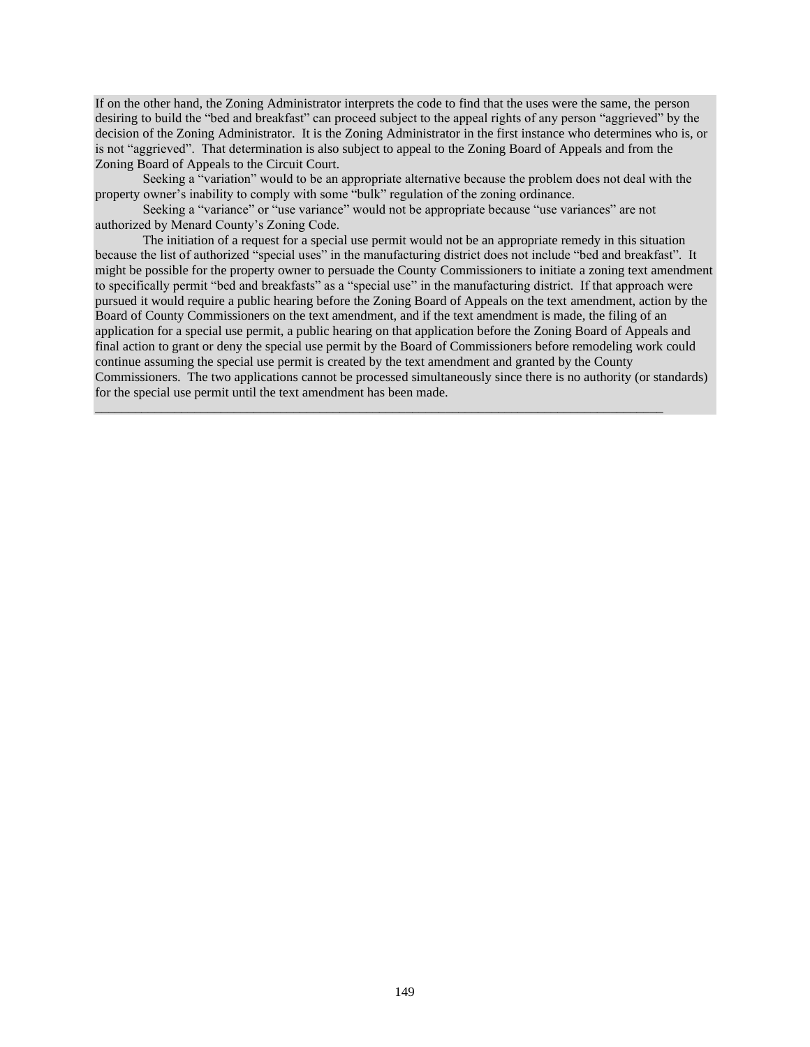If on the other hand, the Zoning Administrator interprets the code to find that the uses were the same, the person desiring to build the "bed and breakfast" can proceed subject to the appeal rights of any person "aggrieved" by the decision of the Zoning Administrator. It is the Zoning Administrator in the first instance who determines who is, or is not "aggrieved". That determination is also subject to appeal to the Zoning Board of Appeals and from the Zoning Board of Appeals to the Circuit Court.

Seeking a "variation" would to be an appropriate alternative because the problem does not deal with the property owner's inability to comply with some "bulk" regulation of the zoning ordinance.

Seeking a "variance" or "use variance" would not be appropriate because "use variances" are not authorized by Menard County's Zoning Code.

The initiation of a request for a special use permit would not be an appropriate remedy in this situation because the list of authorized "special uses" in the manufacturing district does not include "bed and breakfast". It might be possible for the property owner to persuade the County Commissioners to initiate a zoning text amendment to specifically permit "bed and breakfasts" as a "special use" in the manufacturing district. If that approach were pursued it would require a public hearing before the Zoning Board of Appeals on the text amendment, action by the Board of County Commissioners on the text amendment, and if the text amendment is made, the filing of an application for a special use permit, a public hearing on that application before the Zoning Board of Appeals and final action to grant or deny the special use permit by the Board of Commissioners before remodeling work could continue assuming the special use permit is created by the text amendment and granted by the County Commissioners. The two applications cannot be processed simultaneously since there is no authority (or standards) for the special use permit until the text amendment has been made.

---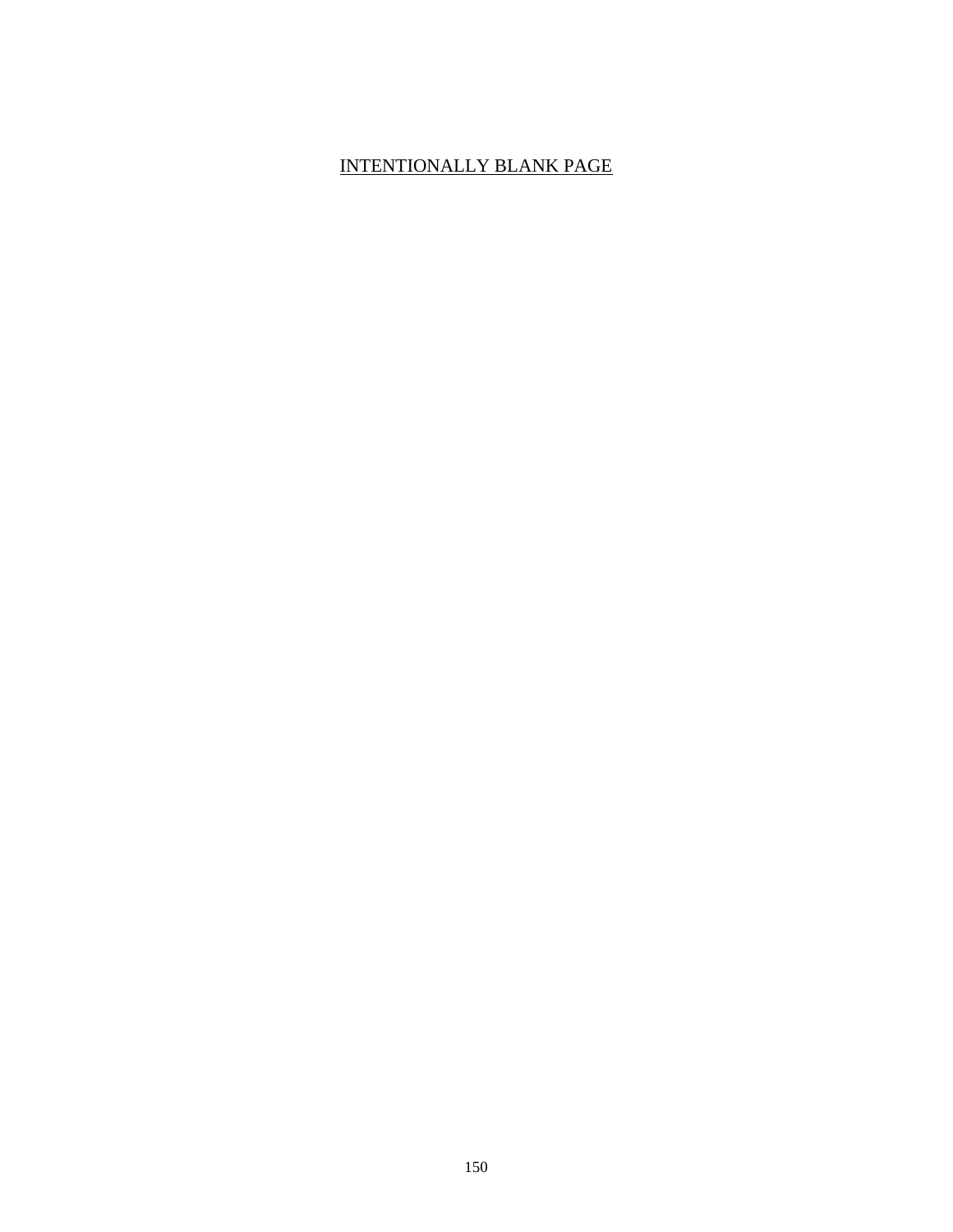<u>INTENTIONALLY BLANK PAGE</u>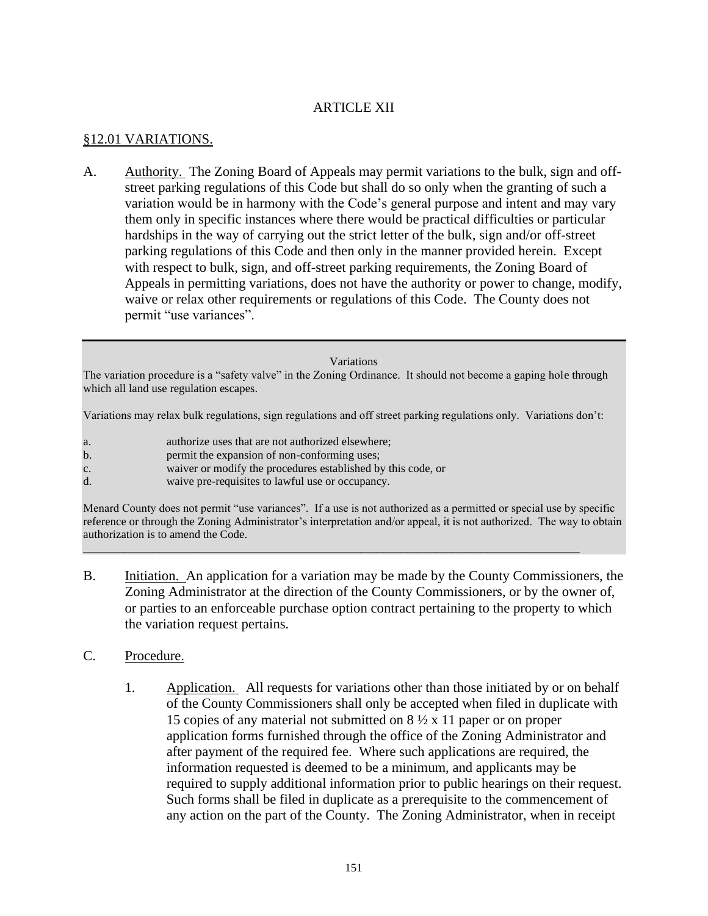# ARTICLE XII

## §12.01 VARIATIONS.

A. Authority. The Zoning Board of Appeals may permit variations to the bulk, sign and off-street parking regulations of this Code but shall do so only when the granting of such a variation would be in harmony with the Code's general purpose and intent and may vary them only in specific instances where there would be practical difficulties or particular hardships in the way of carrying out the strict letter of the bulk, sign and/or off-street parking regulations of this Code and then only in the manner provided herein. Except with respect to bulk, sign, and off-street parking requirements, the Zoning Board of Appeals in permitting variations, does not have the authority or power to change, modify, waive or relax other requirements or regulations of this Code. The County does not permit "use variances".

> Variations
>
> The variation procedure is a "safety valve" in the Zoning Ordinance. It should not become a gaping hole through which all land use regulation escapes.
>
> Variations may relax bulk regulations, sign regulations and off street parking regulations only. Variations don't:
>
> a. authorize uses that are not authorized elsewhere;
> b. permit the expansion of non-conforming uses;
> c. waiver or modify the procedures established by this code, or
> d. waive pre-requisites to lawful use or occupancy.
>
> Menard County does not permit "use variances". If a use is not authorized as a permitted or special use by specific reference or through the Zoning Administrator's interpretation and/or appeal, it is not authorized. The way to obtain authorization is to amend the Code.

B. Initiation. An application for a variation may be made by the County Commissioners, the Zoning Administrator at the direction of the County Commissioners, or by the owner of, or parties to an enforceable purchase option contract pertaining to the property to which the variation request pertains.

C. Procedure.

1. Application. All requests for variations other than those initiated by or on behalf of the County Commissioners shall only be accepted when filed in duplicate with 15 copies of any material not submitted on 8 ½ x 11 paper or on proper application forms furnished through the office of the Zoning Administrator and after payment of the required fee. Where such applications are required, the information requested is deemed to be a minimum, and applicants may be required to supply additional information prior to public hearings on their request. Such forms shall be filed in duplicate as a prerequisite to the commencement of any action on the part of the County. The Zoning Administrator, when in receipt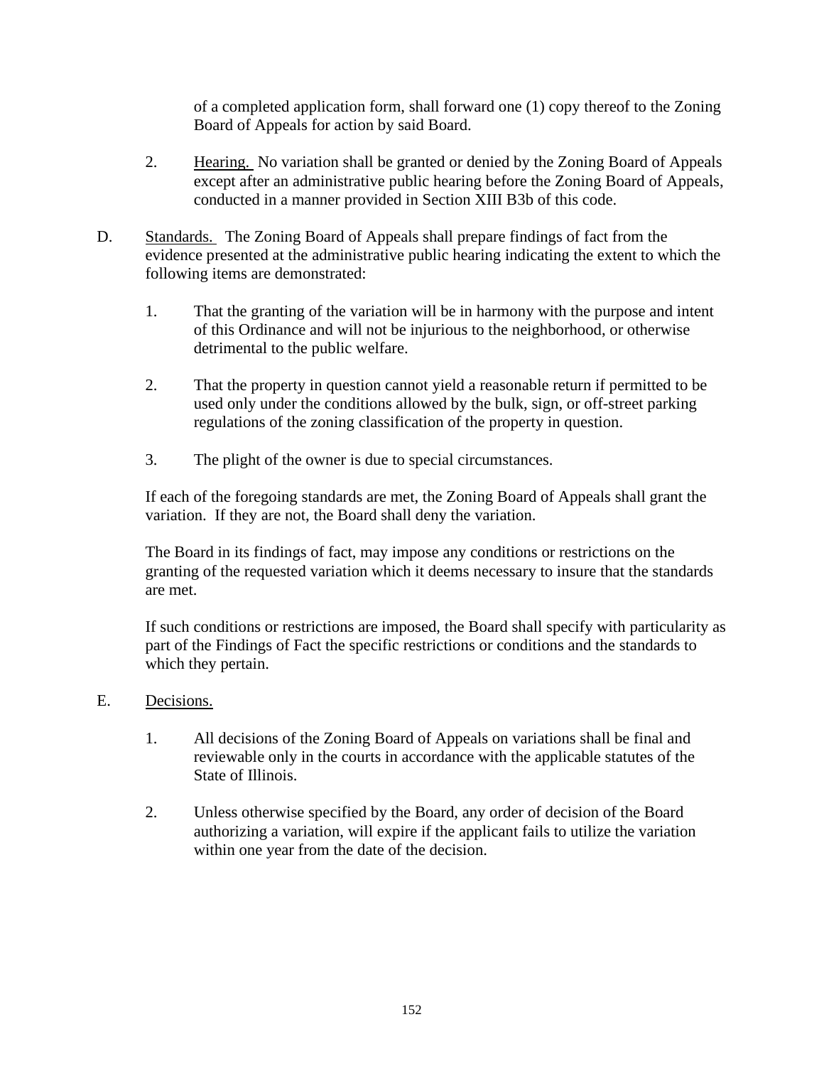of a completed application form, shall forward one (1) copy thereof to the Zoning Board of Appeals for action by said Board.

2. Hearing. No variation shall be granted or denied by the Zoning Board of Appeals except after an administrative public hearing before the Zoning Board of Appeals, conducted in a manner provided in Section XIII B3b of this code.

D. Standards. The Zoning Board of Appeals shall prepare findings of fact from the evidence presented at the administrative public hearing indicating the extent to which the following items are demonstrated:

1. That the granting of the variation will be in harmony with the purpose and intent of this Ordinance and will not be injurious to the neighborhood, or otherwise detrimental to the public welfare.

2. That the property in question cannot yield a reasonable return if permitted to be used only under the conditions allowed by the bulk, sign, or off-street parking regulations of the zoning classification of the property in question.

3. The plight of the owner is due to special circumstances.

If each of the foregoing standards are met, the Zoning Board of Appeals shall grant the variation. If they are not, the Board shall deny the variation.

The Board in its findings of fact, may impose any conditions or restrictions on the granting of the requested variation which it deems necessary to insure that the standards are met.

If such conditions or restrictions are imposed, the Board shall specify with particularity as part of the Findings of Fact the specific restrictions or conditions and the standards to which they pertain.

E. Decisions.

1. All decisions of the Zoning Board of Appeals on variations shall be final and reviewable only in the courts in accordance with the applicable statutes of the State of Illinois.

2. Unless otherwise specified by the Board, any order of decision of the Board authorizing a variation, will expire if the applicant fails to utilize the variation within one year from the date of the decision.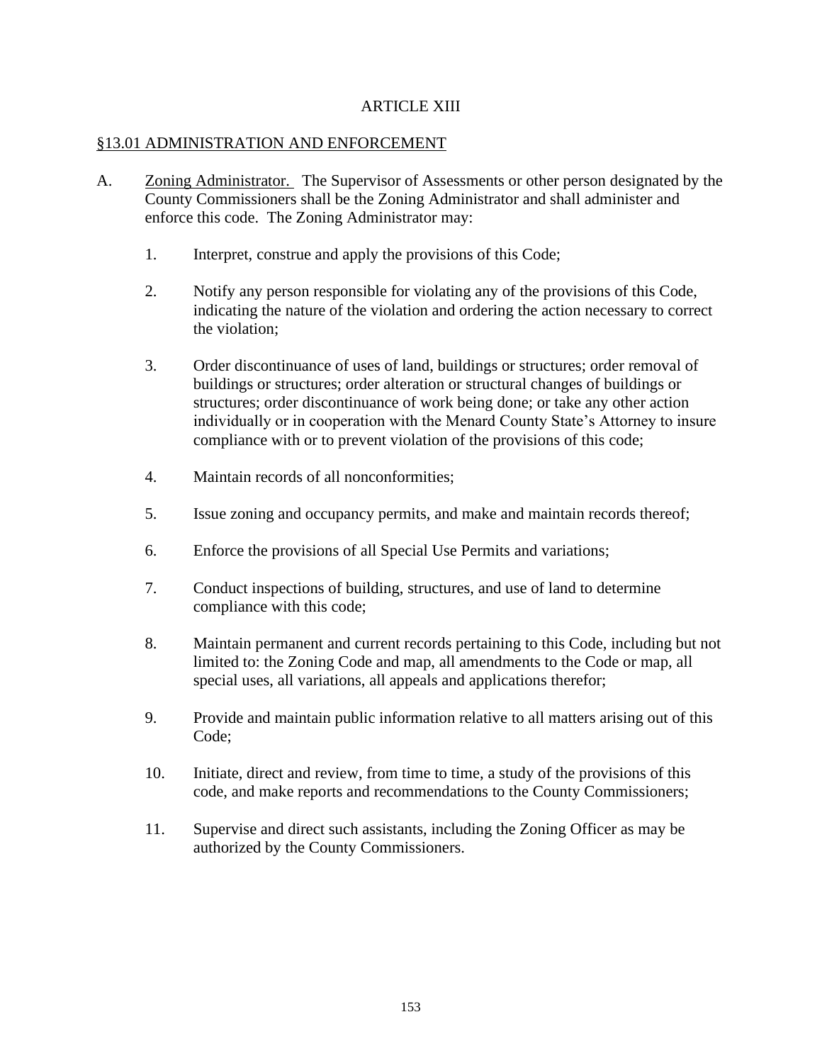# ARTICLE XIII

## §13.01 ADMINISTRATION AND ENFORCEMENT

A. Zoning Administrator. The Supervisor of Assessments or other person designated by the County Commissioners shall be the Zoning Administrator and shall administer and enforce this code. The Zoning Administrator may:

1. Interpret, construe and apply the provisions of this Code;

2. Notify any person responsible for violating any of the provisions of this Code, indicating the nature of the violation and ordering the action necessary to correct the violation;

3. Order discontinuance of uses of land, buildings or structures; order removal of buildings or structures; order alteration or structural changes of buildings or structures; order discontinuance of work being done; or take any other action individually or in cooperation with the Menard County State's Attorney to insure compliance with or to prevent violation of the provisions of this code;

4. Maintain records of all nonconformities;

5. Issue zoning and occupancy permits, and make and maintain records thereof;

6. Enforce the provisions of all Special Use Permits and variations;

7. Conduct inspections of building, structures, and use of land to determine compliance with this code;

8. Maintain permanent and current records pertaining to this Code, including but not limited to: the Zoning Code and map, all amendments to the Code or map, all special uses, all variations, all appeals and applications therefor;

9. Provide and maintain public information relative to all matters arising out of this Code;

10. Initiate, direct and review, from time to time, a study of the provisions of this code, and make reports and recommendations to the County Commissioners;

11. Supervise and direct such assistants, including the Zoning Officer as may be authorized by the County Commissioners.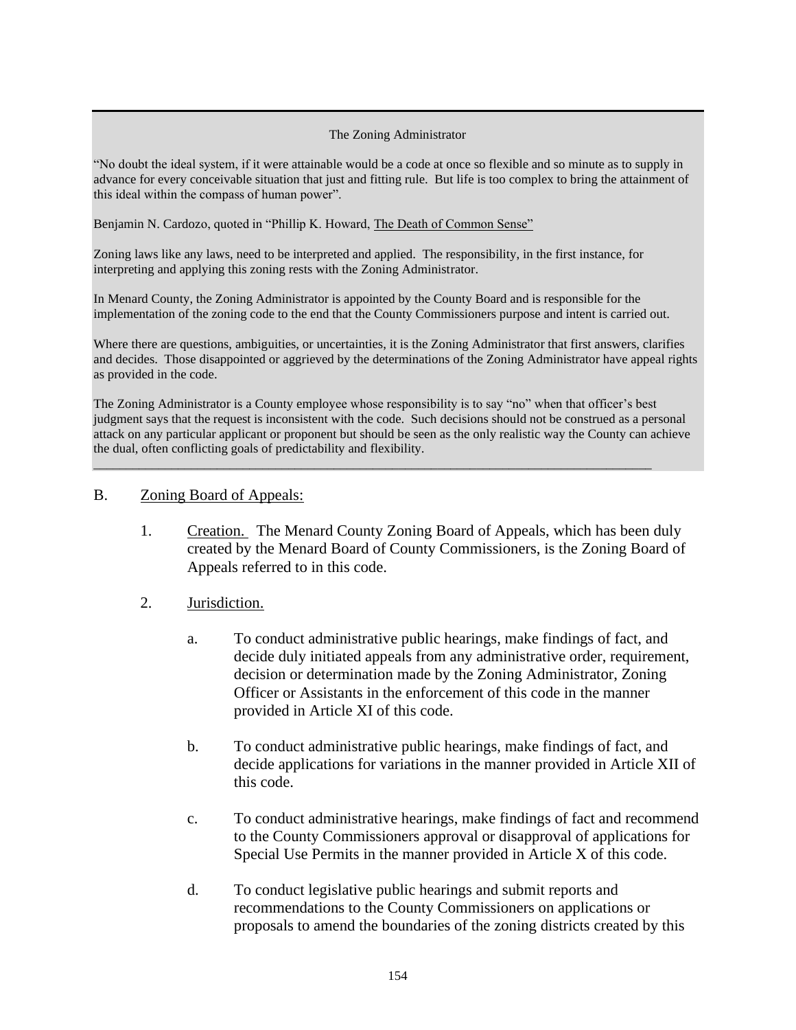The Zoning Administrator

"No doubt the ideal system, if it were attainable would be a code at once so flexible and so minute as to supply in advance for every conceivable situation that just and fitting rule. But life is too complex to bring the attainment of this ideal within the compass of human power".

Benjamin N. Cardozo, quoted in "Phillip K. Howard, The Death of Common Sense"

Zoning laws like any laws, need to be interpreted and applied. The responsibility, in the first instance, for interpreting and applying this zoning rests with the Zoning Administrator.

In Menard County, the Zoning Administrator is appointed by the County Board and is responsible for the implementation of the zoning code to the end that the County Commissioners purpose and intent is carried out.

Where there are questions, ambiguities, or uncertainties, it is the Zoning Administrator that first answers, clarifies and decides. Those disappointed or aggrieved by the determinations of the Zoning Administrator have appeal rights as provided in the code.

The Zoning Administrator is a County employee whose responsibility is to say "no" when that officer's best judgment says that the request is inconsistent with the code. Such decisions should not be construed as a personal attack on any particular applicant or proponent but should be seen as the only realistic way the County can achieve the dual, often conflicting goals of predictability and flexibility.

---

B. Zoning Board of Appeals:

1. Creation. The Menard County Zoning Board of Appeals, which has been duly created by the Menard Board of County Commissioners, is the Zoning Board of Appeals referred to in this code.

2. Jurisdiction.

   a. To conduct administrative public hearings, make findings of fact, and decide duly initiated appeals from any administrative order, requirement, decision or determination made by the Zoning Administrator, Zoning Officer or Assistants in the enforcement of this code in the manner provided in Article XI of this code.

   b. To conduct administrative public hearings, make findings of fact, and decide applications for variations in the manner provided in Article XII of this code.

   c. To conduct administrative hearings, make findings of fact and recommend to the County Commissioners approval or disapproval of applications for Special Use Permits in the manner provided in Article X of this code.

   d. To conduct legislative public hearings and submit reports and recommendations to the County Commissioners on applications or proposals to amend the boundaries of the zoning districts created by this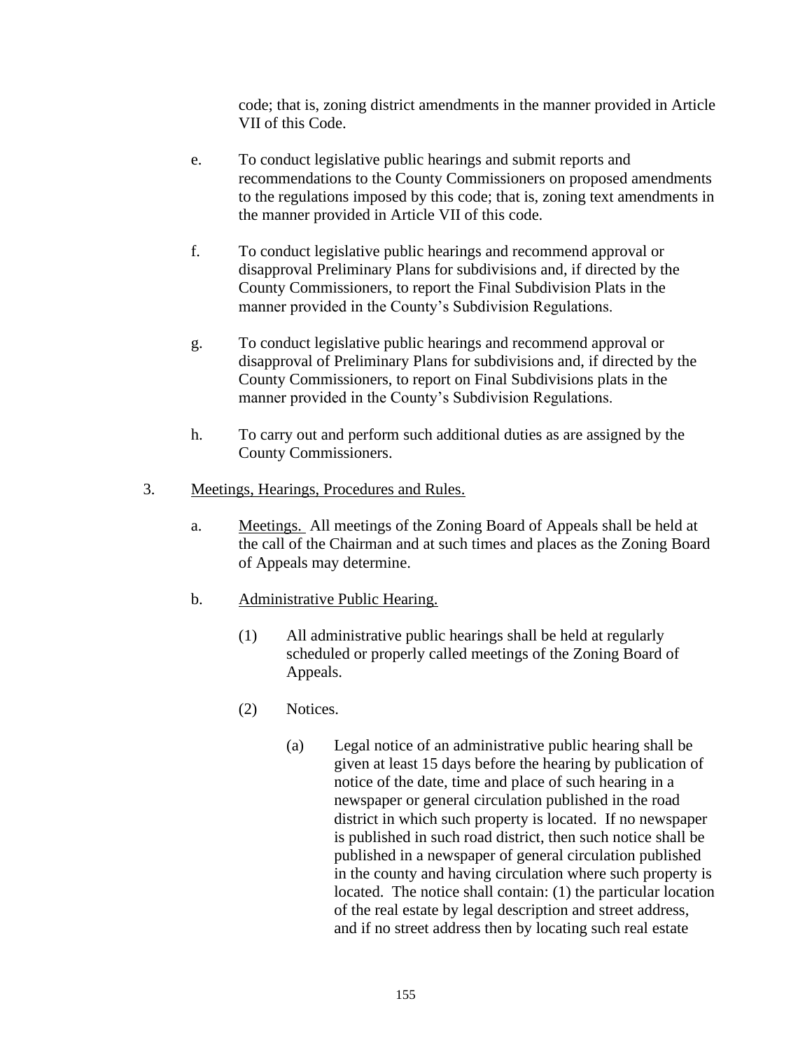code; that is, zoning district amendments in the manner provided in Article VII of this Code.

e. To conduct legislative public hearings and submit reports and recommendations to the County Commissioners on proposed amendments to the regulations imposed by this code; that is, zoning text amendments in the manner provided in Article VII of this code.

f. To conduct legislative public hearings and recommend approval or disapproval Preliminary Plans for subdivisions and, if directed by the County Commissioners, to report the Final Subdivision Plats in the manner provided in the County's Subdivision Regulations.

g. To conduct legislative public hearings and recommend approval or disapproval of Preliminary Plans for subdivisions and, if directed by the County Commissioners, to report on Final Subdivisions plats in the manner provided in the County's Subdivision Regulations.

h. To carry out and perform such additional duties as are assigned by the County Commissioners.

3. <u>Meetings, Hearings, Procedures and Rules.</u>

a. <u>Meetings.</u> All meetings of the Zoning Board of Appeals shall be held at the call of the Chairman and at such times and places as the Zoning Board of Appeals may determine.

b. <u>Administrative Public Hearing.</u>

(1) All administrative public hearings shall be held at regularly scheduled or properly called meetings of the Zoning Board of Appeals.

(2) Notices.

(a) Legal notice of an administrative public hearing shall be given at least 15 days before the hearing by publication of notice of the date, time and place of such hearing in a newspaper or general circulation published in the road district in which such property is located. If no newspaper is published in such road district, then such notice shall be published in a newspaper of general circulation published in the county and having circulation where such property is located. The notice shall contain: (1) the particular location of the real estate by legal description and street address, and if no street address then by locating such real estate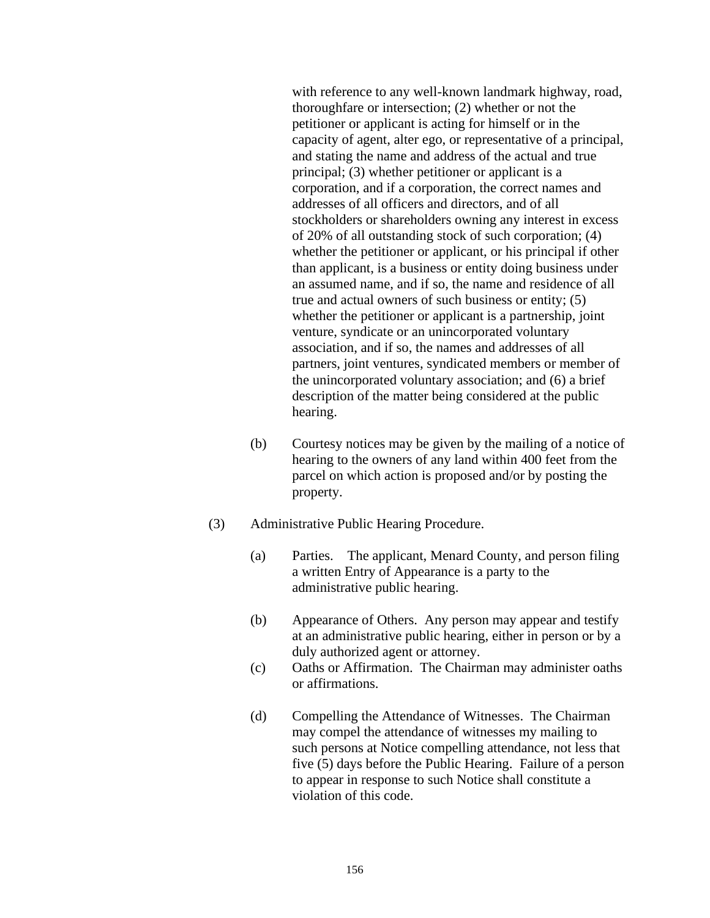with reference to any well-known landmark highway, road, thoroughfare or intersection; (2) whether or not the petitioner or applicant is acting for himself or in the capacity of agent, alter ego, or representative of a principal, and stating the name and address of the actual and true principal; (3) whether petitioner or applicant is a corporation, and if a corporation, the correct names and addresses of all officers and directors, and of all stockholders or shareholders owning any interest in excess of 20% of all outstanding stock of such corporation; (4) whether the petitioner or applicant, or his principal if other than applicant, is a business or entity doing business under an assumed name, and if so, the name and residence of all true and actual owners of such business or entity; (5) whether the petitioner or applicant is a partnership, joint venture, syndicate or an unincorporated voluntary association, and if so, the names and addresses of all partners, joint ventures, syndicated members or member of the unincorporated voluntary association; and (6) a brief description of the matter being considered at the public hearing.

(b) Courtesy notices may be given by the mailing of a notice of hearing to the owners of any land within 400 feet from the parcel on which action is proposed and/or by posting the property.

(3) Administrative Public Hearing Procedure.

(a) Parties. The applicant, Menard County, and person filing a written Entry of Appearance is a party to the administrative public hearing.

(b) Appearance of Others. Any person may appear and testify at an administrative public hearing, either in person or by a duly authorized agent or attorney.

(c) Oaths or Affirmation. The Chairman may administer oaths or affirmations.

(d) Compelling the Attendance of Witnesses. The Chairman may compel the attendance of witnesses my mailing to such persons at Notice compelling attendance, not less that five (5) days before the Public Hearing. Failure of a person to appear in response to such Notice shall constitute a violation of this code.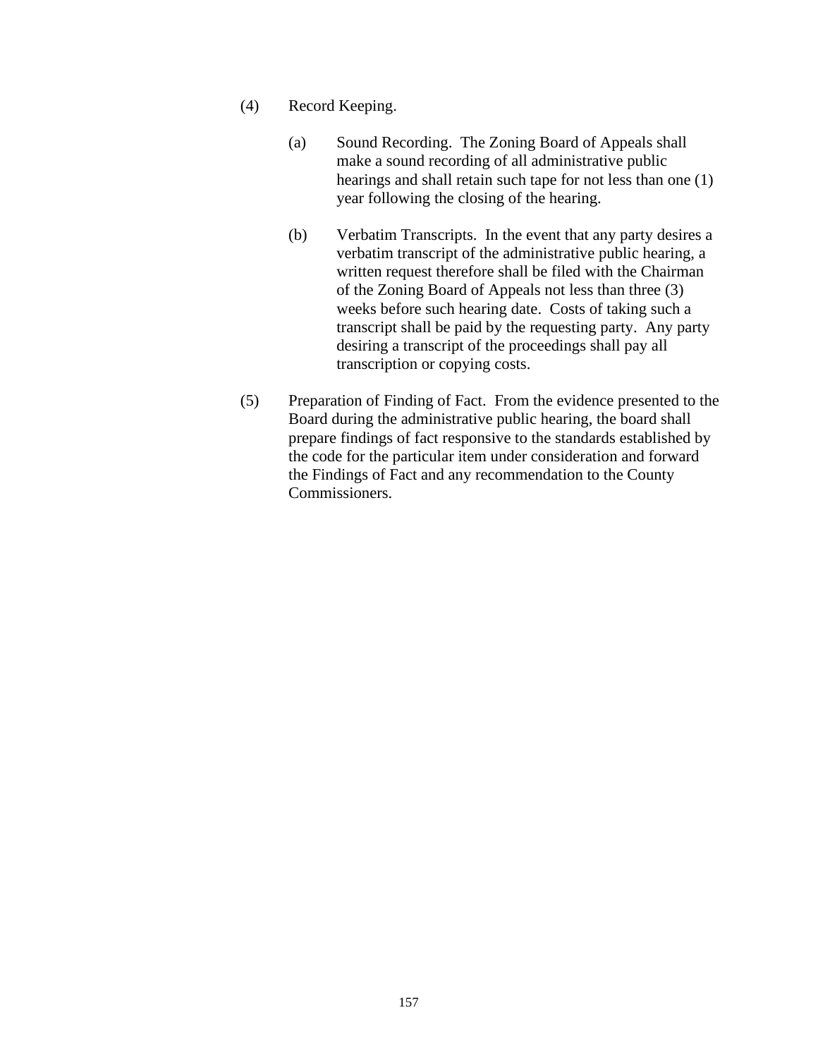(4) Record Keeping.

(a) Sound Recording. The Zoning Board of Appeals shall make a sound recording of all administrative public hearings and shall retain such tape for not less than one (1) year following the closing of the hearing.

(b) Verbatim Transcripts. In the event that any party desires a verbatim transcript of the administrative public hearing, a written request therefore shall be filed with the Chairman of the Zoning Board of Appeals not less than three (3) weeks before such hearing date. Costs of taking such a transcript shall be paid by the requesting party. Any party desiring a transcript of the proceedings shall pay all transcription or copying costs.

(5) Preparation of Finding of Fact. From the evidence presented to the Board during the administrative public hearing, the board shall prepare findings of fact responsive to the standards established by the code for the particular item under consideration and forward the Findings of Fact and any recommendation to the County Commissioners.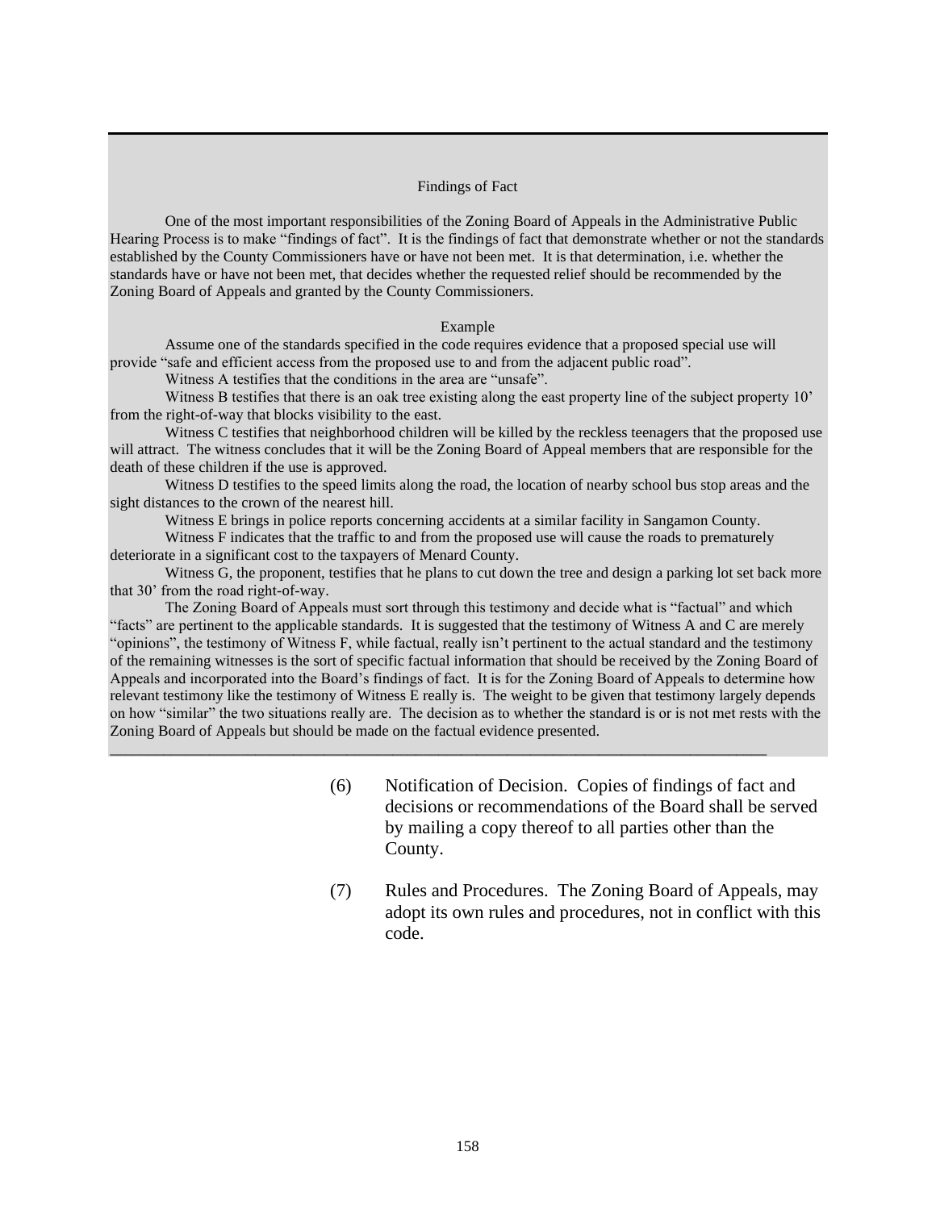### Findings of Fact

One of the most important responsibilities of the Zoning Board of Appeals in the Administrative Public Hearing Process is to make "findings of fact". It is the findings of fact that demonstrate whether or not the standards established by the County Commissioners have or have not been met. It is that determination, i.e. whether the standards have or have not been met, that decides whether the requested relief should be recommended by the Zoning Board of Appeals and granted by the County Commissioners.

#### Example

Assume one of the standards specified in the code requires evidence that a proposed special use will provide "safe and efficient access from the proposed use to and from the adjacent public road".

Witness A testifies that the conditions in the area are "unsafe".

Witness B testifies that there is an oak tree existing along the east property line of the subject property 10' from the right-of-way that blocks visibility to the east.

Witness C testifies that neighborhood children will be killed by the reckless teenagers that the proposed use will attract. The witness concludes that it will be the Zoning Board of Appeal members that are responsible for the death of these children if the use is approved.

Witness D testifies to the speed limits along the road, the location of nearby school bus stop areas and the sight distances to the crown of the nearest hill.

Witness E brings in police reports concerning accidents at a similar facility in Sangamon County.

Witness F indicates that the traffic to and from the proposed use will cause the roads to prematurely deteriorate in a significant cost to the taxpayers of Menard County.

Witness G, the proponent, testifies that he plans to cut down the tree and design a parking lot set back more that 30' from the road right-of-way.

The Zoning Board of Appeals must sort through this testimony and decide what is "factual" and which "facts" are pertinent to the applicable standards. It is suggested that the testimony of Witness A and C are merely "opinions", the testimony of Witness F, while factual, really isn't pertinent to the actual standard and the testimony of the remaining witnesses is the sort of specific factual information that should be received by the Zoning Board of Appeals and incorporated into the Board's findings of fact. It is for the Zoning Board of Appeals to determine how relevant testimony like the testimony of Witness E really is. The weight to be given that testimony largely depends on how "similar" the two situations really are. The decision as to whether the standard is or is not met rests with the Zoning Board of Appeals but should be made on the factual evidence presented.

---

(6) Notification of Decision. Copies of findings of fact and decisions or recommendations of the Board shall be served by mailing a copy thereof to all parties other than the County.

(7) Rules and Procedures. The Zoning Board of Appeals, may adopt its own rules and procedures, not in conflict with this code.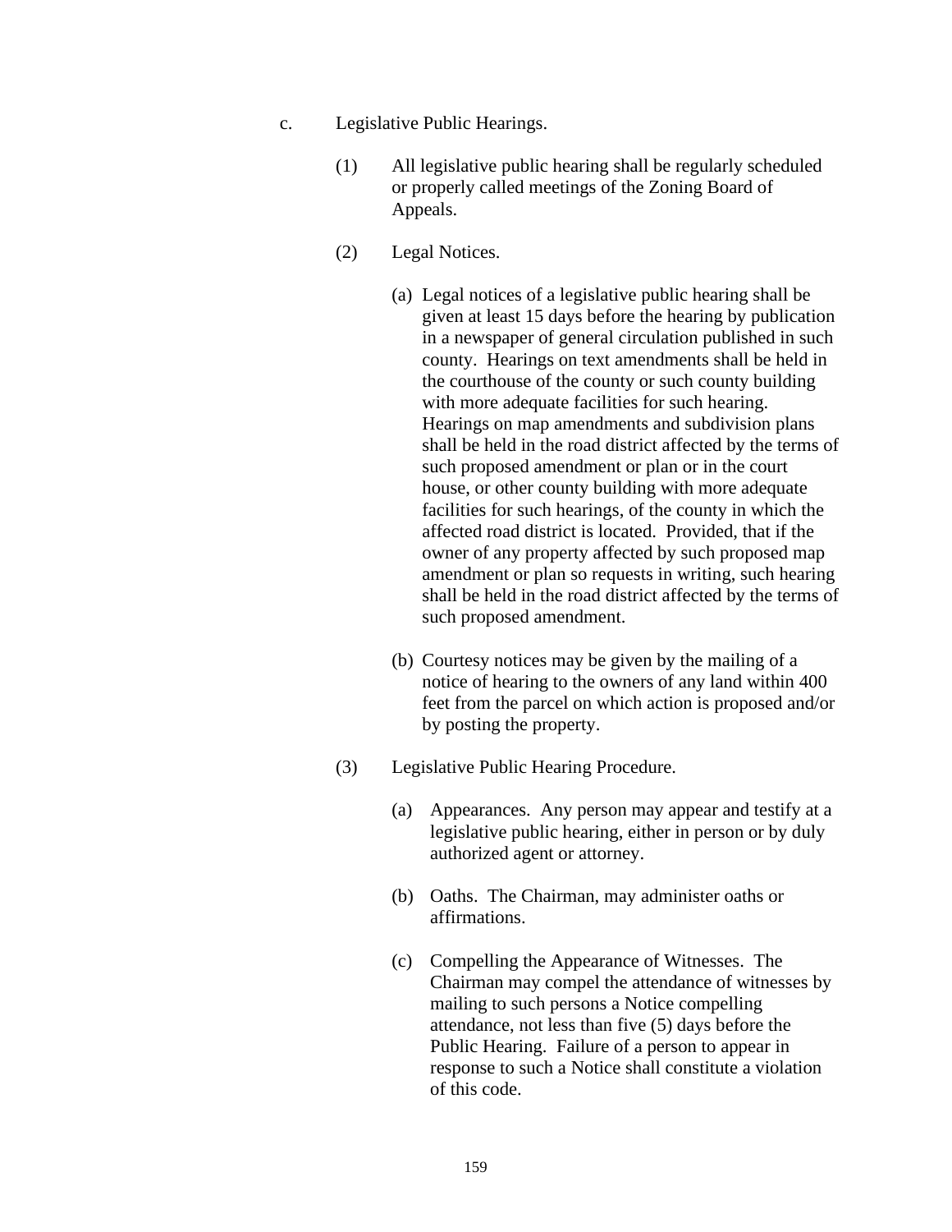c. Legislative Public Hearings.

(1) All legislative public hearing shall be regularly scheduled or properly called meetings of the Zoning Board of Appeals.

(2) Legal Notices.

(a) Legal notices of a legislative public hearing shall be given at least 15 days before the hearing by publication in a newspaper of general circulation published in such county. Hearings on text amendments shall be held in the courthouse of the county or such county building with more adequate facilities for such hearing. Hearings on map amendments and subdivision plans shall be held in the road district affected by the terms of such proposed amendment or plan or in the court house, or other county building with more adequate facilities for such hearings, of the county in which the affected road district is located. Provided, that if the owner of any property affected by such proposed map amendment or plan so requests in writing, such hearing shall be held in the road district affected by the terms of such proposed amendment.

(b) Courtesy notices may be given by the mailing of a notice of hearing to the owners of any land within 400 feet from the parcel on which action is proposed and/or by posting the property.

(3) Legislative Public Hearing Procedure.

(a) Appearances. Any person may appear and testify at a legislative public hearing, either in person or by duly authorized agent or attorney.

(b) Oaths. The Chairman, may administer oaths or affirmations.

(c) Compelling the Appearance of Witnesses. The Chairman may compel the attendance of witnesses by mailing to such persons a Notice compelling attendance, not less than five (5) days before the Public Hearing. Failure of a person to appear in response to such a Notice shall constitute a violation of this code.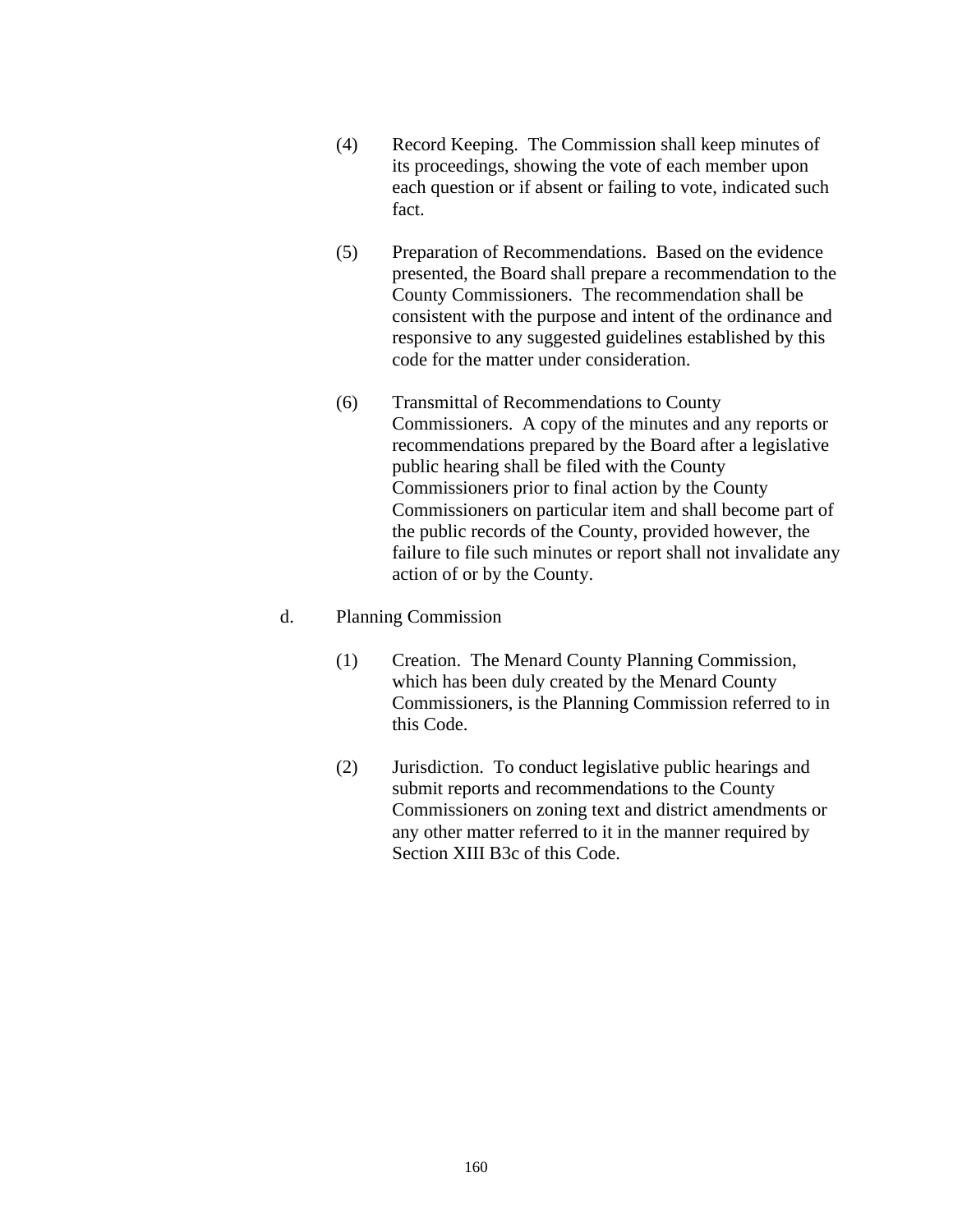(4) Record Keeping. The Commission shall keep minutes of its proceedings, showing the vote of each member upon each question or if absent or failing to vote, indicated such fact.

(5) Preparation of Recommendations. Based on the evidence presented, the Board shall prepare a recommendation to the County Commissioners. The recommendation shall be consistent with the purpose and intent of the ordinance and responsive to any suggested guidelines established by this code for the matter under consideration.

(6) Transmittal of Recommendations to County Commissioners. A copy of the minutes and any reports or recommendations prepared by the Board after a legislative public hearing shall be filed with the County Commissioners prior to final action by the County Commissioners on particular item and shall become part of the public records of the County, provided however, the failure to file such minutes or report shall not invalidate any action of or by the County.

d. Planning Commission

(1) Creation. The Menard County Planning Commission, which has been duly created by the Menard County Commissioners, is the Planning Commission referred to in this Code.

(2) Jurisdiction. To conduct legislative public hearings and submit reports and recommendations to the County Commissioners on zoning text and district amendments or any other matter referred to it in the manner required by Section XIII B3c of this Code.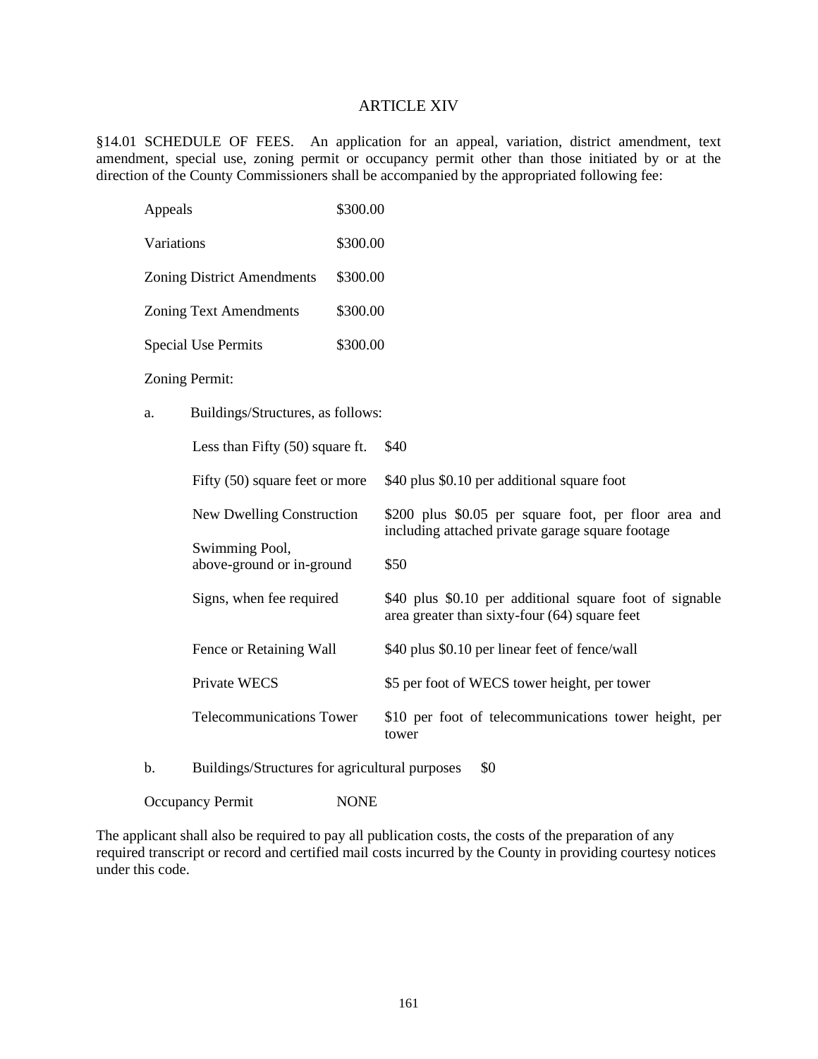# ARTICLE XIV

§14.01 SCHEDULE OF FEES. An application for an appeal, variation, district amendment, text amendment, special use, zoning permit or occupancy permit other than those initiated by or at the direction of the County Commissioners shall be accompanied by the appropriated following fee:

| | |
|---|---|
| Appeals | $300.00 |
| Variations | $300.00 |
| Zoning District Amendments | $300.00 |
| Zoning Text Amendments | $300.00 |
| Special Use Permits | $300.00 |

Zoning Permit:

a. Buildings/Structures, as follows:

| | |
|---|---|
| Less than Fifty (50) square ft. | $40 |
| Fifty (50) square feet or more | $40 plus $0.10 per additional square foot |
| New Dwelling Construction | $200 plus $0.05 per square foot, per floor area and including attached private garage square footage |
| Swimming Pool, above-ground or in-ground | $50 |
| Signs, when fee required | $40 plus $0.10 per additional square foot of signable area greater than sixty-four (64) square feet |
| Fence or Retaining Wall | $40 plus $0.10 per linear feet of fence/wall |
| Private WECS | $5 per foot of WECS tower height, per tower |
| Telecommunications Tower | $10 per foot of telecommunications tower height, per tower |

b. Buildings/Structures for agricultural purposes $0

Occupancy Permit NONE

The applicant shall also be required to pay all publication costs, the costs of the preparation of any required transcript or record and certified mail costs incurred by the County in providing courtesy notices under this code.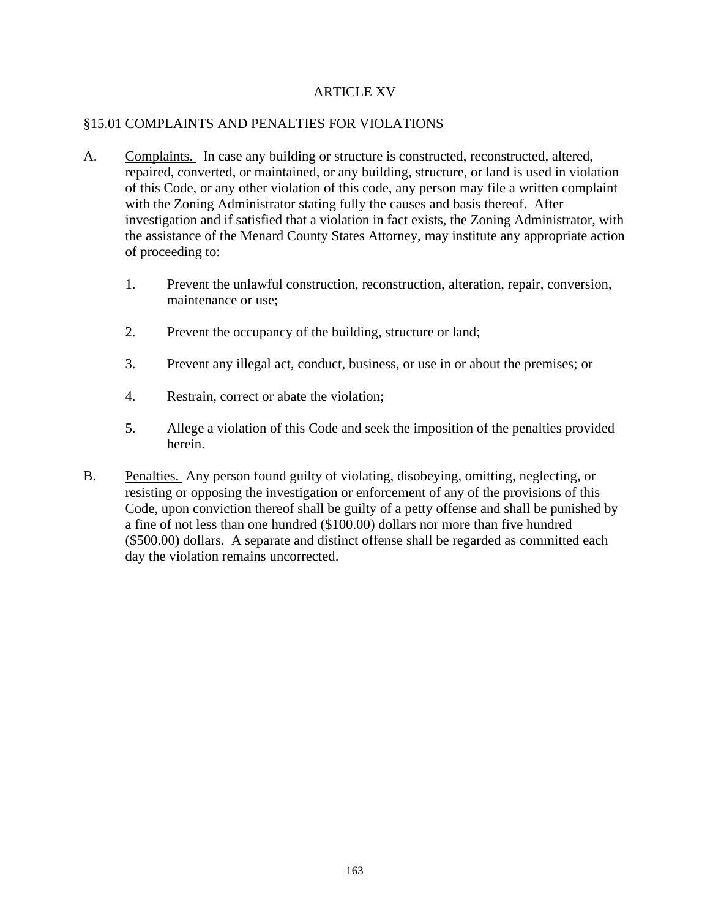# ARTICLE XV

## §15.01 COMPLAINTS AND PENALTIES FOR VIOLATIONS

A. Complaints. In case any building or structure is constructed, reconstructed, altered, repaired, converted, or maintained, or any building, structure, or land is used in violation of this Code, or any other violation of this code, any person may file a written complaint with the Zoning Administrator stating fully the causes and basis thereof. After investigation and if satisfied that a violation in fact exists, the Zoning Administrator, with the assistance of the Menard County States Attorney, may institute any appropriate action of proceeding to:

   1. Prevent the unlawful construction, reconstruction, alteration, repair, conversion, maintenance or use;

   2. Prevent the occupancy of the building, structure or land;

   3. Prevent any illegal act, conduct, business, or use in or about the premises; or

   4. Restrain, correct or abate the violation;

   5. Allege a violation of this Code and seek the imposition of the penalties provided herein.

B. Penalties. Any person found guilty of violating, disobeying, omitting, neglecting, or resisting or opposing the investigation or enforcement of any of the provisions of this Code, upon conviction thereof shall be guilty of a petty offense and shall be punished by a fine of not less than one hundred ($100.00) dollars nor more than five hundred ($500.00) dollars. A separate and distinct offense shall be regarded as committed each day the violation remains uncorrected.